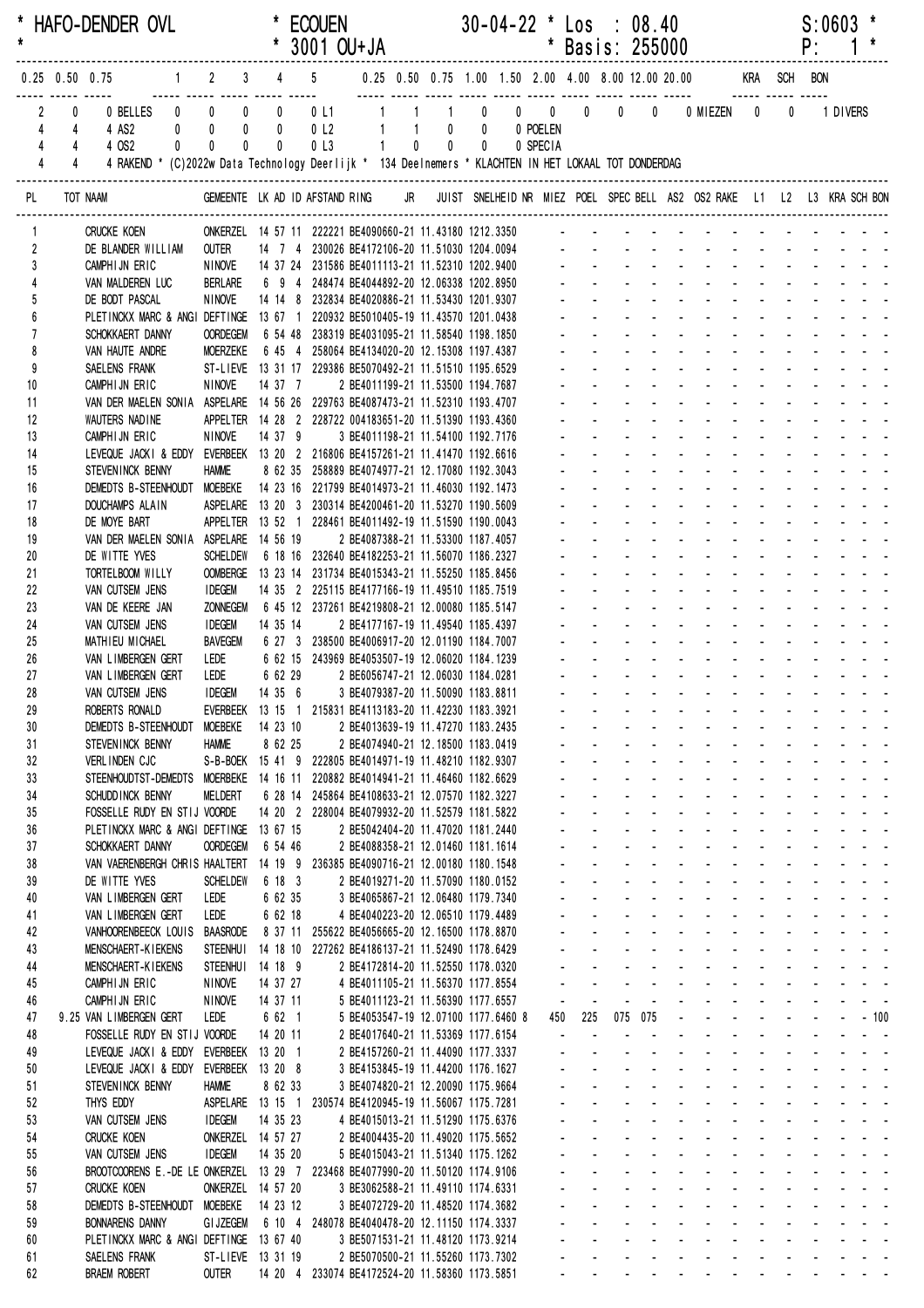```
* HAFO-DENDER OVL            * ECOUEN                30-04-22 * Los  : 08.40                        S:0603 *
*                            * 3001 OU+JA                     * Basis: 255000                        P:   1 *
---------------------------------------------------------------------------------------------------------------
0.25  0.50  0.75      1     2     3     4     5      0.25  0.50  0.75  1.00  1.50  2.00  4.00  8.00 12.00 20.00       KRA   SCH   BON
----- ----- -----   ----- ----- ----- ----- -----    ----- ----- ----- ----- ----- ----- ----- ----- ----- -----       ----- ----- -----
   2     0     0 BELLES  0     0     0     0     0 L1     1     1     1     0     0     0     0     0     0     0 MIEZEN   0     0     1 DIVERS
   4     4     4 AS2     0     0     0     0     0 L2     1     1     0     0     0 POELEN
   4     4     4 OS2     0     0     0     0     0 L3     1     0     0     0     0 SPECIA
   4     4     4 RAKEND * (C)2022w Data Technology Deerlijk * 134 Deelnemers * KLACHTEN IN HET LOKAAL TOT DONDERDAG
```

| PL | TOT | NAAM | GEMEENTE | LK | AD | ID | AFSTAND | RING | JR | JUIST | SNELHEID | NR | MIEZ | POEL | SPEC | BELL | AS2 | OS2 | RAKE | L1 | L2 | L3 | KRA | SCH | BON |
|---|---|---|---|---|---|---|---|---|---|---|---|---|---|---|---|---|---|---|---|---|---|---|---|---|---|
| 1 | | CRUCKE KOEN | ONKERZEL | 14 | 57 | 11 | 222221 | BE4090660 | 21 | 11.43180 | 1212.3350 | | - | - | - | - | - | - | - | - | - | - | - | - | - |
| 2 | | DE BLANDER WILLIAM | OUTER | 14 | 7 | 4 | 230026 | BE4172106 | 20 | 11.51030 | 1204.0094 | | - | - | - | - | - | - | - | - | - | - | - | - | - |
| 3 | | CAMPHIJN ERIC | NINOVE | 14 | 37 | 24 | 231586 | BE4011113 | 21 | 11.52310 | 1202.9400 | | - | - | - | - | - | - | - | - | - | - | - | - | - |
| 4 | | VAN MALDEREN LUC | BERLARE | 6 | 9 | 4 | 248474 | BE4044892 | 20 | 12.06338 | 1202.8950 | | - | - | - | - | - | - | - | - | - | - | - | - | - |
| 5 | | DE BODT PASCAL | NINOVE | 14 | 14 | 8 | 232834 | BE4020886 | 21 | 11.53430 | 1201.9307 | | - | - | - | - | - | - | - | - | - | - | - | - | - |
| 6 | | PLETINCKX MARC & ANGI | DEFTINGE | 13 | 67 | 1 | 220932 | BE5010405 | 19 | 11.43570 | 1201.0438 | | - | - | - | - | - | - | - | - | - | - | - | - | - |
| 7 | | SCHOKKAERT DANNY | OORDEGEM | 6 | 54 | 48 | 238319 | BE4031095 | 21 | 11.58540 | 1198.1850 | | - | - | - | - | - | - | - | - | - | - | - | - | - |
| 8 | | VAN HAUTE ANDRE | MOERZEKE | 6 | 45 | 4 | 258064 | BE4134020 | 20 | 12.15308 | 1197.4387 | | - | - | - | - | - | - | - | - | - | - | - | - | - |
| 9 | | SAELENS FRANK | ST-LIEVE | 13 | 31 | 17 | 229386 | BE5070492 | 21 | 11.51510 | 1195.6529 | | - | - | - | - | - | - | - | - | - | - | - | - | - |
| 10 | | CAMPHIJN ERIC | NINOVE | 14 | 37 | 7 | 2 | BE4011199 | 21 | 11.53500 | 1194.7687 | | - | - | - | - | - | - | - | - | - | - | - | - | - |
| 11 | | VAN DER MAELEN SONIA | ASPELARE | 14 | 56 | 26 | 229763 | BE4087473 | 21 | 11.52310 | 1193.4707 | | - | - | - | - | - | - | - | - | - | - | - | - | - |
| 12 | | WAUTERS NADINE | APPELTER | 14 | 28 | 2 | 228722 | 004183651 | 20 | 11.51390 | 1193.4360 | | - | - | - | - | - | - | - | - | - | - | - | - | - |
| 13 | | CAMPHIJN ERIC | NINOVE | 14 | 37 | 9 | 3 | BE4011198 | 21 | 11.54100 | 1192.7176 | | - | - | - | - | - | - | - | - | - | - | - | - | - |
| 14 | | LEVEQUE JACKI & EDDY | EVERBEEK | 13 | 20 | 2 | 216806 | BE4157261 | 21 | 11.41470 | 1192.6616 | | - | - | - | - | - | - | - | - | - | - | - | - | - |
| 15 | | STEVENINCK BENNY | HAMME | 8 | 62 | 35 | 258889 | BE4074977 | 21 | 12.17080 | 1192.3043 | | - | - | - | - | - | - | - | - | - | - | - | - | - |
| 16 | | DEMEDTS B-STEENHOUDT | MOEBEKE | 14 | 23 | 16 | 221799 | BE4014973 | 21 | 11.46030 | 1192.1473 | | - | - | - | - | - | - | - | - | - | - | - | - | - |
| 17 | | DOUCHAMPS ALAIN | ASPELARE | 13 | 20 | 3 | 230314 | BE4200461 | 20 | 11.53270 | 1190.5609 | | - | - | - | - | - | - | - | - | - | - | - | - | - |
| 18 | | DE MOYE BART | APPELTER | 13 | 52 | 1 | 228461 | BE4011492 | 19 | 11.51590 | 1190.0043 | | - | - | - | - | - | - | - | - | - | - | - | - | - |
| 19 | | VAN DER MAELEN SONIA | ASPELARE | 14 | 56 | 19 | 2 | BE4087388 | 21 | 11.53300 | 1187.4057 | | - | - | - | - | - | - | - | - | - | - | - | - | - |
| 20 | | DE WITTE YVES | SCHELDEW | 6 | 18 | 16 | 232640 | BE4182253 | 21 | 11.56070 | 1186.2327 | | - | - | - | - | - | - | - | - | - | - | - | - | - |
| 21 | | TORTELBOOM WILLY | OOMBERGE | 13 | 23 | 14 | 231734 | BE4015343 | 21 | 11.55250 | 1185.8456 | | - | - | - | - | - | - | - | - | - | - | - | - | - |
| 22 | | VAN CUTSEM JENS | IDEGEM | 14 | 35 | 2 | 225115 | BE4177166 | 19 | 11.49510 | 1185.7519 | | - | - | - | - | - | - | - | - | - | - | - | - | - |
| 23 | | VAN DE KEERE JAN | ZONNEGEM | 6 | 45 | 12 | 237261 | BE4219808 | 21 | 12.00080 | 1185.5147 | | - | - | - | - | - | - | - | - | - | - | - | - | - |
| 24 | | VAN CUTSEM JENS | IDEGEM | 14 | 35 | 14 | 2 | BE4177167 | 19 | 11.49540 | 1185.4397 | | - | - | - | - | - | - | - | - | - | - | - | - | - |
| 25 | | MATHIEU MICHAEL | BAVEGEM | 6 | 27 | 3 | 238500 | BE4006917 | 20 | 12.01190 | 1184.7007 | | - | - | - | - | - | - | - | - | - | - | - | - | - |
| 26 | | VAN LIMBERGEN GERT | LEDE | 6 | 62 | 15 | 243969 | BE4053507 | 19 | 12.06020 | 1184.1239 | | - | - | - | - | - | - | - | - | - | - | - | - | - |
| 27 | | VAN LIMBERGEN GERT | LEDE | 6 | 62 | 29 | 2 | BE6056747 | 21 | 12.06030 | 1184.0281 | | - | - | - | - | - | - | - | - | - | - | - | - | - |
| 28 | | VAN CUTSEM JENS | IDEGEM | 14 | 35 | 6 | 3 | BE4079387 | 20 | 11.50090 | 1183.8811 | | - | - | - | - | - | - | - | - | - | - | - | - | - |
| 29 | | ROBERTS RONALD | EVERBEEK | 13 | 15 | 1 | 215831 | BE4113183 | 20 | 11.42230 | 1183.3921 | | - | - | - | - | - | - | - | - | - | - | - | - | - |
| 30 | | DEMEDTS B-STEENHOUDT | MOEBEKE | 14 | 23 | 10 | 2 | BE4013639 | 19 | 11.47270 | 1183.2435 | | - | - | - | - | - | - | - | - | - | - | - | - | - |
| 31 | | STEVENINCK BENNY | HAMME | 8 | 62 | 25 | 2 | BE4074940 | 21 | 12.18500 | 1183.0419 | | - | - | - | - | - | - | - | - | - | - | - | - | - |
| 32 | | VERLINDEN CJC | S-B-BOEK | 15 | 41 | 9 | 222805 | BE4014971 | 19 | 11.48210 | 1182.9307 | | - | - | - | - | - | - | - | - | - | - | - | - | - |
| 33 | | STEENHOUDTST-DEMEDTS | MOERBEKE | 14 | 16 | 11 | 220882 | BE4014941 | 21 | 11.46460 | 1182.6629 | | - | - | - | - | - | - | - | - | - | - | - | - | - |
| 34 | | SCHUDDINCK BENNY | MELDERT | 6 | 28 | 14 | 245864 | BE4108633 | 21 | 12.07570 | 1182.3227 | | - | - | - | - | - | - | - | - | - | - | - | - | - |
| 35 | | FOSSELLE RUDY EN STIJ | VOORDE | 14 | 20 | 2 | 228004 | BE4079932 | 20 | 11.52579 | 1181.5822 | | - | - | - | - | - | - | - | - | - | - | - | - | - |
| 36 | | PLETINCKX MARC & ANGI | DEFTINGE | 13 | 67 | 15 | 2 | BE5042404 | 20 | 11.47020 | 1181.2440 | | - | - | - | - | - | - | - | - | - | - | - | - | - |
| 37 | | SCHOKKAERT DANNY | OORDEGEM | 6 | 54 | 46 | 2 | BE4088358 | 21 | 12.01460 | 1181.1614 | | - | - | - | - | - | - | - | - | - | - | - | - | - |
| 38 | | VAN VAERENBERGH CHRIS | HAALTERT | 14 | 19 | 9 | 236385 | BE4090716 | 21 | 12.00180 | 1180.1548 | | - | - | - | - | - | - | - | - | - | - | - | - | - |
| 39 | | DE WITTE YVES | SCHELDEW | 6 | 18 | 3 | 2 | BE4019271 | 20 | 11.57090 | 1180.0152 | | - | - | - | - | - | - | - | - | - | - | - | - | - |
| 40 | | VAN LIMBERGEN GERT | LEDE | 6 | 62 | 35 | 3 | BE4065867 | 21 | 12.06480 | 1179.7340 | | - | - | - | - | - | - | - | - | - | - | - | - | - |
| 41 | | VAN LIMBERGEN GERT | LEDE | 6 | 62 | 18 | 4 | BE4040223 | 20 | 12.06510 | 1179.4489 | | - | - | - | - | - | - | - | - | - | - | - | - | - |
| 42 | | VANHOORENBEECK LOUIS | BAASRODE | 8 | 37 | 11 | 255622 | BE4056665 | 20 | 12.16500 | 1178.8870 | | - | - | - | - | - | - | - | - | - | - | - | - | - |
| 43 | | MENSCHAERT-KIEKENS | STEENHUI | 14 | 18 | 10 | 227262 | BE4186137 | 21 | 11.52490 | 1178.6429 | | - | - | - | - | - | - | - | - | - | - | - | - | - |
| 44 | | MENSCHAERT-KIEKENS | STEENHUI | 14 | 18 | 9 | 2 | BE4172814 | 20 | 11.52550 | 1178.0320 | | - | - | - | - | - | - | - | - | - | - | - | - | - |
| 45 | | CAMPHIJN ERIC | NINOVE | 14 | 37 | 27 | 4 | BE4011105 | 21 | 11.56370 | 1177.8554 | | - | - | - | - | - | - | - | - | - | - | - | - | - |
| 46 | | CAMPHIJN ERIC | NINOVE | 14 | 37 | 11 | 5 | BE4011123 | 21 | 11.56390 | 1177.6557 | | - | - | - | - | - | - | - | - | - | - | - | - | - |
| 47 | 9.25 | VAN LIMBERGEN GERT | LEDE | 6 | 62 | 1 | 5 | BE4053547 | 19 | 12.07100 | 1177.6460 | 8 | 450 | 225 | 075 | 075 | - | - | - | - | - | - | - | - | 100 |
| 48 | | FOSSELLE RUDY EN STIJ | VOORDE | 14 | 20 | 11 | 2 | BE4017640 | 21 | 11.53369 | 1177.6154 | | - | - | - | - | - | - | - | - | - | - | - | - | - |
| 49 | | LEVEQUE JACKI & EDDY | EVERBEEK | 13 | 20 | 1 | 2 | BE4157260 | 21 | 11.44090 | 1177.3337 | | - | - | - | - | - | - | - | - | - | - | - | - | - |
| 50 | | LEVEQUE JACKI & EDDY | EVERBEEK | 13 | 20 | 8 | 3 | BE4153845 | 19 | 11.44200 | 1176.1627 | | - | - | - | - | - | - | - | - | - | - | - | - | - |
| 51 | | STEVENINCK BENNY | HAMME | 8 | 62 | 33 | 3 | BE4074820 | 21 | 12.20090 | 1175.9664 | | - | - | - | - | - | - | - | - | - | - | - | - | - |
| 52 | | THYS EDDY | ASPELARE | 13 | 15 | 1 | 230574 | BE4120945 | 19 | 11.56067 | 1175.7281 | | - | - | - | - | - | - | - | - | - | - | - | - | - |
| 53 | | VAN CUTSEM JENS | IDEGEM | 14 | 35 | 23 | 4 | BE4015013 | 21 | 11.51290 | 1175.6376 | | - | - | - | - | - | - | - | - | - | - | - | - | - |
| 54 | | CRUCKE KOEN | ONKERZEL | 14 | 57 | 27 | 2 | BE4004435 | 20 | 11.49020 | 1175.5652 | | - | - | - | - | - | - | - | - | - | - | - | - | - |
| 55 | | VAN CUTSEM JENS | IDEGEM | 14 | 35 | 20 | 5 | BE4015043 | 21 | 11.51340 | 1175.1262 | | - | - | - | - | - | - | - | - | - | - | - | - | - |
| 56 | | BROOTCOORENS E.-DE LE | ONKERZEL | 13 | 29 | 7 | 223468 | BE4077990 | 20 | 11.50120 | 1174.9106 | | - | - | - | - | - | - | - | - | - | - | - | - | - |
| 57 | | CRUCKE KOEN | ONKERZEL | 14 | 57 | 20 | 3 | BE3062588 | 21 | 11.49110 | 1174.6331 | | - | - | - | - | - | - | - | - | - | - | - | - | - |
| 58 | | DEMEDTS B-STEENHOUDT | MOEBEKE | 14 | 23 | 12 | 3 | BE4072729 | 20 | 11.48520 | 1174.3682 | | - | - | - | - | - | - | - | - | - | - | - | - | - |
| 59 | | BONNARENS DANNY | GIJZEGEM | 6 | 10 | 4 | 248078 | BE4040478 | 20 | 12.11150 | 1174.3337 | | - | - | - | - | - | - | - | - | - | - | - | - | - |
| 60 | | PLETINCKX MARC & ANGI | DEFTINGE | 13 | 67 | 40 | 3 | BE5071531 | 21 | 11.48120 | 1173.9214 | | - | - | - | - | - | - | - | - | - | - | - | - | - |
| 61 | | SAELENS FRANK | ST-LIEVE | 13 | 31 | 19 | 2 | BE5070500 | 21 | 11.55260 | 1173.7302 | | - | - | - | - | - | - | - | - | - | - | - | - | - |
| 62 | | BRAEM ROBERT | OUTER | 14 | 20 | 4 | 233074 | BE4172524 | 20 | 11.58360 | 1173.5851 | | - | - | - | - | - | - | - | - | - | - | - | - | - |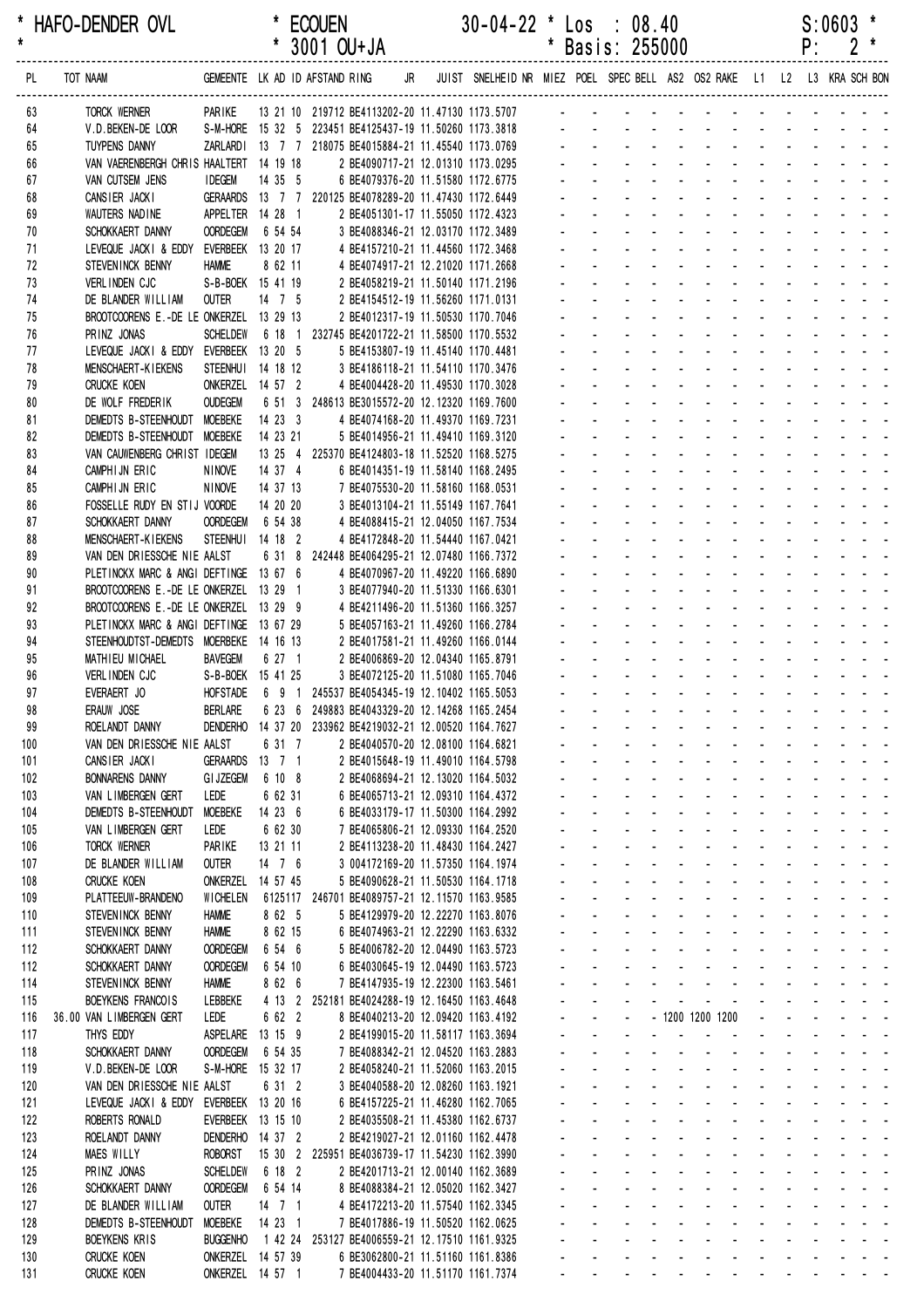HAFO-DENDER OVL * ECOUEN 30-04-22 * Los : 08.40 S:0603 *
* 3001 OU+JA * Basis: 255000 P: 2 *

| PL | TOT | NAAM | GEMEENTE | LK | AD | ID | AFSTAND | RING | JR | JUIST | SNELHEID | NR | MIEZ | POEL | SPEC | BELL | AS2 | OS2 | RAKE | L1 | L2 | L3 | KRA | SCH | BON |
|---|---|---|---|---|---|---|---|---|---|---|---|---|---|---|---|---|---|---|---|---|---|---|---|---|---|
| 63 | | TORCK WERNER | PARIKE | 13 | 21 | 10 | 219712 | BE4113202 | 20 | 11.47130 | 1173.5707 | | - | - | - | - | - | - | - | - | - | - | - | - | - |
| 64 | | V.D.BEKEN-DE LOOR | S-M-HORE | 15 | 32 | 5 | 223451 | BE4125437 | 19 | 11.50260 | 1173.3818 | | - | - | - | - | - | - | - | - | - | - | - | - | - |
| 65 | | TUYPENS DANNY | ZARLARDI | 13 | 7 | 7 | 218075 | BE4015884 | 21 | 11.45540 | 1173.0769 | | - | - | - | - | - | - | - | - | - | - | - | - | - |
| 66 | | VAN VAERENBERGH CHRIS | HAALTERT | 14 | 19 | 18 | 2 | BE4090717 | 21 | 12.01310 | 1173.0295 | | - | - | - | - | - | - | - | - | - | - | - | - | - |
| 67 | | VAN CUTSEM JENS | IDEGEM | 14 | 35 | 5 | 6 | BE4079376 | 20 | 11.51580 | 1172.6775 | | - | - | - | - | - | - | - | - | - | - | - | - | - |
| 68 | | CANSIER JACKI | GERAARDS | 13 | 7 | 7 | 220125 | BE4078289 | 20 | 11.47430 | 1172.6449 | | - | - | - | - | - | - | - | - | - | - | - | - | - |
| 69 | | WAUTERS NADINE | APPELTER | 14 | 28 | 1 | 2 | BE4051301 | 17 | 11.55050 | 1172.4323 | | - | - | - | - | - | - | - | - | - | - | - | - | - |
| 70 | | SCHOKKAERT DANNY | OORDEGEM | 6 | 54 | 54 | 3 | BE4088346 | 21 | 12.03170 | 1172.3489 | | - | - | - | - | - | - | - | - | - | - | - | - | - |
| 71 | | LEVEQUE JACKI & EDDY | EVERBEEK | 13 | 20 | 17 | 4 | BE4157210 | 21 | 11.44560 | 1172.3468 | | - | - | - | - | - | - | - | - | - | - | - | - | - |
| 72 | | STEVENINCK BENNY | HAMME | 8 | 62 | 11 | 4 | BE4074917 | 21 | 12.21020 | 1171.2668 | | - | - | - | - | - | - | - | - | - | - | - | - | - |
| 73 | | VERLINDEN CJC | S-B-BOEK | 15 | 41 | 19 | 2 | BE4058219 | 21 | 11.50140 | 1171.2196 | | - | - | - | - | - | - | - | - | - | - | - | - | - |
| 74 | | DE BLANDER WILLIAM | OUTER | 14 | 7 | 5 | 2 | BE4154512 | 19 | 11.56260 | 1171.0131 | | - | - | - | - | - | - | - | - | - | - | - | - | - |
| 75 | | BROOTCOORENS E.-DE LE | ONKERZEL | 13 | 29 | 13 | 2 | BE4012317 | 19 | 11.50530 | 1170.7046 | | - | - | - | - | - | - | - | - | - | - | - | - | - |
| 76 | | PRINZ JONAS | SCHELDEW | 6 | 18 | 1 | 232745 | BE4201722 | 21 | 11.58500 | 1170.5532 | | - | - | - | - | - | - | - | - | - | - | - | - | - |
| 77 | | LEVEQUE JACKI & EDDY | EVERBEEK | 13 | 20 | 5 | 5 | BE4153807 | 19 | 11.45140 | 1170.4481 | | - | - | - | - | - | - | - | - | - | - | - | - | - |
| 78 | | MENSCHAERT-KIEKENS | STEENHUI | 14 | 18 | 12 | 3 | BE4186118 | 21 | 11.54110 | 1170.3476 | | - | - | - | - | - | - | - | - | - | - | - | - | - |
| 79 | | CRUCKE KOEN | ONKERZEL | 14 | 57 | 2 | 4 | BE4004428 | 20 | 11.49530 | 1170.3028 | | - | - | - | - | - | - | - | - | - | - | - | - | - |
| 80 | | DE WOLF FREDERIK | OUDEGEM | 6 | 51 | 3 | 248613 | BE3015572 | 20 | 12.12320 | 1169.7600 | | - | - | - | - | - | - | - | - | - | - | - | - | - |
| 81 | | DEMEDTS B-STEENHOUDT | MOEBEKE | 14 | 23 | 3 | 4 | BE4074168 | 20 | 11.49370 | 1169.7231 | | - | - | - | - | - | - | - | - | - | - | - | - | - |
| 82 | | DEMEDTS B-STEENHOUDT | MOEBEKE | 14 | 23 | 21 | 5 | BE4014956 | 21 | 11.49410 | 1169.3120 | | - | - | - | - | - | - | - | - | - | - | - | - | - |
| 83 | | VAN CAUWENBERG CHRIST | IDEGEM | 13 | 25 | 4 | 225370 | BE4124803 | 18 | 11.52520 | 1168.5275 | | - | - | - | - | - | - | - | - | - | - | - | - | - |
| 84 | | CAMPHIJN ERIC | NINOVE | 14 | 37 | 4 | 6 | BE4014351 | 19 | 11.58140 | 1168.2495 | | - | - | - | - | - | - | - | - | - | - | - | - | - |
| 85 | | CAMPHIJN ERIC | NINOVE | 14 | 37 | 13 | 7 | BE4075530 | 20 | 11.58160 | 1168.0531 | | - | - | - | - | - | - | - | - | - | - | - | - | - |
| 86 | | FOSSELLE RUDY EN STIJ | VOORDE | 14 | 20 | 20 | 3 | BE4013104 | 21 | 11.55149 | 1167.7641 | | - | - | - | - | - | - | - | - | - | - | - | - | - |
| 87 | | SCHOKKAERT DANNY | OORDEGEM | 6 | 54 | 38 | 4 | BE4088415 | 21 | 12.04050 | 1167.7534 | | - | - | - | - | - | - | - | - | - | - | - | - | - |
| 88 | | MENSCHAERT-KIEKENS | STEENHUI | 14 | 18 | 2 | 4 | BE4172848 | 20 | 11.54440 | 1167.0421 | | - | - | - | - | - | - | - | - | - | - | - | - | - |
| 89 | | VAN DEN DRIESSCHE NIE | AALST | 6 | 31 | 8 | 242448 | BE4064295 | 21 | 12.07480 | 1166.7372 | | - | - | - | - | - | - | - | - | - | - | - | - | - |
| 90 | | PLETINCKX MARC & ANGI | DEFTINGE | 13 | 67 | 6 | 4 | BE4070967 | 20 | 11.49220 | 1166.6890 | | - | - | - | - | - | - | - | - | - | - | - | - | - |
| 91 | | BROOTCOORENS E.-DE LE | ONKERZEL | 13 | 29 | 1 | 3 | BE4077940 | 20 | 11.51330 | 1166.6301 | | - | - | - | - | - | - | - | - | - | - | - | - | - |
| 92 | | BROOTCOORENS E.-DE LE | ONKERZEL | 13 | 29 | 9 | 4 | BE4211496 | 20 | 11.51360 | 1166.3257 | | - | - | - | - | - | - | - | - | - | - | - | - | - |
| 93 | | PLETINCKX MARC & ANGI | DEFTINGE | 13 | 67 | 29 | 5 | BE4057163 | 21 | 11.49260 | 1166.2784 | | - | - | - | - | - | - | - | - | - | - | - | - | - |
| 94 | | STEENHOUDTST-DEMEDTS | MOERBEKE | 14 | 16 | 13 | 2 | BE4017581 | 21 | 11.49260 | 1166.0144 | | - | - | - | - | - | - | - | - | - | - | - | - | - |
| 95 | | MATHIEU MICHAEL | BAVEGEM | 6 | 27 | 1 | 2 | BE4006869 | 20 | 12.04340 | 1165.8791 | | - | - | - | - | - | - | - | - | - | - | - | - | - |
| 96 | | VERLINDEN CJC | S-B-BOEK | 15 | 41 | 25 | 3 | BE4072125 | 20 | 11.51080 | 1165.7046 | | - | - | - | - | - | - | - | - | - | - | - | - | - |
| 97 | | EVERAERT JO | HOFSTADE | 6 | 9 | 1 | 245537 | BE4054345 | 19 | 12.10402 | 1165.5053 | | - | - | - | - | - | - | - | - | - | - | - | - | - |
| 98 | | ERAUW JOSE | BERLARE | 6 | 23 | 6 | 249883 | BE4043329 | 20 | 12.14268 | 1165.2454 | | - | - | - | - | - | - | - | - | - | - | - | - | - |
| 99 | | ROELANDT DANNY | DENDERHO | 14 | 37 | 20 | 233962 | BE4219032 | 21 | 12.00520 | 1164.7627 | | - | - | - | - | - | - | - | - | - | - | - | - | - |
| 100 | | VAN DEN DRIESSCHE NIE | AALST | 6 | 31 | 7 | 2 | BE4040570 | 20 | 12.08100 | 1164.6821 | | - | - | - | - | - | - | - | - | - | - | - | - | - |
| 101 | | CANSIER JACKI | GERAARDS | 13 | 7 | 1 | 2 | BE4015648 | 19 | 11.49010 | 1164.5798 | | - | - | - | - | - | - | - | - | - | - | - | - | - |
| 102 | | BONNARENS DANNY | GIJZEGEM | 6 | 10 | 8 | 2 | BE4068694 | 21 | 12.13020 | 1164.5032 | | - | - | - | - | - | - | - | - | - | - | - | - | - |
| 103 | | VAN LIMBERGEN GERT | LEDE | 6 | 62 | 31 | 6 | BE4065713 | 21 | 12.09310 | 1164.4372 | | - | - | - | - | - | - | - | - | - | - | - | - | - |
| 104 | | DEMEDTS B-STEENHOUDT | MOEBEKE | 14 | 23 | 6 | 6 | BE4033179 | 17 | 11.50300 | 1164.2992 | | - | - | - | - | - | - | - | - | - | - | - | - | - |
| 105 | | VAN LIMBERGEN GERT | LEDE | 6 | 62 | 30 | 7 | BE4065806 | 21 | 12.09330 | 1164.2520 | | - | - | - | - | - | - | - | - | - | - | - | - | - |
| 106 | | TORCK WERNER | PARIKE | 13 | 21 | 11 | 2 | BE4113238 | 20 | 11.48430 | 1164.2427 | | - | - | - | - | - | - | - | - | - | - | - | - | - |
| 107 | | DE BLANDER WILLIAM | OUTER | 14 | 7 | 6 | 3 | 004172169 | 20 | 11.57350 | 1164.1974 | | - | - | - | - | - | - | - | - | - | - | - | - | - |
| 108 | | CRUCKE KOEN | ONKERZEL | 14 | 57 | 45 | 5 | BE4090628 | 21 | 11.50530 | 1164.1718 | | - | - | - | - | - | - | - | - | - | - | - | - | - |
| 109 | | PLATTEEUW-BRANDENO | WICHELEN | 6 | 125 | 117 | 246701 | BE4089757 | 21 | 12.11570 | 1163.9585 | | - | - | - | - | - | - | - | - | - | - | - | - | - |
| 110 | | STEVENINCK BENNY | HAMME | 8 | 62 | 5 | 5 | BE4129979 | 20 | 12.22270 | 1163.8076 | | - | - | - | - | - | - | - | - | - | - | - | - | - |
| 111 | | STEVENINCK BENNY | HAMME | 8 | 62 | 15 | 6 | BE4074963 | 21 | 12.22290 | 1163.6332 | | - | - | - | - | - | - | - | - | - | - | - | - | - |
| 112 | | SCHOKKAERT DANNY | OORDEGEM | 6 | 54 | 6 | 5 | BE4006782 | 20 | 12.04490 | 1163.5723 | | - | - | - | - | - | - | - | - | - | - | - | - | - |
| 112 | | SCHOKKAERT DANNY | OORDEGEM | 6 | 54 | 10 | 6 | BE4030645 | 19 | 12.04490 | 1163.5723 | | - | - | - | - | - | - | - | - | - | - | - | - | - |
| 114 | | STEVENINCK BENNY | HAMME | 8 | 62 | 6 | 7 | BE4147935 | 19 | 12.22300 | 1163.5461 | | - | - | - | - | - | - | - | - | - | - | - | - | - |
| 115 | | BOEYKENS FRANCOIS | LEBBEKE | 4 | 13 | 2 | 252181 | BE4024288 | 19 | 12.16450 | 1163.4648 | | - | - | - | - | - | - | - | - | - | - | - | - | - |
| 116 | 36.00 | VAN LIMBERGEN GERT | LEDE | 6 | 62 | 2 | 8 | BE4040213 | 20 | 12.09420 | 1163.4192 | | - | - | - | - | 1200 | 1200 | 1200 | - | - | - | - | - | - |
| 117 | | THYS EDDY | ASPELARE | 13 | 15 | 9 | 2 | BE4199015 | 20 | 11.58117 | 1163.3694 | | - | - | - | - | - | - | - | - | - | - | - | - | - |
| 118 | | SCHOKKAERT DANNY | OORDEGEM | 6 | 54 | 35 | 7 | BE4088342 | 21 | 12.04520 | 1163.2883 | | - | - | - | - | - | - | - | - | - | - | - | - | - |
| 119 | | V.D.BEKEN-DE LOOR | S-M-HORE | 15 | 32 | 17 | 2 | BE4058240 | 21 | 11.52060 | 1163.2015 | | - | - | - | - | - | - | - | - | - | - | - | - | - |
| 120 | | VAN DEN DRIESSCHE NIE | AALST | 6 | 31 | 2 | 3 | BE4040588 | 20 | 12.08260 | 1163.1921 | | - | - | - | - | - | - | - | - | - | - | - | - | - |
| 121 | | LEVEQUE JACKI & EDDY | EVERBEEK | 13 | 20 | 16 | 6 | BE4157225 | 21 | 11.46280 | 1162.7065 | | - | - | - | - | - | - | - | - | - | - | - | - | - |
| 122 | | ROBERTS RONALD | EVERBEEK | 13 | 15 | 10 | 2 | BE4035508 | 21 | 11.45380 | 1162.6737 | | - | - | - | - | - | - | - | - | - | - | - | - | - |
| 123 | | ROELANDT DANNY | DENDERHO | 14 | 37 | 2 | 2 | BE4219027 | 21 | 12.01160 | 1162.4478 | | - | - | - | - | - | - | - | - | - | - | - | - | - |
| 124 | | MAES WILLY | ROBORST | 15 | 30 | 2 | 225951 | BE4036739 | 17 | 11.54230 | 1162.3990 | | - | - | - | - | - | - | - | - | - | - | - | - | - |
| 125 | | PRINZ JONAS | SCHELDEW | 6 | 18 | 2 | 2 | BE4201713 | 21 | 12.00140 | 1162.3689 | | - | - | - | - | - | - | - | - | - | - | - | - | - |
| 126 | | SCHOKKAERT DANNY | OORDEGEM | 6 | 54 | 14 | 8 | BE4088384 | 21 | 12.05020 | 1162.3427 | | - | - | - | - | - | - | - | - | - | - | - | - | - |
| 127 | | DE BLANDER WILLIAM | OUTER | 14 | 7 | 1 | 4 | BE4172213 | 20 | 11.57540 | 1162.3345 | | - | - | - | - | - | - | - | - | - | - | - | - | - |
| 128 | | DEMEDTS B-STEENHOUDT | MOEBEKE | 14 | 23 | 1 | 7 | BE4017886 | 19 | 11.50520 | 1162.0625 | | - | - | - | - | - | - | - | - | - | - | - | - | - |
| 129 | | BOEYKENS KRIS | BUGGENHO | 1 | 42 | 24 | 253127 | BE4006559 | 21 | 12.17510 | 1161.9325 | | - | - | - | - | - | - | - | - | - | - | - | - | - |
| 130 | | CRUCKE KOEN | ONKERZEL | 14 | 57 | 39 | 6 | BE3062800 | 21 | 11.51160 | 1161.8386 | | - | - | - | - | - | - | - | - | - | - | - | - | - |
| 131 | | CRUCKE KOEN | ONKERZEL | 14 | 57 | 1 | 7 | BE4004433 | 20 | 11.51170 | 1161.7374 | | - | - | - | - | - | - | - | - | - | - | - | - | - |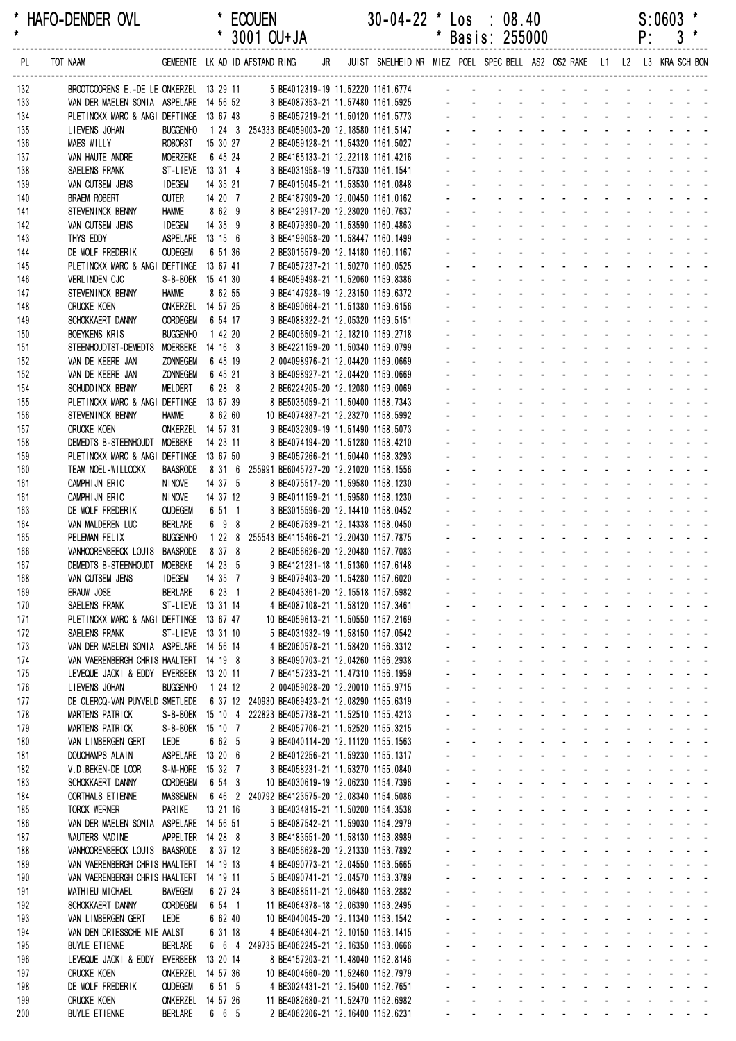\* HAFO-DENDER OVL \* ECOUEN 30-04-22 \* Los : 08.40 S:0603 \*
\* \* 3001 OU+JA \* Basis: 255000 P: 3 \*

| PL | TOT NAAM | GEMEENTE | LK | AD | ID | AFSTAND | RING | JR | JUIST | SNELHEID | NR | MIEZ | POEL | SPEC | BELL | AS2 | OS2 | RAKE | L1 | L2 | L3 | KRA | SCH | BON |
|---|---|---|---|---|---|---|---|---|---|---|---|---|---|---|---|---|---|---|---|---|---|---|---|---|
| 132 | BROOTCOORENS E.-DE LE | ONKERZEL | 13 | 29 | 11 | 5 | BE4012319-19 | | 11.52220 | 1161.6774 | | - | - | - | - | - | - | - | - | - | - | - | - | - |
| 133 | VAN DER MAELEN SONIA | ASPELARE | 14 | 56 | 52 | 3 | BE4087353-21 | | 11.57480 | 1161.5925 | | - | - | - | - | - | - | - | - | - | - | - | - | - |
| 134 | PLETINCKX MARC & ANGI | DEFTINGE | 13 | 67 | 43 | 6 | BE4057219-21 | | 11.50120 | 1161.5773 | | - | - | - | - | - | - | - | - | - | - | - | - | - |
| 135 | LIEVENS JOHAN | BUGGENHO | 1 | 24 | 3 | 254333 | BE4059003-20 | | 12.18580 | 1161.5147 | | - | - | - | - | - | - | - | - | - | - | - | - | - |
| 136 | MAES WILLY | ROBORST | 15 | 30 | 27 | 2 | BE4059128-21 | | 11.54320 | 1161.5027 | | - | - | - | - | - | - | - | - | - | - | - | - | - |
| 137 | VAN HAUTE ANDRE | MOERZEKE | 6 | 45 | 24 | 2 | BE4165133-21 | | 12.22118 | 1161.4216 | | - | - | - | - | - | - | - | - | - | - | - | - | - |
| 138 | SAELENS FRANK | ST-LIEVE | 13 | 31 | 4 | 3 | BE4031958-19 | | 11.57330 | 1161.1541 | | - | - | - | - | - | - | - | - | - | - | - | - | - |
| 139 | VAN CUTSEM JENS | IDEGEM | 14 | 35 | 21 | 7 | BE4015045-21 | | 11.53530 | 1161.0848 | | - | - | - | - | - | - | - | - | - | - | - | - | - |
| 140 | BRAEM ROBERT | OUTER | 14 | 20 | 7 | 2 | BE4187909-20 | | 12.00450 | 1161.0162 | | - | - | - | - | - | - | - | - | - | - | - | - | - |
| 141 | STEVENINCK BENNY | HAMME | 8 | 62 | 9 | 8 | BE4129917-20 | | 12.23020 | 1160.7637 | | - | - | - | - | - | - | - | - | - | - | - | - | - |
| 142 | VAN CUTSEM JENS | IDEGEM | 14 | 35 | 9 | 8 | BE4079390-21 | | 11.53590 | 1160.4863 | | - | - | - | - | - | - | - | - | - | - | - | - | - |
| 143 | THYS EDDY | ASPELARE | 13 | 15 | 6 | 3 | BE4199058-20 | | 11.58447 | 1160.1499 | | - | - | - | - | - | - | - | - | - | - | - | - | - |
| 144 | DE WOLF FREDERIK | OUDEGEM | 6 | 51 | 36 | 2 | BE3015579-20 | | 12.14180 | 1160.1167 | | - | - | - | - | - | - | - | - | - | - | - | - | - |
| 145 | PLETINCKX MARC & ANGI | DEFTINGE | 13 | 67 | 41 | 7 | BE4057237-21 | | 11.50270 | 1160.0525 | | - | - | - | - | - | - | - | - | - | - | - | - | - |
| 146 | VERLINDEN CJC | S-B-BOEK | 15 | 41 | 30 | 4 | BE4059498-21 | | 11.52060 | 1159.8386 | | - | - | - | - | - | - | - | - | - | - | - | - | - |
| 147 | STEVENINCK BENNY | HAMME | 8 | 62 | 55 | 9 | BE4147928-19 | | 12.23150 | 1159.6372 | | - | - | - | - | - | - | - | - | - | - | - | - | - |
| 148 | CRUCKE KOEN | ONKERZEL | 14 | 57 | 25 | 8 | BE4090664-21 | | 11.51380 | 1159.6156 | | - | - | - | - | - | - | - | - | - | - | - | - | - |
| 149 | SCHOKKAERT DANNY | OORDEGEM | 6 | 54 | 17 | 9 | BE4088322-21 | | 12.05320 | 1159.5151 | | - | - | - | - | - | - | - | - | - | - | - | - | - |
| 150 | BOEYKENS KRIS | BUGGENHO | 1 | 42 | 20 | 2 | BE4006509-21 | | 12.18210 | 1159.2718 | | - | - | - | - | - | - | - | - | - | - | - | - | - |
| 151 | STEENHOUDTST-DEMEDTS | MOERBEKE | 14 | 16 | 3 | 3 | BE4221159-20 | | 11.50340 | 1159.0799 | | - | - | - | - | - | - | - | - | - | - | - | - | - |
| 152 | VAN DE KEERE JAN | ZONNEGEM | 6 | 45 | 19 | 2 | 004098976-21 | | 12.04420 | 1159.0669 | | - | - | - | - | - | - | - | - | - | - | - | - | - |
| 152 | VAN DE KEERE JAN | ZONNEGEM | 6 | 45 | 21 | 3 | BE4098927-21 | | 12.04420 | 1159.0669 | | - | - | - | - | - | - | - | - | - | - | - | - | - |
| 154 | SCHUDDINCK BENNY | MELDERT | 6 | 28 | 8 | 2 | BE6224205-20 | | 12.12080 | 1159.0069 | | - | - | - | - | - | - | - | - | - | - | - | - | - |
| 155 | PLETINCKX MARC & ANGI | DEFTINGE | 13 | 67 | 39 | 8 | BE5035059-21 | | 11.50400 | 1158.7343 | | - | - | - | - | - | - | - | - | - | - | - | - | - |
| 156 | STEVENINCK BENNY | HAMME | 8 | 62 | 60 | 10 | BE4074887-21 | | 12.23270 | 1158.5992 | | - | - | - | - | - | - | - | - | - | - | - | - | - |
| 157 | CRUCKE KOEN | ONKERZEL | 14 | 57 | 31 | 9 | BE4032309-19 | | 11.51490 | 1158.5073 | | - | - | - | - | - | - | - | - | - | - | - | - | - |
| 158 | DEMEDTS B-STEENHOUDT | MOEBEKE | 14 | 23 | 11 | 8 | BE4074194-20 | | 11.51280 | 1158.4210 | | - | - | - | - | - | - | - | - | - | - | - | - | - |
| 159 | PLETINCKX MARC & ANGI | DEFTINGE | 13 | 67 | 50 | 9 | BE4057266-21 | | 11.50440 | 1158.3293 | | - | - | - | - | - | - | - | - | - | - | - | - | - |
| 160 | TEAM NOEL-WILLOCKX | BAASRODE | 8 | 31 | 6 | 255991 | BE6045727-20 | | 12.21020 | 1158.1556 | | - | - | - | - | - | - | - | - | - | - | - | - | - |
| 161 | CAMPHIJN ERIC | NINOVE | 14 | 37 | 5 | 8 | BE4075517-20 | | 11.59580 | 1158.1230 | | - | - | - | - | - | - | - | - | - | - | - | - | - |
| 161 | CAMPHIJN ERIC | NINOVE | 14 | 37 | 12 | 9 | BE4011159-21 | | 11.59580 | 1158.1230 | | - | - | - | - | - | - | - | - | - | - | - | - | - |
| 163 | DE WOLF FREDERIK | OUDEGEM | 6 | 51 | 1 | 3 | BE3015596-20 | | 12.14410 | 1158.0452 | | - | - | - | - | - | - | - | - | - | - | - | - | - |
| 164 | VAN MALDEREN LUC | BERLARE | 6 | 9 | 8 | 2 | BE4067539-21 | | 12.14338 | 1158.0450 | | - | - | - | - | - | - | - | - | - | - | - | - | - |
| 165 | PELEMAN FELIX | BUGGENHO | 1 | 22 | 8 | 255543 | BE4115466-21 | | 12.20430 | 1157.7875 | | - | - | - | - | - | - | - | - | - | - | - | - | - |
| 166 | VANHOORENBEECK LOUIS | BAASRODE | 8 | 37 | 8 | 2 | BE4056626-20 | | 12.20480 | 1157.7083 | | - | - | - | - | - | - | - | - | - | - | - | - | - |
| 167 | DEMEDTS B-STEENHOUDT | MOEBEKE | 14 | 23 | 5 | 9 | BE4121231-18 | | 11.51360 | 1157.6148 | | - | - | - | - | - | - | - | - | - | - | - | - | - |
| 168 | VAN CUTSEM JENS | IDEGEM | 14 | 35 | 7 | 9 | BE4079403-20 | | 11.54280 | 1157.6020 | | - | - | - | - | - | - | - | - | - | - | - | - | - |
| 169 | ERAUW JOSE | BERLARE | 6 | 23 | 1 | 2 | BE4043361-20 | | 12.15518 | 1157.5982 | | - | - | - | - | - | - | - | - | - | - | - | - | - |
| 170 | SAELENS FRANK | ST-LIEVE | 13 | 31 | 14 | 4 | BE4087108-21 | | 11.58120 | 1157.3461 | | - | - | - | - | - | - | - | - | - | - | - | - | - |
| 171 | PLETINCKX MARC & ANGI | DEFTINGE | 13 | 67 | 47 | 10 | BE4059613-21 | | 11.50550 | 1157.2169 | | - | - | - | - | - | - | - | - | - | - | - | - | - |
| 172 | SAELENS FRANK | ST-LIEVE | 13 | 31 | 10 | 5 | BE4031932-19 | | 11.58150 | 1157.0542 | | - | - | - | - | - | - | - | - | - | - | - | - | - |
| 173 | VAN DER MAELEN SONIA | ASPELARE | 14 | 56 | 14 | 4 | BE2060578-21 | | 11.58420 | 1156.3312 | | - | - | - | - | - | - | - | - | - | - | - | - | - |
| 174 | VAN VAERENBERGH CHRIS | HAALTERT | 14 | 19 | 8 | 3 | BE4090703-21 | | 12.04260 | 1156.2938 | | - | - | - | - | - | - | - | - | - | - | - | - | - |
| 175 | LEVEQUE JACKI & EDDY | EVERBEEK | 13 | 20 | 11 | 7 | BE4157233-21 | | 11.47310 | 1156.1959 | | - | - | - | - | - | - | - | - | - | - | - | - | - |
| 176 | LIEVENS JOHAN | BUGGENHO | 1 | 24 | 12 | 2 | 004059028-20 | | 12.20010 | 1155.9715 | | - | - | - | - | - | - | - | - | - | - | - | - | - |
| 177 | DE CLERCQ-VAN PUYVELD | SMETLEDE | 6 | 37 | 12 | 240930 | BE4069423-21 | | 12.08290 | 1155.6319 | | - | - | - | - | - | - | - | - | - | - | - | - | - |
| 178 | MARTENS PATRICK | S-B-BOEK | 15 | 10 | 4 | 222823 | BE4057738-21 | | 11.52510 | 1155.4213 | | - | - | - | - | - | - | - | - | - | - | - | - | - |
| 179 | MARTENS PATRICK | S-B-BOEK | 15 | 10 | 7 | 2 | BE4057706-21 | | 11.52520 | 1155.3215 | | - | - | - | - | - | - | - | - | - | - | - | - | - |
| 180 | VAN LIMBERGEN GERT | LEDE | 6 | 62 | 5 | 9 | BE4040114-20 | | 12.11120 | 1155.1563 | | - | - | - | - | - | - | - | - | - | - | - | - | - |
| 181 | DOUCHAMPS ALAIN | ASPELARE | 13 | 20 | 6 | 2 | BE4012256-21 | | 11.59230 | 1155.1317 | | - | - | - | - | - | - | - | - | - | - | - | - | - |
| 182 | V.D.BEKEN-DE LOOR | S-M-HORE | 15 | 32 | 7 | 3 | BE4058231-21 | | 11.53270 | 1155.0840 | | - | - | - | - | - | - | - | - | - | - | - | - | - |
| 183 | SCHOKKAERT DANNY | OORDEGEM | 6 | 54 | 3 | 10 | BE4030619-19 | | 12.06230 | 1154.7396 | | - | - | - | - | - | - | - | - | - | - | - | - | - |
| 184 | CORTHALS ETIENNE | MASSEMEN | 6 | 46 | 2 | 240792 | BE4123575-20 | | 12.08340 | 1154.5086 | | - | - | - | - | - | - | - | - | - | - | - | - | - |
| 185 | TORCK WERNER | PARIKE | 13 | 21 | 16 | 3 | BE4034815-21 | | 11.50200 | 1154.3538 | | - | - | - | - | - | - | - | - | - | - | - | - | - |
| 186 | VAN DER MAELEN SONIA | ASPELARE | 14 | 56 | 51 | 5 | BE4087542-21 | | 11.59030 | 1154.2979 | | - | - | - | - | - | - | - | - | - | - | - | - | - |
| 187 | WAUTERS NADINE | APPELTER | 14 | 28 | 8 | 3 | BE4183551-20 | | 11.58130 | 1153.8989 | | - | - | - | - | - | - | - | - | - | - | - | - | - |
| 188 | VANHOORENBEECK LOUIS | BAASRODE | 8 | 37 | 12 | 3 | BE4056628-20 | | 12.21330 | 1153.7892 | | - | - | - | - | - | - | - | - | - | - | - | - | - |
| 189 | VAN VAERENBERGH CHRIS | HAALTERT | 14 | 19 | 13 | 4 | BE4090773-21 | | 12.04550 | 1153.5665 | | - | - | - | - | - | - | - | - | - | - | - | - | - |
| 190 | VAN VAERENBERGH CHRIS | HAALTERT | 14 | 19 | 11 | 5 | BE4090741-21 | | 12.04570 | 1153.3789 | | - | - | - | - | - | - | - | - | - | - | - | - | - |
| 191 | MATHIEU MICHAEL | BAVEGEM | 6 | 27 | 24 | 3 | BE4088511-21 | | 12.06480 | 1153.2882 | | - | - | - | - | - | - | - | - | - | - | - | - | - |
| 192 | SCHOKKAERT DANNY | OORDEGEM | 6 | 54 | 1 | 11 | BE4064378-18 | | 12.06390 | 1153.2495 | | - | - | - | - | - | - | - | - | - | - | - | - | - |
| 193 | VAN LIMBERGEN GERT | LEDE | 6 | 62 | 40 | 10 | BE4040045-20 | | 12.11340 | 1153.1542 | | - | - | - | - | - | - | - | - | - | - | - | - | - |
| 194 | VAN DEN DRIESSCHE NIE | AALST | 6 | 31 | 18 | 4 | BE4064304-21 | | 12.10150 | 1153.1415 | | - | - | - | - | - | - | - | - | - | - | - | - | - |
| 195 | BUYLE ETIENNE | BERLARE | 6 | 6 | 4 | 249735 | BE4062245-21 | | 12.16350 | 1153.0666 | | - | - | - | - | - | - | - | - | - | - | - | - | - |
| 196 | LEVEQUE JACKI & EDDY | EVERBEEK | 13 | 20 | 14 | 8 | BE4157203-21 | | 11.48040 | 1152.8146 | | - | - | - | - | - | - | - | - | - | - | - | - | - |
| 197 | CRUCKE KOEN | ONKERZEL | 14 | 57 | 36 | 10 | BE4004560-20 | | 11.52460 | 1152.7979 | | - | - | - | - | - | - | - | - | - | - | - | - | - |
| 198 | DE WOLF FREDERIK | OUDEGEM | 6 | 51 | 5 | 4 | BE3024431-21 | | 12.15400 | 1152.7651 | | - | - | - | - | - | - | - | - | - | - | - | - | - |
| 199 | CRUCKE KOEN | ONKERZEL | 14 | 57 | 26 | 11 | BE4082680-21 | | 11.52470 | 1152.6982 | | - | - | - | - | - | - | - | - | - | - | - | - | - |
| 200 | BUYLE ETIENNE | BERLARE | 6 | 6 | 5 | 2 | BE4062206-21 | | 12.16400 | 1152.6231 | | - | - | - | - | - | - | - | - | - | - | - | - | - |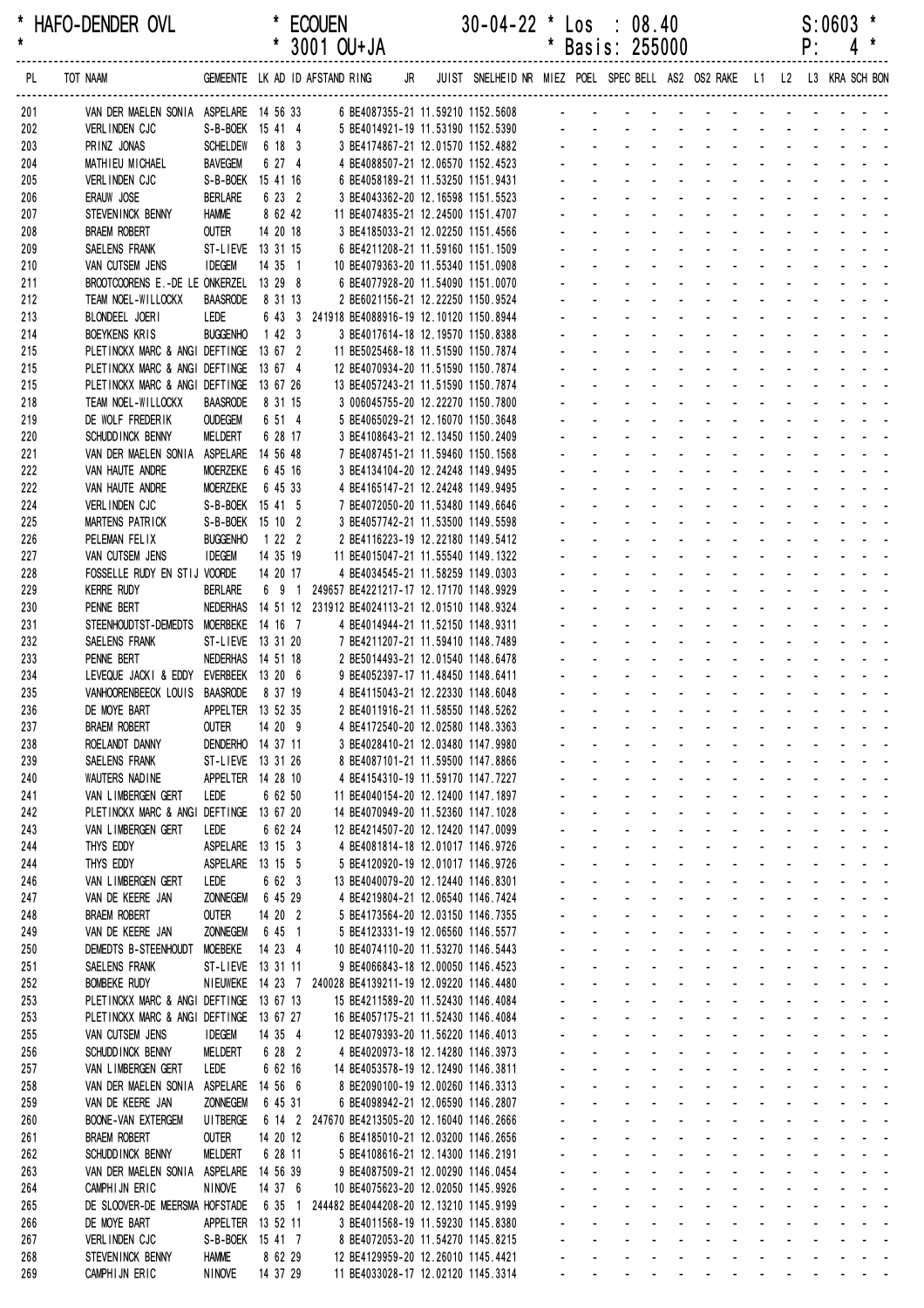* HAFO-DENDER OVL * ECOUEN 30-04-22 * Los : 08.40 S:0603 *
* * 3001 OU+JA * Basis: 255000 P: 4 *

| PL | TOT NAAM | GEMEENTE | LK | AD | ID | AFSTAND | RING | JR | JUIST | SNELHEID | NR | MIEZ | POEL | SPEC | BELL | AS2 | OS2 | RAKE | L1 | L2 | L3 | KRA | SCH | BON |
|---|---|---|---|---|---|---|---|---|---|---|---|---|---|---|---|---|---|---|---|---|---|---|---|---|
| 201 | VAN DER MAELEN SONIA | ASPELARE | 14 | 56 | 33 | | 6 BE4087355-21 | | 11.59210 | 1152.5608 | | - | - | - | - | - | - | - | - | - | - | - | - | - |
| 202 | VERLINDEN CJC | S-B-BOEK | 15 | 41 | 4 | | 5 BE4014921-19 | | 11.53190 | 1152.5390 | | - | - | - | - | - | - | - | - | - | - | - | - | - |
| 203 | PRINZ JONAS | SCHELDEW | 6 | 18 | 3 | | 3 BE4174867-21 | | 12.01570 | 1152.4882 | | - | - | - | - | - | - | - | - | - | - | - | - | - |
| 204 | MATHIEU MICHAEL | BAVEGEM | 6 | 27 | 4 | | 4 BE4088507-21 | | 12.06570 | 1152.4523 | | - | - | - | - | - | - | - | - | - | - | - | - | - |
| 205 | VERLINDEN CJC | S-B-BOEK | 15 | 41 | 16 | | 6 BE4058189-21 | | 11.53250 | 1151.9431 | | - | - | - | - | - | - | - | - | - | - | - | - | - |
| 206 | ERAUW JOSE | BERLARE | 6 | 23 | 2 | | 3 BE4043362-20 | | 12.16598 | 1151.5523 | | - | - | - | - | - | - | - | - | - | - | - | - | - |
| 207 | STEVENINCK BENNY | HAMME | 8 | 62 | 42 | | 11 BE4074835-21 | | 12.24500 | 1151.4707 | | - | - | - | - | - | - | - | - | - | - | - | - | - |
| 208 | BRAEM ROBERT | OUTER | 14 | 20 | 18 | | 3 BE4185033-21 | | 12.02250 | 1151.4566 | | - | - | - | - | - | - | - | - | - | - | - | - | - |
| 209 | SAELENS FRANK | ST-LIEVE | 13 | 31 | 15 | | 6 BE4211208-21 | | 11.59160 | 1151.1509 | | - | - | - | - | - | - | - | - | - | - | - | - | - |
| 210 | VAN CUTSEM JENS | IDEGEM | 14 | 35 | 1 | | 10 BE4079363-20 | | 11.55340 | 1151.0908 | | - | - | - | - | - | - | - | - | - | - | - | - | - |
| 211 | BROOTCOORENS E.-DE LE | ONKERZEL | 13 | 29 | 8 | | 6 BE4077928-20 | | 11.54090 | 1151.0070 | | - | - | - | - | - | - | - | - | - | - | - | - | - |
| 212 | TEAM NOEL-WILLOCKX | BAASRODE | 8 | 31 | 13 | | 2 BE6021156-21 | | 12.22250 | 1150.9524 | | - | - | - | - | - | - | - | - | - | - | - | - | - |
| 213 | BLONDEEL JOERI | LEDE | 6 | 43 | 3 | 241918 | BE4088916-19 | | 12.10120 | 1150.8944 | | - | - | - | - | - | - | - | - | - | - | - | - | - |
| 214 | BOEYKENS KRIS | BUGGENHO | 1 | 42 | 3 | | 3 BE4017614-18 | | 12.19570 | 1150.8388 | | - | - | - | - | - | - | - | - | - | - | - | - | - |
| 215 | PLETINCKX MARC & ANGI | DEFTINGE | 13 | 67 | 2 | | 11 BE5025468-18 | | 11.51590 | 1150.7874 | | - | - | - | - | - | - | - | - | - | - | - | - | - |
| 215 | PLETINCKX MARC & ANGI | DEFTINGE | 13 | 67 | 4 | | 12 BE4070934-20 | | 11.51590 | 1150.7874 | | - | - | - | - | - | - | - | - | - | - | - | - | - |
| 215 | PLETINCKX MARC & ANGI | DEFTINGE | 13 | 67 | 26 | | 13 BE4057243-21 | | 11.51590 | 1150.7874 | | - | - | - | - | - | - | - | - | - | - | - | - | - |
| 218 | TEAM NOEL-WILLOCKX | BAASRODE | 8 | 31 | 15 | | 3 006045755-20 | | 12.22270 | 1150.7800 | | - | - | - | - | - | - | - | - | - | - | - | - | - |
| 219 | DE WOLF FREDERIK | OUDEGEM | 6 | 51 | 4 | | 5 BE4065029-21 | | 12.16070 | 1150.3648 | | - | - | - | - | - | - | - | - | - | - | - | - | - |
| 220 | SCHUDDINCK BENNY | MELDERT | 6 | 28 | 17 | | 3 BE4108643-21 | | 12.13450 | 1150.2409 | | - | - | - | - | - | - | - | - | - | - | - | - | - |
| 221 | VAN DER MAELEN SONIA | ASPELARE | 14 | 56 | 48 | | 7 BE4087451-21 | | 11.59460 | 1150.1568 | | - | - | - | - | - | - | - | - | - | - | - | - | - |
| 222 | VAN HAUTE ANDRE | MOERZEKE | 6 | 45 | 16 | | 3 BE4134104-20 | | 12.24248 | 1149.9495 | | - | - | - | - | - | - | - | - | - | - | - | - | - |
| 222 | VAN HAUTE ANDRE | MOERZEKE | 6 | 45 | 33 | | 4 BE4165147-21 | | 12.24248 | 1149.9495 | | - | - | - | - | - | - | - | - | - | - | - | - | - |
| 224 | VERLINDEN CJC | S-B-BOEK | 15 | 41 | 5 | | 7 BE4072050-21 | | 11.53480 | 1149.6646 | | - | - | - | - | - | - | - | - | - | - | - | - | - |
| 225 | MARTENS PATRICK | S-B-BOEK | 15 | 10 | 2 | | 3 BE4057742-21 | | 11.53500 | 1149.5598 | | - | - | - | - | - | - | - | - | - | - | - | - | - |
| 226 | PELEMAN FELIX | BUGGENHO | 1 | 22 | 2 | | 2 BE4116223-19 | | 12.22180 | 1149.5412 | | - | - | - | - | - | - | - | - | - | - | - | - | - |
| 227 | VAN CUTSEM JENS | IDEGEM | 14 | 35 | 19 | | 11 BE4015047-21 | | 11.55540 | 1149.1322 | | - | - | - | - | - | - | - | - | - | - | - | - | - |
| 228 | FOSSELLE RUDY EN STIJ | VOORDE | | 14 | 20 | 17 | 4 BE4034545-21 | | 11.58259 | 1149.0303 | | - | - | - | - | - | - | - | - | - | - | - | - | - |
| 229 | KERRE RUDY | BERLARE | 6 | 9 | 1 | 249657 | BE4221217-17 | | 12.17170 | 1148.9929 | | - | - | - | - | - | - | - | - | - | - | - | - | - |
| 230 | PENNE BERT | NEDERHAS | 14 | 51 | 12 | 231912 | BE4024113-21 | | 12.01510 | 1148.9324 | | - | - | - | - | - | - | - | - | - | - | - | - | - |
| 231 | STEENHOUDTST-DEMEDTS | MOERBEKE | 14 | 16 | 7 | | 4 BE4014944-21 | | 11.52150 | 1148.9311 | | - | - | - | - | - | - | - | - | - | - | - | - | - |
| 232 | SAELENS FRANK | ST-LIEVE | 13 | 31 | 20 | | 7 BE4211207-21 | | 11.59410 | 1148.7489 | | - | - | - | - | - | - | - | - | - | - | - | - | - |
| 233 | PENNE BERT | NEDERHAS | 14 | 51 | 18 | | 2 BE5014493-21 | | 12.01540 | 1148.6478 | | - | - | - | - | - | - | - | - | - | - | - | - | - |
| 234 | LEVEQUE JACKI & EDDY | EVERBEEK | 13 | 20 | 6 | | 9 BE4052397-17 | | 11.48450 | 1148.6411 | | - | - | - | - | - | - | - | - | - | - | - | - | - |
| 235 | VANHOORENBEECK LOUIS | BAASRODE | 8 | 37 | 19 | | 4 BE4115043-21 | | 12.22330 | 1148.6048 | | - | - | - | - | - | - | - | - | - | - | - | - | - |
| 236 | DE MOYE BART | APPELTER | 13 | 52 | 35 | | 2 BE4011916-21 | | 11.58550 | 1148.5262 | | - | - | - | - | - | - | - | - | - | - | - | - | - |
| 237 | BRAEM ROBERT | OUTER | 14 | 20 | 9 | | 4 BE4172540-20 | | 12.02580 | 1148.3363 | | - | - | - | - | - | - | - | - | - | - | - | - | - |
| 238 | ROELANDT DANNY | DENDERHO | 14 | 37 | 11 | | 3 BE4028410-21 | | 12.03480 | 1147.9980 | | - | - | - | - | - | - | - | - | - | - | - | - | - |
| 239 | SAELENS FRANK | ST-LIEVE | 13 | 31 | 26 | | 8 BE4087101-21 | | 11.59500 | 1147.8866 | | - | - | - | - | - | - | - | - | - | - | - | - | - |
| 240 | WAUTERS NADINE | APPELTER | 14 | 28 | 10 | | 4 BE4154310-19 | | 11.59170 | 1147.7227 | | - | - | - | - | - | - | - | - | - | - | - | - | - |
| 241 | VAN LIMBERGEN GERT | LEDE | 6 | 62 | 50 | | 11 BE4040154-20 | | 12.12400 | 1147.1897 | | - | - | - | - | - | - | - | - | - | - | - | - | - |
| 242 | PLETINCKX MARC & ANGI | DEFTINGE | 13 | 67 | 20 | | 14 BE4070949-20 | | 11.52360 | 1147.1028 | | - | - | - | - | - | - | - | - | - | - | - | - | - |
| 243 | VAN LIMBERGEN GERT | LEDE | 6 | 62 | 24 | | 12 BE4214507-20 | | 12.12420 | 1147.0099 | | - | - | - | - | - | - | - | - | - | - | - | - | - |
| 244 | THYS EDDY | ASPELARE | 13 | 15 | 3 | | 4 BE4081814-18 | | 12.01017 | 1146.9726 | | - | - | - | - | - | - | - | - | - | - | - | - | - |
| 244 | THYS EDDY | ASPELARE | 13 | 15 | 5 | | 5 BE4120920-19 | | 12.01017 | 1146.9726 | | - | - | - | - | - | - | - | - | - | - | - | - | - |
| 246 | VAN LIMBERGEN GERT | LEDE | 6 | 62 | 3 | | 13 BE4040079-20 | | 12.12440 | 1146.8301 | | - | - | - | - | - | - | - | - | - | - | - | - | - |
| 247 | VAN DE KEERE JAN | ZONNEGEM | 6 | 45 | 29 | | 4 BE4219804-21 | | 12.06540 | 1146.7424 | | - | - | - | - | - | - | - | - | - | - | - | - | - |
| 248 | BRAEM ROBERT | OUTER | 14 | 20 | 2 | | 5 BE4173564-20 | | 12.03150 | 1146.7355 | | - | - | - | - | - | - | - | - | - | - | - | - | - |
| 249 | VAN DE KEERE JAN | ZONNEGEM | 6 | 45 | 1 | | 5 BE4123331-19 | | 12.06560 | 1146.5577 | | - | - | - | - | - | - | - | - | - | - | - | - | - |
| 250 | DEMEDTS B-STEENHOUDT | MOEBEKE | 14 | 23 | 4 | | 10 BE4074110-20 | | 11.53270 | 1146.5443 | | - | - | - | - | - | - | - | - | - | - | - | - | - |
| 251 | SAELENS FRANK | ST-LIEVE | 13 | 31 | 11 | | 9 BE4066843-18 | | 12.00050 | 1146.4523 | | - | - | - | - | - | - | - | - | - | - | - | - | - |
| 252 | BOMBEKE RUDY | NIEUWEKE | 14 | 23 | 7 | 240028 | BE4139211-19 | | 12.09220 | 1146.4480 | | - | - | - | - | - | - | - | - | - | - | - | - | - |
| 253 | PLETINCKX MARC & ANGI | DEFTINGE | 13 | 67 | 13 | | 15 BE4211589-20 | | 11.52430 | 1146.4084 | | - | - | - | - | - | - | - | - | - | - | - | - | - |
| 253 | PLETINCKX MARC & ANGI | DEFTINGE | 13 | 67 | 27 | | 16 BE4057175-21 | | 11.52430 | 1146.4084 | | - | - | - | - | - | - | - | - | - | - | - | - | - |
| 255 | VAN CUTSEM JENS | IDEGEM | 14 | 35 | 4 | | 12 BE4079393-20 | | 11.56220 | 1146.4013 | | - | - | - | - | - | - | - | - | - | - | - | - | - |
| 256 | SCHUDDINCK BENNY | MELDERT | 6 | 28 | 2 | | 4 BE4020973-18 | | 12.14280 | 1146.3973 | | - | - | - | - | - | - | - | - | - | - | - | - | - |
| 257 | VAN LIMBERGEN GERT | LEDE | 6 | 62 | 16 | | 14 BE4053578-19 | | 12.12490 | 1146.3811 | | - | - | - | - | - | - | - | - | - | - | - | - | - |
| 258 | VAN DER MAELEN SONIA | ASPELARE | 14 | 56 | 6 | | 8 BE2090100-19 | | 12.00260 | 1146.3313 | | - | - | - | - | - | - | - | - | - | - | - | - | - |
| 259 | VAN DE KEERE JAN | ZONNEGEM | 6 | 45 | 31 | | 6 BE4098942-21 | | 12.06590 | 1146.2807 | | - | - | - | - | - | - | - | - | - | - | - | - | - |
| 260 | BOONE-VAN EXTERGEM | UITBERGE | 6 | 14 | 2 | 247670 | BE4213505-20 | | 12.16040 | 1146.2666 | | - | - | - | - | - | - | - | - | - | - | - | - | - |
| 261 | BRAEM ROBERT | OUTER | 14 | 20 | 12 | | 6 BE4185010-21 | | 12.03200 | 1146.2656 | | - | - | - | - | - | - | - | - | - | - | - | - | - |
| 262 | SCHUDDINCK BENNY | MELDERT | 6 | 28 | 11 | | 5 BE4108616-21 | | 12.14300 | 1146.2191 | | - | - | - | - | - | - | - | - | - | - | - | - | - |
| 263 | VAN DER MAELEN SONIA | ASPELARE | 14 | 56 | 39 | | 9 BE4087509-21 | | 12.00290 | 1146.0454 | | - | - | - | - | - | - | - | - | - | - | - | - | - |
| 264 | CAMPHIJN ERIC | NINOVE | 14 | 37 | 6 | | 10 BE4075623-20 | | 12.02050 | 1145.9926 | | - | - | - | - | - | - | - | - | - | - | - | - | - |
| 265 | DE SLOOVER-DE MEERSMA | HOFSTADE | 6 | 35 | 1 | 244482 | BE4044208-20 | | 12.13210 | 1145.9199 | | - | - | - | - | - | - | - | - | - | - | - | - | - |
| 266 | DE MOYE BART | APPELTER | 13 | 52 | 11 | | 3 BE4011568-19 | | 11.59230 | 1145.8380 | | - | - | - | - | - | - | - | - | - | - | - | - | - |
| 267 | VERLINDEN CJC | S-B-BOEK | 15 | 41 | 7 | | 8 BE4072053-21 | | 11.54270 | 1145.8215 | | - | - | - | - | - | - | - | - | - | - | - | - | - |
| 268 | STEVENINCK BENNY | HAMME | 8 | 62 | 29 | | 12 BE4129959-20 | | 12.26010 | 1145.4421 | | - | - | - | - | - | - | - | - | - | - | - | - | - |
| 269 | CAMPHIJN ERIC | NINOVE | 14 | 37 | 29 | | 11 BE4033028-17 | | 12.02120 | 1145.3314 | | - | - | - | - | - | - | - | - | - | - | - | - | - |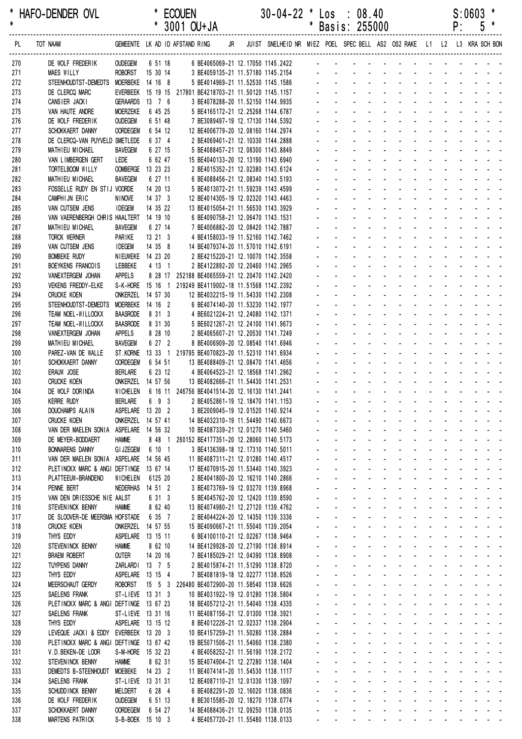HAFO-DENDER OVL * ECOUEN 30-04-22 * Los : 08.40 S:0603 *
* 3001 OU+JA * Basis: 255000 P: 5 *

| PL | TOT NAAM | GEMEENTE | LK | AD | ID | AFSTAND | RING | JR | JUIST | SNELHEID | NR | MIEZ | POEL | SPEC | BELL | AS2 | OS2 | RAKE | L1 | L2 | L3 | KRA | SCH | BON |
|---|---|---|---|---|---|---|---|---|---|---|---|---|---|---|---|---|---|---|---|---|---|---|---|---|
| 270 | DE WOLF FREDERIK | OUDEGEM | 6 | 51 | 18 | | 6 BE4065069-21 | | 12.17050 | 1145.2422 | | - | - | - | - | - | - | - | - | - | - | - | - | - |
| 271 | MAES WILLY | ROBORST | 15 | 30 | 14 | | 3 BE4059135-21 | | 11.57180 | 1145.2154 | | - | - | - | - | - | - | - | - | - | - | - | - | - |
| 272 | STEENHOUDTST-DEMEDTS | MOERBEKE | 14 | 16 | 8 | | 5 BE4014969-21 | | 11.52530 | 1145.1586 | | - | - | - | - | - | - | - | - | - | - | - | - | - |
| 273 | DE CLERCQ MARC | EVERBEEK | 15 | 19 | 15 | 217801 | BE4218703-21 | | 11.50120 | 1145.1157 | | - | - | - | - | - | - | - | - | - | - | - | - | - |
| 274 | CANSIER JACKI | GERAARDS | 13 | 7 | 6 | | 3 BE4078288-20 | | 11.52150 | 1144.9935 | | - | - | - | - | - | - | - | - | - | - | - | - | - |
| 275 | VAN HAUTE ANDRE | MOERZEKE | 6 | 45 | 25 | | 5 BE4165172-21 | | 12.25268 | 1144.6787 | | - | - | - | - | - | - | - | - | - | - | - | - | - |
| 276 | DE WOLF FREDERIK | OUDEGEM | 6 | 51 | 48 | | 7 BE3089497-19 | | 12.17130 | 1144.5392 | | - | - | - | - | - | - | - | - | - | - | - | - | - |
| 277 | SCHOKKAERT DANNY | OORDEGEM | 6 | 54 | 12 | | 12 BE4006779-20 | | 12.08160 | 1144.2974 | | - | - | - | - | - | - | - | - | - | - | - | - | - |
| 278 | DE CLERCQ-VAN PUYVELD | SMETLEDE | 6 | 37 | 4 | | 2 BE4069401-21 | | 12.10330 | 1144.2888 | | - | - | - | - | - | - | - | - | - | - | - | - | - |
| 279 | MATHIEU MICHAEL | BAVEGEM | 6 | 27 | 15 | | 5 BE4088457-21 | | 12.08300 | 1143.8849 | | - | - | - | - | - | - | - | - | - | - | - | - | - |
| 280 | VAN LIMBERGEN GERT | LEDE | 6 | 62 | 47 | | 15 BE4040133-20 | | 12.13190 | 1143.6940 | | - | - | - | - | - | - | - | - | - | - | - | - | - |
| 281 | TORTELBOOM WILLY | OOMBERGE | 13 | 23 | 23 | | 2 BE4015352-21 | | 12.02380 | 1143.6124 | | - | - | - | - | - | - | - | - | - | - | - | - | - |
| 282 | MATHIEU MICHAEL | BAVEGEM | 6 | 27 | 11 | | 6 BE4088456-21 | | 12.08340 | 1143.5193 | | - | - | - | - | - | - | - | - | - | - | - | - | - |
| 283 | FOSSELLE RUDY EN STIJ | VOORDE | 14 | 20 | 13 | | 5 BE4013072-21 | | 11.59239 | 1143.4599 | | - | - | - | - | - | - | - | - | - | - | - | - | - |
| 284 | CAMPHIJN ERIC | NINOVE | 14 | 37 | 3 | | 12 BE4014305-19 | | 12.02320 | 1143.4463 | | - | - | - | - | - | - | - | - | - | - | - | - | - |
| 285 | VAN CUTSEM JENS | IDEGEM | 14 | 35 | 22 | | 13 BE4015054-21 | | 11.56530 | 1143.3929 | | - | - | - | - | - | - | - | - | - | - | - | - | - |
| 286 | VAN VAERENBERGH CHRIS | HAALTERT | 14 | 19 | 10 | | 6 BE4090758-21 | | 12.06470 | 1143.1531 | | - | - | - | - | - | - | - | - | - | - | - | - | - |
| 287 | MATHIEU MICHAEL | BAVEGEM | 6 | 27 | 14 | | 7 BE4006882-20 | | 12.08420 | 1142.7887 | | - | - | - | - | - | - | - | - | - | - | - | - | - |
| 288 | TORCK WERNER | PARIKE | 13 | 21 | 3 | | 4 BE4158033-19 | | 11.52160 | 1142.7462 | | - | - | - | - | - | - | - | - | - | - | - | - | - |
| 289 | VAN CUTSEM JENS | IDEGEM | 14 | 35 | 8 | | 14 BE4079374-20 | | 11.57010 | 1142.6191 | | - | - | - | - | - | - | - | - | - | - | - | - | - |
| 290 | BOMBEKE RUDY | NIEUWEKE | 14 | 23 | 20 | | 2 BE4215220-21 | | 12.10070 | 1142.3558 | | - | - | - | - | - | - | - | - | - | - | - | - | - |
| 291 | BOEYKENS FRANCOIS | LEBBEKE | 4 | 13 | 1 | | 2 BE4122892-20 | | 12.20460 | 1142.2965 | | - | - | - | - | - | - | - | - | - | - | - | - | - |
| 292 | VANEXTERGEM JOHAN | APPELS | 8 | 28 | 17 | 252188 | BE4065559-21 | | 12.20470 | 1142.2420 | | - | - | - | - | - | - | - | - | - | - | - | - | - |
| 293 | VEKENS FREDDY-ELKE | S-K-HORE | 15 | 16 | 1 | 219249 | BE4119002-18 | | 11.51568 | 1142.2392 | | - | - | - | - | - | - | - | - | - | - | - | - | - |
| 294 | CRUCKE KOEN | ONKERZEL | 14 | 57 | 30 | | 12 BE4032215-19 | | 11.54330 | 1142.2308 | | - | - | - | - | - | - | - | - | - | - | - | - | - |
| 295 | STEENHOUDTST-DEMEDTS | MOERBEKE | 14 | 16 | 2 | | 6 BE4074140-20 | | 11.53230 | 1142.1977 | | - | - | - | - | - | - | - | - | - | - | - | - | - |
| 296 | TEAM NOEL-WILLOCKX | BAASRODE | 8 | 31 | 3 | | 4 BE6021224-21 | | 12.24080 | 1142.1371 | | - | - | - | - | - | - | - | - | - | - | - | - | - |
| 297 | TEAM NOEL-WILLOCKX | BAASRODE | 8 | 31 | 30 | | 5 BE6021267-21 | | 12.24100 | 1141.9673 | | - | - | - | - | - | - | - | - | - | - | - | - | - |
| 298 | VANEXTERGEM JOHAN | APPELS | 8 | 28 | 10 | | 2 BE4065607-21 | | 12.20530 | 1141.7249 | | - | - | - | - | - | - | - | - | - | - | - | - | - |
| 299 | MATHIEU MICHAEL | BAVEGEM | 6 | 27 | 2 | | 8 BE4006909-20 | | 12.08540 | 1141.6946 | | - | - | - | - | - | - | - | - | - | - | - | - | - |
| 300 | PAREZ-VAN DE WALLE | ST.KORNE | 13 | 33 | 1 | 219795 | BE4070823-20 | | 11.52310 | 1141.6934 | | - | - | - | - | - | - | - | - | - | - | - | - | - |
| 301 | SCHOKKAERT DANNY | OORDEGEM | 6 | 54 | 51 | | 13 BE4088409-21 | | 12.08470 | 1141.4656 | | - | - | - | - | - | - | - | - | - | - | - | - | - |
| 302 | ERAUW JOSE | BERLARE | 6 | 23 | 12 | | 4 BE4064523-21 | | 12.18568 | 1141.2962 | | - | - | - | - | - | - | - | - | - | - | - | - | - |
| 303 | CRUCKE KOEN | ONKERZEL | 14 | 57 | 56 | | 13 BE4082666-21 | | 11.54430 | 1141.2531 | | - | - | - | - | - | - | - | - | - | - | - | - | - |
| 304 | DE WOLF DORINDA | WICHELEN | 6 | 16 | 11 | 246756 | BE4041514-20 | | 12.16130 | 1141.2441 | | - | - | - | - | - | - | - | - | - | - | - | - | - |
| 305 | KERRE RUDY | BERLARE | 6 | 9 | 3 | | 2 BE4052861-19 | | 12.18470 | 1141.1153 | | - | - | - | - | - | - | - | - | - | - | - | - | - |
| 306 | DOUCHAMPS ALAIN | ASPELARE | 13 | 20 | 2 | | 3 BE2009045-19 | | 12.01520 | 1140.9214 | | - | - | - | - | - | - | - | - | - | - | - | - | - |
| 307 | CRUCKE KOEN | ONKERZEL | 14 | 57 | 41 | | 14 BE4032310-19 | | 11.54490 | 1140.6673 | | - | - | - | - | - | - | - | - | - | - | - | - | - |
| 308 | VAN DER MAELEN SONIA | ASPELARE | 14 | 56 | 32 | | 10 BE4087339-21 | | 12.01270 | 1140.5460 | | - | - | - | - | - | - | - | - | - | - | - | - | - |
| 309 | DE MEYER-BODDAERT | HAMME | 8 | 48 | 1 | 260152 | BE4177351-20 | | 12.28060 | 1140.5173 | | - | - | - | - | - | - | - | - | - | - | - | - | - |
| 310 | BONNARENS DANNY | GIJZEGEM | 6 | 10 | 1 | | 3 BE4136398-18 | | 12.17310 | 1140.5011 | | - | - | - | - | - | - | - | - | - | - | - | - | - |
| 311 | VAN DER MAELEN SONIA | ASPELARE | 14 | 56 | 45 | | 11 BE4087311-21 | | 12.01280 | 1140.4517 | | - | - | - | - | - | - | - | - | - | - | - | - | - |
| 312 | PLETINCKX MARC & ANGI | DEFTINGE | 13 | 67 | 14 | | 17 BE4070915-20 | | 11.53440 | 1140.3923 | | - | - | - | - | - | - | - | - | - | - | - | - | - |
| 313 | PLATTEEUW-BRANDENO | WICHELEN | 6125 | | 20 | | 2 BE4041800-20 | | 12.16210 | 1140.2866 | | - | - | - | - | - | - | - | - | - | - | - | - | - |
| 314 | PENNE BERT | NEDERHAS | 14 | 51 | 2 | | 3 BE4073769-19 | | 12.03270 | 1139.8968 | | - | - | - | - | - | - | - | - | - | - | - | - | - |
| 315 | VAN DEN DRIESSCHE NIE | AALST | 6 | 31 | 3 | | 5 BE4045762-20 | | 12.12420 | 1139.8590 | | - | - | - | - | - | - | - | - | - | - | - | - | - |
| 316 | STEVENINCK BENNY | HAMME | 8 | 62 | 40 | | 13 BE4074980-21 | | 12.27120 | 1139.4762 | | - | - | - | - | - | - | - | - | - | - | - | - | - |
| 317 | DE SLOOVER-DE MEERSMA | HOFSTADE | 6 | 35 | 7 | | 2 BE4044224-20 | | 12.14350 | 1139.3336 | | - | - | - | - | - | - | - | - | - | - | - | - | - |
| 318 | CRUCKE KOEN | ONKERZEL | 14 | 57 | 55 | | 15 BE4090667-21 | | 11.55040 | 1139.2054 | | - | - | - | - | - | - | - | - | - | - | - | - | - |
| 319 | THYS EDDY | ASPELARE | 13 | 15 | 11 | | 6 BE4100110-21 | | 12.02267 | 1138.9464 | | - | - | - | - | - | - | - | - | - | - | - | - | - |
| 320 | STEVENINCK BENNY | HAMME | 8 | 62 | 10 | | 14 BE4129928-20 | | 12.27190 | 1138.8914 | | - | - | - | - | - | - | - | - | - | - | - | - | - |
| 321 | BRAEM ROBERT | OUTER | 14 | 20 | 16 | | 7 BE4185029-21 | | 12.04390 | 1138.8908 | | - | - | - | - | - | - | - | - | - | - | - | - | - |
| 322 | TUYPENS DANNY | ZARLARDI | 13 | 7 | 5 | | 2 BE4015874-21 | | 11.51290 | 1138.8720 | | - | - | - | - | - | - | - | - | - | - | - | - | - |
| 323 | THYS EDDY | ASPELARE | 13 | 15 | 4 | | 7 BE4081819-18 | | 12.02277 | 1138.8526 | | - | - | - | - | - | - | - | - | - | - | - | - | - |
| 324 | MEERSCHAUT GERDY | ROBORST | 15 | 5 | 3 | 226480 | BE4072900-20 | | 11.58540 | 1138.6626 | | - | - | - | - | - | - | - | - | - | - | - | - | - |
| 325 | SAELENS FRANK | ST-LIEVE | 13 | 31 | 3 | | 10 BE4031922-19 | | 12.01280 | 1138.5804 | | - | - | - | - | - | - | - | - | - | - | - | - | - |
| 326 | PLETINCKX MARC & ANGI | DEFTINGE | 13 | 67 | 23 | | 18 BE4057212-21 | | 11.54040 | 1138.4335 | | - | - | - | - | - | - | - | - | - | - | - | - | - |
| 327 | SAELENS FRANK | ST-LIEVE | 13 | 31 | 16 | | 11 BE4087156-21 | | 12.01300 | 1138.3921 | | - | - | - | - | - | - | - | - | - | - | - | - | - |
| 328 | THYS EDDY | ASPELARE | 13 | 15 | 12 | | 8 BE4012226-21 | | 12.02337 | 1138.2904 | | - | - | - | - | - | - | - | - | - | - | - | - | - |
| 329 | LEVEQUE JACKI & EDDY | EVERBEEK | 15 | 20 | 3 | | 10 BE4157259-21 | | 11.50280 | 1138.2884 | | - | - | - | - | - | - | - | - | - | - | - | - | - |
| 330 | PLETINCKX MARC & ANGI | DEFTINGE | 13 | 67 | 42 | | 19 BE5071506-21 | | 11.54060 | 1138.2380 | | - | - | - | - | - | - | - | - | - | - | - | - | - |
| 331 | V.D.BEKEN-DE LOOR | S-M-HORE | 15 | 32 | 23 | | 4 BE4058252-21 | | 11.56190 | 1138.2172 | | - | - | - | - | - | - | - | - | - | - | - | - | - |
| 332 | STEVENINCK BENNY | HAMME | 8 | 62 | 31 | | 15 BE4074904-21 | | 12.27280 | 1138.1404 | | - | - | - | - | - | - | - | - | - | - | - | - | - |
| 333 | DEMEDTS B-STEENHOUDT | MOEBEKE | 14 | 23 | 2 | | 11 BE4074141-20 | | 11.54530 | 1138.1117 | | - | - | - | - | - | - | - | - | - | - | - | - | - |
| 334 | SAELENS FRANK | ST-LIEVE | 13 | 31 | 31 | | 12 BE4087110-21 | | 12.01330 | 1138.1097 | | - | - | - | - | - | - | - | - | - | - | - | - | - |
| 335 | SCHUDDINCK BENNY | MELDERT | 6 | 28 | 4 | | 6 BE4082291-20 | | 12.16020 | 1138.0836 | | - | - | - | - | - | - | - | - | - | - | - | - | - |
| 336 | DE WOLF FREDERIK | OUDEGEM | 6 | 51 | 13 | | 8 BE3015585-20 | | 12.18270 | 1138.0774 | | - | - | - | - | - | - | - | - | - | - | - | - | - |
| 337 | SCHOKKAERT DANNY | OORDEGEM | 6 | 54 | 27 | | 14 BE4088436-21 | | 12.09250 | 1138.0135 | | - | - | - | - | - | - | - | - | - | - | - | - | - |
| 338 | MARTENS PATRICK | S-B-BOEK | 15 | 10 | 3 | | 4 BE4057720-21 | | 11.55480 | 1138.0133 | | - | - | - | - | - | - | - | - | - | - | - | - | - |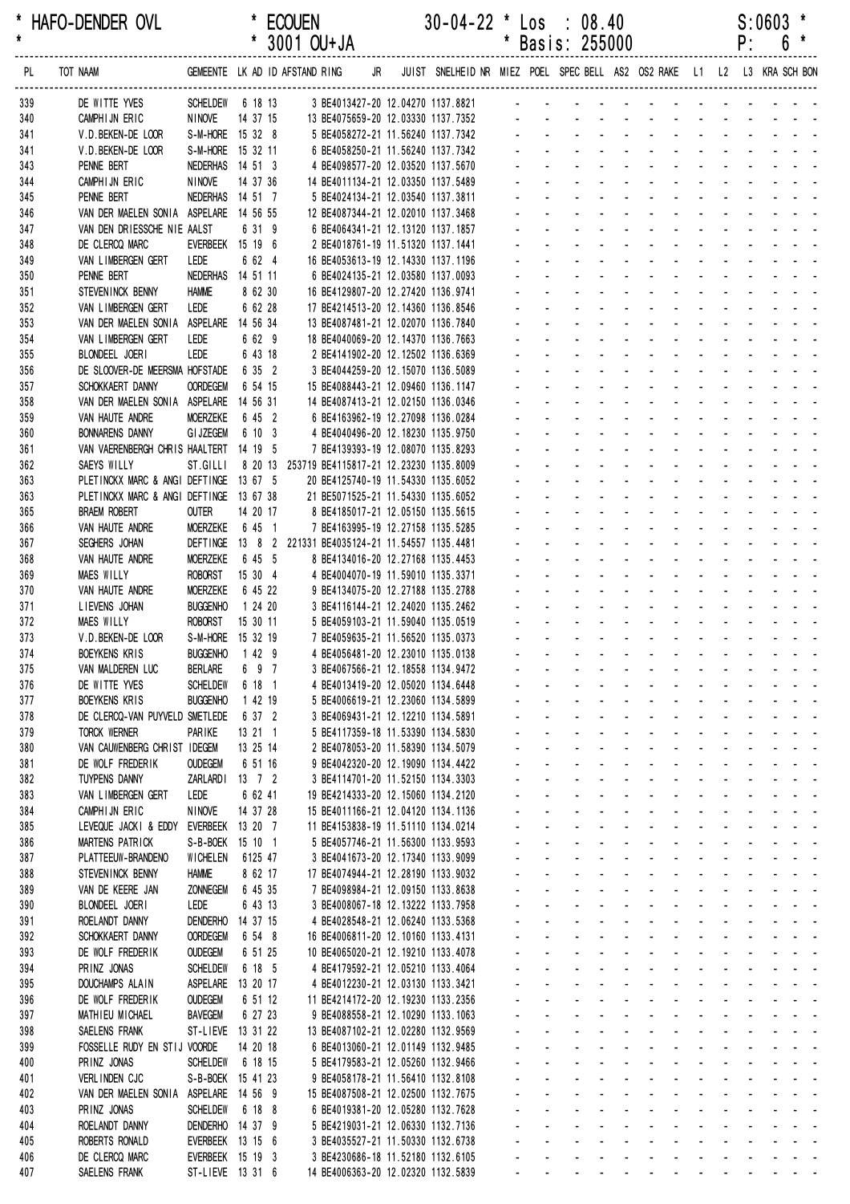\* HAFO-DENDER OVL \* ECOUEN 30-04-22 \* Los : 08.40 S:0603 \*
\* \* 3001 OU+JA \* Basis: 255000 P: 6 \*

| PL | TOT NAAM | GEMEENTE | LK | AD | ID | AFSTAND RING | JR | JUIST | SNELHEID | NR | MIEZ | POEL | SPEC | BELL | AS2 | OS2 | RAKE | L1 | L2 | L3 | KRA | SCH | BON |
|---|---|---|---|---|---|---|---|---|---|---|---|---|---|---|---|---|---|---|---|---|---|---|---|
| 339 | DE WITTE YVES | SCHELDEW | 6 | 18 | 13 | 3 BE4013427-20 | | 12.04270 | 1137.8821 | | - | - | - | - | - | - | - | - | - | - | - | - | - |
| 340 | CAMPHIJN ERIC | NINOVE | 14 | 37 | 15 | 13 BE4075659-20 | | 12.03330 | 1137.7352 | | - | - | - | - | - | - | - | - | - | - | - | - | - |
| 341 | V.D.BEKEN-DE LOOR | S-M-HORE | 15 | 32 | 8 | 5 BE4058272-21 | | 11.56240 | 1137.7342 | | - | - | - | - | - | - | - | - | - | - | - | - | - |
| 341 | V.D.BEKEN-DE LOOR | S-M-HORE | 15 | 32 | 11 | 6 BE4058250-21 | | 11.56240 | 1137.7342 | | - | - | - | - | - | - | - | - | - | - | - | - | - |
| 343 | PENNE BERT | NEDERHAS | 14 | 51 | 3 | 4 BE4098577-20 | | 12.03520 | 1137.5670 | | - | - | - | - | - | - | - | - | - | - | - | - | - |
| 344 | CAMPHIJN ERIC | NINOVE | 14 | 37 | 36 | 14 BE4011134-21 | | 12.03350 | 1137.5489 | | - | - | - | - | - | - | - | - | - | - | - | - | - |
| 345 | PENNE BERT | NEDERHAS | 14 | 51 | 7 | 5 BE4024134-21 | | 12.03540 | 1137.3811 | | - | - | - | - | - | - | - | - | - | - | - | - | - |
| 346 | VAN DER MAELEN SONIA | ASPELARE | 14 | 56 | 55 | 12 BE4087344-21 | | 12.02010 | 1137.3468 | | - | - | - | - | - | - | - | - | - | - | - | - | - |
| 347 | VAN DEN DRIESSCHE NIE | AALST | 6 | 31 | 9 | 6 BE4064341-21 | | 12.13120 | 1137.1857 | | - | - | - | - | - | - | - | - | - | - | - | - | - |
| 348 | DE CLERCQ MARC | EVERBEEK | 15 | 19 | 6 | 2 BE4018761-19 | | 11.51320 | 1137.1441 | | - | - | - | - | - | - | - | - | - | - | - | - | - |
| 349 | VAN LIMBERGEN GERT | LEDE | 6 | 62 | 4 | 16 BE4053613-19 | | 12.14330 | 1137.1196 | | - | - | - | - | - | - | - | - | - | - | - | - | - |
| 350 | PENNE BERT | NEDERHAS | 14 | 51 | 11 | 6 BE4024135-21 | | 12.03580 | 1137.0093 | | - | - | - | - | - | - | - | - | - | - | - | - | - |
| 351 | STEVENINCK BENNY | HAMME | 8 | 62 | 30 | 16 BE4129807-20 | | 12.27420 | 1136.9741 | | - | - | - | - | - | - | - | - | - | - | - | - | - |
| 352 | VAN LIMBERGEN GERT | LEDE | 6 | 62 | 28 | 17 BE4214513-20 | | 12.14360 | 1136.8546 | | - | - | - | - | - | - | - | - | - | - | - | - | - |
| 353 | VAN DER MAELEN SONIA | ASPELARE | 14 | 56 | 34 | 13 BE4087481-21 | | 12.02070 | 1136.7840 | | - | - | - | - | - | - | - | - | - | - | - | - | - |
| 354 | VAN LIMBERGEN GERT | LEDE | 6 | 62 | 9 | 18 BE4040069-20 | | 12.14370 | 1136.7663 | | - | - | - | - | - | - | - | - | - | - | - | - | - |
| 355 | BLONDEEL JOERI | LEDE | 6 | 43 | 18 | 2 BE4141902-20 | | 12.12502 | 1136.6369 | | - | - | - | - | - | - | - | - | - | - | - | - | - |
| 356 | DE SLOOVER-DE MEERSMA | HOFSTADE | 6 | 35 | 2 | 3 BE4044259-20 | | 12.15070 | 1136.5089 | | - | - | - | - | - | - | - | - | - | - | - | - | - |
| 357 | SCHOKKAERT DANNY | OORDEGEM | 6 | 54 | 15 | 15 BE4088443-21 | | 12.09460 | 1136.1147 | | - | - | - | - | - | - | - | - | - | - | - | - | - |
| 358 | VAN DER MAELEN SONIA | ASPELARE | 14 | 56 | 31 | 14 BE4087413-21 | | 12.02150 | 1136.0346 | | - | - | - | - | - | - | - | - | - | - | - | - | - |
| 359 | VAN HAUTE ANDRE | MOERZEKE | 6 | 45 | 2 | 6 BE4163962-19 | | 12.27098 | 1136.0284 | | - | - | - | - | - | - | - | - | - | - | - | - | - |
| 360 | BONNARENS DANNY | GIJZEGEM | 6 | 10 | 3 | 4 BE4040496-20 | | 12.18230 | 1135.9750 | | - | - | - | - | - | - | - | - | - | - | - | - | - |
| 361 | VAN VAERENBERGH CHRIS | HAALTERT | 14 | 19 | 5 | 7 BE4139393-19 | | 12.08070 | 1135.8293 | | - | - | - | - | - | - | - | - | - | - | - | - | - |
| 362 | SAEYS WILLY | ST.GILLI | 8 | 20 | 13 | 253719 BE4115817-21 | | 12.23230 | 1135.8009 | | - | - | - | - | - | - | - | - | - | - | - | - | - |
| 363 | PLETINCKX MARC & ANGI | DEFTINGE | 13 | 67 | 5 | 20 BE4125740-19 | | 11.54330 | 1135.6052 | | - | - | - | - | - | - | - | - | - | - | - | - | - |
| 363 | PLETINCKX MARC & ANGI | DEFTINGE | 13 | 67 | 38 | 21 BE5071525-21 | | 11.54330 | 1135.6052 | | - | - | - | - | - | - | - | - | - | - | - | - | - |
| 365 | BRAEM ROBERT | OUTER | 14 | 20 | 17 | 8 BE4185017-21 | | 12.05150 | 1135.5615 | | - | - | - | - | - | - | - | - | - | - | - | - | - |
| 366 | VAN HAUTE ANDRE | MOERZEKE | 6 | 45 | 1 | 7 BE4163995-19 | | 12.27158 | 1135.5285 | | - | - | - | - | - | - | - | - | - | - | - | - | - |
| 367 | SEGHERS JOHAN | DEFTINGE | 13 | 8 | 2 | 221331 BE4035124-21 | | 11.54557 | 1135.4481 | | - | - | - | - | - | - | - | - | - | - | - | - | - |
| 368 | VAN HAUTE ANDRE | MOERZEKE | 6 | 45 | 5 | 8 BE4134016-20 | | 12.27168 | 1135.4453 | | - | - | - | - | - | - | - | - | - | - | - | - | - |
| 369 | MAES WILLY | ROBORST | 15 | 30 | 4 | 4 BE4004070-19 | | 11.59010 | 1135.3371 | | - | - | - | - | - | - | - | - | - | - | - | - | - |
| 370 | VAN HAUTE ANDRE | MOERZEKE | 6 | 45 | 22 | 9 BE4134075-20 | | 12.27188 | 1135.2788 | | - | - | - | - | - | - | - | - | - | - | - | - | - |
| 371 | LIEVENS JOHAN | BUGGENHO | 1 | 24 | 20 | 3 BE4116144-21 | | 12.24020 | 1135.2462 | | - | - | - | - | - | - | - | - | - | - | - | - | - |
| 372 | MAES WILLY | ROBORST | 15 | 30 | 11 | 5 BE4059103-21 | | 11.59040 | 1135.0519 | | - | - | - | - | - | - | - | - | - | - | - | - | - |
| 373 | V.D.BEKEN-DE LOOR | S-M-HORE | 15 | 32 | 19 | 7 BE4059635-21 | | 11.56520 | 1135.0373 | | - | - | - | - | - | - | - | - | - | - | - | - | - |
| 374 | BOEYKENS KRIS | BUGGENHO | 1 | 42 | 9 | 4 BE4056481-21 | | 12.23010 | 1135.0138 | | - | - | - | - | - | - | - | - | - | - | - | - | - |
| 375 | VAN MALDEREN LUC | BERLARE | 6 | 9 | 7 | 3 BE4067566-21 | | 12.18558 | 1134.9472 | | - | - | - | - | - | - | - | - | - | - | - | - | - |
| 376 | DE WITTE YVES | SCHELDEW | 6 | 18 | 1 | 4 BE4013419-20 | | 12.05020 | 1134.6448 | | - | - | - | - | - | - | - | - | - | - | - | - | - |
| 377 | BOEYKENS KRIS | BUGGENHO | 1 | 42 | 19 | 5 BE4006619-21 | | 12.23060 | 1134.5899 | | - | - | - | - | - | - | - | - | - | - | - | - | - |
| 378 | DE CLERCQ-VAN PUYVELD | SMETLEDE | 6 | 37 | 2 | 3 BE4069431-21 | | 12.12210 | 1134.5891 | | - | - | - | - | - | - | - | - | - | - | - | - | - |
| 379 | TORCK WERNER | PARIKE | 13 | 21 | 1 | 5 BE4117359-18 | | 11.53390 | 1134.5830 | | - | - | - | - | - | - | - | - | - | - | - | - | - |
| 380 | VAN CAUWENBERG CHRIST | IDEGEM | 13 | 25 | 14 | 2 BE4078053-20 | | 11.58390 | 1134.5079 | | - | - | - | - | - | - | - | - | - | - | - | - | - |
| 381 | DE WOLF FREDERIK | OUDEGEM | 6 | 51 | 16 | 9 BE4042320-20 | | 12.19090 | 1134.4422 | | - | - | - | - | - | - | - | - | - | - | - | - | - |
| 382 | TUYPENS DANNY | ZARLARDI | 13 | 7 | 2 | 3 BE4114701-20 | | 11.52150 | 1134.3303 | | - | - | - | - | - | - | - | - | - | - | - | - | - |
| 383 | VAN LIMBERGEN GERT | LEDE | 6 | 62 | 41 | 19 BE4214333-20 | | 12.15060 | 1134.2120 | | - | - | - | - | - | - | - | - | - | - | - | - | - |
| 384 | CAMPHIJN ERIC | NINOVE | 14 | 37 | 28 | 15 BE4011166-21 | | 12.04120 | 1134.1136 | | - | - | - | - | - | - | - | - | - | - | - | - | - |
| 385 | LEVEQUE JACKI & EDDY | EVERBEEK | 13 | 20 | 7 | 11 BE4153838-19 | | 11.51110 | 1134.0214 | | - | - | - | - | - | - | - | - | - | - | - | - | - |
| 386 | MARTENS PATRICK | S-B-BOEK | 15 | 10 | 1 | 5 BE4057746-21 | | 11.56300 | 1133.9593 | | - | - | - | - | - | - | - | - | - | - | - | - | - |
| 387 | PLATTEEUW-BRANDENO | WICHELEN | 6 | 125 | 47 | 3 BE4041673-20 | | 12.17340 | 1133.9099 | | - | - | - | - | - | - | - | - | - | - | - | - | - |
| 388 | STEVENINCK BENNY | HAMME | 8 | 62 | 17 | 17 BE4074944-21 | | 12.28190 | 1133.9032 | | - | - | - | - | - | - | - | - | - | - | - | - | - |
| 389 | VAN DE KEERE JAN | ZONNEGEM | 6 | 45 | 35 | 7 BE4098984-21 | | 12.09150 | 1133.8638 | | - | - | - | - | - | - | - | - | - | - | - | - | - |
| 390 | BLONDEEL JOERI | LEDE | 6 | 43 | 13 | 3 BE4008067-18 | | 12.13222 | 1133.7958 | | - | - | - | - | - | - | - | - | - | - | - | - | - |
| 391 | ROELANDT DANNY | DENDERHO | 14 | 37 | 15 | 4 BE4028548-21 | | 12.06240 | 1133.5368 | | - | - | - | - | - | - | - | - | - | - | - | - | - |
| 392 | SCHOKKAERT DANNY | OORDEGEM | 6 | 54 | 8 | 16 BE4006811-20 | | 12.10160 | 1133.4131 | | - | - | - | - | - | - | - | - | - | - | - | - | - |
| 393 | DE WOLF FREDERIK | OUDEGEM | 6 | 51 | 25 | 10 BE4065020-21 | | 12.19210 | 1133.4078 | | - | - | - | - | - | - | - | - | - | - | - | - | - |
| 394 | PRINZ JONAS | SCHELDEW | 6 | 18 | 5 | 4 BE4179592-21 | | 12.05210 | 1133.4064 | | - | - | - | - | - | - | - | - | - | - | - | - | - |
| 395 | DOUCHAMPS ALAIN | ASPELARE | 13 | 20 | 17 | 4 BE4012230-21 | | 12.03130 | 1133.3421 | | - | - | - | - | - | - | - | - | - | - | - | - | - |
| 396 | DE WOLF FREDERIK | OUDEGEM | 6 | 51 | 12 | 11 BE4214172-20 | | 12.19230 | 1133.2356 | | - | - | - | - | - | - | - | - | - | - | - | - | - |
| 397 | MATHIEU MICHAEL | BAVEGEM | 6 | 27 | 23 | 9 BE4088558-21 | | 12.10290 | 1133.1063 | | - | - | - | - | - | - | - | - | - | - | - | - | - |
| 398 | SAELENS FRANK | ST-LIEVE | 13 | 31 | 22 | 13 BE4087102-21 | | 12.02280 | 1132.9569 | | - | - | - | - | - | - | - | - | - | - | - | - | - |
| 399 | FOSSELLE RUDY EN STIJ | VOORDE | 14 | 20 | 18 | 6 BE4013060-21 | | 12.01149 | 1132.9485 | | - | - | - | - | - | - | - | - | - | - | - | - | - |
| 400 | PRINZ JONAS | SCHELDEW | 6 | 18 | 15 | 5 BE4179583-21 | | 12.05260 | 1132.9466 | | - | - | - | - | - | - | - | - | - | - | - | - | - |
| 401 | VERLINDEN CJC | S-B-BOEK | 15 | 41 | 23 | 9 BE4058178-21 | | 11.56410 | 1132.8108 | | - | - | - | - | - | - | - | - | - | - | - | - | - |
| 402 | VAN DER MAELEN SONIA | ASPELARE | 14 | 56 | 9 | 15 BE4087508-21 | | 12.02500 | 1132.7675 | | - | - | - | - | - | - | - | - | - | - | - | - | - |
| 403 | PRINZ JONAS | SCHELDEW | 6 | 18 | 8 | 6 BE4019381-20 | | 12.05280 | 1132.7628 | | - | - | - | - | - | - | - | - | - | - | - | - | - |
| 404 | ROELANDT DANNY | DENDERHO | 14 | 37 | 9 | 5 BE4219031-21 | | 12.06330 | 1132.7136 | | - | - | - | - | - | - | - | - | - | - | - | - | - |
| 405 | ROBERTS RONALD | EVERBEEK | 13 | 15 | 6 | 3 BE4035527-21 | | 11.50330 | 1132.6738 | | - | - | - | - | - | - | - | - | - | - | - | - | - |
| 406 | DE CLERCQ MARC | EVERBEEK | 15 | 19 | 3 | 3 BE4230686-18 | | 11.52180 | 1132.6105 | | - | - | - | - | - | - | - | - | - | - | - | - | - |
| 407 | SAELENS FRANK | ST-LIEVE | 13 | 31 | 6 | 14 BE4006363-20 | | 12.02320 | 1132.5839 | | - | - | - | - | - | - | - | - | - | - | - | - | - |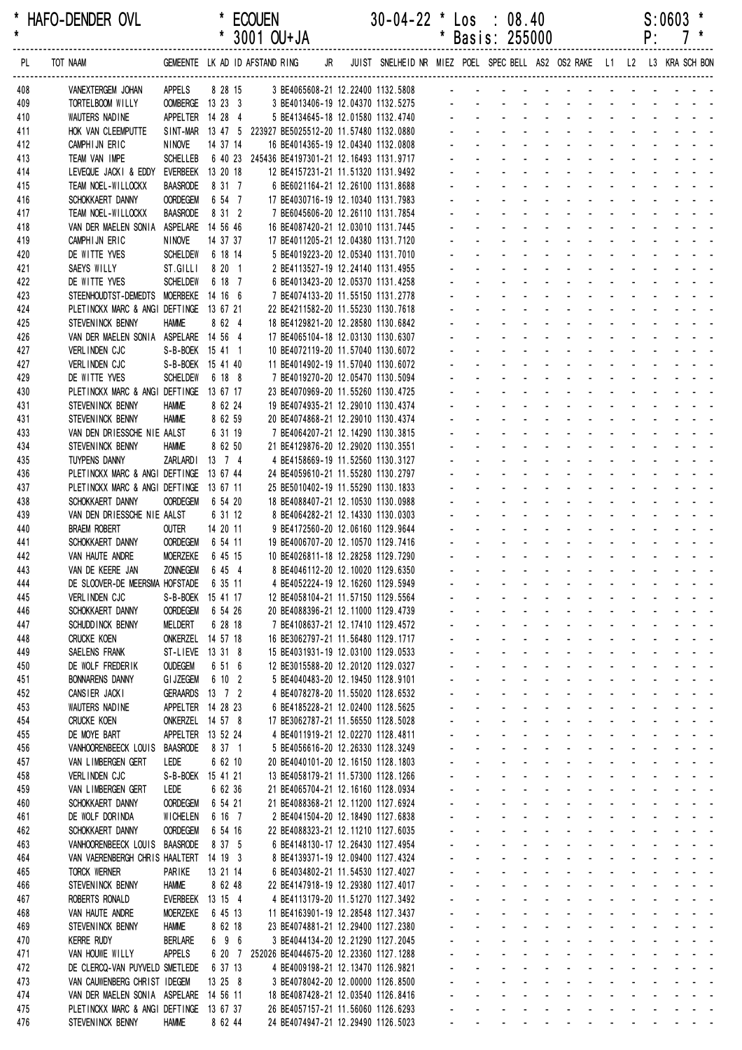\* HAFO-DENDER OVL \* ECOUEN 30-04-22 \* Los : 08.40 S:0603 \*
\* \* 3001 OU+JA \* Basis: 255000 P: 7 \*

| PL | TOT NAAM | GEMEENTE | LK | AD | ID | AFSTAND | RING | JR | JUIST | SNELHEID | NR | MIEZ | POEL | SPEC | BELL | AS2 | OS2 | RAKE | L1 | L2 | L3 | KRA | SCH | BON |
|---|---|---|---|---|---|---|---|---|---|---|---|---|---|---|---|---|---|---|---|---|---|---|---|---|
| 408 | VANEXTERGEM JOHAN | APPELS | 8 | 28 | 15 | | 3 BE4065608-21 | | 12.22400 | 1132.5808 | | - | - | - | - | - | - | - | - | - | - | - | - | - |
| 409 | TORTELBOOM WILLY | OOMBERGE | 13 | 23 | 3 | | 3 BE4013406-19 | | 12.04370 | 1132.5275 | | - | - | - | - | - | - | - | - | - | - | - | - | - |
| 410 | WAUTERS NADINE | APPELTER | 14 | 28 | 4 | | 5 BE4134645-18 | | 12.01580 | 1132.4740 | | - | - | - | - | - | - | - | - | - | - | - | - | - |
| 411 | HOK VAN CLEEMPUTTE | SINT-MAR | 13 | 47 | 5 | 223927 | BE5025512-20 | | 11.57480 | 1132.0880 | | - | - | - | - | - | - | - | - | - | - | - | - | - |
| 412 | CAMPHIJN ERIC | NINOVE | 14 | 37 | 14 | | 16 BE4014365-19 | | 12.04340 | 1132.0808 | | - | - | - | - | - | - | - | - | - | - | - | - | - |
| 413 | TEAM VAN IMPE | SCHELLEB | 6 | 40 | 23 | 245436 | BE4197301-21 | | 12.16493 | 1131.9717 | | - | - | - | - | - | - | - | - | - | - | - | - | - |
| 414 | LEVEQUE JACKI & EDDY | EVERBEEK | 13 | 20 | 18 | | 12 BE4157231-21 | | 11.51320 | 1131.9492 | | - | - | - | - | - | - | - | - | - | - | - | - | - |
| 415 | TEAM NOEL-WILLOCKX | BAASRODE | 8 | 31 | 7 | | 6 BE6021164-21 | | 12.26100 | 1131.8688 | | - | - | - | - | - | - | - | - | - | - | - | - | - |
| 416 | SCHOKKAERT DANNY | OORDEGEM | 6 | 54 | 7 | | 17 BE4030716-19 | | 12.10340 | 1131.7983 | | - | - | - | - | - | - | - | - | - | - | - | - | - |
| 417 | TEAM NOEL-WILLOCKX | BAASRODE | 8 | 31 | 2 | | 7 BE6045606-20 | | 12.26110 | 1131.7854 | | - | - | - | - | - | - | - | - | - | - | - | - | - |
| 418 | VAN DER MAELEN SONIA | ASPELARE | 14 | 56 | 46 | | 16 BE4087420-21 | | 12.03010 | 1131.7445 | | - | - | - | - | - | - | - | - | - | - | - | - | - |
| 419 | CAMPHIJN ERIC | NINOVE | 14 | 37 | 37 | | 17 BE4011205-21 | | 12.04380 | 1131.7120 | | - | - | - | - | - | - | - | - | - | - | - | - | - |
| 420 | DE WITTE YVES | SCHELDEW | 6 | 18 | 14 | | 5 BE4019223-20 | | 12.05340 | 1131.7010 | | - | - | - | - | - | - | - | - | - | - | - | - | - |
| 421 | SAEYS WILLY | ST.GILLI | 8 | 20 | 1 | | 2 BE4113527-19 | | 12.24140 | 1131.4955 | | - | - | - | - | - | - | - | - | - | - | - | - | - |
| 422 | DE WITTE YVES | SCHELDEW | 6 | 18 | 7 | | 6 BE4013423-20 | | 12.05370 | 1131.4258 | | - | - | - | - | - | - | - | - | - | - | - | - | - |
| 423 | STEENHOUDTST-DEMEDTS | MOERBEKE | 14 | 16 | 6 | | 7 BE4074133-20 | | 11.55150 | 1131.2778 | | - | - | - | - | - | - | - | - | - | - | - | - | - |
| 424 | PLETINCKX MARC & ANGI | DEFTINGE | 13 | 67 | 21 | | 22 BE4211582-20 | | 11.55230 | 1130.7618 | | - | - | - | - | - | - | - | - | - | - | - | - | - |
| 425 | STEVENINCK BENNY | HAMME | 8 | 62 | 4 | | 18 BE4129821-20 | | 12.28580 | 1130.6842 | | - | - | - | - | - | - | - | - | - | - | - | - | - |
| 426 | VAN DER MAELEN SONIA | ASPELARE | 14 | 56 | 4 | | 17 BE4065104-18 | | 12.03130 | 1130.6307 | | - | - | - | - | - | - | - | - | - | - | - | - | - |
| 427 | VERLINDEN CJC | S-B-BOEK | 15 | 41 | 1 | | 10 BE4072119-20 | | 11.57040 | 1130.6072 | | - | - | - | - | - | - | - | - | - | - | - | - | - |
| 427 | VERLINDEN CJC | S-B-BOEK | 15 | 41 | 40 | | 11 BE4014902-19 | | 11.57040 | 1130.6072 | | - | - | - | - | - | - | - | - | - | - | - | - | - |
| 429 | DE WITTE YVES | SCHELDEW | 6 | 18 | 8 | | 7 BE4019270-20 | | 12.05470 | 1130.5094 | | - | - | - | - | - | - | - | - | - | - | - | - | - |
| 430 | PLETINCKX MARC & ANGI | DEFTINGE | 13 | 67 | 17 | | 23 BE4070969-21 | | 11.55260 | 1130.4725 | | - | - | - | - | - | - | - | - | - | - | - | - | - |
| 431 | STEVENINCK BENNY | HAMME | 8 | 62 | 24 | | 19 BE4074935-21 | | 12.29010 | 1130.4374 | | - | - | - | - | - | - | - | - | - | - | - | - | - |
| 431 | STEVENINCK BENNY | HAMME | 8 | 62 | 59 | | 20 BE4074868-21 | | 12.29010 | 1130.4374 | | - | - | - | - | - | - | - | - | - | - | - | - | - |
| 433 | VAN DEN DRIESSCHE NIE | AALST | 6 | 31 | 19 | | 7 BE4064207-21 | | 12.14290 | 1130.3815 | | - | - | - | - | - | - | - | - | - | - | - | - | - |
| 434 | STEVENINCK BENNY | HAMME | 8 | 62 | 50 | | 21 BE4129876-20 | | 12.29020 | 1130.3551 | | - | - | - | - | - | - | - | - | - | - | - | - | - |
| 435 | TUYPENS DANNY | ZARLARDI | 13 | 7 | 4 | | 4 BE4158669-19 | | 11.52560 | 1130.3127 | | - | - | - | - | - | - | - | - | - | - | - | - | - |
| 436 | PLETINCKX MARC & ANGI | DEFTINGE | 13 | 67 | 44 | | 24 BE4059610-21 | | 11.55280 | 1130.2797 | | - | - | - | - | - | - | - | - | - | - | - | - | - |
| 437 | PLETINCKX MARC & ANGI | DEFTINGE | 13 | 67 | 11 | | 25 BE5010402-19 | | 11.55290 | 1130.1833 | | - | - | - | - | - | - | - | - | - | - | - | - | - |
| 438 | SCHOKKAERT DANNY | OORDEGEM | 6 | 54 | 20 | | 18 BE4088407-21 | | 12.10530 | 1130.0988 | | - | - | - | - | - | - | - | - | - | - | - | - | - |
| 439 | VAN DEN DRIESSCHE NIE | AALST | 6 | 31 | 12 | | 8 BE4064282-21 | | 12.14330 | 1130.0303 | | - | - | - | - | - | - | - | - | - | - | - | - | - |
| 440 | BRAEM ROBERT | OUTER | 14 | 20 | 11 | | 9 BE4172560-20 | | 12.06160 | 1129.9644 | | - | - | - | - | - | - | - | - | - | - | - | - | - |
| 441 | SCHOKKAERT DANNY | OORDEGEM | 6 | 54 | 11 | | 19 BE4006707-20 | | 12.10570 | 1129.7416 | | - | - | - | - | - | - | - | - | - | - | - | - | - |
| 442 | VAN HAUTE ANDRE | MOERZEKE | 6 | 45 | 15 | | 10 BE4026811-18 | | 12.28258 | 1129.7290 | | - | - | - | - | - | - | - | - | - | - | - | - | - |
| 443 | VAN DE KEERE JAN | ZONNEGEM | 6 | 45 | 4 | | 8 BE4046112-20 | | 12.10020 | 1129.6350 | | - | - | - | - | - | - | - | - | - | - | - | - | - |
| 444 | DE SLOOVER-DE MEERSMA | HOFSTADE | 6 | 35 | 11 | | 4 BE4052224-19 | | 12.16260 | 1129.5949 | | - | - | - | - | - | - | - | - | - | - | - | - | - |
| 445 | VERLINDEN CJC | S-B-BOEK | 15 | 41 | 17 | | 12 BE4058104-21 | | 11.57150 | 1129.5564 | | - | - | - | - | - | - | - | - | - | - | - | - | - |
| 446 | SCHOKKAERT DANNY | OORDEGEM | 6 | 54 | 26 | | 20 BE4088396-21 | | 12.11000 | 1129.4739 | | - | - | - | - | - | - | - | - | - | - | - | - | - |
| 447 | SCHUDDINCK BENNY | MELDERT | 6 | 28 | 18 | | 7 BE4108637-21 | | 12.17410 | 1129.4572 | | - | - | - | - | - | - | - | - | - | - | - | - | - |
| 448 | CRUCKE KOEN | ONKERZEL | 14 | 57 | 18 | | 16 BE3062797-21 | | 11.56480 | 1129.1717 | | - | - | - | - | - | - | - | - | - | - | - | - | - |
| 449 | SAELENS FRANK | ST-LIEVE | 13 | 31 | 8 | | 15 BE4031931-19 | | 12.03100 | 1129.0533 | | - | - | - | - | - | - | - | - | - | - | - | - | - |
| 450 | DE WOLF FREDERIK | OUDEGEM | 6 | 51 | 6 | | 12 BE3015588-20 | | 12.20120 | 1129.0327 | | - | - | - | - | - | - | - | - | - | - | - | - | - |
| 451 | BONNARENS DANNY | GIJZEGEM | 6 | 10 | 2 | | 5 BE4040483-20 | | 12.19450 | 1128.9101 | | - | - | - | - | - | - | - | - | - | - | - | - | - |
| 452 | CANSIER JACKI | GERAARDS | 13 | 7 | 2 | | 4 BE4078278-20 | | 11.55020 | 1128.6532 | | - | - | - | - | - | - | - | - | - | - | - | - | - |
| 453 | WAUTERS NADINE | APPELTER | 14 | 28 | 23 | | 6 BE4185228-21 | | 12.02400 | 1128.5625 | | - | - | - | - | - | - | - | - | - | - | - | - | - |
| 454 | CRUCKE KOEN | ONKERZEL | 14 | 57 | 8 | | 17 BE3062787-21 | | 11.56850 | 1128.5028 | | - | - | - | - | - | - | - | - | - | - | - | - | - |
| 455 | DE MOYE BART | APPELTER | 13 | 52 | 24 | | 4 BE4011919-21 | | 12.02270 | 1128.4811 | | - | - | - | - | - | - | - | - | - | - | - | - | - |
| 456 | VANHOORENBEECK LOUIS | BAASRODE | 8 | 37 | 1 | | 5 BE4056616-20 | | 12.26330 | 1128.3249 | | - | - | - | - | - | - | - | - | - | - | - | - | - |
| 457 | VAN LIMBERGEN GERT | LEDE | 6 | 62 | 10 | | 20 BE4040101-20 | | 12.16150 | 1128.1803 | | - | - | - | - | - | - | - | - | - | - | - | - | - |
| 458 | VERLINDEN CJC | S-B-BOEK | 15 | 41 | 21 | | 13 BE4058179-21 | | 11.57300 | 1128.1266 | | - | - | - | - | - | - | - | - | - | - | - | - | - |
| 459 | VAN LIMBERGEN GERT | LEDE | 6 | 62 | 36 | | 21 BE4065704-21 | | 12.16160 | 1128.0934 | | - | - | - | - | - | - | - | - | - | - | - | - | - |
| 460 | SCHOKKAERT DANNY | OORDEGEM | 6 | 54 | 21 | | 21 BE4088368-21 | | 12.11200 | 1127.6924 | | - | - | - | - | - | - | - | - | - | - | - | - | - |
| 461 | DE WOLF DORINDA | WICHELEN | 6 | 16 | 7 | | 2 BE4041504-20 | | 12.18490 | 1127.6838 | | - | - | - | - | - | - | - | - | - | - | - | - | - |
| 462 | SCHOKKAERT DANNY | OORDEGEM | 6 | 54 | 16 | | 22 BE4088323-21 | | 12.11210 | 1127.6035 | | - | - | - | - | - | - | - | - | - | - | - | - | - |
| 463 | VANHOORENBEECK LOUIS | BAASRODE | 8 | 37 | 5 | | 6 BE4148130-17 | | 12.26430 | 1127.4954 | | - | - | - | - | - | - | - | - | - | - | - | - | - |
| 464 | VAN VAERENBERGH CHRIS | HAALTERT | 14 | 19 | 3 | | 8 BE4139371-19 | | 12.09400 | 1127.4324 | | - | - | - | - | - | - | - | - | - | - | - | - | - |
| 465 | TORCK WERNER | PARIKE | 13 | 21 | 14 | | 6 BE4034802-21 | | 11.54530 | 1127.4027 | | - | - | - | - | - | - | - | - | - | - | - | - | - |
| 466 | STEVENINCK BENNY | HAMME | 8 | 62 | 48 | | 22 BE4147918-19 | | 12.29380 | 1127.4017 | | - | - | - | - | - | - | - | - | - | - | - | - | - |
| 467 | ROBERTS RONALD | EVERBEEK | 13 | 15 | 4 | | 4 BE4113179-20 | | 11.51270 | 1127.3492 | | - | - | - | - | - | - | - | - | - | - | - | - | - |
| 468 | VAN HAUTE ANDRE | MOERZEKE | 6 | 45 | 13 | | 11 BE4163901-19 | | 12.28548 | 1127.3437 | | - | - | - | - | - | - | - | - | - | - | - | - | - |
| 469 | STEVENINCK BENNY | HAMME | 8 | 62 | 18 | | 23 BE4074881-21 | | 12.29400 | 1127.2380 | | - | - | - | - | - | - | - | - | - | - | - | - | - |
| 470 | KERRE RUDY | BERLARE | 6 | 9 | 6 | | 3 BE4044134-20 | | 12.21290 | 1127.2045 | | - | - | - | - | - | - | - | - | - | - | - | - | - |
| 471 | VAN HOUWE WILLY | APPELS | 6 | 20 | 7 | 252026 | BE4044675-20 | | 12.23360 | 1127.1288 | | - | - | - | - | - | - | - | - | - | - | - | - | - |
| 472 | DE CLERCQ-VAN PUYVELD | SMETLEDE | 6 | 37 | 13 | | 4 BE4009198-21 | | 12.13470 | 1126.9821 | | - | - | - | - | - | - | - | - | - | - | - | - | - |
| 473 | VAN CAUWENBERG CHRIST | IDEGEM | 13 | 25 | 8 | | 3 BE4078042-20 | | 12.00000 | 1126.8500 | | - | - | - | - | - | - | - | - | - | - | - | - | - |
| 474 | VAN DER MAELEN SONIA | ASPELARE | 14 | 56 | 11 | | 18 BE4087428-21 | | 12.03540 | 1126.8416 | | - | - | - | - | - | - | - | - | - | - | - | - | - |
| 475 | PLETINCKX MARC & ANGI | DEFTINGE | 13 | 67 | 37 | | 26 BE4057157-21 | | 11.56060 | 1126.6293 | | - | - | - | - | - | - | - | - | - | - | - | - | - |
| 476 | STEVENINCK BENNY | HAMME | 8 | 62 | 44 | | 24 BE4074947-21 | | 12.29490 | 1126.5023 | | - | - | - | - | - | - | - | - | - | - | - | - | - |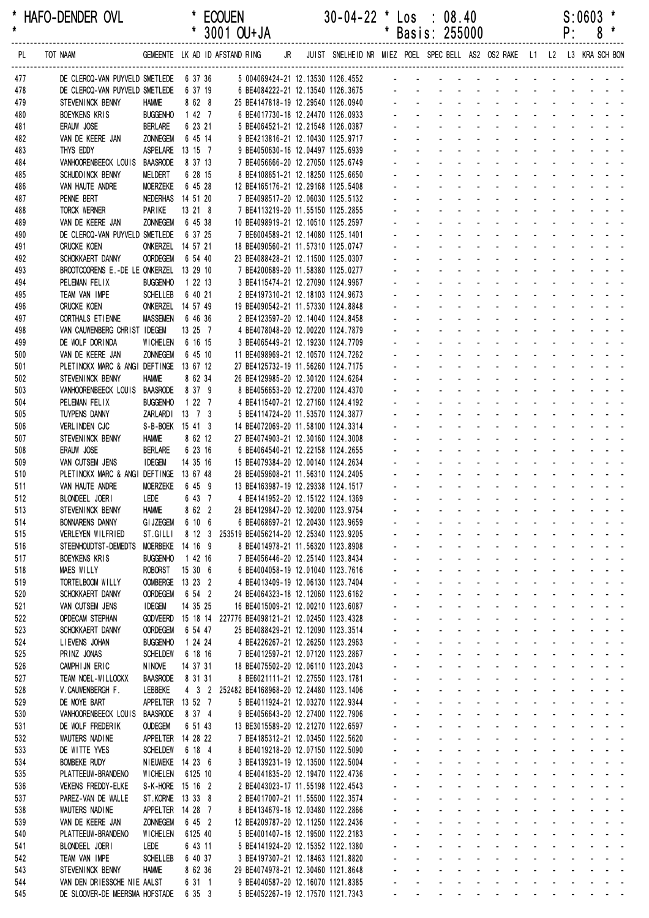# HAFO-DENDER OVL * ECOUEN 30-04-22 * Los : 08.40 S:0603 *

\* 3001 OU+JA * Basis: 255000 P: 8 *

| PL | TOT NAAM | GEMEENTE | LK | AD | ID | AFSTAND | RING | JR | JUIST | SNELHEID | NR | MIEZ | POEL | SPEC | BELL | AS2 | OS2 | RAKE | L1 | L2 | L3 | KRA | SCH | BON |
|---|---|---|---|---|---|---|---|---|---|---|---|---|---|---|---|---|---|---|---|---|---|---|---|---|
| 477 | DE CLERCQ-VAN PUYVELD | SMETLEDE | 6 | 37 | 36 | 5 | 004069424-21 | | 12.13530 | 1126.4552 | | - | - | - | - | - | - | - | - | - | - | - | - | - |
| 478 | DE CLERCQ-VAN PUYVELD | SMETLEDE | 6 | 37 | 19 | 6 | BE4084222-21 | | 12.13540 | 1126.3675 | | - | - | - | - | - | - | - | - | - | - | - | - | - |
| 479 | STEVENINCK BENNY | HAMME | 8 | 62 | 8 | 25 | BE4147818-19 | | 12.29540 | 1126.0940 | | - | - | - | - | - | - | - | - | - | - | - | - | - |
| 480 | BOEYKENS KRIS | BUGGENHO | 1 | 42 | 7 | 6 | BE4017730-18 | | 12.24470 | 1126.0933 | | - | - | - | - | - | - | - | - | - | - | - | - | - |
| 481 | ERAUW JOSE | BERLARE | 6 | 23 | 21 | 5 | BE4064521-21 | | 12.21548 | 1126.0387 | | - | - | - | - | - | - | - | - | - | - | - | - | - |
| 482 | VAN DE KEERE JAN | ZONNEGEM | 6 | 45 | 14 | 9 | BE4213816-21 | | 12.10430 | 1125.9717 | | - | - | - | - | - | - | - | - | - | - | - | - | - |
| 483 | THYS EDDY | ASPELARE | 13 | 15 | 7 | 9 | BE4050630-16 | | 12.04497 | 1125.6939 | | - | - | - | - | - | - | - | - | - | - | - | - | - |
| 484 | VANHOORENBEECK LOUIS | BAASRODE | 8 | 37 | 13 | 7 | BE4056666-20 | | 12.27050 | 1125.6749 | | - | - | - | - | - | - | - | - | - | - | - | - | - |
| 485 | SCHUDDINCK BENNY | MELDERT | 6 | 28 | 15 | 8 | BE4108651-21 | | 12.18250 | 1125.6650 | | - | - | - | - | - | - | - | - | - | - | - | - | - |
| 486 | VAN HAUTE ANDRE | MOERZEKE | 6 | 45 | 28 | 12 | BE4165176-21 | | 12.29168 | 1125.5408 | | - | - | - | - | - | - | - | - | - | - | - | - | - |
| 487 | PENNE BERT | NEDERHAS | 14 | 51 | 20 | 7 | BE4098517-20 | | 12.06030 | 1125.5132 | | - | - | - | - | - | - | - | - | - | - | - | - | - |
| 488 | TORCK WERNER | PARIKE | 13 | 21 | 8 | 7 | BE4113219-20 | | 11.55150 | 1125.2855 | | - | - | - | - | - | - | - | - | - | - | - | - | - |
| 489 | VAN DE KEERE JAN | ZONNEGEM | 6 | 45 | 38 | 10 | BE4098919-21 | | 12.10510 | 1125.2597 | | - | - | - | - | - | - | - | - | - | - | - | - | - |
| 490 | DE CLERCQ-VAN PUYVELD | SMETLEDE | 6 | 37 | 25 | 7 | BE6004589-21 | | 12.14080 | 1125.1401 | | - | - | - | - | - | - | - | - | - | - | - | - | - |
| 491 | CRUCKE KOEN | ONKERZEL | 14 | 57 | 21 | 18 | BE4090560-21 | | 11.57310 | 1125.0747 | | - | - | - | - | - | - | - | - | - | - | - | - | - |
| 492 | SCHOKKAERT DANNY | OORDEGEM | 6 | 54 | 40 | 23 | BE4088428-21 | | 12.11500 | 1125.0307 | | - | - | - | - | - | - | - | - | - | - | - | - | - |
| 493 | BROOTCOORENS E.-DE LE | ONKERZEL | 13 | 29 | 10 | 7 | BE4200689-20 | | 11.58380 | 1125.0277 | | - | - | - | - | - | - | - | - | - | - | - | - | - |
| 494 | PELEMAN FELIX | BUGGENHO | 1 | 22 | 13 | 3 | BE4115474-21 | | 12.27090 | 1124.9967 | | - | - | - | - | - | - | - | - | - | - | - | - | - |
| 495 | TEAM VAN IMPE | SCHELLEB | 6 | 40 | 21 | 2 | BE4197310-21 | | 12.18103 | 1124.9673 | | - | - | - | - | - | - | - | - | - | - | - | - | - |
| 496 | CRUCKE KOEN | ONKERZEL | 14 | 57 | 49 | 19 | BE4090542-21 | | 11.57330 | 1124.8848 | | - | - | - | - | - | - | - | - | - | - | - | - | - |
| 497 | CORTHALS ETIENNE | MASSEMEN | 6 | 46 | 36 | 2 | BE4123597-20 | | 12.14040 | 1124.8458 | | - | - | - | - | - | - | - | - | - | - | - | - | - |
| 498 | VAN CAUWENBERG CHRIST | IDEGEM | 13 | 25 | 7 | 4 | BE4078048-20 | | 12.00220 | 1124.7879 | | - | - | - | - | - | - | - | - | - | - | - | - | - |
| 499 | DE WOLF DORINDA | WICHELEN | 6 | 16 | 15 | 3 | BE4065449-21 | | 12.19230 | 1124.7709 | | - | - | - | - | - | - | - | - | - | - | - | - | - |
| 500 | VAN DE KEERE JAN | ZONNEGEM | 6 | 45 | 10 | 11 | BE4098969-21 | | 12.10570 | 1124.7262 | | - | - | - | - | - | - | - | - | - | - | - | - | - |
| 501 | PLETINCKX MARC & ANGI | DEFTINGE | 13 | 67 | 12 | 27 | BE4125732-19 | | 11.56260 | 1124.7175 | | - | - | - | - | - | - | - | - | - | - | - | - | - |
| 502 | STEVENINCK BENNY | HAMME | 8 | 62 | 34 | 26 | BE4129985-20 | | 12.30120 | 1124.6264 | | - | - | - | - | - | - | - | - | - | - | - | - | - |
| 503 | VANHOORENBEECK LOUIS | BAASRODE | 8 | 37 | 9 | 8 | BE4056653-20 | | 12.27200 | 1124.4370 | | - | - | - | - | - | - | - | - | - | - | - | - | - |
| 504 | PELEMAN FELIX | BUGGENHO | 1 | 22 | 7 | 4 | BE4115407-21 | | 12.27160 | 1124.4192 | | - | - | - | - | - | - | - | - | - | - | - | - | - |
| 505 | TUYPENS DANNY | ZARLARDI | 13 | 7 | 3 | 5 | BE4114724-20 | | 11.53570 | 1124.3877 | | - | - | - | - | - | - | - | - | - | - | - | - | - |
| 506 | VERLINDEN CJC | S-B-BOEK | 15 | 41 | 3 | 14 | BE4072069-20 | | 11.58100 | 1124.3314 | | - | - | - | - | - | - | - | - | - | - | - | - | - |
| 507 | STEVENINCK BENNY | HAMME | 8 | 62 | 12 | 27 | BE4074903-21 | | 12.30160 | 1124.3008 | | - | - | - | - | - | - | - | - | - | - | - | - | - |
| 508 | ERAUW JOSE | BERLARE | 6 | 23 | 16 | 6 | BE4064540-21 | | 12.22158 | 1124.2655 | | - | - | - | - | - | - | - | - | - | - | - | - | - |
| 509 | VAN CUTSEM JENS | IDEGEM | 14 | 35 | 16 | 15 | BE4079384-20 | | 12.00140 | 1124.2634 | | - | - | - | - | - | - | - | - | - | - | - | - | - |
| 510 | PLETINCKX MARC & ANGI | DEFTINGE | 13 | 67 | 48 | 28 | BE4059608-21 | | 11.56310 | 1124.2405 | | - | - | - | - | - | - | - | - | - | - | - | - | - |
| 511 | VAN HAUTE ANDRE | MOERZEKE | 6 | 45 | 9 | 13 | BE4163987-19 | | 12.29338 | 1124.1517 | | - | - | - | - | - | - | - | - | - | - | - | - | - |
| 512 | BLONDEEL JOERI | LEDE | 6 | 43 | 7 | 4 | BE4141952-20 | | 12.15122 | 1124.1369 | | - | - | - | - | - | - | - | - | - | - | - | - | - |
| 513 | STEVENINCK BENNY | HAMME | 8 | 62 | 2 | 28 | BE4129847-20 | | 12.30200 | 1123.9754 | | - | - | - | - | - | - | - | - | - | - | - | - | - |
| 514 | BONNARENS DANNY | GIJZEGEM | 6 | 10 | 6 | 6 | BE4068697-21 | | 12.20430 | 1123.9659 | | - | - | - | - | - | - | - | - | - | - | - | - | - |
| 515 | VERLEYEN WILFRIED | ST.GILLI | 8 | 12 | 3 | 253519 | BE4056214-20 | | 12.25340 | 1123.9205 | | - | - | - | - | - | - | - | - | - | - | - | - | - |
| 516 | STEENHOUDTST-DEMEDTS | MOERBEKE | 14 | 16 | 9 | 8 | BE4014978-21 | | 11.56320 | 1123.8908 | | - | - | - | - | - | - | - | - | - | - | - | - | - |
| 517 | BOEYKENS KRIS | BUGGENHO | 1 | 42 | 16 | 7 | BE4056446-20 | | 12.25140 | 1123.8434 | | - | - | - | - | - | - | - | - | - | - | - | - | - |
| 518 | MAES WILLY | ROBORST | 15 | 30 | 6 | 6 | BE4004058-19 | | 12.01040 | 1123.7616 | | - | - | - | - | - | - | - | - | - | - | - | - | - |
| 519 | TORTELBOOM WILLY | OOMBERGE | 13 | 23 | 2 | 4 | BE4013409-19 | | 12.06130 | 1123.7404 | | - | - | - | - | - | - | - | - | - | - | - | - | - |
| 520 | SCHOKKAERT DANNY | OORDEGEM | 6 | 54 | 2 | 24 | BE4064323-18 | | 12.12060 | 1123.6162 | | - | - | - | - | - | - | - | - | - | - | - | - | - |
| 521 | VAN CUTSEM JENS | IDEGEM | 14 | 35 | 25 | 16 | BE4015009-21 | | 12.00210 | 1123.6087 | | - | - | - | - | - | - | - | - | - | - | - | - | - |
| 522 | OPDECAM STEPHAN | GODVEERD | 15 | 18 | 14 | 227776 | BE4098121-21 | | 12.02450 | 1123.4328 | | - | - | - | - | - | - | - | - | - | - | - | - | - |
| 523 | SCHOKKAERT DANNY | OORDEGEM | 6 | 54 | 47 | 25 | BE4088429-21 | | 12.12090 | 1123.3514 | | - | - | - | - | - | - | - | - | - | - | - | - | - |
| 524 | LIEVENS JOHAN | BUGGENHO | 1 | 24 | 24 | 4 | BE4226267-21 | | 12.26250 | 1123.2963 | | - | - | - | - | - | - | - | - | - | - | - | - | - |
| 525 | PRINZ JONAS | SCHELDEW | 6 | 18 | 16 | 7 | BE4012597-21 | | 12.07120 | 1123.2867 | | - | - | - | - | - | - | - | - | - | - | - | - | - |
| 526 | CAMPHIJN ERIC | NINOVE | 14 | 37 | 31 | 18 | BE4075502-20 | | 12.06110 | 1123.2043 | | - | - | - | - | - | - | - | - | - | - | - | - | - |
| 527 | TEAM NOEL-WILLOCKX | BAASRODE | 8 | 31 | 31 | 8 | BE6021111-21 | | 12.27550 | 1123.1781 | | - | - | - | - | - | - | - | - | - | - | - | - | - |
| 528 | V.CAUWENBERGH F. | LEBBEKE | 4 | 3 | 2 | 252482 | BE4168968-20 | | 12.24480 | 1123.1406 | | - | - | - | - | - | - | - | - | - | - | - | - | - |
| 529 | DE MOYE BART | APPELTER | 13 | 52 | 7 | 5 | BE4011924-21 | | 12.03270 | 1122.9344 | | - | - | - | - | - | - | - | - | - | - | - | - | - |
| 530 | VANHOORENBEECK LOUIS | BAASRODE | 8 | 37 | 4 | 9 | BE4056643-20 | | 12.27400 | 1122.7906 | | - | - | - | - | - | - | - | - | - | - | - | - | - |
| 531 | DE WOLF FREDERIK | OUDEGEM | 6 | 51 | 43 | 13 | BE3015589-20 | | 12.21270 | 1122.6597 | | - | - | - | - | - | - | - | - | - | - | - | - | - |
| 532 | WAUTERS NADINE | APPELTER | 14 | 28 | 22 | 7 | BE4185312-21 | | 12.03450 | 1122.5620 | | - | - | - | - | - | - | - | - | - | - | - | - | - |
| 533 | DE WITTE YVES | SCHELDEW | 6 | 18 | 4 | 8 | BE4019218-20 | | 12.07150 | 1122.5090 | | - | - | - | - | - | - | - | - | - | - | - | - | - |
| 534 | BOMBEKE RUDY | NIEUWEKE | 14 | 23 | 6 | 3 | BE4139231-19 | | 12.13500 | 1122.5004 | | - | - | - | - | - | - | - | - | - | - | - | - | - |
| 535 | PLATTEEUW-BRANDENO | WICHELEN | 6125 | | 10 | 4 | BE4041835-20 | | 12.19470 | 1122.4736 | | - | - | - | - | - | - | - | - | - | - | - | - | - |
| 536 | VEKENS FREDDY-ELKE | S-K-HORE | 15 | 16 | 2 | 2 | BE4043023-17 | | 11.55198 | 1122.4543 | | - | - | - | - | - | - | - | - | - | - | - | - | - |
| 537 | PAREZ-VAN DE WALLE | ST.KORNE | 13 | 33 | 8 | 2 | BE4017007-21 | | 11.55500 | 1122.3574 | | - | - | - | - | - | - | - | - | - | - | - | - | - |
| 538 | WAUTERS NADINE | APPELTER | 14 | 28 | 7 | 8 | BE4134679-18 | | 12.03480 | 1122.2866 | | - | - | - | - | - | - | - | - | - | - | - | - | - |
| 539 | VAN DE KEERE JAN | ZONNEGEM | 6 | 45 | 2 | 12 | BE4209787-20 | | 12.11250 | 1122.2436 | | - | - | - | - | - | - | - | - | - | - | - | - | - |
| 540 | PLATTEEUW-BRANDENO | WICHELEN | 6125 | | 40 | 5 | BE4001407-18 | | 12.19500 | 1122.2183 | | - | - | - | - | - | - | - | - | - | - | - | - | - |
| 541 | BLONDEEL JOERI | LEDE | 6 | 43 | 11 | 5 | BE4141924-20 | | 12.15352 | 1122.1380 | | - | - | - | - | - | - | - | - | - | - | - | - | - |
| 542 | TEAM VAN IMPE | SCHELLEB | 6 | 40 | 37 | 3 | BE4197307-21 | | 12.18463 | 1121.8820 | | - | - | - | - | - | - | - | - | - | - | - | - | - |
| 543 | STEVENINCK BENNY | HAMME | 8 | 62 | 36 | 29 | BE4074978-21 | | 12.30460 | 1121.8648 | | - | - | - | - | - | - | - | - | - | - | - | - | - |
| 544 | VAN DEN DRIESSCHE NIE | AALST | 6 | 31 | 1 | 9 | BE4040587-20 | | 12.16070 | 1121.8385 | | - | - | - | - | - | - | - | - | - | - | - | - | - |
| 545 | DE SLOOVER-DE MEERSMA | HOFSTADE | 6 | 35 | 3 | 5 | BE4052267-19 | | 12.17570 | 1121.7343 | | - | - | - | - | - | - | - | - | - | - | - | - | - |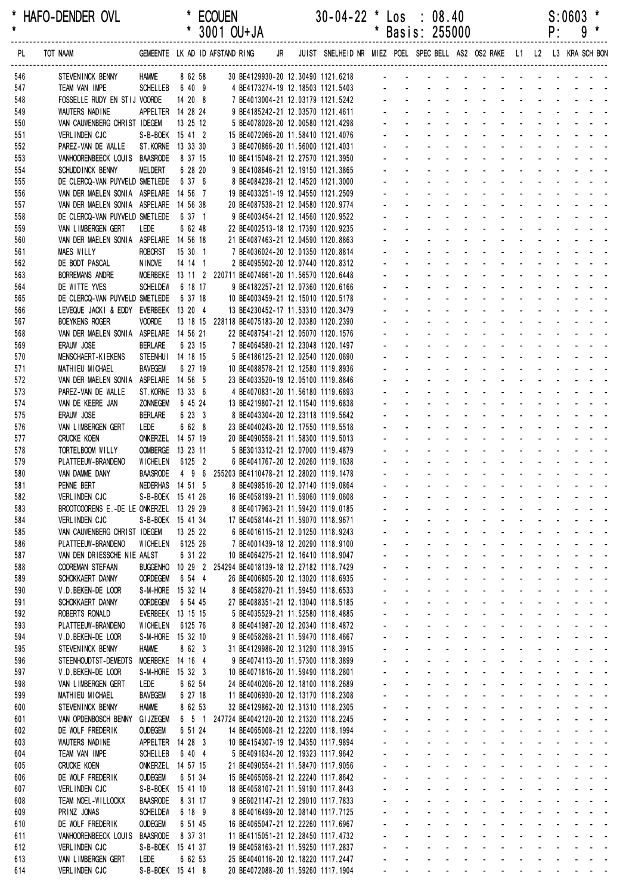HAFO-DENDER OVL * ECOUEN 30-04-22 * Los : 08.40 S:0603

* 3001 OU+JA * Basis: 255000 P: 9

| PL | TOT NAAM | GEMEENTE | LK AD ID | AFSTAND RING | JR | JUIST | SNELHEID | NR | MIEZ | POEL | SPEC | BELL | AS2 | OS2 | RAKE | L1 | L2 | L3 | KRA | SCH | BON |
|---|---|---|---|---|---|---|---|---|---|---|---|---|---|---|---|---|---|---|---|---|---|
| 546 | STEVENINCK BENNY | HAMME | 8 62 58 | 30 BE4129930-20 | | 12.30490 | 1121.6218 | | - | - | - | - | - | - | - | - | - | - | - | - | - |
| 547 | TEAM VAN IMPE | SCHELLEB | 6 40 9 | 4 BE4173274-19 | | 12.18503 | 1121.5403 | | - | - | - | - | - | - | - | - | - | - | - | - | - |
| 548 | FOSSELLE RUDY EN STIJ | VOORDE | 14 20 8 | 7 BE4013004-21 | | 12.03179 | 1121.5242 | | - | - | - | - | - | - | - | - | - | - | - | - | - |
| 549 | WAUTERS NADINE | APPELTER | 14 28 24 | 9 BE4185242-21 | | 12.03570 | 1121.4611 | | - | - | - | - | - | - | - | - | - | - | - | - | - |
| 550 | VAN CAUWENBERG CHRIST | IDEGEM | 13 25 12 | 5 BE4078028-20 | | 12.00580 | 1121.4298 | | - | - | - | - | - | - | - | - | - | - | - | - | - |
| 551 | VERLINDEN CJC | S-B-BOEK | 15 41 2 | 15 BE4072066-20 | | 11.58410 | 1121.4076 | | - | - | - | - | - | - | - | - | - | - | - | - | - |
| 552 | PAREZ-VAN DE WALLE | ST.KORNE | 13 33 30 | 3 BE4070866-20 | | 11.56000 | 1121.4031 | | - | - | - | - | - | - | - | - | - | - | - | - | - |
| 553 | VANHOORENBEECK LOUIS | BAASRODE | 8 37 15 | 10 BE4115048-21 | | 12.27570 | 1121.3950 | | - | - | - | - | - | - | - | - | - | - | - | - | - |
| 554 | SCHUDDINCK BENNY | MELDERT | 6 28 20 | 9 BE4108646-21 | | 12.19150 | 1121.3865 | | - | - | - | - | - | - | - | - | - | - | - | - | - |
| 555 | DE CLERCQ-VAN PUYVELD | SMETLEDE | 6 37 6 | 8 BE4084238-21 | | 12.14520 | 1121.3000 | | - | - | - | - | - | - | - | - | - | - | - | - | - |
| 556 | VAN DER MAELEN SONIA | ASPELARE | 14 56 7 | 19 BE4033251-19 | | 12.04550 | 1121.2509 | | - | - | - | - | - | - | - | - | - | - | - | - | - |
| 557 | VAN DER MAELEN SONIA | ASPELARE | 14 56 38 | 20 BE4087538-21 | | 12.04580 | 1120.9774 | | - | - | - | - | - | - | - | - | - | - | - | - | - |
| 558 | DE CLERCQ-VAN PUYVELD | SMETLEDE | 6 37 1 | 9 BE4003454-21 | | 12.14560 | 1120.9522 | | - | - | - | - | - | - | - | - | - | - | - | - | - |
| 559 | VAN LIMBERGEN GERT | LEDE | 6 62 48 | 22 BE4002513-18 | | 12.17390 | 1120.9235 | | - | - | - | - | - | - | - | - | - | - | - | - | - |
| 560 | VAN DER MAELEN SONIA | ASPELARE | 14 56 18 | 21 BE4087463-21 | | 12.04590 | 1120.8863 | | - | - | - | - | - | - | - | - | - | - | - | - | - |
| 561 | MAES WILLY | ROBORST | 15 30 1 | 7 BE4036024-20 | | 12.01350 | 1120.8814 | | - | - | - | - | - | - | - | - | - | - | - | - | - |
| 562 | DE BODT PASCAL | NINOVE | 14 14 1 | 2 BE4095502-20 | | 12.07440 | 1120.8312 | | - | - | - | - | - | - | - | - | - | - | - | - | - |
| 563 | BORREMANS ANDRE | MOERBEKE | 13 11 2 | 220711 BE4074661-20 | | 11.56570 | 1120.6448 | | - | - | - | - | - | - | - | - | - | - | - | - | - |
| 564 | DE WITTE YVES | SCHELDEW | 6 18 17 | 9 BE4182257-21 | | 12.07360 | 1120.6166 | | - | - | - | - | - | - | - | - | - | - | - | - | - |
| 565 | DE CLERCQ-VAN PUYVELD | SMETLEDE | 6 37 18 | 10 BE4003459-21 | | 12.15010 | 1120.5178 | | - | - | - | - | - | - | - | - | - | - | - | - | - |
| 566 | LEVEQUE JACKI & EDDY | EVERBEEK | 13 20 4 | 13 BE4230452-17 | | 11.53310 | 1120.3479 | | - | - | - | - | - | - | - | - | - | - | - | - | - |
| 567 | BOEYKENS ROGER | VOORDE | 13 18 15 | 228118 BE4075183-20 | | 12.03380 | 1120.2390 | | - | - | - | - | - | - | - | - | - | - | - | - | - |
| 568 | VAN DER MAELEN SONIA | ASPELARE | 14 56 21 | 22 BE4087541-21 | | 12.05070 | 1120.1576 | | - | - | - | - | - | - | - | - | - | - | - | - | - |
| 569 | ERAUW JOSE | BERLARE | 6 23 15 | 7 BE4064580-21 | | 12.23048 | 1120.1497 | | - | - | - | - | - | - | - | - | - | - | - | - | - |
| 570 | MENSCHAERT-KIEKENS | STEENHUI | 14 18 15 | 5 BE4186125-21 | | 12.02540 | 1120.0690 | | - | - | - | - | - | - | - | - | - | - | - | - | - |
| 571 | MATHIEU MICHAEL | BAVEGEM | 6 27 19 | 10 BE4088578-21 | | 12.12580 | 1119.8936 | | - | - | - | - | - | - | - | - | - | - | - | - | - |
| 572 | VAN DER MAELEN SONIA | ASPELARE | 14 56 5 | 23 BE4033520-19 | | 12.05100 | 1119.8846 | | - | - | - | - | - | - | - | - | - | - | - | - | - |
| 573 | PAREZ-VAN DE WALLE | ST.KORNE | 13 33 6 | 4 BE4070831-20 | | 11.56180 | 1119.6893 | | - | - | - | - | - | - | - | - | - | - | - | - | - |
| 574 | VAN DE KEERE JAN | ZONNEGEM | 6 45 24 | 13 BE4219807-21 | | 12.11540 | 1119.6838 | | - | - | - | - | - | - | - | - | - | - | - | - | - |
| 575 | ERAUW JOSE | BERLARE | 6 23 3 | 8 BE4043304-20 | | 12.23118 | 1119.5642 | | - | - | - | - | - | - | - | - | - | - | - | - | - |
| 576 | VAN LIMBERGEN GERT | LEDE | 6 62 8 | 23 BE4040243-20 | | 12.17550 | 1119.5518 | | - | - | - | - | - | - | - | - | - | - | - | - | - |
| 577 | CRUCKE KOEN | ONKERZEL | 14 57 19 | 20 BE4090558-21 | | 11.58300 | 1119.5013 | | - | - | - | - | - | - | - | - | - | - | - | - | - |
| 578 | TORTELBOOM WILLY | OOMBERGE | 13 23 11 | 5 BE3013312-21 | | 12.07000 | 1119.4879 | | - | - | - | - | - | - | - | - | - | - | - | - | - |
| 579 | PLATTEEUW-BRANDENO | WICHELEN | 6125 2 | 6 BE4041767-20 | | 12.20260 | 1119.1638 | | - | - | - | - | - | - | - | - | - | - | - | - | - |
| 580 | VAN DAMME DANY | BAASRODE | 4 9 6 | 255203 BE4110478-21 | | 12.28020 | 1119.1478 | | - | - | - | - | - | - | - | - | - | - | - | - | - |
| 581 | PENNE BERT | NEDERHAS | 14 51 5 | 8 BE4098516-20 | | 12.07140 | 1119.0864 | | - | - | - | - | - | - | - | - | - | - | - | - | - |
| 582 | VERLINDEN CJC | S-B-BOEK | 15 41 26 | 16 BE4058199-21 | | 11.59060 | 1119.0608 | | - | - | - | - | - | - | - | - | - | - | - | - | - |
| 583 | BROOTCOORENS E.-DE LE | ONKERZEL | 13 29 29 | 8 BE4017963-21 | | 11.59420 | 1119.0185 | | - | - | - | - | - | - | - | - | - | - | - | - | - |
| 584 | VERLINDEN CJC | S-B-BOEK | 15 41 34 | 17 BE4058144-21 | | 11.59070 | 1118.9671 | | - | - | - | - | - | - | - | - | - | - | - | - | - |
| 585 | VAN CAUWENBERG CHRIST | IDEGEM | 13 25 22 | 6 BE4016115-21 | | 12.01250 | 1118.9243 | | - | - | - | - | - | - | - | - | - | - | - | - | - |
| 586 | PLATTEEUW-BRANDENO | WICHELEN | 6125 26 | 7 BE4001439-18 | | 12.20290 | 1118.9100 | | - | - | - | - | - | - | - | - | - | - | - | - | - |
| 587 | VAN DEN DRIESSCHE NIE | AALST | 6 31 22 | 10 BE4064275-21 | | 12.16410 | 1118.9047 | | - | - | - | - | - | - | - | - | - | - | - | - | - |
| 588 | COOREMAN STEFAAN | BUGGENHO | 10 29 2 | 254294 BE4018139-18 | | 12.27182 | 1118.7429 | | - | - | - | - | - | - | - | - | - | - | - | - | - |
| 589 | SCHOKKAERT DANNY | OORDEGEM | 6 54 4 | 26 BE4006805-20 | | 12.13020 | 1118.6935 | | - | - | - | - | - | - | - | - | - | - | - | - | - |
| 590 | V.D.BEKEN-DE LOOR | S-M-HORE | 15 32 14 | 8 BE4058270-21 | | 11.59450 | 1118.6533 | | - | - | - | - | - | - | - | - | - | - | - | - | - |
| 591 | SCHOKKAERT DANNY | OORDEGEM | 6 54 45 | 27 BE4088351-21 | | 12.13040 | 1118.5185 | | - | - | - | - | - | - | - | - | - | - | - | - | - |
| 592 | ROBERTS RONALD | EVERBEEK | 13 15 15 | 5 BE4035529-21 | | 11.52580 | 1118.4885 | | - | - | - | - | - | - | - | - | - | - | - | - | - |
| 593 | PLATTEEUW-BRANDENO | WICHELEN | 6125 76 | 8 BE4041987-20 | | 12.20340 | 1118.4872 | | - | - | - | - | - | - | - | - | - | - | - | - | - |
| 594 | V.D.BEKEN-DE LOOR | S-M-HORE | 15 32 10 | 9 BE4058268-21 | | 11.59470 | 1118.4667 | | - | - | - | - | - | - | - | - | - | - | - | - | - |
| 595 | STEVENINCK BENNY | HAMME | 8 62 3 | 31 BE4129986-20 | | 12.31290 | 1118.3915 | | - | - | - | - | - | - | - | - | - | - | - | - | - |
| 596 | STEENHOUDTST-DEMEDTS | MOERBEKE | 14 16 4 | 9 BE4074113-20 | | 11.57300 | 1118.3899 | | - | - | - | - | - | - | - | - | - | - | - | - | - |
| 597 | V.D.BEKEN-DE LOOR | S-M-HORE | 15 32 3 | 10 BE4071816-20 | | 11.59490 | 1118.2801 | | - | - | - | - | - | - | - | - | - | - | - | - | - |
| 598 | VAN LIMBERGEN GERT | LEDE | 6 62 54 | 24 BE4040206-20 | | 12.18100 | 1118.2689 | | - | - | - | - | - | - | - | - | - | - | - | - | - |
| 599 | MATHIEU MICHAEL | BAVEGEM | 6 27 18 | 11 BE4006930-20 | | 12.13170 | 1118.2308 | | - | - | - | - | - | - | - | - | - | - | - | - | - |
| 600 | STEVENINCK BENNY | HAMME | 8 62 53 | 32 BE4129862-20 | | 12.31310 | 1118.2305 | | - | - | - | - | - | - | - | - | - | - | - | - | - |
| 601 | VAN OPDENBOSCH BENNY | GIJZEGEM | 6 5 1 | 247724 BE4042120-20 | | 12.21320 | 1118.2245 | | - | - | - | - | - | - | - | - | - | - | - | - | - |
| 602 | DE WOLF FREDERIK | OUDEGEM | 6 51 24 | 14 BE4065008-21 | | 12.22200 | 1118.1994 | | - | - | - | - | - | - | - | - | - | - | - | - | - |
| 603 | WAUTERS NADINE | APPELTER | 14 28 3 | 10 BE4154307-19 | | 12.04350 | 1117.9894 | | - | - | - | - | - | - | - | - | - | - | - | - | - |
| 604 | TEAM VAN IMPE | SCHELLEB | 6 40 4 | 5 BE4091634-20 | | 12.19323 | 1117.9642 | | - | - | - | - | - | - | - | - | - | - | - | - | - |
| 605 | CRUCKE KOEN | ONKERZEL | 14 57 15 | 21 BE4090554-21 | | 11.58470 | 1117.9056 | | - | - | - | - | - | - | - | - | - | - | - | - | - |
| 606 | DE WOLF FREDERIK | OUDEGEM | 6 51 34 | 15 BE4065058-21 | | 12.22240 | 1117.8642 | | - | - | - | - | - | - | - | - | - | - | - | - | - |
| 607 | VERLINDEN CJC | S-B-BOEK | 15 41 10 | 18 BE4058107-21 | | 11.59190 | 1117.8443 | | - | - | - | - | - | - | - | - | - | - | - | - | - |
| 608 | TEAM NOEL-WILLOCKX | BAASRODE | 8 31 17 | 9 BE6021147-21 | | 12.29010 | 1117.7833 | | - | - | - | - | - | - | - | - | - | - | - | - | - |
| 609 | PRINZ JONAS | SCHELDEW | 6 18 9 | 8 BE4016499-20 | | 12.08140 | 1117.7125 | | - | - | - | - | - | - | - | - | - | - | - | - | - |
| 610 | DE WOLF FREDERIK | OUDEGEM | 6 51 45 | 16 BE4065047-21 | | 12.22260 | 1117.6967 | | - | - | - | - | - | - | - | - | - | - | - | - | - |
| 611 | VANHOORENBEECK LOUIS | BAASRODE | 8 37 31 | 11 BE4115051-21 | | 12.28450 | 1117.4732 | | - | - | - | - | - | - | - | - | - | - | - | - | - |
| 612 | VERLINDEN CJC | S-B-BOEK | 15 41 37 | 19 BE4058163-21 | | 11.59250 | 1117.2837 | | - | - | - | - | - | - | - | - | - | - | - | - | - |
| 613 | VAN LIMBERGEN GERT | LEDE | 6 62 53 | 25 BE4040116-20 | | 12.18220 | 1117.2447 | | - | - | - | - | - | - | - | - | - | - | - | - | - |
| 614 | VERLINDEN CJC | S-B-BOEK | 15 41 8 | 20 BE4072088-20 | | 11.59260 | 1117.1904 | | - | - | - | - | - | - | - | - | - | - | - | - | - |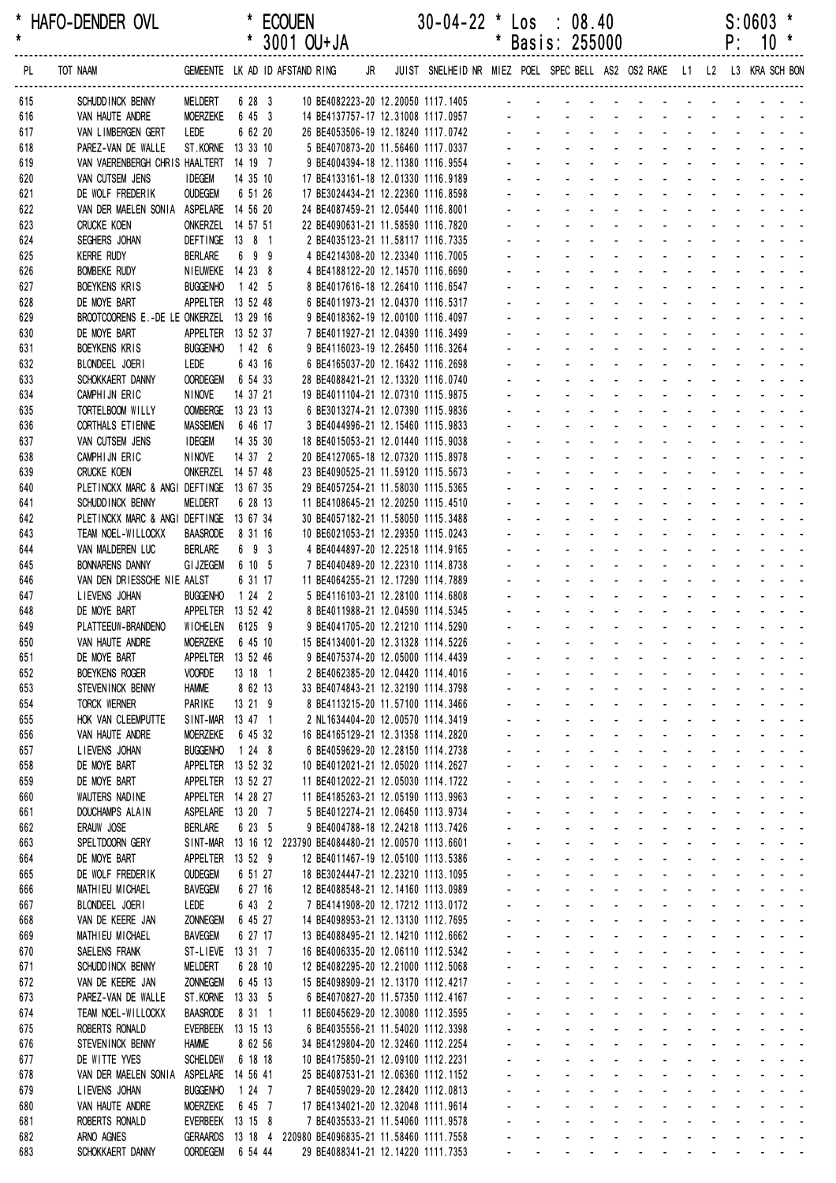\* HAFO-DENDER OVL \* ECOUEN 30-04-22 \* Los : 08.40 S:0603 \*
\* \* 3001 OU+JA \* Basis: 255000 P: 10 \*

| PL | TOT NAAM | GEMEENTE | LK AD ID | AFSTAND RING | JR | JUIST | SNELHEID | NR | MIEZ | POEL | SPEC | BELL | AS2 | OS2 | RAKE | L1 | L2 | L3 | KRA | SCH | BON |
|---|---|---|---|---|---|---|---|---|---|---|---|---|---|---|---|---|---|---|---|---|---|
| 615 | SCHUDDINCK BENNY | MELDERT | 6 28 3 | 10 BE4082223-20 | | 12.20050 | 1117.1405 | | - | - | - | - | - | - | - | - | - | - | - | - | - |
| 616 | VAN HAUTE ANDRE | MOERZEKE | 6 45 3 | 14 BE4137757-17 | | 12.31008 | 1117.0957 | | - | - | - | - | - | - | - | - | - | - | - | - | - |
| 617 | VAN LIMBERGEN GERT | LEDE | 6 62 20 | 26 BE4053506-19 | | 12.18240 | 1117.0742 | | - | - | - | - | - | - | - | - | - | - | - | - | - |
| 618 | PAREZ-VAN DE WALLE | ST.KORNE | 13 33 10 | 5 BE4070873-20 | | 11.56460 | 1117.0337 | | - | - | - | - | - | - | - | - | - | - | - | - | - |
| 619 | VAN VAERENBERGH CHRIS | HAALTERT | 14 19 7 | 9 BE4004394-18 | | 12.11380 | 1116.9554 | | - | - | - | - | - | - | - | - | - | - | - | - | - |
| 620 | VAN CUTSEM JENS | IDEGEM | 14 35 10 | 17 BE4133161-18 | | 12.01330 | 1116.9189 | | - | - | - | - | - | - | - | - | - | - | - | - | - |
| 621 | DE WOLF FREDERIK | OUDEGEM | 6 51 26 | 17 BE3024434-21 | | 12.22360 | 1116.8598 | | - | - | - | - | - | - | - | - | - | - | - | - | - |
| 622 | VAN DER MAELEN SONIA | ASPELARE | 14 56 20 | 24 BE4087459-21 | | 12.05440 | 1116.8001 | | - | - | - | - | - | - | - | - | - | - | - | - | - |
| 623 | CRUCKE KOEN | ONKERZEL | 14 57 51 | 22 BE4090631-21 | | 11.58590 | 1116.7820 | | - | - | - | - | - | - | - | - | - | - | - | - | - |
| 624 | SEGHERS JOHAN | DEFTINGE | 13 8 1 | 2 BE4035123-21 | | 11.58117 | 1116.7335 | | - | - | - | - | - | - | - | - | - | - | - | - | - |
| 625 | KERRE RUDY | BERLARE | 6 9 9 | 4 BE4214308-20 | | 12.23340 | 1116.7005 | | - | - | - | - | - | - | - | - | - | - | - | - | - |
| 626 | BOMBEKE RUDY | NIEUWEKE | 14 23 8 | 4 BE4188122-20 | | 12.14570 | 1116.6690 | | - | - | - | - | - | - | - | - | - | - | - | - | - |
| 627 | BOEYKENS KRIS | BUGGENHO | 1 42 5 | 8 BE4017616-18 | | 12.26410 | 1116.6547 | | - | - | - | - | - | - | - | - | - | - | - | - | - |
| 628 | DE MOYE BART | APPELTER | 13 52 48 | 6 BE4011973-21 | | 12.04370 | 1116.5317 | | - | - | - | - | - | - | - | - | - | - | - | - | - |
| 629 | BROOTCOORENS E.-DE LE | ONKERZEL | 13 29 16 | 9 BE4018362-19 | | 12.00100 | 1116.4097 | | - | - | - | - | - | - | - | - | - | - | - | - | - |
| 630 | DE MOYE BART | APPELTER | 13 52 37 | 7 BE4011927-21 | | 12.04390 | 1116.3499 | | - | - | - | - | - | - | - | - | - | - | - | - | - |
| 631 | BOEYKENS KRIS | BUGGENHO | 1 42 6 | 9 BE4116023-19 | | 12.26450 | 1116.3264 | | - | - | - | - | - | - | - | - | - | - | - | - | - |
| 632 | BLONDEEL JOERI | LEDE | 6 43 16 | 6 BE4165037-20 | | 12.16432 | 1116.2698 | | - | - | - | - | - | - | - | - | - | - | - | - | - |
| 633 | SCHOKKAERT DANNY | OORDEGEM | 6 54 33 | 28 BE4088421-21 | | 12.13320 | 1116.0740 | | - | - | - | - | - | - | - | - | - | - | - | - | - |
| 634 | CAMPHIJN ERIC | NINOVE | 14 37 21 | 19 BE4011104-21 | | 12.07310 | 1115.9875 | | - | - | - | - | - | - | - | - | - | - | - | - | - |
| 635 | TORTELBOOM WILLY | OOMBERGE | 13 23 13 | 6 BE3013274-21 | | 12.07390 | 1115.9836 | | - | - | - | - | - | - | - | - | - | - | - | - | - |
| 636 | CORTHALS ETIENNE | MASSEMEN | 6 46 17 | 3 BE4044996-21 | | 12.15460 | 1115.9833 | | - | - | - | - | - | - | - | - | - | - | - | - | - |
| 637 | VAN CUTSEM JENS | IDEGEM | 14 35 30 | 18 BE4015053-21 | | 12.01440 | 1115.9038 | | - | - | - | - | - | - | - | - | - | - | - | - | - |
| 638 | CAMPHIJN ERIC | NINOVE | 14 37 2 | 20 BE4127065-18 | | 12.07320 | 1115.8978 | | - | - | - | - | - | - | - | - | - | - | - | - | - |
| 639 | CRUCKE KOEN | ONKERZEL | 14 57 48 | 23 BE4090525-21 | | 11.59120 | 1115.5673 | | - | - | - | - | - | - | - | - | - | - | - | - | - |
| 640 | PLETINCKX MARC & ANGI | DEFTINGE | 13 67 35 | 29 BE4057254-21 | | 11.58030 | 1115.5365 | | - | - | - | - | - | - | - | - | - | - | - | - | - |
| 641 | SCHUDDINCK BENNY | MELDERT | 6 28 13 | 11 BE4108645-21 | | 12.20250 | 1115.4510 | | - | - | - | - | - | - | - | - | - | - | - | - | - |
| 642 | PLETINCKX MARC & ANGI | DEFTINGE | 13 67 34 | 30 BE4057182-21 | | 11.58050 | 1115.3488 | | - | - | - | - | - | - | - | - | - | - | - | - | - |
| 643 | TEAM NOEL-WILLOCKX | BAASRODE | 8 31 16 | 10 BE6021053-21 | | 12.29350 | 1115.0243 | | - | - | - | - | - | - | - | - | - | - | - | - | - |
| 644 | VAN MALDEREN LUC | BERLARE | 6 9 3 | 4 BE4044897-20 | | 12.22518 | 1114.9165 | | - | - | - | - | - | - | - | - | - | - | - | - | - |
| 645 | BONNARENS DANNY | GIJZEGEM | 6 10 5 | 7 BE4040489-20 | | 12.22310 | 1114.8738 | | - | - | - | - | - | - | - | - | - | - | - | - | - |
| 646 | VAN DEN DRIESSCHE NIE | AALST | 6 31 17 | 11 BE4064255-21 | | 12.17290 | 1114.7889 | | - | - | - | - | - | - | - | - | - | - | - | - | - |
| 647 | LIEVENS JOHAN | BUGGENHO | 1 24 2 | 5 BE4116103-21 | | 12.28100 | 1114.6808 | | - | - | - | - | - | - | - | - | - | - | - | - | - |
| 648 | DE MOYE BART | APPELTER | 13 52 42 | 8 BE4011988-21 | | 12.04590 | 1114.5345 | | - | - | - | - | - | - | - | - | - | - | - | - | - |
| 649 | PLATTEEUW-BRANDENO | WICHELEN | 6125 9 | 9 BE4041705-20 | | 12.21210 | 1114.5290 | | - | - | - | - | - | - | - | - | - | - | - | - | - |
| 650 | VAN HAUTE ANDRE | MOERZEKE | 6 45 10 | 15 BE4134001-20 | | 12.31328 | 1114.5226 | | - | - | - | - | - | - | - | - | - | - | - | - | - |
| 651 | DE MOYE BART | APPELTER | 13 52 46 | 9 BE4075374-20 | | 12.05000 | 1114.4439 | | - | - | - | - | - | - | - | - | - | - | - | - | - |
| 652 | BOEYKENS ROGER | VOORDE | 13 18 1 | 2 BE4062385-20 | | 12.04420 | 1114.4016 | | - | - | - | - | - | - | - | - | - | - | - | - | - |
| 653 | STEVENINCK BENNY | HAMME | 8 62 13 | 33 BE4074843-21 | | 12.32190 | 1114.3798 | | - | - | - | - | - | - | - | - | - | - | - | - | - |
| 654 | TORCK WERNER | PARIKE | 13 21 9 | 8 BE4113215-20 | | 11.57100 | 1114.3466 | | - | - | - | - | - | - | - | - | - | - | - | - | - |
| 655 | HOK VAN CLEEMPUTTE | SINT-MAR | 13 47 1 | 2 NL1634404-20 | | 12.00570 | 1114.3419 | | - | - | - | - | - | - | - | - | - | - | - | - | - |
| 656 | VAN HAUTE ANDRE | MOERZEKE | 6 45 32 | 16 BE4165129-21 | | 12.31358 | 1114.2820 | | - | - | - | - | - | - | - | - | - | - | - | - | - |
| 657 | LIEVENS JOHAN | BUGGENHO | 1 24 8 | 6 BE4059629-20 | | 12.28150 | 1114.2738 | | - | - | - | - | - | - | - | - | - | - | - | - | - |
| 658 | DE MOYE BART | APPELTER | 13 52 32 | 10 BE4012021-21 | | 12.05020 | 1114.2627 | | - | - | - | - | - | - | - | - | - | - | - | - | - |
| 659 | DE MOYE BART | APPELTER | 13 52 27 | 11 BE4012022-21 | | 12.05030 | 1114.1722 | | - | - | - | - | - | - | - | - | - | - | - | - | - |
| 660 | WAUTERS NADINE | APPELTER | 14 28 27 | 11 BE4185263-21 | | 12.05190 | 1113.9963 | | - | - | - | - | - | - | - | - | - | - | - | - | - |
| 661 | DOUCHAMPS ALAIN | ASPELARE | 13 20 7 | 5 BE4012274-21 | | 12.06450 | 1113.9734 | | - | - | - | - | - | - | - | - | - | - | - | - | - |
| 662 | ERAUW JOSE | BERLARE | 6 23 5 | 9 BE4004788-18 | | 12.24218 | 1113.7426 | | - | - | - | - | - | - | - | - | - | - | - | - | - |
| 663 | SPELTDOORN GERY | SINT-MAR | 13 16 12 | 223790 BE4084480-21 | | 12.00570 | 1113.6601 | | - | - | - | - | - | - | - | - | - | - | - | - | - |
| 664 | DE MOYE BART | APPELTER | 13 52 9 | 12 BE4011467-19 | | 12.05100 | 1113.5386 | | - | - | - | - | - | - | - | - | - | - | - | - | - |
| 665 | DE WOLF FREDERIK | OUDEGEM | 6 51 27 | 18 BE3024447-21 | | 12.23210 | 1113.1095 | | - | - | - | - | - | - | - | - | - | - | - | - | - |
| 666 | MATHIEU MICHAEL | BAVEGEM | 6 27 16 | 12 BE4088548-21 | | 12.14160 | 1113.0989 | | - | - | - | - | - | - | - | - | - | - | - | - | - |
| 667 | BLONDEEL JOERI | LEDE | 6 43 2 | 7 BE4141908-20 | | 12.17212 | 1113.0172 | | - | - | - | - | - | - | - | - | - | - | - | - | - |
| 668 | VAN DE KEERE JAN | ZONNEGEM | 6 45 27 | 14 BE4098953-21 | | 12.13130 | 1112.7695 | | - | - | - | - | - | - | - | - | - | - | - | - | - |
| 669 | MATHIEU MICHAEL | BAVEGEM | 6 27 17 | 13 BE4088495-21 | | 12.14210 | 1112.6662 | | - | - | - | - | - | - | - | - | - | - | - | - | - |
| 670 | SAELENS FRANK | ST-LIEVE | 13 31 7 | 16 BE4006335-20 | | 12.06110 | 1112.5342 | | - | - | - | - | - | - | - | - | - | - | - | - | - |
| 671 | SCHUDDINCK BENNY | MELDERT | 6 28 10 | 12 BE4082295-20 | | 12.21000 | 1112.5068 | | - | - | - | - | - | - | - | - | - | - | - | - | - |
| 672 | VAN DE KEERE JAN | ZONNEGEM | 6 45 13 | 15 BE4098909-21 | | 12.13170 | 1112.4217 | | - | - | - | - | - | - | - | - | - | - | - | - | - |
| 673 | PAREZ-VAN DE WALLE | ST.KORNE | 13 33 5 | 6 BE4070827-20 | | 11.57350 | 1112.4167 | | - | - | - | - | - | - | - | - | - | - | - | - | - |
| 674 | TEAM NOEL-WILLOCKX | BAASRODE | 8 31 1 | 11 BE6045629-20 | | 12.30080 | 1112.3595 | | - | - | - | - | - | - | - | - | - | - | - | - | - |
| 675 | ROBERTS RONALD | EVERBEEK | 13 15 13 | 6 BE4035556-21 | | 11.54020 | 1112.3398 | | - | - | - | - | - | - | - | - | - | - | - | - | - |
| 676 | STEVENINCK BENNY | HAMME | 8 62 56 | 34 BE4129804-20 | | 12.32460 | 1112.2254 | | - | - | - | - | - | - | - | - | - | - | - | - | - |
| 677 | DE WITTE YVES | SCHELDEW | 6 18 18 | 10 BE4175850-21 | | 12.09100 | 1112.2231 | | - | - | - | - | - | - | - | - | - | - | - | - | - |
| 678 | VAN DER MAELEN SONIA | ASPELARE | 14 56 41 | 25 BE4087531-21 | | 12.06360 | 1112.1152 | | - | - | - | - | - | - | - | - | - | - | - | - | - |
| 679 | LIEVENS JOHAN | BUGGENHO | 1 24 7 | 7 BE4059029-20 | | 12.28420 | 1112.0813 | | - | - | - | - | - | - | - | - | - | - | - | - | - |
| 680 | VAN HAUTE ANDRE | MOERZEKE | 6 45 7 | 17 BE4134021-20 | | 12.32048 | 1111.9614 | | - | - | - | - | - | - | - | - | - | - | - | - | - |
| 681 | ROBERTS RONALD | EVERBEEK | 13 15 8 | 7 BE4035533-21 | | 11.54060 | 1111.9578 | | - | - | - | - | - | - | - | - | - | - | - | - | - |
| 682 | ARNO AGNES | GERAARDS | 13 18 4 | 220980 BE4096835-21 | | 11.58460 | 1111.7558 | | - | - | - | - | - | - | - | - | - | - | - | - | - |
| 683 | SCHOKKAERT DANNY | OORDEGEM | 6 54 44 | 29 BE4088341-21 | | 12.14220 | 1111.7353 | | - | - | - | - | - | - | - | - | - | - | - | - | - |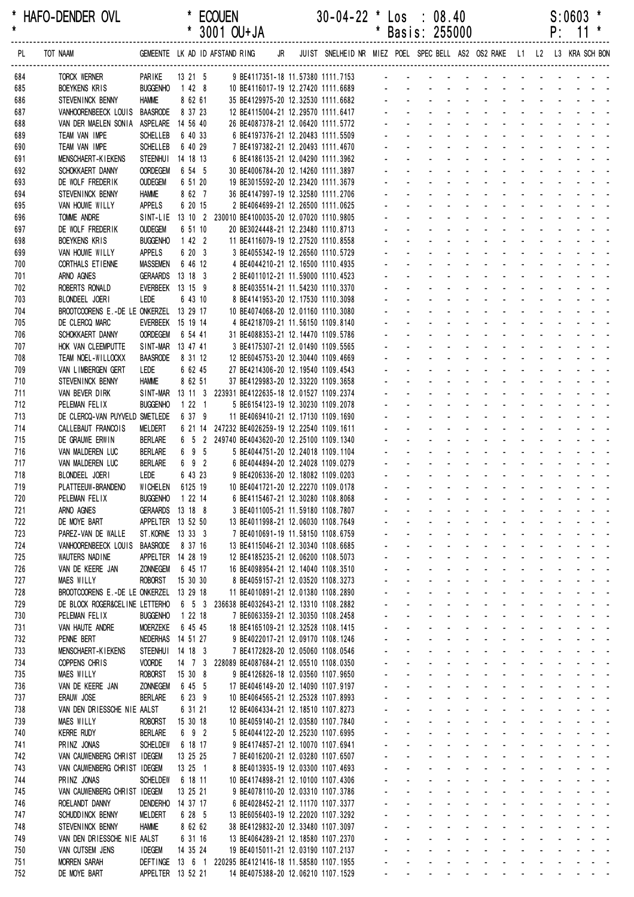\* HAFO-DENDER OVL \* ECOUEN 30-04-22 \* Los : 08.40 S:0603 \*
\* \* 3001 OU+JA \* Basis: 255000 P: 11 \*

| PL | TOT NAAM | GEMEENTE | LK | AD | ID | AFSTAND | RING | JR | JUIST | SNELHEID | NR | MIEZ | POEL | SPEC | BELL | AS2 | OS2 | RAKE | L1 | L2 | L3 | KRA | SCH | BON |
|---|---|---|---|---|---|---|---|---|---|---|---|---|---|---|---|---|---|---|---|---|---|---|---|---|
| 684 | TORCK WERNER | PARIKE | 13 | 21 | 5 | | 9 BE4117351-18 | | 11.57380 | 1111.7153 | | - | - | - | - | - | - | - | - | - | - | - | - | - |
| 685 | BOEYKENS KRIS | BUGGENHO | 1 | 42 | 8 | | 10 BE4116017-19 | | 12.27420 | 1111.6689 | | - | - | - | - | - | - | - | - | - | - | - | - | - |
| 686 | STEVENINCK BENNY | HAMME | 8 | 62 | 61 | | 35 BE4129975-20 | | 12.32530 | 1111.6682 | | - | - | - | - | - | - | - | - | - | - | - | - | - |
| 687 | VANHOORENBEECK LOUIS | BAASRODE | 8 | 37 | 23 | | 12 BE4115004-21 | | 12.29570 | 1111.6417 | | - | - | - | - | - | - | - | - | - | - | - | - | - |
| 688 | VAN DER MAELEN SONIA | ASPELARE | 14 | 56 | 40 | | 26 BE4087378-21 | | 12.06420 | 1111.5772 | | - | - | - | - | - | - | - | - | - | - | - | - | - |
| 689 | TEAM VAN IMPE | SCHELLEB | 6 | 40 | 33 | | 6 BE4197376-21 | | 12.20483 | 1111.5509 | | - | - | - | - | - | - | - | - | - | - | - | - | - |
| 690 | TEAM VAN IMPE | SCHELLEB | 6 | 40 | 29 | | 7 BE4197382-21 | | 12.20493 | 1111.4670 | | - | - | - | - | - | - | - | - | - | - | - | - | - |
| 691 | MENSCHAERT-KIEKENS | STEENHUI | 14 | 18 | 13 | | 6 BE4186135-21 | | 12.04290 | 1111.3962 | | - | - | - | - | - | - | - | - | - | - | - | - | - |
| 692 | SCHOKKAERT DANNY | OORDEGEM | 6 | 54 | 5 | | 30 BE4006784-20 | | 12.14260 | 1111.3897 | | - | - | - | - | - | - | - | - | - | - | - | - | - |
| 693 | DE WOLF FREDERIK | OUDEGEM | 6 | 51 | 20 | | 19 BE3015592-20 | | 12.23420 | 1111.3679 | | - | - | - | - | - | - | - | - | - | - | - | - | - |
| 694 | STEVENINCK BENNY | HAMME | 8 | 62 | 7 | | 36 BE4147997-19 | | 12.32580 | 1111.2706 | | - | - | - | - | - | - | - | - | - | - | - | - | - |
| 695 | VAN HOUWE WILLY | APPELS | 6 | 20 | 15 | | 2 BE4064699-21 | | 12.26500 | 1111.0625 | | - | - | - | - | - | - | - | - | - | - | - | - | - |
| 696 | TOMME ANDRE | SINT-LIE | 13 | 10 | 2 | 230010 | BE4100035-20 | | 12.07120 | 1110.9805 | | - | - | - | - | - | - | - | - | - | - | - | - | - |
| 697 | DE WOLF FREDERIK | OUDEGEM | 6 | 51 | 10 | | 20 BE3024448-21 | | 12.23480 | 1110.8713 | | - | - | - | - | - | - | - | - | - | - | - | - | - |
| 698 | BOEYKENS KRIS | BUGGENHO | 1 | 42 | 2 | | 11 BE4116079-19 | | 12.27520 | 1110.8558 | | - | - | - | - | - | - | - | - | - | - | - | - | - |
| 699 | VAN HOUWE WILLY | APPELS | 6 | 20 | 3 | | 3 BE4055342-19 | | 12.26560 | 1110.5729 | | - | - | - | - | - | - | - | - | - | - | - | - | - |
| 700 | CORTHALS ETIENNE | MASSEMEN | 6 | 46 | 12 | | 4 BE4044210-21 | | 12.16500 | 1110.4935 | | - | - | - | - | - | - | - | - | - | - | - | - | - |
| 701 | ARNO AGNES | GERAARDS | 13 | 18 | 3 | | 2 BE4011012-21 | | 11.59000 | 1110.4523 | | - | - | - | - | - | - | - | - | - | - | - | - | - |
| 702 | ROBERTS RONALD | EVERBEEK | 13 | 15 | 9 | | 8 BE4035514-21 | | 11.54230 | 1110.3370 | | - | - | - | - | - | - | - | - | - | - | - | - | - |
| 703 | BLONDEEL JOERI | LEDE | 6 | 43 | 10 | | 8 BE4141953-20 | | 12.17530 | 1110.3098 | | - | - | - | - | - | - | - | - | - | - | - | - | - |
| 704 | BROOTCOORENS E.-DE LE | ONKERZEL | 13 | 29 | 17 | | 10 BE4074068-20 | | 12.01160 | 1110.3080 | | - | - | - | - | - | - | - | - | - | - | - | - | - |
| 705 | DE CLERCQ MARC | EVERBEEK | 15 | 19 | 14 | | 4 BE4218709-21 | | 11.56150 | 1109.8140 | | - | - | - | - | - | - | - | - | - | - | - | - | - |
| 706 | SCHOKKAERT DANNY | OORDEGEM | 6 | 54 | 41 | | 31 BE4088353-21 | | 12.14470 | 1109.5786 | | - | - | - | - | - | - | - | - | - | - | - | - | - |
| 707 | HOK VAN CLEEMPUTTE | SINT-MAR | 13 | 47 | 41 | | 3 BE4175307-21 | | 12.01490 | 1109.5565 | | - | - | - | - | - | - | - | - | - | - | - | - | - |
| 708 | TEAM NOEL-WILLOCKX | BAASRODE | 8 | 31 | 12 | | 12 BE6045753-20 | | 12.30440 | 1109.4669 | | - | - | - | - | - | - | - | - | - | - | - | - | - |
| 709 | VAN LIMBERGEN GERT | LEDE | 6 | 62 | 45 | | 27 BE4214306-20 | | 12.19540 | 1109.4543 | | - | - | - | - | - | - | - | - | - | - | - | - | - |
| 710 | STEVENINCK BENNY | HAMME | 8 | 62 | 51 | | 37 BE4129983-20 | | 12.33220 | 1109.3658 | | - | - | - | - | - | - | - | - | - | - | - | - | - |
| 711 | VAN BEVER DIRK | SINT-MAR | 13 | 11 | 3 | 223931 | BE4122635-18 | | 12.01527 | 1109.2374 | | - | - | - | - | - | - | - | - | - | - | - | - | - |
| 712 | PELEMAN FELIX | BUGGENHO | 1 | 22 | 1 | | 5 BE6154123-19 | | 12.30230 | 1109.2078 | | - | - | - | - | - | - | - | - | - | - | - | - | - |
| 713 | DE CLERCQ-VAN PUYVELD | SMETLEDE | 6 | 37 | 9 | | 11 BE4069410-21 | | 12.17130 | 1109.1690 | | - | - | - | - | - | - | - | - | - | - | - | - | - |
| 714 | CALLEBAUT FRANCOIS | MELDERT | 6 | 21 | 14 | 247232 | BE4026259-19 | | 12.22540 | 1109.1611 | | - | - | - | - | - | - | - | - | - | - | - | - | - |
| 715 | DE GRAUWE ERWIN | BERLARE | 6 | 5 | 2 | 249740 | BE4043620-20 | | 12.25100 | 1109.1340 | | - | - | - | - | - | - | - | - | - | - | - | - | - |
| 716 | VAN MALDEREN LUC | BERLARE | 6 | 9 | 5 | | 5 BE4044751-20 | | 12.24018 | 1109.1104 | | - | - | - | - | - | - | - | - | - | - | - | - | - |
| 717 | VAN MALDEREN LUC | BERLARE | 6 | 9 | 2 | | 6 BE4044894-20 | | 12.24028 | 1109.0279 | | - | - | - | - | - | - | - | - | - | - | - | - | - |
| 718 | BLONDEEL JOERI | LEDE | 6 | 43 | 23 | | 9 BE4206336-20 | | 12.18082 | 1109.0203 | | - | - | - | - | - | - | - | - | - | - | - | - | - |
| 719 | PLATTEEUW-BRANDENO | WICHELEN | 6 | 125 | 19 | | 10 BE4041721-20 | | 12.22270 | 1109.0178 | | - | - | - | - | - | - | - | - | - | - | - | - | - |
| 720 | PELEMAN FELIX | BUGGENHO | 1 | 22 | 14 | | 6 BE4115467-21 | | 12.30280 | 1108.8068 | | - | - | - | - | - | - | - | - | - | - | - | - | - |
| 721 | ARNO AGNES | GERAARDS | 13 | 18 | 8 | | 3 BE4011005-21 | | 11.59180 | 1108.7807 | | - | - | - | - | - | - | - | - | - | - | - | - | - |
| 722 | DE MOYE BART | APPELTER | 13 | 52 | 50 | | 13 BE4011998-21 | | 12.06030 | 1108.7649 | | - | - | - | - | - | - | - | - | - | - | - | - | - |
| 723 | PAREZ-VAN DE WALLE | ST.KORNE | 13 | 33 | 3 | | 7 BE4010691-19 | | 11.58150 | 1108.6759 | | - | - | - | - | - | - | - | - | - | - | - | - | - |
| 724 | VANHOORENBEECK LOUIS | BAASRODE | 8 | 37 | 16 | | 13 BE4115046-21 | | 12.30340 | 1108.6685 | | - | - | - | - | - | - | - | - | - | - | - | - | - |
| 725 | WAUTERS NADINE | APPELTER | 14 | 28 | 19 | | 12 BE4185235-21 | | 12.06200 | 1108.5073 | | - | - | - | - | - | - | - | - | - | - | - | - | - |
| 726 | VAN DE KEERE JAN | ZONNEGEM | 6 | 45 | 17 | | 16 BE4098954-21 | | 12.14040 | 1108.3510 | | - | - | - | - | - | - | - | - | - | - | - | - | - |
| 727 | MAES WILLY | ROBORST | 15 | 30 | 30 | | 8 BE4059157-21 | | 12.03520 | 1108.3273 | | - | - | - | - | - | - | - | - | - | - | - | - | - |
| 728 | BROOTCOORENS E.-DE LE | ONKERZEL | 13 | 29 | 18 | | 11 BE4010891-21 | | 12.01380 | 1108.2890 | | - | - | - | - | - | - | - | - | - | - | - | - | - |
| 729 | DE BLOCK ROGER&CELINE | LETTERHO | 6 | 5 | 3 | 236638 | BE4032643-21 | | 12.13310 | 1108.2882 | | - | - | - | - | - | - | - | - | - | - | - | - | - |
| 730 | PELEMAN FELIX | BUGGENHO | 1 | 22 | 18 | | 7 BE6063359-21 | | 12.30350 | 1108.2458 | | - | - | - | - | - | - | - | - | - | - | - | - | - |
| 731 | VAN HAUTE ANDRE | MOERZEKE | 6 | 45 | 45 | | 18 BE4165109-21 | | 12.32528 | 1108.1415 | | - | - | - | - | - | - | - | - | - | - | - | - | - |
| 732 | PENNE BERT | NEDERHAS | 14 | 51 | 27 | | 9 BE4022017-21 | | 12.09170 | 1108.1246 | | - | - | - | - | - | - | - | - | - | - | - | - | - |
| 733 | MENSCHAERT-KIEKENS | STEENHUI | 14 | 18 | 3 | | 7 BE4172828-20 | | 12.05060 | 1108.0546 | | - | - | - | - | - | - | - | - | - | - | - | - | - |
| 734 | COPPENS CHRIS | VOORDE | 14 | 7 | 3 | 228089 | BE4087684-21 | | 12.05510 | 1108.0350 | | - | - | - | - | - | - | - | - | - | - | - | - | - |
| 735 | MAES WILLY | ROBORST | 15 | 30 | 8 | | 9 BE4126826-18 | | 12.03560 | 1107.9650 | | - | - | - | - | - | - | - | - | - | - | - | - | - |
| 736 | VAN DE KEERE JAN | ZONNEGEM | 6 | 45 | 5 | | 17 BE4046149-20 | | 12.14090 | 1107.9197 | | - | - | - | - | - | - | - | - | - | - | - | - | - |
| 737 | ERAUW JOSE | BERLARE | 6 | 23 | 9 | | 10 BE4064565-21 | | 12.25328 | 1107.8993 | | - | - | - | - | - | - | - | - | - | - | - | - | - |
| 738 | VAN DEN DRIESSCHE NIE | AALST | 6 | 31 | 21 | | 12 BE4064334-21 | | 12.18510 | 1107.8273 | | - | - | - | - | - | - | - | - | - | - | - | - | - |
| 739 | MAES WILLY | ROBORST | 15 | 30 | 18 | | 10 BE4059140-21 | | 12.03580 | 1107.7840 | | - | - | - | - | - | - | - | - | - | - | - | - | - |
| 740 | KERRE RUDY | BERLARE | 6 | 9 | 2 | | 5 BE4044122-20 | | 12.25230 | 1107.6995 | | - | - | - | - | - | - | - | - | - | - | - | - | - |
| 741 | PRINZ JONAS | SCHELDEW | 6 | 18 | 17 | | 9 BE4174857-21 | | 12.10070 | 1107.6941 | | - | - | - | - | - | - | - | - | - | - | - | - | - |
| 742 | VAN CAUWENBERG CHRIST | IDEGEM | 13 | 25 | 25 | | 7 BE4016200-21 | | 12.03280 | 1107.6507 | | - | - | - | - | - | - | - | - | - | - | - | - | - |
| 743 | VAN CAUWENBERG CHRIST | IDEGEM | 13 | 25 | 1 | | 8 BE4013935-19 | | 12.03300 | 1107.4693 | | - | - | - | - | - | - | - | - | - | - | - | - | - |
| 744 | PRINZ JONAS | SCHELDEW | 6 | 18 | 11 | | 10 BE4174898-21 | | 12.10100 | 1107.4306 | | - | - | - | - | - | - | - | - | - | - | - | - | - |
| 745 | VAN CAUWENBERG CHRIST | IDEGEM | 13 | 25 | 21 | | 9 BE4078110-20 | | 12.03310 | 1107.3786 | | - | - | - | - | - | - | - | - | - | - | - | - | - |
| 746 | ROELANDT DANNY | DENDERHO | 14 | 37 | 17 | | 6 BE4028452-21 | | 12.11170 | 1107.3377 | | - | - | - | - | - | - | - | - | - | - | - | - | - |
| 747 | SCHUDDINCK BENNY | MELDERT | 6 | 28 | 5 | | 13 BE6056403-19 | | 12.22020 | 1107.3292 | | - | - | - | - | - | - | - | - | - | - | - | - | - |
| 748 | STEVENINCK BENNY | HAMME | 8 | 62 | 62 | | 38 BE4129832-20 | | 12.33480 | 1107.3097 | | - | - | - | - | - | - | - | - | - | - | - | - | - |
| 749 | VAN DEN DRIESSCHE NIE | AALST | 6 | 31 | 16 | | 13 BE4064289-21 | | 12.18580 | 1107.2370 | | - | - | - | - | - | - | - | - | - | - | - | - | - |
| 750 | VAN CUTSEM JENS | IDEGEM | 14 | 35 | 24 | | 19 BE4015011-21 | | 12.03190 | 1107.2137 | | - | - | - | - | - | - | - | - | - | - | - | - | - |
| 751 | MORREN SARAH | DEFTINGE | 13 | 6 | 1 | 220295 | BE4121416-18 | | 11.58580 | 1107.1955 | | - | - | - | - | - | - | - | - | - | - | - | - | - |
| 752 | DE MOYE BART | APPELTER | 13 | 52 | 21 | | 14 BE4075388-20 | | 12.06210 | 1107.1529 | | - | - | - | - | - | - | - | - | - | - | - | - | - |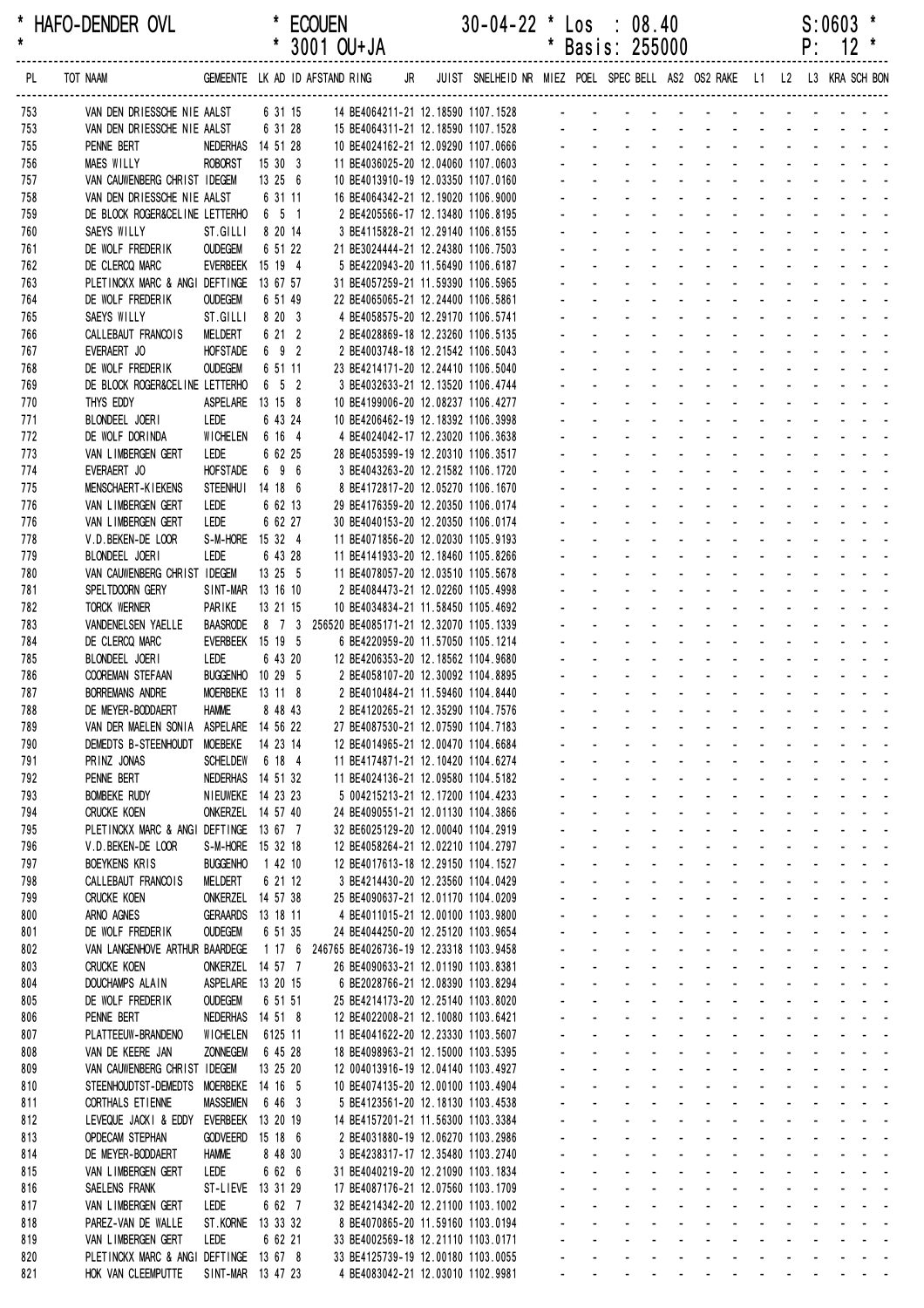HAFO-DENDER OVL * ECOUEN 30-04-22 * Los : 08.40 S:0603
* 3001 OU+JA * Basis: 255000 P: 12

| PL | TOT NAAM | GEMEENTE | LK AD ID | AFSTAND RING | JR | JUIST | SNELHEID | NR | MIEZ | POEL | SPEC | BELL | AS2 | OS2 | RAKE | L1 | L2 | L3 | KRA | SCH | BON |
|---|---|---|---|---|---|---|---|---|---|---|---|---|---|---|---|---|---|---|---|---|---|
| 753 | VAN DEN DRIESSCHE NIE | AALST | 6 31 15 | 14 BE4064211-21 | | 12.18590 | 1107.1528 | | - | - | - | - | - | - | - | - | - | - | - | - | - |
| 753 | VAN DEN DRIESSCHE NIE | AALST | 6 31 28 | 15 BE4064311-21 | | 12.18590 | 1107.1528 | | - | - | - | - | - | - | - | - | - | - | - | - | - |
| 755 | PENNE BERT | NEDERHAS | 14 51 28 | 10 BE4024162-21 | | 12.09290 | 1107.0666 | | - | - | - | - | - | - | - | - | - | - | - | - | - |
| 756 | MAES WILLY | ROBORST | 15 30 3 | 11 BE4036025-20 | | 12.04060 | 1107.0603 | | - | - | - | - | - | - | - | - | - | - | - | - | - |
| 757 | VAN CAUWENBERG CHRIST | IDEGEM | 13 25 6 | 10 BE4013910-19 | | 12.03350 | 1107.0160 | | - | - | - | - | - | - | - | - | - | - | - | - | - |
| 758 | VAN DEN DRIESSCHE NIE | AALST | 6 31 11 | 16 BE4064342-21 | | 12.19020 | 1106.9000 | | - | - | - | - | - | - | - | - | - | - | - | - | - |
| 759 | DE BLOCK ROGER&CELINE | LETTERHO | 6 5 1 | 2 BE4205566-17 | | 12.13480 | 1106.8195 | | - | - | - | - | - | - | - | - | - | - | - | - | - |
| 760 | SAEYS WILLY | ST.GILLI | 8 20 14 | 3 BE4115828-21 | | 12.29140 | 1106.8155 | | - | - | - | - | - | - | - | - | - | - | - | - | - |
| 761 | DE WOLF FREDERIK | OUDEGEM | 6 51 22 | 21 BE3024444-21 | | 12.24380 | 1106.7503 | | - | - | - | - | - | - | - | - | - | - | - | - | - |
| 762 | DE CLERCQ MARC | EVERBEEK | 15 19 4 | 5 BE4220943-20 | | 11.56490 | 1106.6187 | | - | - | - | - | - | - | - | - | - | - | - | - | - |
| 763 | PLETINCKX MARC & ANGI | DEFTINGE | 13 67 57 | 31 BE4057259-21 | | 11.59390 | 1106.5965 | | - | - | - | - | - | - | - | - | - | - | - | - | - |
| 764 | DE WOLF FREDERIK | OUDEGEM | 6 51 49 | 22 BE4065065-21 | | 12.24400 | 1106.5861 | | - | - | - | - | - | - | - | - | - | - | - | - | - |
| 765 | SAEYS WILLY | ST.GILLI | 8 20 3 | 4 BE4058575-20 | | 12.29170 | 1106.5741 | | - | - | - | - | - | - | - | - | - | - | - | - | - |
| 766 | CALLEBAUT FRANCOIS | MELDERT | 6 21 2 | 2 BE4028869-18 | | 12.23260 | 1106.5135 | | - | - | - | - | - | - | - | - | - | - | - | - | - |
| 767 | EVERAERT JO | HOFSTADE | 6 9 2 | 2 BE4003748-18 | | 12.21542 | 1106.5043 | | - | - | - | - | - | - | - | - | - | - | - | - | - |
| 768 | DE WOLF FREDERIK | OUDEGEM | 6 51 11 | 23 BE4214171-20 | | 12.24410 | 1106.5040 | | - | - | - | - | - | - | - | - | - | - | - | - | - |
| 769 | DE BLOCK ROGER&CELINE | LETTERHO | 6 5 2 | 3 BE4032633-21 | | 12.13520 | 1106.4744 | | - | - | - | - | - | - | - | - | - | - | - | - | - |
| 770 | THYS EDDY | ASPELARE | 13 15 8 | 10 BE4199006-20 | | 12.08237 | 1106.4277 | | - | - | - | - | - | - | - | - | - | - | - | - | - |
| 771 | BLONDEEL JOERI | LEDE | 6 43 24 | 10 BE4206462-19 | | 12.18392 | 1106.3998 | | - | - | - | - | - | - | - | - | - | - | - | - | - |
| 772 | DE WOLF DORINDA | WICHELEN | 6 16 4 | 4 BE4024042-17 | | 12.23020 | 1106.3638 | | - | - | - | - | - | - | - | - | - | - | - | - | - |
| 773 | VAN LIMBERGEN GERT | LEDE | 6 62 25 | 28 BE4053599-19 | | 12.20310 | 1106.3517 | | - | - | - | - | - | - | - | - | - | - | - | - | - |
| 774 | EVERAERT JO | HOFSTADE | 6 9 6 | 3 BE4043263-20 | | 12.21582 | 1106.1720 | | - | - | - | - | - | - | - | - | - | - | - | - | - |
| 775 | MENSCHAERT-KIEKENS | STEENHUI | 14 18 6 | 8 BE4172817-20 | | 12.05270 | 1106.1670 | | - | - | - | - | - | - | - | - | - | - | - | - | - |
| 776 | VAN LIMBERGEN GERT | LEDE | 6 62 13 | 29 BE4176359-20 | | 12.20350 | 1106.0174 | | - | - | - | - | - | - | - | - | - | - | - | - | - |
| 776 | VAN LIMBERGEN GERT | LEDE | 6 62 27 | 30 BE4040153-20 | | 12.20350 | 1106.0174 | | - | - | - | - | - | - | - | - | - | - | - | - | - |
| 778 | V.D.BEKEN-DE LOOR | S-M-HORE | 15 32 4 | 11 BE4071856-20 | | 12.02030 | 1105.9193 | | - | - | - | - | - | - | - | - | - | - | - | - | - |
| 779 | BLONDEEL JOERI | LEDE | 6 43 28 | 11 BE4141933-20 | | 12.18460 | 1105.8266 | | - | - | - | - | - | - | - | - | - | - | - | - | - |
| 780 | VAN CAUWENBERG CHRIST | IDEGEM | 13 25 5 | 11 BE4078057-20 | | 12.03510 | 1105.5678 | | - | - | - | - | - | - | - | - | - | - | - | - | - |
| 781 | SPELTDOORN GERY | SINT-MAR | 13 16 10 | 2 BE4084473-21 | | 12.02260 | 1105.4998 | | - | - | - | - | - | - | - | - | - | - | - | - | - |
| 782 | TORCK WERNER | PARIKE | 13 21 15 | 10 BE4034834-21 | | 11.58450 | 1105.4692 | | - | - | - | - | - | - | - | - | - | - | - | - | - |
| 783 | VANDENELSEN YAELLE | BAASRODE | 8 7 3 | 256520 BE4085171-21 | | 12.32070 | 1105.1339 | | - | - | - | - | - | - | - | - | - | - | - | - | - |
| 784 | DE CLERCQ MARC | EVERBEEK | 15 19 5 | 6 BE4220959-20 | | 11.57050 | 1105.1214 | | - | - | - | - | - | - | - | - | - | - | - | - | - |
| 785 | BLONDEEL JOERI | LEDE | 6 43 20 | 12 BE4206353-20 | | 12.18562 | 1104.9680 | | - | - | - | - | - | - | - | - | - | - | - | - | - |
| 786 | COOREMAN STEFAAN | BUGGENHO | 10 29 5 | 2 BE4058107-20 | | 12.30092 | 1104.8895 | | - | - | - | - | - | - | - | - | - | - | - | - | - |
| 787 | BORREMANS ANDRE | MOERBEKE | 13 11 8 | 2 BE4010484-21 | | 11.59460 | 1104.8440 | | - | - | - | - | - | - | - | - | - | - | - | - | - |
| 788 | DE MEYER-BODDAERT | HAMME | 8 48 43 | 2 BE4120265-21 | | 12.35290 | 1104.7576 | | - | - | - | - | - | - | - | - | - | - | - | - | - |
| 789 | VAN DER MAELEN SONIA | ASPELARE | 14 56 22 | 27 BE4087530-21 | | 12.07590 | 1104.7183 | | - | - | - | - | - | - | - | - | - | - | - | - | - |
| 790 | DEMEDTS B-STEENHOUDT | MOEBEKE | 14 23 14 | 12 BE4014965-21 | | 12.00470 | 1104.6684 | | - | - | - | - | - | - | - | - | - | - | - | - | - |
| 791 | PRINZ JONAS | SCHELDEW | 6 18 4 | 11 BE4174871-21 | | 12.10420 | 1104.6274 | | - | - | - | - | - | - | - | - | - | - | - | - | - |
| 792 | PENNE BERT | NEDERHAS | 14 51 32 | 11 BE4024136-21 | | 12.09580 | 1104.5182 | | - | - | - | - | - | - | - | - | - | - | - | - | - |
| 793 | BOMBEKE RUDY | NIEUWEKE | 14 23 23 | 5 004215213-21 | | 12.17200 | 1104.4233 | | - | - | - | - | - | - | - | - | - | - | - | - | - |
| 794 | CRUCKE KOEN | ONKERZEL | 14 57 40 | 24 BE4090551-21 | | 12.01130 | 1104.3866 | | - | - | - | - | - | - | - | - | - | - | - | - | - |
| 795 | PLETINCKX MARC & ANGI | DEFTINGE | 13 67 7 | 32 BE6025129-20 | | 12.00040 | 1104.2919 | | - | - | - | - | - | - | - | - | - | - | - | - | - |
| 796 | V.D.BEKEN-DE LOOR | S-M-HORE | 15 32 18 | 12 BE4058264-21 | | 12.02210 | 1104.2797 | | - | - | - | - | - | - | - | - | - | - | - | - | - |
| 797 | BOEYKENS KRIS | BUGGENHO | 1 42 10 | 12 BE4017613-18 | | 12.29150 | 1104.1527 | | - | - | - | - | - | - | - | - | - | - | - | - | - |
| 798 | CALLEBAUT FRANCOIS | MELDERT | 6 21 12 | 3 BE4214430-20 | | 12.23560 | 1104.0429 | | - | - | - | - | - | - | - | - | - | - | - | - | - |
| 799 | CRUCKE KOEN | ONKERZEL | 14 57 38 | 25 BE4090637-21 | | 12.01170 | 1104.0209 | | - | - | - | - | - | - | - | - | - | - | - | - | - |
| 800 | ARNO AGNES | GERAARDS | 13 18 11 | 4 BE4011015-21 | | 12.00100 | 1103.9800 | | - | - | - | - | - | - | - | - | - | - | - | - | - |
| 801 | DE WOLF FREDERIK | OUDEGEM | 6 51 35 | 24 BE4044250-20 | | 12.25120 | 1103.9654 | | - | - | - | - | - | - | - | - | - | - | - | - | - |
| 802 | VAN LANGENHOVE ARTHUR | BAARDEGE | 1 17 6 | 246765 BE4026736-19 | | 12.23318 | 1103.9458 | | - | - | - | - | - | - | - | - | - | - | - | - | - |
| 803 | CRUCKE KOEN | ONKERZEL | 14 57 7 | 26 BE4090633-21 | | 12.01190 | 1103.8381 | | - | - | - | - | - | - | - | - | - | - | - | - | - |
| 804 | DOUCHAMPS ALAIN | ASPELARE | 13 20 15 | 6 BE2028766-21 | | 12.08390 | 1103.8294 | | - | - | - | - | - | - | - | - | - | - | - | - | - |
| 805 | DE WOLF FREDERIK | OUDEGEM | 6 51 51 | 25 BE4214173-20 | | 12.25140 | 1103.8020 | | - | - | - | - | - | - | - | - | - | - | - | - | - |
| 806 | PENNE BERT | NEDERHAS | 14 51 8 | 12 BE4022008-21 | | 12.10080 | 1103.6421 | | - | - | - | - | - | - | - | - | - | - | - | - | - |
| 807 | PLATTEEUW-BRANDENO | WICHELEN | 6125 11 | 11 BE4041622-20 | | 12.23330 | 1103.5607 | | - | - | - | - | - | - | - | - | - | - | - | - | - |
| 808 | VAN DE KEERE JAN | ZONNEGEM | 6 45 28 | 18 BE4098963-21 | | 12.15000 | 1103.5395 | | - | - | - | - | - | - | - | - | - | - | - | - | - |
| 809 | VAN CAUWENBERG CHRIST | IDEGEM | 13 25 20 | 12 004013916-19 | | 12.04140 | 1103.4927 | | - | - | - | - | - | - | - | - | - | - | - | - | - |
| 810 | STEENHOUDTST-DEMEDTS | MOERBEKE | 14 16 5 | 10 BE4074135-20 | | 12.00100 | 1103.4904 | | - | - | - | - | - | - | - | - | - | - | - | - | - |
| 811 | CORTHALS ETIENNE | MASSEMEN | 6 46 3 | 5 BE4123561-20 | | 12.18130 | 1103.4538 | | - | - | - | - | - | - | - | - | - | - | - | - | - |
| 812 | LEVEQUE JACKI & EDDY | EVERBEEK | 13 20 19 | 14 BE4157201-21 | | 11.56300 | 1103.3384 | | - | - | - | - | - | - | - | - | - | - | - | - | - |
| 813 | OPDECAM STEPHAN | GODVEERD | 15 18 6 | 2 BE4031880-19 | | 12.06270 | 1103.2986 | | - | - | - | - | - | - | - | - | - | - | - | - | - |
| 814 | DE MEYER-BODDAERT | HAMME | 8 48 30 | 3 BE4238317-17 | | 12.35480 | 1103.2740 | | - | - | - | - | - | - | - | - | - | - | - | - | - |
| 815 | VAN LIMBERGEN GERT | LEDE | 6 62 6 | 31 BE4040219-20 | | 12.21090 | 1103.1834 | | - | - | - | - | - | - | - | - | - | - | - | - | - |
| 816 | SAELENS FRANK | ST-LIEVE | 13 31 29 | 17 BE4087176-21 | | 12.07560 | 1103.1709 | | - | - | - | - | - | - | - | - | - | - | - | - | - |
| 817 | VAN LIMBERGEN GERT | LEDE | 6 62 7 | 32 BE4214342-20 | | 12.21100 | 1103.1002 | | - | - | - | - | - | - | - | - | - | - | - | - | - |
| 818 | PAREZ-VAN DE WALLE | ST.KORNE | 13 33 32 | 8 BE4070865-20 | | 11.59160 | 1103.0194 | | - | - | - | - | - | - | - | - | - | - | - | - | - |
| 819 | VAN LIMBERGEN GERT | LEDE | 6 62 21 | 33 BE4002569-18 | | 12.21110 | 1103.0171 | | - | - | - | - | - | - | - | - | - | - | - | - | - |
| 820 | PLETINCKX MARC & ANGI | DEFTINGE | 13 67 8 | 33 BE4125739-19 | | 12.00180 | 1103.0055 | | - | - | - | - | - | - | - | - | - | - | - | - | - |
| 821 | HOK VAN CLEEMPUTTE | SINT-MAR | 13 47 23 | 4 BE4083042-21 | | 12.03010 | 1102.9981 | | - | - | - | - | - | - | - | - | - | - | - | - | - |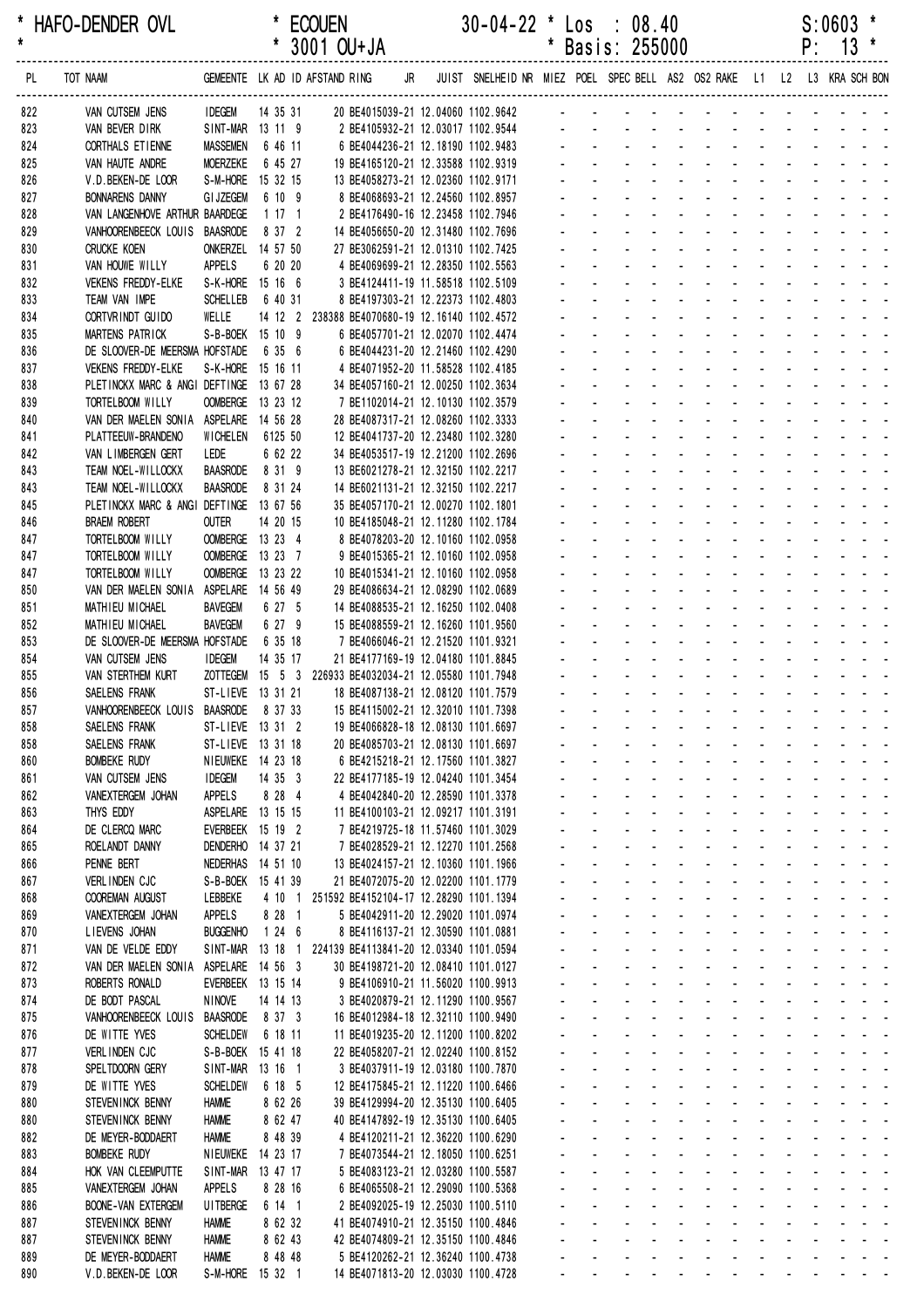\* HAFO-DENDER OVL \* ECOUEN 30-04-22 \* Los : 08.40 S:0603 \*
\* \* 3001 OU+JA \* Basis: 255000 P: 13 \*

| PL | TOT NAAM | GEMEENTE | LK | AD | ID | AFSTAND | RING | JR | JUIST | SNELHEID | NR | MIEZ | POEL | SPEC | BELL | AS2 | OS2 | RAKE | L1 | L2 | L3 | KRA | SCH | BON |
|---|---|---|---|---|---|---|---|---|---|---|---|---|---|---|---|---|---|---|---|---|---|---|---|---|
| 822 | VAN CUTSEM JENS | IDEGEM | 14 | 35 | 31 | | 20 BE4015039-21 | | 12.04060 | 1102.9642 | | - | - | - | - | - | - | - | - | - | - | - | - | - |
| 823 | VAN BEVER DIRK | SINT-MAR | 13 | 11 | 9 | | 2 BE4105932-21 | | 12.03017 | 1102.9544 | | - | - | - | - | - | - | - | - | - | - | - | - | - |
| 824 | CORTHALS ETIENNE | MASSEMEN | 6 | 46 | 11 | | 6 BE4044236-21 | | 12.18190 | 1102.9483 | | - | - | - | - | - | - | - | - | - | - | - | - | - |
| 825 | VAN HAUTE ANDRE | MOERZEKE | 6 | 45 | 27 | | 19 BE4165120-21 | | 12.33588 | 1102.9319 | | - | - | - | - | - | - | - | - | - | - | - | - | - |
| 826 | V.D.BEKEN-DE LOOR | S-M-HORE | 15 | 32 | 15 | | 13 BE4058273-21 | | 12.02360 | 1102.9171 | | - | - | - | - | - | - | - | - | - | - | - | - | - |
| 827 | BONNARENS DANNY | GIJZEGEM | 6 | 10 | 9 | | 8 BE4068693-21 | | 12.24560 | 1102.8957 | | - | - | - | - | - | - | - | - | - | - | - | - | - |
| 828 | VAN LANGENHOVE ARTHUR | BAARDEGE | 1 | 17 | 1 | | 2 BE4176490-16 | | 12.23458 | 1102.7946 | | - | - | - | - | - | - | - | - | - | - | - | - | - |
| 829 | VANHOORENBEECK LOUIS | BAASRODE | 8 | 37 | 2 | | 14 BE4056650-20 | | 12.31480 | 1102.7696 | | - | - | - | - | - | - | - | - | - | - | - | - | - |
| 830 | CRUCKE KOEN | ONKERZEL | 14 | 57 | 50 | | 27 BE3062591-21 | | 12.01310 | 1102.7425 | | - | - | - | - | - | - | - | - | - | - | - | - | - |
| 831 | VAN HOUWE WILLY | APPELS | 6 | 20 | 20 | | 4 BE4069699-21 | | 12.28350 | 1102.5563 | | - | - | - | - | - | - | - | - | - | - | - | - | - |
| 832 | VEKENS FREDDY-ELKE | S-K-HORE | 15 | 16 | 6 | | 3 BE4124411-19 | | 11.58518 | 1102.5109 | | - | - | - | - | - | - | - | - | - | - | - | - | - |
| 833 | TEAM VAN IMPE | SCHELLEB | 6 | 40 | 31 | | 8 BE4197303-21 | | 12.22373 | 1102.4803 | | - | - | - | - | - | - | - | - | - | - | - | - | - |
| 834 | CORTVRINDT GUIDO | WELLE | 14 | 12 | 2 | 238388 | BE4070680-19 | | 12.16140 | 1102.4572 | | - | - | - | - | - | - | - | - | - | - | - | - | - |
| 835 | MARTENS PATRICK | S-B-BOEK | 15 | 10 | 9 | | 6 BE4057701-21 | | 12.02070 | 1102.4474 | | - | - | - | - | - | - | - | - | - | - | - | - | - |
| 836 | DE SLOOVER-DE MEERSMA | HOFSTADE | 6 | 35 | 6 | | 6 BE4044231-20 | | 12.21460 | 1102.4290 | | - | - | - | - | - | - | - | - | - | - | - | - | - |
| 837 | VEKENS FREDDY-ELKE | S-K-HORE | 15 | 16 | 11 | | 4 BE4071952-20 | | 11.58528 | 1102.4185 | | - | - | - | - | - | - | - | - | - | - | - | - | - |
| 838 | PLETINCKX MARC & ANGI | DEFTINGE | 13 | 67 | 28 | | 34 BE4057160-21 | | 12.00250 | 1102.3634 | | - | - | - | - | - | - | - | - | - | - | - | - | - |
| 839 | TORTELBOOM WILLY | OOMBERGE | 13 | 23 | 12 | | 7 BE1102014-21 | | 12.10130 | 1102.3579 | | - | - | - | - | - | - | - | - | - | - | - | - | - |
| 840 | VAN DER MAELEN SONIA | ASPELARE | 14 | 56 | 28 | | 28 BE4087317-21 | | 12.08260 | 1102.3333 | | - | - | - | - | - | - | - | - | - | - | - | - | - |
| 841 | PLATTEEUW-BRANDENO | WICHELEN | 6125 | 50 | | | 12 BE4041737-20 | | 12.23480 | 1102.3280 | | - | - | - | - | - | - | - | - | - | - | - | - | - |
| 842 | VAN LIMBERGEN GERT | LEDE | 6 | 62 | 22 | | 34 BE4053517-19 | | 12.21200 | 1102.2696 | | - | - | - | - | - | - | - | - | - | - | - | - | - |
| 843 | TEAM NOEL-WILLOCKX | BAASRODE | 8 | 31 | 9 | | 13 BE6021278-21 | | 12.32150 | 1102.2217 | | - | - | - | - | - | - | - | - | - | - | - | - | - |
| 843 | TEAM NOEL-WILLOCKX | BAASRODE | 8 | 31 | 24 | | 14 BE6021131-21 | | 12.32150 | 1102.2217 | | - | - | - | - | - | - | - | - | - | - | - | - | - |
| 845 | PLETINCKX MARC & ANGI | DEFTINGE | 13 | 67 | 56 | | 35 BE4057170-21 | | 12.00270 | 1102.1801 | | - | - | - | - | - | - | - | - | - | - | - | - | - |
| 846 | BRAEM ROBERT | OUTER | 14 | 20 | 15 | | 10 BE4185048-21 | | 12.11280 | 1102.1784 | | - | - | - | - | - | - | - | - | - | - | - | - | - |
| 847 | TORTELBOOM WILLY | OOMBERGE | 13 | 23 | 4 | | 8 BE4078203-20 | | 12.10160 | 1102.0958 | | - | - | - | - | - | - | - | - | - | - | - | - | - |
| 847 | TORTELBOOM WILLY | OOMBERGE | 13 | 23 | 7 | | 9 BE4015365-21 | | 12.10160 | 1102.0958 | | - | - | - | - | - | - | - | - | - | - | - | - | - |
| 847 | TORTELBOOM WILLY | OOMBERGE | 13 | 23 | 22 | | 10 BE4015341-21 | | 12.10160 | 1102.0958 | | - | - | - | - | - | - | - | - | - | - | - | - | - |
| 850 | VAN DER MAELEN SONIA | ASPELARE | 14 | 56 | 49 | | 29 BE4086634-21 | | 12.08290 | 1102.0689 | | - | - | - | - | - | - | - | - | - | - | - | - | - |
| 851 | MATHIEU MICHAEL | BAVEGEM | 6 | 27 | 5 | | 14 BE4088535-21 | | 12.16250 | 1102.0408 | | - | - | - | - | - | - | - | - | - | - | - | - | - |
| 852 | MATHIEU MICHAEL | BAVEGEM | 6 | 27 | 9 | | 15 BE4088559-21 | | 12.16260 | 1101.9560 | | - | - | - | - | - | - | - | - | - | - | - | - | - |
| 853 | DE SLOOVER-DE MEERSMA | HOFSTADE | 6 | 35 | 18 | | 7 BE4066046-21 | | 12.21520 | 1101.9321 | | - | - | - | - | - | - | - | - | - | - | - | - | - |
| 854 | VAN CUTSEM JENS | IDEGEM | 14 | 35 | 17 | | 21 BE4177169-21 | | 12.04180 | 1101.8845 | | - | - | - | - | - | - | - | - | - | - | - | - | - |
| 855 | VAN STERTHEM KURT | ZOTTEGEM | 15 | 5 | 3 | 226933 | BE4032034-21 | | 12.05580 | 1101.7948 | | - | - | - | - | - | - | - | - | - | - | - | - | - |
| 856 | SAELENS FRANK | ST-LIEVE | 13 | 31 | 21 | | 18 BE4087138-21 | | 12.08120 | 1101.7579 | | - | - | - | - | - | - | - | - | - | - | - | - | - |
| 857 | VANHOORENBEECK LOUIS | BAASRODE | 8 | 37 | 33 | | 15 BE4115002-21 | | 12.32010 | 1101.7398 | | - | - | - | - | - | - | - | - | - | - | - | - | - |
| 858 | SAELENS FRANK | ST-LIEVE | 13 | 31 | 2 | | 19 BE4066828-18 | | 12.08130 | 1101.6697 | | - | - | - | - | - | - | - | - | - | - | - | - | - |
| 858 | SAELENS FRANK | ST-LIEVE | 13 | 31 | 18 | | 20 BE4085703-21 | | 12.08130 | 1101.6697 | | - | - | - | - | - | - | - | - | - | - | - | - | - |
| 860 | BOMBEKE RUDY | NIEUWEKE | 14 | 23 | 18 | | 6 BE4215218-21 | | 12.17560 | 1101.3827 | | - | - | - | - | - | - | - | - | - | - | - | - | - |
| 861 | VAN CUTSEM JENS | IDEGEM | 14 | 35 | 3 | | 22 BE4177185-19 | | 12.04240 | 1101.3454 | | - | - | - | - | - | - | - | - | - | - | - | - | - |
| 862 | VANEXTERGEM JOHAN | APPELS | 8 | 28 | 4 | | 4 BE4042840-20 | | 12.28590 | 1101.3378 | | - | - | - | - | - | - | - | - | - | - | - | - | - |
| 863 | THYS EDDY | ASPELARE | 13 | 15 | 15 | | 11 BE4100103-21 | | 12.09217 | 1101.3191 | | - | - | - | - | - | - | - | - | - | - | - | - | - |
| 864 | DE CLERCQ MARC | EVERBEEK | 15 | 19 | 2 | | 7 BE4219725-18 | | 11.57460 | 1101.3029 | | - | - | - | - | - | - | - | - | - | - | - | - | - |
| 865 | ROELANDT DANNY | DENDERHO | 14 | 37 | 21 | | 7 BE4028529-21 | | 12.12270 | 1101.2568 | | - | - | - | - | - | - | - | - | - | - | - | - | - |
| 866 | PENNE BERT | NEDERHAS | 14 | 51 | 10 | | 13 BE4024157-21 | | 12.10360 | 1101.1966 | | - | - | - | - | - | - | - | - | - | - | - | - | - |
| 867 | VERLINDEN CJC | S-B-BOEK | 15 | 41 | 39 | | 21 BE4072075-20 | | 12.02200 | 1101.1779 | | - | - | - | - | - | - | - | - | - | - | - | - | - |
| 868 | COOREMAN AUGUST | LEBBEKE | 4 | 10 | 1 | 251592 | BE4152104-17 | | 12.28290 | 1101.1394 | | - | - | - | - | - | - | - | - | - | - | - | - | - |
| 869 | VANEXTERGEM JOHAN | APPELS | 8 | 28 | 1 | | 5 BE4042911-20 | | 12.29020 | 1101.0974 | | - | - | - | - | - | - | - | - | - | - | - | - | - |
| 870 | LIEVENS JOHAN | BUGGENHO | 1 | 24 | 6 | | 8 BE4116137-21 | | 12.30590 | 1101.0881 | | - | - | - | - | - | - | - | - | - | - | - | - | - |
| 871 | VAN DE VELDE EDDY | SINT-MAR | 13 | 18 | 1 | 224139 | BE4113841-20 | | 12.03340 | 1101.0594 | | - | - | - | - | - | - | - | - | - | - | - | - | - |
| 872 | VAN DER MAELEN SONIA | ASPELARE | 14 | 56 | 3 | | 30 BE4198721-20 | | 12.08410 | 1101.0127 | | - | - | - | - | - | - | - | - | - | - | - | - | - |
| 873 | ROBERTS RONALD | EVERBEEK | 13 | 15 | 14 | | 9 BE4106910-21 | | 11.56020 | 1100.9913 | | - | - | - | - | - | - | - | - | - | - | - | - | - |
| 874 | DE BODT PASCAL | NINOVE | 14 | 14 | 13 | | 3 BE4020879-21 | | 12.11290 | 1100.9567 | | - | - | - | - | - | - | - | - | - | - | - | - | - |
| 875 | VANHOORENBEECK LOUIS | BAASRODE | 8 | 37 | 3 | | 16 BE4012984-18 | | 12.32110 | 1100.9490 | | - | - | - | - | - | - | - | - | - | - | - | - | - |
| 876 | DE WITTE YVES | SCHELDEW | 6 | 18 | 11 | | 11 BE4019235-20 | | 12.11200 | 1100.8202 | | - | - | - | - | - | - | - | - | - | - | - | - | - |
| 877 | VERLINDEN CJC | S-B-BOEK | 15 | 41 | 18 | | 22 BE4058207-21 | | 12.02240 | 1100.8152 | | - | - | - | - | - | - | - | - | - | - | - | - | - |
| 878 | SPELTDOORN GERY | SINT-MAR | 13 | 16 | 1 | | 3 BE4037911-19 | | 12.03180 | 1100.7870 | | - | - | - | - | - | - | - | - | - | - | - | - | - |
| 879 | DE WITTE YVES | SCHELDEW | 6 | 18 | 5 | | 12 BE4175845-21 | | 12.11220 | 1100.6466 | | - | - | - | - | - | - | - | - | - | - | - | - | - |
| 880 | STEVENINCK BENNY | HAMME | 8 | 62 | 26 | | 39 BE4129994-20 | | 12.35130 | 1100.6405 | | - | - | - | - | - | - | - | - | - | - | - | - | - |
| 880 | STEVENINCK BENNY | HAMME | 8 | 62 | 47 | | 40 BE4147892-19 | | 12.35130 | 1100.6405 | | - | - | - | - | - | - | - | - | - | - | - | - | - |
| 882 | DE MEYER-BODDAERT | HAMME | 8 | 48 | 39 | | 4 BE4120211-21 | | 12.36220 | 1100.6290 | | - | - | - | - | - | - | - | - | - | - | - | - | - |
| 883 | BOMBEKE RUDY | NIEUWEKE | 14 | 23 | 17 | | 7 BE4073544-21 | | 12.18050 | 1100.6251 | | - | - | - | - | - | - | - | - | - | - | - | - | - |
| 884 | HOK VAN CLEEMPUTTE | SINT-MAR | 13 | 47 | 17 | | 5 BE4083123-21 | | 12.03280 | 1100.5587 | | - | - | - | - | - | - | - | - | - | - | - | - | - |
| 885 | VANEXTERGEM JOHAN | APPELS | 8 | 28 | 16 | | 6 BE4065508-21 | | 12.29090 | 1100.5368 | | - | - | - | - | - | - | - | - | - | - | - | - | - |
| 886 | BOONE-VAN EXTERGEM | UITBERGE | 6 | 14 | 1 | | 2 BE4092025-19 | | 12.25030 | 1100.5110 | | - | - | - | - | - | - | - | - | - | - | - | - | - |
| 887 | STEVENINCK BENNY | HAMME | 8 | 62 | 32 | | 41 BE4074910-21 | | 12.35150 | 1100.4846 | | - | - | - | - | - | - | - | - | - | - | - | - | - |
| 887 | STEVENINCK BENNY | HAMME | 8 | 62 | 43 | | 42 BE4074809-21 | | 12.35150 | 1100.4846 | | - | - | - | - | - | - | - | - | - | - | - | - | - |
| 889 | DE MEYER-BODDAERT | HAMME | 8 | 48 | 48 | | 5 BE4120262-21 | | 12.36240 | 1100.4738 | | - | - | - | - | - | - | - | - | - | - | - | - | - |
| 890 | V.D.BEKEN-DE LOOR | S-M-HORE | 15 | 32 | 1 | | 14 BE4071813-20 | | 12.03030 | 1100.4728 | | - | - | - | - | - | - | - | - | - | - | - | - | - |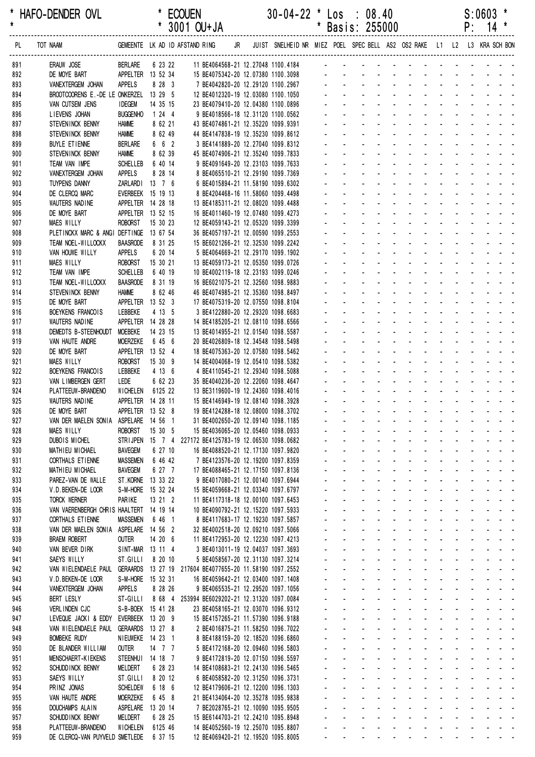# HAFO-DENDER OVL * ECOUEN 30-04-22 * Los : 08.40 S:0603 *

\* 3001 OU+JA * Basis: 255000 P: 14 *

| PL | TOT | NAAM | GEMEENTE | LK | AD | ID | AFSTAND | RING | JR | JUIST | SNELHEID | NR | MIEZ | POEL | SPEC | BELL | AS2 | OS2 | RAKE | L1 | L2 | L3 | KRA | SCH | BON |
|---|---|---|---|---|---|---|---|---|---|---|---|---|---|---|---|---|---|---|---|---|---|---|---|---|---|
| 891 | | ERAUW JOSE | BERLARE | 6 | 23 | 22 | | 11 BE4064568-21 | | 12.27048 | 1100.4184 | | - | - | - | - | - | - | - | - | - | - | - | - | - |
| 892 | | DE MOYE BART | APPELTER | 13 | 52 | 34 | | 15 BE4075342-20 | | 12.07380 | 1100.3098 | | - | - | - | - | - | - | - | - | - | - | - | - | - |
| 893 | | VANEXTERGEM JOHAN | APPELS | 8 | 28 | 3 | | 7 BE4042820-20 | | 12.29120 | 1100.2967 | | - | - | - | - | - | - | - | - | - | - | - | - | - |
| 894 | | BROOTCOORENS E.-DE LE | ONKERZEL | 13 | 29 | 5 | | 12 BE4012320-19 | | 12.03080 | 1100.1050 | | - | - | - | - | - | - | - | - | - | - | - | - | - |
| 895 | | VAN CUTSEM JENS | IDEGEM | 14 | 35 | 15 | | 23 BE4079410-20 | | 12.04380 | 1100.0896 | | - | - | - | - | - | - | - | - | - | - | - | - | - |
| 896 | | LIEVENS JOHAN | BUGGENHO | 1 | 24 | 4 | | 9 BE4018566-18 | | 12.31120 | 1100.0562 | | - | - | - | - | - | - | - | - | - | - | - | - | - |
| 897 | | STEVENINCK BENNY | HAMME | 8 | 62 | 21 | | 43 BE4074861-21 | | 12.35220 | 1099.9391 | | - | - | - | - | - | - | - | - | - | - | - | - | - |
| 898 | | STEVENINCK BENNY | HAMME | 8 | 62 | 49 | | 44 BE4147838-19 | | 12.35230 | 1099.8612 | | - | - | - | - | - | - | - | - | - | - | - | - | - |
| 899 | | BUYLE ETIENNE | BERLARE | 6 | 6 | 2 | | 3 BE4141889-20 | | 12.27040 | 1099.8312 | | - | - | - | - | - | - | - | - | - | - | - | - | - |
| 900 | | STEVENINCK BENNY | HAMME | 8 | 62 | 39 | | 45 BE4074906-21 | | 12.35240 | 1099.7833 | | - | - | - | - | - | - | - | - | - | - | - | - | - |
| 901 | | TEAM VAN IMPE | SCHELLEB | 6 | 40 | 14 | | 9 BE4091649-20 | | 12.23103 | 1099.7633 | | - | - | - | - | - | - | - | - | - | - | - | - | - |
| 902 | | VANEXTERGEM JOHAN | APPELS | 8 | 28 | 14 | | 8 BE4065510-21 | | 12.29190 | 1099.7369 | | - | - | - | - | - | - | - | - | - | - | - | - | - |
| 903 | | TUYPENS DANNY | ZARLARDI | 13 | 7 | 6 | | 6 BE4015894-21 | | 11.58190 | 1099.6302 | | - | - | - | - | - | - | - | - | - | - | - | - | - |
| 904 | | DE CLERCQ MARC | EVERBEEK | 15 | 19 | 13 | | 8 BE4204468-16 | | 11.58060 | 1099.4498 | | - | - | - | - | - | - | - | - | - | - | - | - | - |
| 905 | | WAUTERS NADINE | APPELTER | 14 | 28 | 18 | | 13 BE4185311-21 | | 12.08020 | 1099.4488 | | - | - | - | - | - | - | - | - | - | - | - | - | - |
| 906 | | DE MOYE BART | APPELTER | 13 | 52 | 15 | | 16 BE4011460-19 | | 12.07480 | 1099.4273 | | - | - | - | - | - | - | - | - | - | - | - | - | - |
| 907 | | MAES WILLY | ROBORST | 15 | 30 | 23 | | 12 BE4059143-21 | | 12.05320 | 1099.3399 | | - | - | - | - | - | - | - | - | - | - | - | - | - |
| 908 | | PLETINCKX MARC & ANGI | DEFTINGE | 13 | 67 | 54 | | 36 BE4057197-21 | | 12.00590 | 1099.2553 | | - | - | - | - | - | - | - | - | - | - | - | - | - |
| 909 | | TEAM NOEL-WILLOCKX | BAASRODE | 8 | 31 | 25 | | 15 BE6021266-21 | | 12.32530 | 1099.2242 | | - | - | - | - | - | - | - | - | - | - | - | - | - |
| 910 | | VAN HOUWE WILLY | APPELS | 6 | 20 | 14 | | 5 BE4064669-21 | | 12.29170 | 1099.1902 | | - | - | - | - | - | - | - | - | - | - | - | - | - |
| 911 | | MAES WILLY | ROBORST | 15 | 30 | 21 | | 13 BE4059173-21 | | 12.05350 | 1099.0726 | | - | - | - | - | - | - | - | - | - | - | - | - | - |
| 912 | | TEAM VAN IMPE | SCHELLEB | 6 | 40 | 19 | | 10 BE4002119-18 | | 12.23193 | 1099.0246 | | - | - | - | - | - | - | - | - | - | - | - | - | - |
| 913 | | TEAM NOEL-WILLOCKX | BAASRODE | 8 | 31 | 19 | | 16 BE6021075-21 | | 12.32560 | 1098.9883 | | - | - | - | - | - | - | - | - | - | - | - | - | - |
| 914 | | STEVENINCK BENNY | HAMME | 8 | 62 | 46 | | 46 BE4074985-21 | | 12.35360 | 1098.8497 | | - | - | - | - | - | - | - | - | - | - | - | - | - |
| 915 | | DE MOYE BART | APPELTER | 13 | 52 | 3 | | 17 BE4075319-20 | | 12.07550 | 1098.8104 | | - | - | - | - | - | - | - | - | - | - | - | - | - |
| 916 | | BOEYKENS FRANCOIS | LEBBEKE | 4 | 13 | 5 | | 3 BE4122880-20 | | 12.29320 | 1098.6683 | | - | - | - | - | - | - | - | - | - | - | - | - | - |
| 917 | | WAUTERS NADINE | APPELTER | 14 | 28 | 28 | | 14 BE4185205-21 | | 12.08110 | 1098.6566 | | - | - | - | - | - | - | - | - | - | - | - | - | - |
| 918 | | DEMEDTS B-STEENHOUDT | MOEBEKE | 14 | 23 | 15 | | 13 BE4014955-21 | | 12.01540 | 1098.5587 | | - | - | - | - | - | - | - | - | - | - | - | - | - |
| 919 | | VAN HAUTE ANDRE | MOERZEKE | 6 | 45 | 6 | | 20 BE4026809-18 | | 12.34548 | 1098.5498 | | - | - | - | - | - | - | - | - | - | - | - | - | - |
| 920 | | DE MOYE BART | APPELTER | 13 | 52 | 4 | | 18 BE4075363-20 | | 12.07580 | 1098.5462 | | - | - | - | - | - | - | - | - | - | - | - | - | - |
| 921 | | MAES WILLY | ROBORST | 15 | 30 | 9 | | 14 BE4004068-19 | | 12.05410 | 1098.5382 | | - | - | - | - | - | - | - | - | - | - | - | - | - |
| 922 | | BOEYKENS FRANCOIS | LEBBEKE | 4 | 13 | 6 | | 4 BE4110545-21 | | 12.29340 | 1098.5088 | | - | - | - | - | - | - | - | - | - | - | - | - | - |
| 923 | | VAN LIMBERGEN GERT | LEDE | 6 | 62 | 23 | | 35 BE4040236-20 | | 12.22060 | 1098.4647 | | - | - | - | - | - | - | - | - | - | - | - | - | - |
| 924 | | PLATTEEUW-BRANDENO | WICHELEN | 6 | 125 | 22 | | 13 BE3119600-19 | | 12.24360 | 1098.4016 | | - | - | - | - | - | - | - | - | - | - | - | - | - |
| 925 | | WAUTERS NADINE | APPELTER | 14 | 28 | 11 | | 15 BE4146949-19 | | 12.08140 | 1098.3928 | | - | - | - | - | - | - | - | - | - | - | - | - | - |
| 926 | | DE MOYE BART | APPELTER | 13 | 52 | 8 | | 19 BE4124288-18 | | 12.08000 | 1098.3702 | | - | - | - | - | - | - | - | - | - | - | - | - | - |
| 927 | | VAN DER MAELEN SONIA | ASPELARE | 14 | 56 | 1 | | 31 BE4002650-20 | | 12.09140 | 1098.1185 | | - | - | - | - | - | - | - | - | - | - | - | - | - |
| 928 | | MAES WILLY | ROBORST | 15 | 30 | 5 | | 15 BE4036065-20 | | 12.05460 | 1098.0933 | | - | - | - | - | - | - | - | - | - | - | - | - | - |
| 929 | | DUBOIS MICHEL | STRIJPEN | 15 | 7 | 4 | 227172 | BE4125783-19 | | 12.06530 | 1098.0682 | | - | - | - | - | - | - | - | - | - | - | - | - | - |
| 930 | | MATHIEU MICHAEL | BAVEGEM | 6 | 27 | 10 | | 16 BE4088520-21 | | 12.17130 | 1097.9820 | | - | - | - | - | - | - | - | - | - | - | - | - | - |
| 931 | | CORTHALS ETIENNE | MASSEMEN | 6 | 46 | 42 | | 7 BE4123576-20 | | 12.19200 | 1097.8359 | | - | - | - | - | - | - | - | - | - | - | - | - | - |
| 932 | | MATHIEU MICHAEL | BAVEGEM | 6 | 27 | 7 | | 17 BE4088465-21 | | 12.17150 | 1097.8136 | | - | - | - | - | - | - | - | - | - | - | - | - | - |
| 933 | | PAREZ-VAN DE WALLE | ST.KORNE | 13 | 33 | 22 | | 9 BE4017080-21 | | 12.00140 | 1097.6944 | | - | - | - | - | - | - | - | - | - | - | - | - | - |
| 934 | | V.D.BEKEN-DE LOOR | S-M-HORE | 15 | 32 | 24 | | 15 BE4059668-21 | | 12.03340 | 1097.6797 | | - | - | - | - | - | - | - | - | - | - | - | - | - |
| 935 | | TORCK WERNER | PARIKE | 13 | 21 | 2 | | 11 BE4117318-18 | | 12.00100 | 1097.6453 | | - | - | - | - | - | - | - | - | - | - | - | - | - |
| 936 | | VAN VAERENBERGH CHRIS | HAALTERT | 14 | 19 | 14 | | 10 BE4090792-21 | | 12.15220 | 1097.5933 | | - | - | - | - | - | - | - | - | - | - | - | - | - |
| 937 | | CORTHALS ETIENNE | MASSEMEN | 6 | 46 | 1 | | 8 BE4117683-17 | | 12.19230 | 1097.5857 | | - | - | - | - | - | - | - | - | - | - | - | - | - |
| 938 | | VAN DER MAELEN SONIA | ASPELARE | 14 | 56 | 2 | | 32 BE4002518-20 | | 12.09210 | 1097.5066 | | - | - | - | - | - | - | - | - | - | - | - | - | - |
| 939 | | BRAEM ROBERT | OUTER | 14 | 20 | 6 | | 11 BE4172953-20 | | 12.12230 | 1097.4213 | | - | - | - | - | - | - | - | - | - | - | - | - | - |
| 940 | | VAN BEVER DIRK | SINT-MAR | 13 | 11 | 4 | | 3 BE4013011-19 | | 12.04037 | 1097.3693 | | - | - | - | - | - | - | - | - | - | - | - | - | - |
| 941 | | SAEYS WILLY | ST.GILLI | 8 | 20 | 10 | | 5 BE4058567-20 | | 12.31130 | 1097.3214 | | - | - | - | - | - | - | - | - | - | - | - | - | - |
| 942 | | VAN WIELENDAELE PAUL | GERAARDS | 13 | 27 | 19 | 217604 | BE4077655-20 | | 11.58190 | 1097.2552 | | - | - | - | - | - | - | - | - | - | - | - | - | - |
| 943 | | V.D.BEKEN-DE LOOR | S-M-HORE | 15 | 32 | 31 | | 16 BE4059642-21 | | 12.03400 | 1097.1408 | | - | - | - | - | - | - | - | - | - | - | - | - | - |
| 944 | | VANEXTERGEM JOHAN | APPELS | 8 | 28 | 26 | | 9 BE4065535-21 | | 12.29520 | 1097.1056 | | - | - | - | - | - | - | - | - | - | - | - | - | - |
| 945 | | BERT LESLY | ST-GILLI | 8 | 68 | 4 | 253994 | BE6029202-21 | | 12.31320 | 1097.0084 | | - | - | - | - | - | - | - | - | - | - | - | - | - |
| 946 | | VERLINDEN CJC | S-B-BOEK | 15 | 41 | 28 | | 23 BE4058165-21 | | 12.03070 | 1096.9312 | | - | - | - | - | - | - | - | - | - | - | - | - | - |
| 947 | | LEVEQUE JACKI & EDDY | EVERBEEK | 13 | 20 | 9 | | 15 BE4157265-21 | | 11.57390 | 1096.9188 | | - | - | - | - | - | - | - | - | - | - | - | - | - |
| 948 | | VAN WIELENDAELE PAUL | GERAARDS | 13 | 27 | 8 | | 2 BE4016875-21 | | 11.58250 | 1096.7022 | | - | - | - | - | - | - | - | - | - | - | - | - | - |
| 949 | | BOMBEKE RUDY | NIEUWEKE | 14 | 23 | 1 | | 8 BE4188159-20 | | 12.18520 | 1096.6860 | | - | - | - | - | - | - | - | - | - | - | - | - | - |
| 950 | | DE BLANDER WILLIAM | OUTER | 14 | 7 | 7 | | 5 BE4172168-20 | | 12.09460 | 1096.5803 | | - | - | - | - | - | - | - | - | - | - | - | - | - |
| 951 | | MENSCHAERT-KIEKENS | STEENHUI | 14 | 18 | 7 | | 9 BE4172819-20 | | 12.07150 | 1096.5597 | | - | - | - | - | - | - | - | - | - | - | - | - | - |
| 952 | | SCHUDDINCK BENNY | MELDERT | 6 | 28 | 23 | | 14 BE4108683-21 | | 12.24130 | 1096.5465 | | - | - | - | - | - | - | - | - | - | - | - | - | - |
| 953 | | SAEYS WILLY | ST.GILLI | 8 | 20 | 12 | | 6 BE4058582-20 | | 12.31250 | 1096.3731 | | - | - | - | - | - | - | - | - | - | - | - | - | - |
| 954 | | PRINZ JONAS | SCHELDEW | 6 | 18 | 6 | | 12 BE4179606-21 | | 12.12200 | 1096.1303 | | - | - | - | - | - | - | - | - | - | - | - | - | - |
| 955 | | VAN HAUTE ANDRE | MOERZEKE | 6 | 45 | 8 | | 21 BE4134064-20 | | 12.35278 | 1095.9838 | | - | - | - | - | - | - | - | - | - | - | - | - | - |
| 956 | | DOUCHAMPS ALAIN | ASPELARE | 13 | 20 | 14 | | 7 BE2028765-21 | | 12.10090 | 1095.9505 | | - | - | - | - | - | - | - | - | - | - | - | - | - |
| 957 | | SCHUDDINCK BENNY | MELDERT | 6 | 28 | 25 | | 15 BE6144703-21 | | 12.24210 | 1095.8948 | | - | - | - | - | - | - | - | - | - | - | - | - | - |
| 958 | | PLATTEEUW-BRANDENO | WICHELEN | 6 | 125 | 46 | | 14 BE4052560-19 | | 12.25070 | 1095.8807 | | - | - | - | - | - | - | - | - | - | - | - | - | - |
| 959 | | DE CLERCQ-VAN PUYVELD | SMETLEDE | 6 | 37 | 15 | | 12 BE4069420-21 | | 12.19520 | 1095.8005 | | - | - | - | - | - | - | - | - | - | - | - | - | - |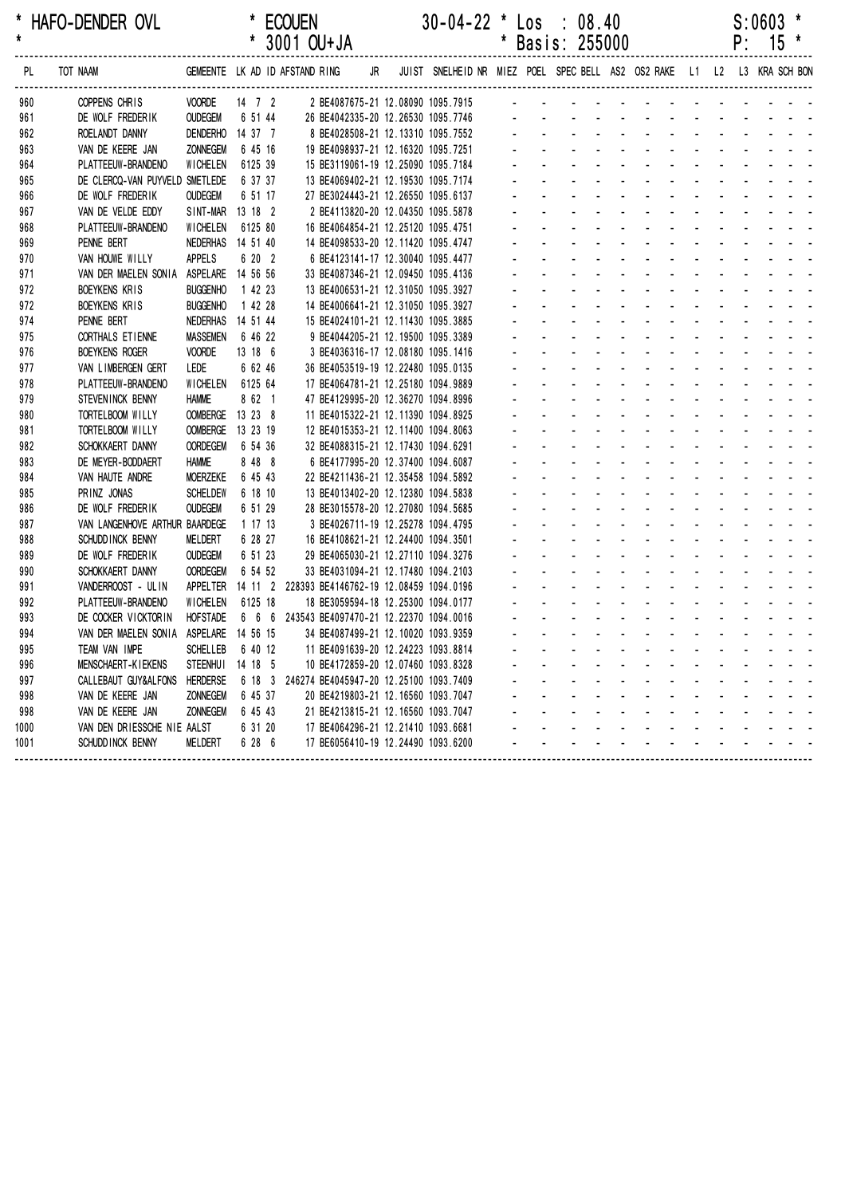\* HAFO-DENDER OVL \* ECOUEN 30-04-22 \* Los : 08.40 S:0603 \*
\* \* 3001 OU+JA \* Basis: 255000 P: 15 \*

| PL | TOT NAAM | GEMEENTE | LK AD ID | AFSTAND | RING | JR | JUIST | SNELHEID | NR | MIEZ | POEL | SPEC | BELL | AS2 | OS2 | RAKE | L1 | L2 | L3 | KRA | SCH | BON |
|---|---|---|---|---|---|---|---|---|---|---|---|---|---|---|---|---|---|---|---|---|---|---|
| 960 | COPPENS CHRIS | VOORDE | 14 7 2 | | 2 BE4087675-21 | | 12.08090 | 1095.7915 | | - | - | - | - | - | - | - | - | - | - | - | - | - |
| 961 | DE WOLF FREDERIK | OUDEGEM | 6 51 44 | | 26 BE4042335-20 | | 12.26530 | 1095.7746 | | - | - | - | - | - | - | - | - | - | - | - | - | - |
| 962 | ROELANDT DANNY | DENDERHO | 14 37 7 | | 8 BE4028508-21 | | 12.13310 | 1095.7552 | | - | - | - | - | - | - | - | - | - | - | - | - | - |
| 963 | VAN DE KEERE JAN | ZONNEGEM | 6 45 16 | | 19 BE4098937-21 | | 12.16320 | 1095.7251 | | - | - | - | - | - | - | - | - | - | - | - | - | - |
| 964 | PLATTEEUW-BRANDENO | WICHELEN | 6125 39 | | 15 BE3119061-19 | | 12.25090 | 1095.7184 | | - | - | - | - | - | - | - | - | - | - | - | - | - |
| 965 | DE CLERCQ-VAN PUYVELD | SMETLEDE | 6 37 37 | | 13 BE4069402-21 | | 12.19530 | 1095.7174 | | - | - | - | - | - | - | - | - | - | - | - | - | - |
| 966 | DE WOLF FREDERIK | OUDEGEM | 6 51 17 | | 27 BE3024443-21 | | 12.26550 | 1095.6137 | | - | - | - | - | - | - | - | - | - | - | - | - | - |
| 967 | VAN DE VELDE EDDY | SINT-MAR | 13 18 2 | | 2 BE4113820-20 | | 12.04350 | 1095.5878 | | - | - | - | - | - | - | - | - | - | - | - | - | - |
| 968 | PLATTEEUW-BRANDENO | WICHELEN | 6125 80 | | 16 BE4064854-21 | | 12.25120 | 1095.4751 | | - | - | - | - | - | - | - | - | - | - | - | - | - |
| 969 | PENNE BERT | NEDERHAS | 14 51 40 | | 14 BE4098533-20 | | 12.11420 | 1095.4747 | | - | - | - | - | - | - | - | - | - | - | - | - | - |
| 970 | VAN HOUWE WILLY | APPELS | 6 20 2 | | 6 BE4123141-17 | | 12.30040 | 1095.4477 | | - | - | - | - | - | - | - | - | - | - | - | - | - |
| 971 | VAN DER MAELEN SONIA | ASPELARE | 14 56 56 | | 33 BE4087346-21 | | 12.09450 | 1095.4136 | | - | - | - | - | - | - | - | - | - | - | - | - | - |
| 972 | BOEYKENS KRIS | BUGGENHO | 1 42 23 | | 13 BE4006531-21 | | 12.31050 | 1095.3927 | | - | - | - | - | - | - | - | - | - | - | - | - | - |
| 972 | BOEYKENS KRIS | BUGGENHO | 1 42 28 | | 14 BE4006641-21 | | 12.31050 | 1095.3927 | | - | - | - | - | - | - | - | - | - | - | - | - | - |
| 974 | PENNE BERT | NEDERHAS | 14 51 44 | | 15 BE4024101-21 | | 12.11430 | 1095.3885 | | - | - | - | - | - | - | - | - | - | - | - | - | - |
| 975 | CORTHALS ETIENNE | MASSEMEN | 6 46 22 | | 9 BE4044205-21 | | 12.19500 | 1095.3389 | | - | - | - | - | - | - | - | - | - | - | - | - | - |
| 976 | BOEYKENS ROGER | VOORDE | 13 18 6 | | 3 BE4036316-17 | | 12.08180 | 1095.1416 | | - | - | - | - | - | - | - | - | - | - | - | - | - |
| 977 | VAN LIMBERGEN GERT | LEDE | 6 62 46 | | 36 BE4053519-19 | | 12.22480 | 1095.0135 | | - | - | - | - | - | - | - | - | - | - | - | - | - |
| 978 | PLATTEEUW-BRANDENO | WICHELEN | 6125 64 | | 17 BE4064781-21 | | 12.25180 | 1094.9889 | | - | - | - | - | - | - | - | - | - | - | - | - | - |
| 979 | STEVENINCK BENNY | HAMME | 8 62 1 | | 47 BE4129995-20 | | 12.36270 | 1094.8996 | | - | - | - | - | - | - | - | - | - | - | - | - | - |
| 980 | TORTELBOOM WILLY | OOMBERGE | 13 23 8 | | 11 BE4015322-21 | | 12.11390 | 1094.8925 | | - | - | - | - | - | - | - | - | - | - | - | - | - |
| 981 | TORTELBOOM WILLY | OOMBERGE | 13 23 19 | | 12 BE4015353-21 | | 12.11400 | 1094.8063 | | - | - | - | - | - | - | - | - | - | - | - | - | - |
| 982 | SCHOKKAERT DANNY | OORDEGEM | 6 54 36 | | 32 BE4088315-21 | | 12.17430 | 1094.6291 | | - | - | - | - | - | - | - | - | - | - | - | - | - |
| 983 | DE MEYER-BODDAERT | HAMME | 8 48 8 | | 6 BE4177995-20 | | 12.37400 | 1094.6087 | | - | - | - | - | - | - | - | - | - | - | - | - | - |
| 984 | VAN HAUTE ANDRE | MOERZEKE | 6 45 43 | | 22 BE4211436-21 | | 12.35458 | 1094.5892 | | - | - | - | - | - | - | - | - | - | - | - | - | - |
| 985 | PRINZ JONAS | SCHELDEW | 6 18 10 | | 13 BE4013402-20 | | 12.12380 | 1094.5838 | | - | - | - | - | - | - | - | - | - | - | - | - | - |
| 986 | DE WOLF FREDERIK | OUDEGEM | 6 51 29 | | 28 BE3015578-20 | | 12.27080 | 1094.5685 | | - | - | - | - | - | - | - | - | - | - | - | - | - |
| 987 | VAN LANGENHOVE ARTHUR | BAARDEGE | 1 17 13 | | 3 BE4026711-19 | | 12.25278 | 1094.4795 | | - | - | - | - | - | - | - | - | - | - | - | - | - |
| 988 | SCHUDDINCK BENNY | MELDERT | 6 28 27 | | 16 BE4108621-21 | | 12.24400 | 1094.3501 | | - | - | - | - | - | - | - | - | - | - | - | - | - |
| 989 | DE WOLF FREDERIK | OUDEGEM | 6 51 23 | | 29 BE4065030-21 | | 12.27110 | 1094.3276 | | - | - | - | - | - | - | - | - | - | - | - | - | - |
| 990 | SCHOKKAERT DANNY | OORDEGEM | 6 54 52 | | 33 BE4031094-21 | | 12.17480 | 1094.2103 | | - | - | - | - | - | - | - | - | - | - | - | - | - |
| 991 | VANDERROOST - ULIN | APPELTER | 14 11 2 | 228393 | BE4146762-19 | | 12.08459 | 1094.0196 | | - | - | - | - | - | - | - | - | - | - | - | - | - |
| 992 | PLATTEEUW-BRANDENO | WICHELEN | 6125 18 | | 18 BE3059594-18 | | 12.25300 | 1094.0177 | | - | - | - | - | - | - | - | - | - | - | - | - | - |
| 993 | DE COCKER VICKTORIN | HOFSTADE | 6 6 6 | 243543 | BE4097470-21 | | 12.22370 | 1094.0016 | | - | - | - | - | - | - | - | - | - | - | - | - | - |
| 994 | VAN DER MAELEN SONIA | ASPELARE | 14 56 15 | | 34 BE4087499-21 | | 12.10020 | 1093.9359 | | - | - | - | - | - | - | - | - | - | - | - | - | - |
| 995 | TEAM VAN IMPE | SCHELLEB | 6 40 12 | | 11 BE4091639-20 | | 12.24223 | 1093.8814 | | - | - | - | - | - | - | - | - | - | - | - | - | - |
| 996 | MENSCHAERT-KIEKENS | STEENHUI | 14 18 5 | | 10 BE4172859-20 | | 12.07460 | 1093.8328 | | - | - | - | - | - | - | - | - | - | - | - | - | - |
| 997 | CALLEBAUT GUY&ALFONS | HERDERSE | 6 18 3 | 246274 | BE4045947-20 | | 12.25100 | 1093.7409 | | - | - | - | - | - | - | - | - | - | - | - | - | - |
| 998 | VAN DE KEERE JAN | ZONNEGEM | 6 45 37 | | 20 BE4219803-21 | | 12.16560 | 1093.7047 | | - | - | - | - | - | - | - | - | - | - | - | - | - |
| 998 | VAN DE KEERE JAN | ZONNEGEM | 6 45 43 | | 21 BE4213815-21 | | 12.16560 | 1093.7047 | | - | - | - | - | - | - | - | - | - | - | - | - | - |
| 1000 | VAN DEN DRIESSCHE NIE | AALST | 6 31 20 | | 17 BE4064296-21 | | 12.21410 | 1093.6681 | | - | - | - | - | - | - | - | - | - | - | - | - | - |
| 1001 | SCHUDDINCK BENNY | MELDERT | 6 28 6 | | 17 BE6056410-19 | | 12.24490 | 1093.6200 | | - | - | - | - | - | - | - | - | - | - | - | - | - |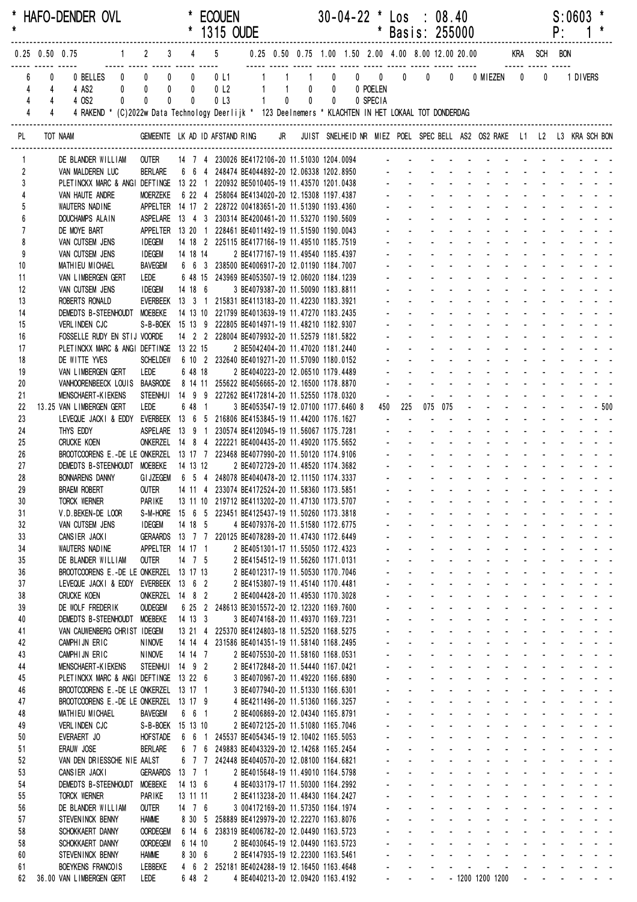\* HAFO-DENDER OVL \* ECOUEN 30-04-22 \* Los : 08.40 S:0603 \*
\* \* 1315 OUDE \* Basis: 255000 P: 1 \*

| 0.25 | 0.50 | 0.75 | | 1 | 2 | 3 | 4 | 5 | | 0.25 | 0.50 | 0.75 | 1.00 | 1.50 | 2.00 | 4.00 | 8.00 | 12.00 | 20.00 | | KRA | SCH | BON |
|---|---|---|---|---|---|---|---|---|---|---|---|---|---|---|---|---|---|---|---|---|---|---|---|
| 6 | 0 | 0 | BELLES | 0 | 0 | 0 | 0 | 0 | L1 | 1 | 1 | 1 | 0 | 0 | 0 | 0 | 0 | 0 | 0 | MIEZEN | 0 | 0 | 1 DIVERS |
| 4 | 4 | 4 | AS2 | 0 | 0 | 0 | 0 | 0 | L2 | 1 | 1 | 0 | 0 | 0 | POELEN | | | | | | | | |
| 4 | 4 | 4 | OS2 | 0 | 0 | 0 | 0 | 0 | L3 | 1 | 0 | 0 | 0 | 0 | SPECIA | | | | | | | | |
| 4 | 4 | 4 | RAKEND | | | | | | | | | | | | | | | | | | | | |

\* (C)2022w Data Technology Deerlijk \* 123 Deelnemers \* KLACHTEN IN HET LOKAAL TOT DONDERDAG

| PL | TOT | NAAM | GEMEENTE | LK | AD | ID | AFSTAND | RING | JR | JUIST | SNELHEID | NR | MIEZ | POEL | SPEC | BELL | AS2 | OS2 | RAKE | L1 | L2 | L3 | KRA | SCH | BON |
|---|---|---|---|---|---|---|---|---|---|---|---|---|---|---|---|---|---|---|---|---|---|---|---|---|---|
| 1 | | DE BLANDER WILLIAM | OUTER | 14 | 7 | 4 | 230026 | BE4172106 | -20 | 11.51030 | 1204.0094 | | - | - | - | - | - | - | - | - | - | - | - | - | - |
| 2 | | VAN MALDEREN LUC | BERLARE | 6 | 6 | 4 | 248474 | BE4044892 | -20 | 12.06338 | 1202.8950 | | - | - | - | - | - | - | - | - | - | - | - | - | - |
| 3 | | PLETINCKX MARC & ANGI | DEFTINGE | 13 | 22 | 1 | 220932 | BE5010405 | -19 | 11.43570 | 1201.0438 | | - | - | - | - | - | - | - | - | - | - | - | - | - |
| 4 | | VAN HAUTE ANDRE | MOERZEKE | 6 | 22 | 4 | 258064 | BE4134020 | -20 | 12.15308 | 1197.4387 | | - | - | - | - | - | - | - | - | - | - | - | - | - |
| 5 | | WAUTERS NADINE | APPELTER | 14 | 17 | 2 | 228722 | 004183651 | -20 | 11.51390 | 1193.4360 | | - | - | - | - | - | - | - | - | - | - | - | - | - |
| 6 | | DOUCHAMPS ALAIN | ASPELARE | 13 | 4 | 3 | 230314 | BE4200461 | -20 | 11.53270 | 1190.5609 | | - | - | - | - | - | - | - | - | - | - | - | - | - |
| 7 | | DE MOYE BART | APPELTER | 13 | 20 | 1 | 228461 | BE4011492 | -19 | 11.51590 | 1190.0043 | | - | - | - | - | - | - | - | - | - | - | - | - | - |
| 8 | | VAN CUTSEM JENS | IDEGEM | 14 | 18 | 2 | 225115 | BE4177166 | -19 | 11.49510 | 1185.7519 | | - | - | - | - | - | - | - | - | - | - | - | - | - |
| 9 | | VAN CUTSEM JENS | IDEGEM | 14 | 18 | 14 | | 2 BE4177167 | -19 | 11.49540 | 1185.4397 | | - | - | - | - | - | - | - | - | - | - | - | - | - |
| 10 | | MATHIEU MICHAEL | BAVEGEM | 6 | 6 | 3 | 238500 | BE4006917 | -20 | 12.01190 | 1184.7007 | | - | - | - | - | - | - | - | - | - | - | - | - | - |
| 11 | | VAN LIMBERGEN GERT | LEDE | 6 | 48 | 15 | 243969 | BE4053507 | -19 | 12.06020 | 1184.1239 | | - | - | - | - | - | - | - | - | - | - | - | - | - |
| 12 | | VAN CUTSEM JENS | IDEGEM | 14 | 18 | 6 | | 3 BE4079387 | -20 | 11.50090 | 1183.8811 | | - | - | - | - | - | - | - | - | - | - | - | - | - |
| 13 | | ROBERTS RONALD | EVERBEEK | 13 | 3 | 1 | 215831 | BE4113183 | -20 | 11.42230 | 1183.3921 | | - | - | - | - | - | - | - | - | - | - | - | - | - |
| 14 | | DEMEDTS B-STEENHOUDT | MOEBEKE | 14 | 13 | 10 | 221799 | BE4013639 | -19 | 11.47270 | 1183.2435 | | - | - | - | - | - | - | - | - | - | - | - | - | - |
| 15 | | VERLINDEN CJC | S-B-BOEK | 15 | 13 | 9 | 222805 | BE4014971 | -19 | 11.48210 | 1182.9307 | | - | - | - | - | - | - | - | - | - | - | - | - | - |
| 16 | | FOSSELLE RUDY EN STIJ | VOORDE | 14 | 2 | 2 | 228004 | BE4079932 | -20 | 11.52579 | 1181.5822 | | - | - | - | - | - | - | - | - | - | - | - | - | - |
| 17 | | PLETINCKX MARC & ANGI | DEFTINGE | 13 | 22 | 15 | | 2 BE5042404 | -20 | 11.47020 | 1181.2440 | | - | - | - | - | - | - | - | - | - | - | - | - | - |
| 18 | | DE WITTE YVES | SCHELDEW | 6 | 10 | 2 | 232640 | BE4019271 | -20 | 11.57090 | 1180.0152 | | - | - | - | - | - | - | - | - | - | - | - | - | - |
| 19 | | VAN LIMBERGEN GERT | LEDE | 6 | 48 | 18 | | 2 BE4040223 | -20 | 12.06510 | 1179.4489 | | - | - | - | - | - | - | - | - | - | - | - | - | - |
| 20 | | VANHOORENBEECK LOUIS | BAASRODE | 8 | 14 | 11 | 255622 | BE4056665 | -20 | 12.16500 | 1178.8870 | | - | - | - | - | - | - | - | - | - | - | - | - | - |
| 21 | | MENSCHAERT-KIEKENS | STEENHUI | 14 | 9 | 9 | 227262 | BE4172814 | -20 | 11.52550 | 1178.0320 | | - | - | - | - | - | - | - | - | - | - | - | - | - |
| 22 | 13.25 | VAN LIMBERGEN GERT | LEDE | 6 | 48 | 1 | | 3 BE4053547 | -19 | 12.07100 | 1177.6460 | 8 | 450 | 225 | 075 | 075 | - | - | - | - | - | - | - | - | 500 |
| 23 | | LEVEQUE JACKI & EDDY | EVERBEEK | 13 | 6 | 5 | 216806 | BE4153845 | -19 | 11.44200 | 1176.1627 | | - | - | - | - | - | - | - | - | - | - | - | - | - |
| 24 | | THYS EDDY | ASPELARE | 13 | 9 | 1 | 230574 | BE4120945 | -19 | 11.56067 | 1175.7281 | | - | - | - | - | - | - | - | - | - | - | - | - | - |
| 25 | | CRUCKE KOEN | ONKERZEL | 14 | 8 | 4 | 222221 | BE4004435 | -20 | 11.49020 | 1175.5652 | | - | - | - | - | - | - | - | - | - | - | - | - | - |
| 26 | | BROOTCOORENS E.-DE LE | ONKERZEL | 13 | 17 | 7 | 223468 | BE4077990 | -20 | 11.50120 | 1174.9106 | | - | - | - | - | - | - | - | - | - | - | - | - | - |
| 27 | | DEMEDTS B-STEENHOUDT | MOEBEKE | 14 | 13 | 12 | | 2 BE4072729 | -20 | 11.48520 | 1174.3682 | | - | - | - | - | - | - | - | - | - | - | - | - | - |
| 28 | | BONNARENS DANNY | GIJZEGEM | 6 | 5 | 4 | 248078 | BE4040478 | -20 | 12.11150 | 1174.3337 | | - | - | - | - | - | - | - | - | - | - | - | - | - |
| 29 | | BRAEM ROBERT | OUTER | 14 | 11 | 4 | 233074 | BE4172524 | -20 | 11.58360 | 1173.5851 | | - | - | - | - | - | - | - | - | - | - | - | - | - |
| 30 | | TORCK WERNER | PARIKE | 13 | 11 | 10 | 219712 | BE4113202 | -20 | 11.47130 | 1173.5707 | | - | - | - | - | - | - | - | - | - | - | - | - | - |
| 31 | | V.D.BEKEN-DE LOOR | S-M-HORE | 15 | 6 | 5 | 223451 | BE4125437 | -19 | 11.50260 | 1173.3818 | | - | - | - | - | - | - | - | - | - | - | - | - | - |
| 32 | | VAN CUTSEM JENS | IDEGEM | 14 | 18 | 5 | | 4 BE4079376 | -20 | 11.51580 | 1172.6775 | | - | - | - | - | - | - | - | - | - | - | - | - | - |
| 33 | | CANSIER JACKI | GERAARDS | 13 | 7 | 7 | 220125 | BE4078289 | -20 | 11.47430 | 1172.6449 | | - | - | - | - | - | - | - | - | - | - | - | - | - |
| 34 | | WAUTERS NADINE | APPELTER | 14 | 17 | 1 | | 2 BE4051301 | -17 | 11.55050 | 1172.4323 | | - | - | - | - | - | - | - | - | - | - | - | - | - |
| 35 | | DE BLANDER WILLIAM | OUTER | 14 | 7 | 5 | | 2 BE4154512 | -19 | 11.56260 | 1171.0131 | | - | - | - | - | - | - | - | - | - | - | - | - | - |
| 36 | | BROOTCOORENS E.-DE LE | ONKERZEL | 13 | 17 | 13 | | 2 BE4012317 | -19 | 11.50530 | 1170.7046 | | - | - | - | - | - | - | - | - | - | - | - | - | - |
| 37 | | LEVEQUE JACKI & EDDY | EVERBEEK | 13 | 6 | 2 | | 2 BE4153807 | -19 | 11.45140 | 1170.4481 | | - | - | - | - | - | - | - | - | - | - | - | - | - |
| 38 | | CRUCKE KOEN | ONKERZEL | 14 | 8 | 2 | | 2 BE4004428 | -20 | 11.49530 | 1170.3028 | | - | - | - | - | - | - | - | - | - | - | - | - | - |
| 39 | | DE WOLF FREDERIK | OUDEGEM | 6 | 25 | 2 | 248613 | BE3015572 | -20 | 12.12320 | 1169.7600 | | - | - | - | - | - | - | - | - | - | - | - | - | - |
| 40 | | DEMEDTS B-STEENHOUDT | MOEBEKE | 14 | 13 | 3 | | 3 BE4074168 | -20 | 11.49370 | 1169.7231 | | - | - | - | - | - | - | - | - | - | - | - | - | - |
| 41 | | VAN CAUWENBERG CHRIST | IDEGEM | 13 | 21 | 4 | 225370 | BE4124803 | -18 | 11.52520 | 1168.5275 | | - | - | - | - | - | - | - | - | - | - | - | - | - |
| 42 | | CAMPHIJN ERIC | NINOVE | 14 | 14 | 4 | 231586 | BE4014351 | -19 | 11.58140 | 1168.2495 | | - | - | - | - | - | - | - | - | - | - | - | - | - |
| 43 | | CAMPHIJN ERIC | NINOVE | 14 | 14 | 7 | | 2 BE4075530 | -20 | 11.58160 | 1168.0531 | | - | - | - | - | - | - | - | - | - | - | - | - | - |
| 44 | | MENSCHAERT-KIEKENS | STEENHUI | 14 | 9 | 2 | | 2 BE4172848 | -20 | 11.54440 | 1167.0421 | | - | - | - | - | - | - | - | - | - | - | - | - | - |
| 45 | | PLETINCKX MARC & ANGI | DEFTINGE | 13 | 22 | 6 | | 3 BE4070967 | -20 | 11.49220 | 1166.6890 | | - | - | - | - | - | - | - | - | - | - | - | - | - |
| 46 | | BROOTCOORENS E.-DE LE | ONKERZEL | 13 | 17 | 1 | | 3 BE4077940 | -20 | 11.51330 | 1166.6301 | | - | - | - | - | - | - | - | - | - | - | - | - | - |
| 47 | | BROOTCOORENS E.-DE LE | ONKERZEL | 13 | 17 | 9 | | 4 BE4211496 | -20 | 11.51360 | 1166.3257 | | - | - | - | - | - | - | - | - | - | - | - | - | - |
| 48 | | MATHIEU MICHAEL | BAVEGEM | 6 | 6 | 1 | | 2 BE4006869 | -20 | 12.04340 | 1165.8791 | | - | - | - | - | - | - | - | - | - | - | - | - | - |
| 49 | | VERLINDEN CJC | S-B-BOEK | 15 | 13 | 10 | | 2 BE4072125 | -20 | 11.51080 | 1165.7046 | | - | - | - | - | - | - | - | - | - | - | - | - | - |
| 50 | | EVERAERT JO | HOFSTADE | 6 | 6 | 1 | 245537 | BE4054345 | -19 | 12.10402 | 1165.5053 | | - | - | - | - | - | - | - | - | - | - | - | - | - |
| 51 | | ERAUW JOSE | BERLARE | 6 | 7 | 6 | 249883 | BE4043329 | -20 | 12.14268 | 1165.2454 | | - | - | - | - | - | - | - | - | - | - | - | - | - |
| 52 | | VAN DEN DRIESSCHE NIE | AALST | 6 | 7 | 7 | 242448 | BE4040570 | -20 | 12.08100 | 1164.6821 | | - | - | - | - | - | - | - | - | - | - | - | - | - |
| 53 | | CANSIER JACKI | GERAARDS | 13 | 7 | 1 | | 2 BE4015648 | -19 | 11.49010 | 1164.5798 | | - | - | - | - | - | - | - | - | - | - | - | - | - |
| 54 | | DEMEDTS B-STEENHOUDT | MOEBEKE | 14 | 13 | 6 | | 4 BE4033179 | -17 | 11.50300 | 1164.2992 | | - | - | - | - | - | - | - | - | - | - | - | - | - |
| 55 | | TORCK WERNER | PARIKE | 13 | 11 | 11 | | 2 BE4113238 | -20 | 11.48430 | 1164.2427 | | - | - | - | - | - | - | - | - | - | - | - | - | - |
| 56 | | DE BLANDER WILLIAM | OUTER | 14 | 7 | 6 | | 3 004172169 | -20 | 11.57350 | 1164.1974 | | - | - | - | - | - | - | - | - | - | - | - | - | - |
| 57 | | STEVENINCK BENNY | HAMME | 8 | 30 | 5 | 258889 | BE4129979 | -20 | 12.22270 | 1163.8076 | | - | - | - | - | - | - | - | - | - | - | - | - | - |
| 58 | | SCHOKKAERT DANNY | OORDEGEM | 6 | 14 | 6 | 238319 | BE4006782 | -20 | 12.04490 | 1163.5723 | | - | - | - | - | - | - | - | - | - | - | - | - | - |
| 58 | | SCHOKKAERT DANNY | OORDEGEM | 6 | 14 | 10 | | 2 BE4030645 | -19 | 12.04490 | 1163.5723 | | - | - | - | - | - | - | - | - | - | - | - | - | - |
| 60 | | STEVENINCK BENNY | HAMME | 8 | 30 | 6 | | 2 BE4147935 | -19 | 12.22300 | 1163.5461 | | - | - | - | - | - | - | - | - | - | - | - | - | - |
| 61 | | BOEYKENS FRANCOIS | LEBBEKE | 4 | 6 | 2 | 252181 | BE4024288 | -19 | 12.16450 | 1163.4648 | | - | - | - | - | - | - | - | - | - | - | - | - | - |
| 62 | 36.00 | VAN LIMBERGEN GERT | LEDE | 6 | 48 | 2 | | 4 BE4040213 | -20 | 12.09420 | 1163.4192 | | - | - | - | - | 1200 | 1200 | 1200 | - | - | - | - | - | - |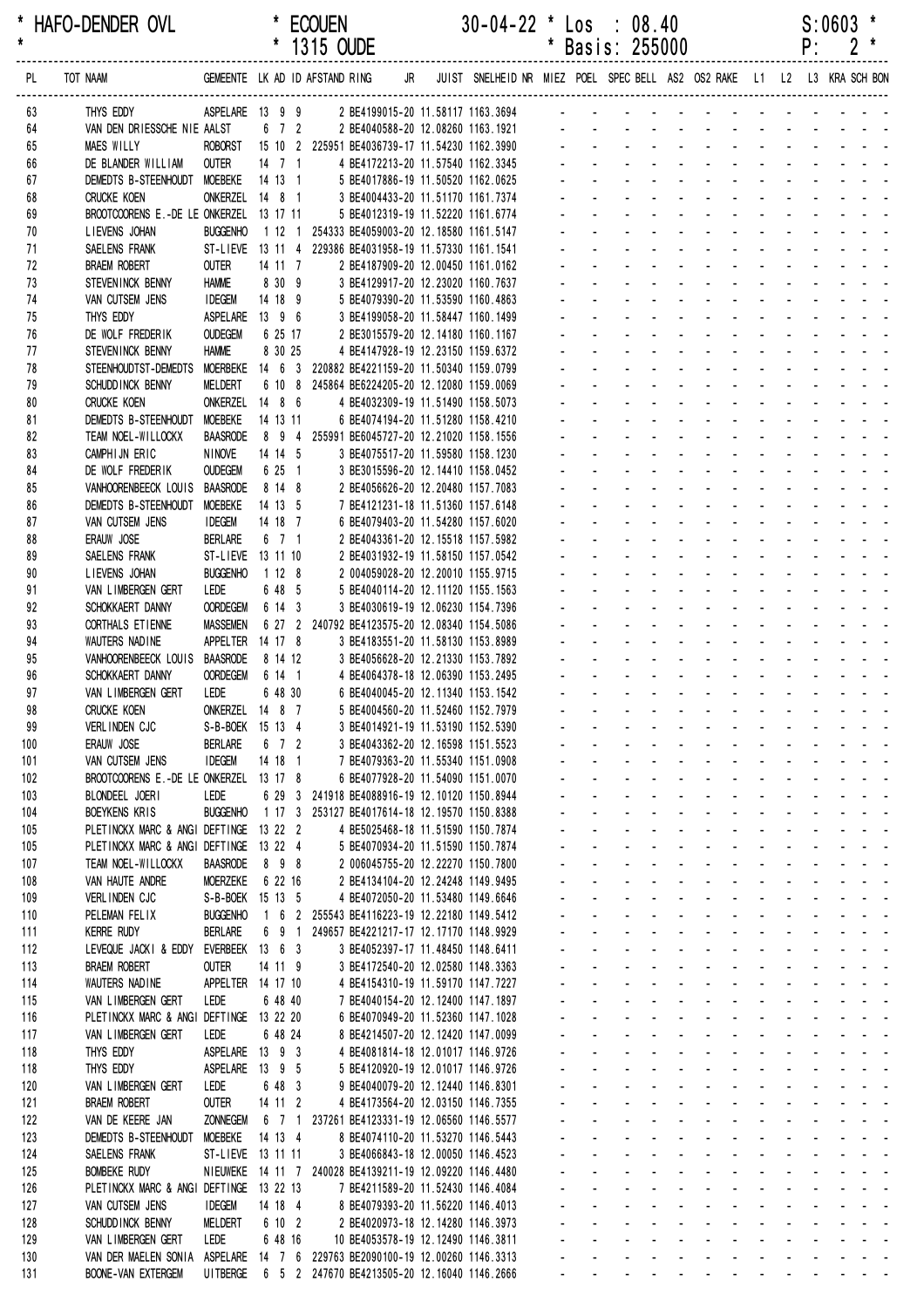\* HAFO-DENDER OVL \* ECOUEN 30-04-22 \* Los : 08.40 S:0603 \*
\* \* 1315 OUDE \* Basis: 255000 P: 2 \*

| PL | TOT NAAM | GEMEENTE | LK | AD | ID | AFSTAND | RING | JR | JUIST | SNELHEID | NR | MIEZ | POEL | SPEC | BELL | AS2 | OS2 | RAKE | L1 | L2 | L3 | KRA | SCH | BON |
|---|---|---|---|---|---|---|---|---|---|---|---|---|---|---|---|---|---|---|---|---|---|---|---|---|
| 63 | THYS EDDY | ASPELARE | 13 | 9 | 9 | | 2 BE4199015-20 | | 11.58117 | 1163.3694 | | - | - | - | - | - | - | - | - | - | - | - | - | - |
| 64 | VAN DEN DRIESSCHE NIE | AALST | 6 | 7 | 2 | | 2 BE4040588-20 | | 12.08260 | 1163.1921 | | - | - | - | - | - | - | - | - | - | - | - | - | - |
| 65 | MAES WILLY | ROBORST | 15 | 10 | 2 | 225951 | BE4036739-17 | | 11.54230 | 1162.3990 | | - | - | - | - | - | - | - | - | - | - | - | - | - |
| 66 | DE BLANDER WILLIAM | OUTER | 14 | 7 | 1 | | 4 BE4172213-20 | | 11.57540 | 1162.3345 | | - | - | - | - | - | - | - | - | - | - | - | - | - |
| 67 | DEMEDTS B-STEENHOUDT | MOEBEKE | 14 | 13 | 1 | | 5 BE4017886-19 | | 11.50520 | 1162.0625 | | - | - | - | - | - | - | - | - | - | - | - | - | - |
| 68 | CRUCKE KOEN | ONKERZEL | 14 | 8 | 1 | | 3 BE4004433-20 | | 11.51170 | 1161.7374 | | - | - | - | - | - | - | - | - | - | - | - | - | - |
| 69 | BROOTCOORENS E.-DE LE | ONKERZEL | 13 | 17 | 11 | | 5 BE4012319-19 | | 11.52220 | 1161.6774 | | - | - | - | - | - | - | - | - | - | - | - | - | - |
| 70 | LIEVENS JOHAN | BUGGENHO | 1 | 12 | 1 | 254333 | BE4059003-20 | | 12.18580 | 1161.5147 | | - | - | - | - | - | - | - | - | - | - | - | - | - |
| 71 | SAELENS FRANK | ST-LIEVE | 13 | 11 | 4 | 229386 | BE4031958-19 | | 11.57330 | 1161.1541 | | - | - | - | - | - | - | - | - | - | - | - | - | - |
| 72 | BRAEM ROBERT | OUTER | 14 | 11 | 7 | | 2 BE4187909-20 | | 12.00450 | 1161.0162 | | - | - | - | - | - | - | - | - | - | - | - | - | - |
| 73 | STEVENINCK BENNY | HAMME | 8 | 30 | 9 | | 3 BE4129917-20 | | 12.23020 | 1160.7637 | | - | - | - | - | - | - | - | - | - | - | - | - | - |
| 74 | VAN CUTSEM JENS | IDEGEM | 14 | 18 | 9 | | 5 BE4079390-20 | | 11.53590 | 1160.4863 | | - | - | - | - | - | - | - | - | - | - | - | - | - |
| 75 | THYS EDDY | ASPELARE | 13 | 9 | 6 | | 3 BE4199058-20 | | 11.58447 | 1160.1499 | | - | - | - | - | - | - | - | - | - | - | - | - | - |
| 76 | DE WOLF FREDERIK | OUDEGEM | 6 | 25 | 17 | | 2 BE3015579-20 | | 12.14180 | 1160.1167 | | - | - | - | - | - | - | - | - | - | - | - | - | - |
| 77 | STEVENINCK BENNY | HAMME | 8 | 30 | 25 | | 4 BE4147928-19 | | 12.23150 | 1159.6372 | | - | - | - | - | - | - | - | - | - | - | - | - | - |
| 78 | STEENHOUDTST-DEMEDTS | MOERBEKE | 14 | 6 | 3 | 220882 | BE4221159-20 | | 11.50340 | 1159.0799 | | - | - | - | - | - | - | - | - | - | - | - | - | - |
| 79 | SCHUDDINCK BENNY | MELDERT | 6 | 10 | 8 | 245864 | BE6224205-20 | | 12.12080 | 1159.0069 | | - | - | - | - | - | - | - | - | - | - | - | - | - |
| 80 | CRUCKE KOEN | ONKERZEL | 14 | 8 | 6 | | 4 BE4032309-19 | | 11.51490 | 1158.5073 | | - | - | - | - | - | - | - | - | - | - | - | - | - |
| 81 | DEMEDTS B-STEENHOUDT | MOEBEKE | 14 | 13 | 11 | | 6 BE4074194-20 | | 11.51280 | 1158.4210 | | - | - | - | - | - | - | - | - | - | - | - | - | - |
| 82 | TEAM NOEL-WILLOCKX | BAASRODE | 8 | 9 | 4 | 255991 | BE6045727-20 | | 12.21020 | 1158.1556 | | - | - | - | - | - | - | - | - | - | - | - | - | - |
| 83 | CAMPHIJN ERIC | NINOVE | 14 | 14 | 5 | | 3 BE4075517-20 | | 11.59580 | 1158.1230 | | - | - | - | - | - | - | - | - | - | - | - | - | - |
| 84 | DE WOLF FREDERIK | OUDEGEM | 6 | 25 | 1 | | 3 BE3015596-20 | | 12.14410 | 1158.0452 | | - | - | - | - | - | - | - | - | - | - | - | - | - |
| 85 | VANHOORENBEECK LOUIS | BAASRODE | 8 | 14 | 8 | | 2 BE4056626-20 | | 12.20480 | 1157.7083 | | - | - | - | - | - | - | - | - | - | - | - | - | - |
| 86 | DEMEDTS B-STEENHOUDT | MOEBEKE | 14 | 13 | 5 | | 7 BE4121231-18 | | 11.51360 | 1157.6148 | | - | - | - | - | - | - | - | - | - | - | - | - | - |
| 87 | VAN CUTSEM JENS | IDEGEM | 14 | 18 | 7 | | 6 BE4079403-20 | | 11.54280 | 1157.6020 | | - | - | - | - | - | - | - | - | - | - | - | - | - |
| 88 | ERAUW JOSE | BERLARE | 6 | 7 | 1 | | 2 BE4043361-20 | | 12.15518 | 1157.5982 | | - | - | - | - | - | - | - | - | - | - | - | - | - |
| 89 | SAELENS FRANK | ST-LIEVE | 13 | 11 | 10 | | 2 BE4031932-19 | | 11.58150 | 1157.0542 | | - | - | - | - | - | - | - | - | - | - | - | - | - |
| 90 | LIEVENS JOHAN | BUGGENHO | 1 | 12 | 8 | | 2 004059028-20 | | 12.20010 | 1155.9715 | | - | - | - | - | - | - | - | - | - | - | - | - | - |
| 91 | VAN LIMBERGEN GERT | LEDE | 6 | 48 | 5 | | 5 BE4040114-20 | | 12.11120 | 1155.1563 | | - | - | - | - | - | - | - | - | - | - | - | - | - |
| 92 | SCHOKKAERT DANNY | OORDEGEM | 6 | 14 | 3 | | 3 BE4030619-19 | | 12.06230 | 1154.7396 | | - | - | - | - | - | - | - | - | - | - | - | - | - |
| 93 | CORTHALS ETIENNE | MASSEMEN | 6 | 27 | 2 | 240792 | BE4123575-20 | | 12.08340 | 1154.5086 | | - | - | - | - | - | - | - | - | - | - | - | - | - |
| 94 | WAUTERS NADINE | APPELTER | 14 | 17 | 8 | | 3 BE4183551-20 | | 11.58130 | 1153.8989 | | - | - | - | - | - | - | - | - | - | - | - | - | - |
| 95 | VANHOORENBEECK LOUIS | BAASRODE | 8 | 14 | 12 | | 3 BE4056628-20 | | 12.21330 | 1153.7892 | | - | - | - | - | - | - | - | - | - | - | - | - | - |
| 96 | SCHOKKAERT DANNY | OORDEGEM | 6 | 14 | 1 | | 4 BE4064378-18 | | 12.06390 | 1153.2495 | | - | - | - | - | - | - | - | - | - | - | - | - | - |
| 97 | VAN LIMBERGEN GERT | LEDE | 6 | 48 | 30 | | 6 BE4040045-20 | | 12.11340 | 1153.1542 | | - | - | - | - | - | - | - | - | - | - | - | - | - |
| 98 | CRUCKE KOEN | ONKERZEL | 14 | 8 | 7 | | 5 BE4004560-20 | | 11.52460 | 1152.7979 | | - | - | - | - | - | - | - | - | - | - | - | - | - |
| 99 | VERLINDEN CJC | S-B-BOEK | 15 | 13 | 4 | | 3 BE4014921-19 | | 11.53190 | 1152.5390 | | - | - | - | - | - | - | - | - | - | - | - | - | - |
| 100 | ERAUW JOSE | BERLARE | 6 | 7 | 2 | | 3 BE4043362-20 | | 12.16598 | 1151.5523 | | - | - | - | - | - | - | - | - | - | - | - | - | - |
| 101 | VAN CUTSEM JENS | IDEGEM | 14 | 18 | 1 | | 7 BE4079363-20 | | 11.55340 | 1151.0908 | | - | - | - | - | - | - | - | - | - | - | - | - | - |
| 102 | BROOTCOORENS E.-DE LE | ONKERZEL | 13 | 17 | 8 | | 6 BE4077928-20 | | 11.54090 | 1151.0070 | | - | - | - | - | - | - | - | - | - | - | - | - | - |
| 103 | BLONDEEL JOERI | LEDE | 6 | 29 | 3 | 241918 | BE4088916-19 | | 12.10120 | 1150.8944 | | - | - | - | - | - | - | - | - | - | - | - | - | - |
| 104 | BOEYKENS KRIS | BUGGENHO | 1 | 17 | 3 | 253127 | BE4017614-18 | | 12.19570 | 1150.8388 | | - | - | - | - | - | - | - | - | - | - | - | - | - |
| 105 | PLETINCKX MARC & ANGI | DEFTINGE | 13 | 22 | 2 | | 4 BE5025468-18 | | 11.51590 | 1150.7874 | | - | - | - | - | - | - | - | - | - | - | - | - | - |
| 105 | PLETINCKX MARC & ANGI | DEFTINGE | 13 | 22 | 4 | | 5 BE4070934-20 | | 11.51590 | 1150.7874 | | - | - | - | - | - | - | - | - | - | - | - | - | - |
| 107 | TEAM NOEL-WILLOCKX | BAASRODE | 8 | 9 | 8 | | 2 006045755-20 | | 12.22270 | 1150.7800 | | - | - | - | - | - | - | - | - | - | - | - | - | - |
| 108 | VAN HAUTE ANDRE | MOERZEKE | 6 | 22 | 16 | | 2 BE4134104-20 | | 12.24248 | 1149.9495 | | - | - | - | - | - | - | - | - | - | - | - | - | - |
| 109 | VERLINDEN CJC | S-B-BOEK | 15 | 13 | 5 | | 4 BE4072050-20 | | 11.53480 | 1149.6646 | | - | - | - | - | - | - | - | - | - | - | - | - | - |
| 110 | PELEMAN FELIX | BUGGENHO | 1 | 6 | 2 | 255543 | BE4116223-19 | | 12.22180 | 1149.5412 | | - | - | - | - | - | - | - | - | - | - | - | - | - |
| 111 | KERRE RUDY | BERLARE | 6 | 9 | 1 | 249657 | BE4221217-17 | | 12.17170 | 1148.9929 | | - | - | - | - | - | - | - | - | - | - | - | - | - |
| 112 | LEVEQUE JACKI & EDDY | EVERBEEK | 13 | 6 | 3 | | 3 BE4052397-17 | | 11.48450 | 1148.6411 | | - | - | - | - | - | - | - | - | - | - | - | - | - |
| 113 | BRAEM ROBERT | OUTER | 14 | 11 | 9 | | 3 BE4172540-20 | | 12.02580 | 1148.3363 | | - | - | - | - | - | - | - | - | - | - | - | - | - |
| 114 | WAUTERS NADINE | APPELTER | 14 | 17 | 10 | | 4 BE4154310-19 | | 11.59170 | 1147.7227 | | - | - | - | - | - | - | - | - | - | - | - | - | - |
| 115 | VAN LIMBERGEN GERT | LEDE | 6 | 48 | 40 | | 7 BE4040154-20 | | 12.12400 | 1147.1897 | | - | - | - | - | - | - | - | - | - | - | - | - | - |
| 116 | PLETINCKX MARC & ANGI | DEFTINGE | 13 | 22 | 20 | | 6 BE4070949-20 | | 11.52360 | 1147.1028 | | - | - | - | - | - | - | - | - | - | - | - | - | - |
| 117 | VAN LIMBERGEN GERT | LEDE | 6 | 48 | 24 | | 8 BE4214507-20 | | 12.12420 | 1147.0099 | | - | - | - | - | - | - | - | - | - | - | - | - | - |
| 118 | THYS EDDY | ASPELARE | 13 | 9 | 3 | | 4 BE4081814-18 | | 12.01017 | 1146.9726 | | - | - | - | - | - | - | - | - | - | - | - | - | - |
| 118 | THYS EDDY | ASPELARE | 13 | 9 | 5 | | 5 BE4120920-19 | | 12.01017 | 1146.9726 | | - | - | - | - | - | - | - | - | - | - | - | - | - |
| 120 | VAN LIMBERGEN GERT | LEDE | 6 | 48 | 3 | | 9 BE4040079-20 | | 12.12440 | 1146.8301 | | - | - | - | - | - | - | - | - | - | - | - | - | - |
| 121 | BRAEM ROBERT | OUTER | 14 | 11 | 2 | | 4 BE4173564-20 | | 12.03150 | 1146.7355 | | - | - | - | - | - | - | - | - | - | - | - | - | - |
| 122 | VAN DE KEERE JAN | ZONNEGEM | 6 | 7 | 1 | 237261 | BE4123331-19 | | 12.06560 | 1146.5577 | | - | - | - | - | - | - | - | - | - | - | - | - | - |
| 123 | DEMEDTS B-STEENHOUDT | MOEBEKE | 14 | 13 | 4 | | 8 BE4074110-20 | | 11.53270 | 1146.5443 | | - | - | - | - | - | - | - | - | - | - | - | - | - |
| 124 | SAELENS FRANK | ST-LIEVE | 13 | 11 | 11 | | 3 BE4066843-18 | | 12.00050 | 1146.4523 | | - | - | - | - | - | - | - | - | - | - | - | - | - |
| 125 | BOMBEKE RUDY | NIEUWEKE | 14 | 11 | 7 | 240028 | BE4139211-19 | | 12.09220 | 1146.4480 | | - | - | - | - | - | - | - | - | - | - | - | - | - |
| 126 | PLETINCKX MARC & ANGI | DEFTINGE | 13 | 22 | 13 | | 7 BE4211589-20 | | 11.52430 | 1146.4084 | | - | - | - | - | - | - | - | - | - | - | - | - | - |
| 127 | VAN CUTSEM JENS | IDEGEM | 14 | 18 | 4 | | 8 BE4079393-20 | | 11.56220 | 1146.4013 | | - | - | - | - | - | - | - | - | - | - | - | - | - |
| 128 | SCHUDDINCK BENNY | MELDERT | 6 | 10 | 2 | | 2 BE4020973-18 | | 12.14280 | 1146.3973 | | - | - | - | - | - | - | - | - | - | - | - | - | - |
| 129 | VAN LIMBERGEN GERT | LEDE | 6 | 48 | 16 | | 10 BE4053578-19 | | 12.12490 | 1146.3811 | | - | - | - | - | - | - | - | - | - | - | - | - | - |
| 130 | VAN DER MAELEN SONIA | ASPELARE | 14 | 7 | 6 | 229763 | BE2090100-19 | | 12.00260 | 1146.3313 | | - | - | - | - | - | - | - | - | - | - | - | - | - |
| 131 | BOONE-VAN EXTERGEM | UITBERGE | 6 | 5 | 2 | 247670 | BE4213505-20 | | 12.16040 | 1146.2666 | | - | - | - | - | - | - | - | - | - | - | - | - | - |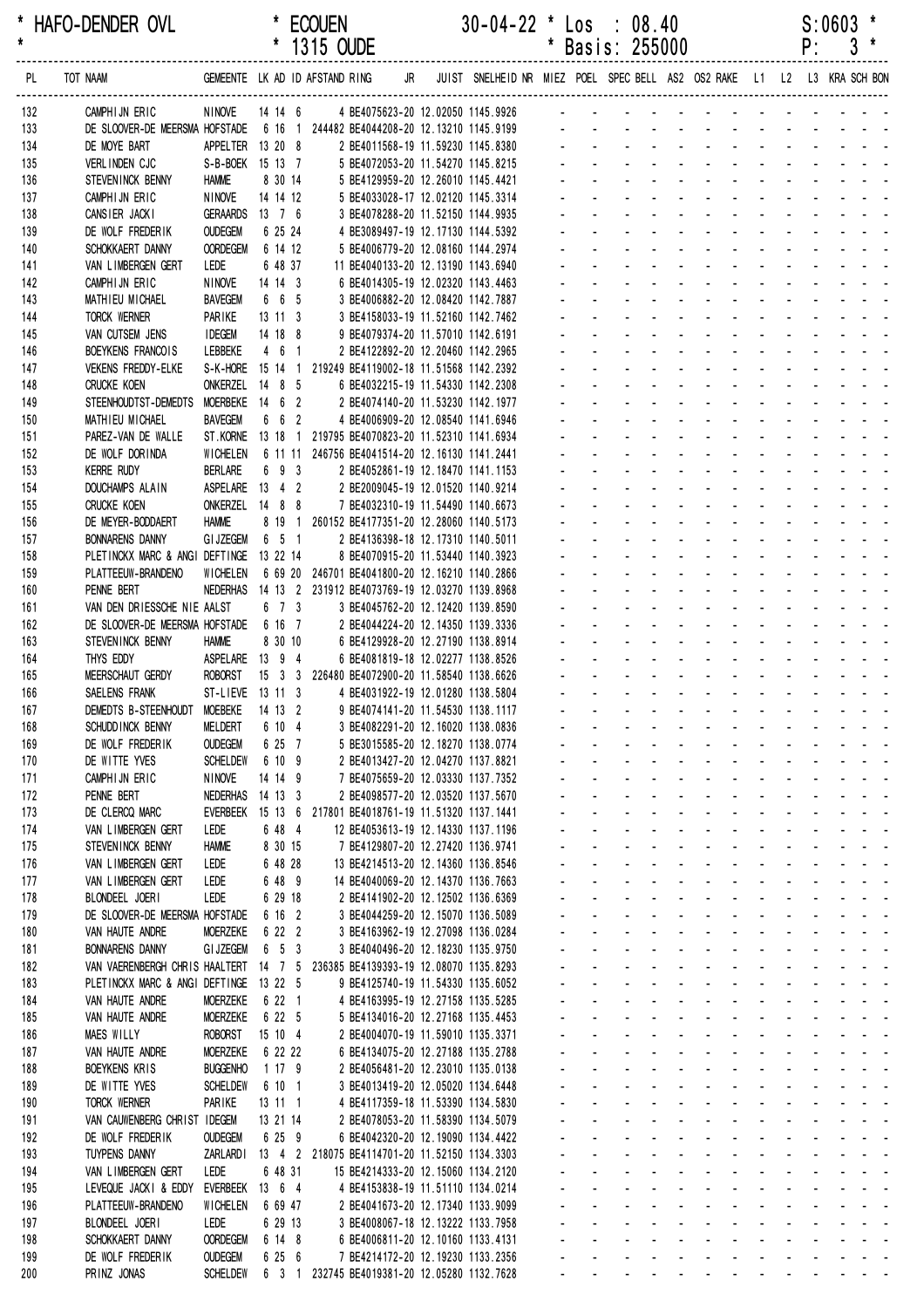\* HAFO-DENDER OVL \* ECOUEN 30-04-22 \* Los : 08.40 S:0603 \*
\* \* 1315 OUDE \* Basis: 255000 P: 3 \*

| PL | TOT NAAM | GEMEENTE | LK | AD | ID | AFSTAND | RING | JR | JUIST | SNELHEID | NR | MIEZ | POEL | SPEC | BELL | AS2 | OS2 | RAKE | L1 | L2 | L3 | KRA | SCH | BON |
|---|---|---|---|---|---|---|---|---|---|---|---|---|---|---|---|---|---|---|---|---|---|---|---|---|
| 132 | CAMPHIJN ERIC | NINOVE | 14 | 14 | 6 | | 4 BE4075623-20 | | 12.02050 | 1145.9926 | | - | - | - | - | - | - | - | - | - | - | - | - | - |
| 133 | DE SLOOVER-DE MEERSMA | HOFSTADE | 6 | 16 | 1 | 244482 | BE4044208-20 | | 12.13210 | 1145.9199 | | - | - | - | - | - | - | - | - | - | - | - | - | - |
| 134 | DE MOYE BART | APPELTER | 13 | 20 | 8 | | 2 BE4011568-19 | | 11.59230 | 1145.8380 | | - | - | - | - | - | - | - | - | - | - | - | - | - |
| 135 | VERLINDEN CJC | S-B-BEEK | 15 | 13 | 7 | | 5 BE4072053-20 | | 11.54270 | 1145.8215 | | - | - | - | - | - | - | - | - | - | - | - | - | - |
| 136 | STEVENINCK BENNY | HAMME | 8 | 30 | 14 | | 5 BE4129959-20 | | 12.26010 | 1145.4421 | | - | - | - | - | - | - | - | - | - | - | - | - | - |
| 137 | CAMPHIJN ERIC | NINOVE | 14 | 14 | 12 | | 5 BE4033028-17 | | 12.02120 | 1145.3314 | | - | - | - | - | - | - | - | - | - | - | - | - | - |
| 138 | CANSIER JACKI | GERAARDS | 13 | 7 | 6 | | 3 BE4078288-20 | | 11.52150 | 1144.9935 | | - | - | - | - | - | - | - | - | - | - | - | - | - |
| 139 | DE WOLF FREDERIK | OUDEGEM | 6 | 25 | 24 | | 4 BE3089497-19 | | 12.17130 | 1144.5392 | | - | - | - | - | - | - | - | - | - | - | - | - | - |
| 140 | SCHOKKAERT DANNY | OORDEGEM | 6 | 14 | 12 | | 5 BE4006779-20 | | 12.08160 | 1144.2974 | | - | - | - | - | - | - | - | - | - | - | - | - | - |
| 141 | VAN LIMBERGEN GERT | LEDE | 6 | 48 | 37 | | 11 BE4040133-20 | | 12.13190 | 1143.6940 | | - | - | - | - | - | - | - | - | - | - | - | - | - |
| 142 | CAMPHIJN ERIC | NINOVE | 14 | 14 | 3 | | 6 BE4014305-19 | | 12.02320 | 1143.4463 | | - | - | - | - | - | - | - | - | - | - | - | - | - |
| 143 | MATHIEU MICHAEL | BAVEGEM | 6 | 6 | 5 | | 3 BE4006882-20 | | 12.08420 | 1142.7887 | | - | - | - | - | - | - | - | - | - | - | - | - | - |
| 144 | TORCK WERNER | PARIKE | 13 | 11 | 3 | | 3 BE4158033-19 | | 11.52160 | 1142.7462 | | - | - | - | - | - | - | - | - | - | - | - | - | - |
| 145 | VAN CUTSEM JENS | IDEGEM | 14 | 18 | 8 | | 9 BE4079374-20 | | 11.57010 | 1142.6191 | | - | - | - | - | - | - | - | - | - | - | - | - | - |
| 146 | BOEYKENS FRANCOIS | LEBBEKE | 4 | 6 | 1 | | 2 BE4122892-20 | | 12.20460 | 1142.2965 | | - | - | - | - | - | - | - | - | - | - | - | - | - |
| 147 | VEKENS FREDDY-ELKE | S-K-HORE | 15 | 14 | 1 | 219249 | BE4119002-18 | | 11.51568 | 1142.2392 | | - | - | - | - | - | - | - | - | - | - | - | - | - |
| 148 | CRUCKE KOEN | ONKERZEL | 14 | 8 | 5 | | 6 BE4032215-19 | | 11.54330 | 1142.2308 | | - | - | - | - | - | - | - | - | - | - | - | - | - |
| 149 | STEENHOUDTST-DEMEDTS | MOERBEKE | 14 | 6 | 2 | | 2 BE4074140-20 | | 11.53230 | 1142.1977 | | - | - | - | - | - | - | - | - | - | - | - | - | - |
| 150 | MATHIEU MICHAEL | BAVEGEM | 6 | 6 | 2 | | 4 BE4006909-20 | | 12.08540 | 1141.6946 | | - | - | - | - | - | - | - | - | - | - | - | - | - |
| 151 | PAREZ-VAN DE WALLE | ST.KORNE | 13 | 18 | 1 | 219795 | BE4070823-20 | | 11.52310 | 1141.6934 | | - | - | - | - | - | - | - | - | - | - | - | - | - |
| 152 | DE WOLF DORINDA | WICHELEN | 6 | 11 | 11 | 246756 | BE4041514-20 | | 12.16130 | 1141.2441 | | - | - | - | - | - | - | - | - | - | - | - | - | - |
| 153 | KERRE RUDY | BERLARE | 6 | 9 | 3 | | 2 BE4052861-19 | | 12.18470 | 1141.1153 | | - | - | - | - | - | - | - | - | - | - | - | - | - |
| 154 | DOUCHAMPS ALAIN | ASPELARE | 13 | 4 | 2 | | 2 BE2009045-19 | | 12.01520 | 1140.9214 | | - | - | - | - | - | - | - | - | - | - | - | - | - |
| 155 | CRUCKE KOEN | ONKERZEL | 14 | 8 | 8 | | 7 BE4032310-19 | | 11.54490 | 1140.6673 | | - | - | - | - | - | - | - | - | - | - | - | - | - |
| 156 | DE MEYER-BODDAERT | HAMME | 8 | 19 | 1 | 260152 | BE4177351-20 | | 12.28060 | 1140.5173 | | - | - | - | - | - | - | - | - | - | - | - | - | - |
| 157 | BONNARENS DANNY | GIJZEGEM | 6 | 5 | 1 | | 2 BE4136398-18 | | 12.17310 | 1140.5011 | | - | - | - | - | - | - | - | - | - | - | - | - | - |
| 158 | PLETINCKX MARC & ANGI | DEFTINGE | 13 | 22 | 14 | | 8 BE4070915-20 | | 11.53440 | 1140.3923 | | - | - | - | - | - | - | - | - | - | - | - | - | - |
| 159 | PLATTEEUW-BRANDENO | WICHELEN | 6 | 69 | 20 | 246701 | BE4041800-20 | | 12.16210 | 1140.2866 | | - | - | - | - | - | - | - | - | - | - | - | - | - |
| 160 | PENNE BERT | NEDERHAS | 14 | 13 | 2 | 231912 | BE4073769-19 | | 12.03270 | 1139.8968 | | - | - | - | - | - | - | - | - | - | - | - | - | - |
| 161 | VAN DEN DRIESSCHE NIE | AALST | 6 | 7 | 3 | | 3 BE4045762-20 | | 12.12420 | 1139.8590 | | - | - | - | - | - | - | - | - | - | - | - | - | - |
| 162 | DE SLOOVER-DE MEERSMA | HOFSTADE | 6 | 16 | 7 | | 2 BE4044224-20 | | 12.14350 | 1139.3336 | | - | - | - | - | - | - | - | - | - | - | - | - | - |
| 163 | STEVENINCK BENNY | HAMME | 8 | 30 | 10 | | 6 BE4129928-20 | | 12.27190 | 1138.8914 | | - | - | - | - | - | - | - | - | - | - | - | - | - |
| 164 | THYS EDDY | ASPELARE | 13 | 9 | 4 | | 6 BE4081819-18 | | 12.02277 | 1138.8526 | | - | - | - | - | - | - | - | - | - | - | - | - | - |
| 165 | MEERSCHAUT GERDY | ROBORST | 15 | 3 | 3 | 226480 | BE4072900-20 | | 11.58540 | 1138.6626 | | - | - | - | - | - | - | - | - | - | - | - | - | - |
| 166 | SAELENS FRANK | ST-LIEVE | 13 | 11 | 3 | | 4 BE4031922-19 | | 12.01280 | 1138.5804 | | - | - | - | - | - | - | - | - | - | - | - | - | - |
| 167 | DEMEDTS B-STEENHOUDT | MOEBEKE | 14 | 13 | 2 | | 9 BE4074141-20 | | 11.54550 | 1138.1117 | | - | - | - | - | - | - | - | - | - | - | - | - | - |
| 168 | SCHUDDINCK BENNY | MELDERT | 6 | 10 | 4 | | 3 BE4082291-20 | | 12.16020 | 1138.0836 | | - | - | - | - | - | - | - | - | - | - | - | - | - |
| 169 | DE WOLF FREDERIK | OUDEGEM | 6 | 25 | 7 | | 5 BE3015585-20 | | 12.18270 | 1138.0774 | | - | - | - | - | - | - | - | - | - | - | - | - | - |
| 170 | DE WITTE YVES | SCHELDEW | 6 | 10 | 9 | | 2 BE4013427-20 | | 12.04270 | 1137.8821 | | - | - | - | - | - | - | - | - | - | - | - | - | - |
| 171 | CAMPHIJN ERIC | NINOVE | 14 | 14 | 9 | | 7 BE4075659-20 | | 12.03330 | 1137.7352 | | - | - | - | - | - | - | - | - | - | - | - | - | - |
| 172 | PENNE BERT | NEDERHAS | 14 | 13 | 3 | | 2 BE4098577-20 | | 12.03520 | 1137.5670 | | - | - | - | - | - | - | - | - | - | - | - | - | - |
| 173 | DE CLERCQ MARC | EVERBEEK | 15 | 13 | 6 | 217801 | BE4018761-19 | | 11.51320 | 1137.1441 | | - | - | - | - | - | - | - | - | - | - | - | - | - |
| 174 | VAN LIMBERGEN GERT | LEDE | 6 | 48 | 4 | | 12 BE4053613-19 | | 12.14330 | 1137.1196 | | - | - | - | - | - | - | - | - | - | - | - | - | - |
| 175 | STEVENINCK BENNY | HAMME | 8 | 30 | 15 | | 7 BE4129807-20 | | 12.27420 | 1136.9741 | | - | - | - | - | - | - | - | - | - | - | - | - | - |
| 176 | VAN LIMBERGEN GERT | LEDE | 6 | 48 | 28 | | 13 BE4214513-20 | | 12.14360 | 1136.8546 | | - | - | - | - | - | - | - | - | - | - | - | - | - |
| 177 | VAN LIMBERGEN GERT | LEDE | 6 | 48 | 9 | | 14 BE4040069-20 | | 12.14370 | 1136.7663 | | - | - | - | - | - | - | - | - | - | - | - | - | - |
| 178 | BLONDEEL JOERI | LEDE | 6 | 29 | 18 | | 2 BE4141902-20 | | 12.12502 | 1136.6369 | | - | - | - | - | - | - | - | - | - | - | - | - | - |
| 179 | DE SLOOVER-DE MEERSMA | HOFSTADE | 6 | 16 | 2 | | 3 BE4044259-20 | | 12.15070 | 1136.5089 | | - | - | - | - | - | - | - | - | - | - | - | - | - |
| 180 | VAN HAUTE ANDRE | MOERZEKE | 6 | 22 | 2 | | 3 BE4163962-19 | | 12.27098 | 1136.0284 | | - | - | - | - | - | - | - | - | - | - | - | - | - |
| 181 | BONNARENS DANNY | GIJZEGEM | 6 | 5 | 3 | | 3 BE4040496-20 | | 12.18230 | 1135.9750 | | - | - | - | - | - | - | - | - | - | - | - | - | - |
| 182 | VAN VAERENBERGH CHRIS | HAALTERT | 14 | 7 | 5 | 236385 | BE4139393-19 | | 12.08070 | 1135.8293 | | - | - | - | - | - | - | - | - | - | - | - | - | - |
| 183 | PLETINCKX MARC & ANGI | DEFTINGE | 13 | 22 | 5 | | 9 BE4125740-19 | | 11.54330 | 1135.6052 | | - | - | - | - | - | - | - | - | - | - | - | - | - |
| 184 | VAN HAUTE ANDRE | MOERZEKE | 6 | 22 | 1 | | 4 BE4163995-19 | | 12.27158 | 1135.5285 | | - | - | - | - | - | - | - | - | - | - | - | - | - |
| 185 | VAN HAUTE ANDRE | MOERZEKE | 6 | 22 | 5 | | 5 BE4134016-20 | | 12.27168 | 1135.4453 | | - | - | - | - | - | - | - | - | - | - | - | - | - |
| 186 | MAES WILLY | ROBORST | 15 | 10 | 4 | | 2 BE4004070-19 | | 11.59010 | 1135.3371 | | - | - | - | - | - | - | - | - | - | - | - | - | - |
| 187 | VAN HAUTE ANDRE | MOERZEKE | 6 | 22 | 22 | | 6 BE4134075-20 | | 12.27188 | 1135.2788 | | - | - | - | - | - | - | - | - | - | - | - | - | - |
| 188 | BOEYKENS KRIS | BUGGENHO | 1 | 17 | 9 | | 2 BE4056481-20 | | 12.23010 | 1135.0138 | | - | - | - | - | - | - | - | - | - | - | - | - | - |
| 189 | DE WITTE YVES | SCHELDEW | 6 | 10 | 1 | | 3 BE4013419-20 | | 12.05020 | 1134.6448 | | - | - | - | - | - | - | - | - | - | - | - | - | - |
| 190 | TORCK WERNER | PARIKE | 13 | 11 | 1 | | 4 BE4117359-18 | | 11.53390 | 1134.5830 | | - | - | - | - | - | - | - | - | - | - | - | - | - |
| 191 | VAN CAUWENBERG CHRIST | IDEGEM | 13 | 21 | 14 | | 2 BE4078053-20 | | 11.58390 | 1134.5079 | | - | - | - | - | - | - | - | - | - | - | - | - | - |
| 192 | DE WOLF FREDERIK | OUDEGEM | 6 | 25 | 9 | | 6 BE4042320-20 | | 12.19090 | 1134.4422 | | - | - | - | - | - | - | - | - | - | - | - | - | - |
| 193 | TUYPENS DANNY | ZARLARDI | 13 | 4 | 2 | 218075 | BE4114701-20 | | 11.52150 | 1134.3303 | | - | - | - | - | - | - | - | - | - | - | - | - | - |
| 194 | VAN LIMBERGEN GERT | LEDE | 6 | 48 | 31 | | 15 BE4214333-20 | | 12.15060 | 1134.2120 | | - | - | - | - | - | - | - | - | - | - | - | - | - |
| 195 | LEVEQUE JACKI & EDDY | EVERBEEK | 13 | 6 | 4 | | 4 BE4153838-19 | | 11.51110 | 1134.0214 | | - | - | - | - | - | - | - | - | - | - | - | - | - |
| 196 | PLATTEEUW-BRANDENO | WICHELEN | 6 | 69 | 47 | | 2 BE4041673-20 | | 12.17340 | 1133.9099 | | - | - | - | - | - | - | - | - | - | - | - | - | - |
| 197 | BLONDEEL JOERI | LEDE | 6 | 29 | 13 | | 3 BE4008067-18 | | 12.13222 | 1133.7958 | | - | - | - | - | - | - | - | - | - | - | - | - | - |
| 198 | SCHOKKAERT DANNY | OORDEGEM | 6 | 14 | 8 | | 6 BE4006811-20 | | 12.10160 | 1133.4131 | | - | - | - | - | - | - | - | - | - | - | - | - | - |
| 199 | DE WOLF FREDERIK | OUDEGEM | 6 | 25 | 6 | | 7 BE4214172-20 | | 12.19230 | 1133.2356 | | - | - | - | - | - | - | - | - | - | - | - | - | - |
| 200 | PRINZ JONAS | SCHELDEW | 6 | 3 | 1 | 232745 | BE4019381-20 | | 12.05280 | 1132.7628 | | - | - | - | - | - | - | - | - | - | - | - | - | - |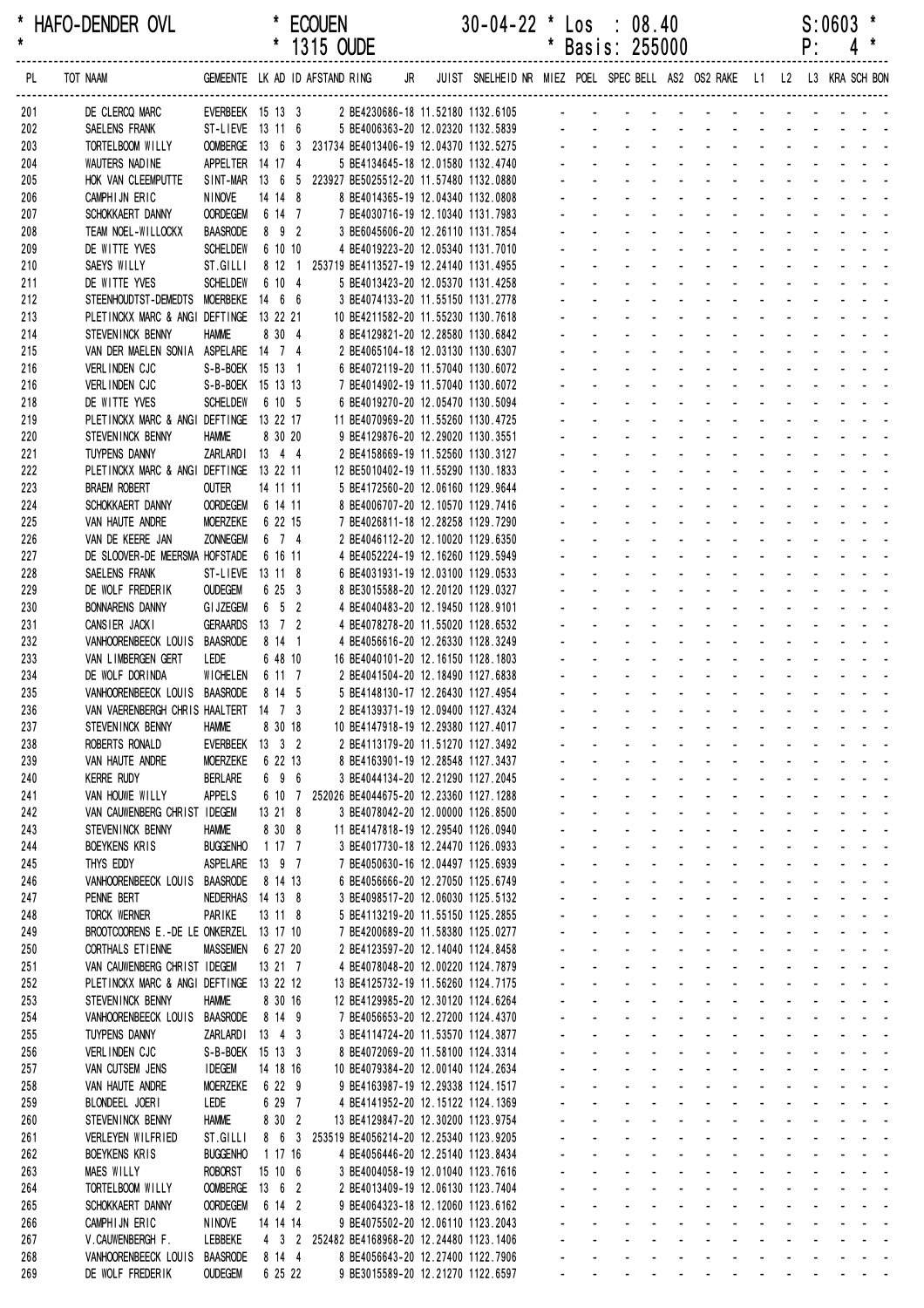\* HAFO-DENDER OVL \* ECOUEN 30-04-22 \* Los : 08.40 S:0603 \*
\* \* 1315 OUDE \* Basis: 255000 P: 4 \*

| PL | TOT NAAM | GEMEENTE | LK | AD | ID | AFSTAND | RING | JR | JUIST | SNELHEID | NR | MIEZ | POEL | SPEC | BELL | AS2 | OS2 | RAKE | L1 | L2 | L3 | KRA | SCH | BON |
|---|---|---|---|---|---|---|---|---|---|---|---|---|---|---|---|---|---|---|---|---|---|---|---|---|
| 201 | DE CLERCQ MARC | EVERBEEK | 15 | 13 | 3 | 2 | BE4230686-18 | | 11.52180 | 1132.6105 | | - | - | - | - | - | - | - | - | - | - | - | - | - |
| 202 | SAELENS FRANK | ST-LIEVE | 13 | 11 | 6 | 5 | BE4006363-20 | | 12.02320 | 1132.5839 | | - | - | - | - | - | - | - | - | - | - | - | - | - |
| 203 | TORTELBOOM WILLY | OOMBERGE | 13 | 6 | 3 | 231734 | BE4013406-19 | | 12.04370 | 1132.5275 | | - | - | - | - | - | - | - | - | - | - | - | - | - |
| 204 | WAUTERS NADINE | APPELTER | 14 | 17 | 4 | 5 | BE4134645-18 | | 12.01580 | 1132.4740 | | - | - | - | - | - | - | - | - | - | - | - | - | - |
| 205 | HOK VAN CLEEMPUTTE | SINT-MAR | 13 | 6 | 5 | 223927 | BE5025512-20 | | 11.57480 | 1132.0880 | | - | - | - | - | - | - | - | - | - | - | - | - | - |
| 206 | CAMPHIJN ERIC | NINOVE | 14 | 14 | 8 | 8 | BE4014365-19 | | 12.04340 | 1132.0808 | | - | - | - | - | - | - | - | - | - | - | - | - | - |
| 207 | SCHOKKAERT DANNY | OORDEGEM | 6 | 14 | 7 | 7 | BE4030716-19 | | 12.10340 | 1131.7983 | | - | - | - | - | - | - | - | - | - | - | - | - | - |
| 208 | TEAM NOEL-WILLOCKX | BAASRODE | 8 | 9 | 2 | 3 | BE6045606-20 | | 12.26110 | 1131.7854 | | - | - | - | - | - | - | - | - | - | - | - | - | - |
| 209 | DE WITTE YVES | SCHELDEW | 6 | 10 | 10 | 4 | BE4019223-20 | | 12.05340 | 1131.7010 | | - | - | - | - | - | - | - | - | - | - | - | - | - |
| 210 | SAEYS WILLY | ST.GILLI | 8 | 12 | 1 | 253719 | BE4113527-19 | | 12.24140 | 1131.4955 | | - | - | - | - | - | - | - | - | - | - | - | - | - |
| 211 | DE WITTE YVES | SCHELDEW | 6 | 10 | 4 | 5 | BE4013423-20 | | 12.05370 | 1131.4258 | | - | - | - | - | - | - | - | - | - | - | - | - | - |
| 212 | STEENHOUDTST-DEMEDTS | MOERBEKE | 14 | 6 | 6 | 3 | BE4074133-20 | | 11.55150 | 1131.2778 | | - | - | - | - | - | - | - | - | - | - | - | - | - |
| 213 | PLETINCKX MARC & ANGI | DEFTINGE | 13 | 22 | 21 | 10 | BE4211582-20 | | 11.55230 | 1130.7618 | | - | - | - | - | - | - | - | - | - | - | - | - | - |
| 214 | STEVENINCK BENNY | HAMME | 8 | 30 | 4 | 8 | BE4129821-20 | | 12.28580 | 1130.6842 | | - | - | - | - | - | - | - | - | - | - | - | - | - |
| 215 | VAN DER MAELEN SONIA | ASPELARE | 14 | 7 | 4 | 2 | BE4065104-18 | | 12.03130 | 1130.6307 | | - | - | - | - | - | - | - | - | - | - | - | - | - |
| 216 | VERLINDEN CJC | S-B-BOEK | 15 | 13 | 1 | 6 | BE4072119-20 | | 11.57040 | 1130.6072 | | - | - | - | - | - | - | - | - | - | - | - | - | - |
| 216 | VERLINDEN CJC | S-B-BOEK | 15 | 13 | 13 | 7 | BE4014902-19 | | 11.57040 | 1130.6072 | | - | - | - | - | - | - | - | - | - | - | - | - | - |
| 218 | DE WITTE YVES | SCHELDEW | 6 | 10 | 5 | 6 | BE4019270-20 | | 12.05470 | 1130.5094 | | - | - | - | - | - | - | - | - | - | - | - | - | - |
| 219 | PLETINCKX MARC & ANGI | DEFTINGE | 13 | 22 | 17 | 11 | BE4070969-20 | | 11.55260 | 1130.4725 | | - | - | - | - | - | - | - | - | - | - | - | - | - |
| 220 | STEVENINCK BENNY | HAMME | 8 | 30 | 20 | 9 | BE4129876-20 | | 12.29020 | 1130.3551 | | - | - | - | - | - | - | - | - | - | - | - | - | - |
| 221 | TUYPENS DANNY | ZARLARDI | 13 | 4 | 4 | 2 | BE4158669-19 | | 11.52560 | 1130.3127 | | - | - | - | - | - | - | - | - | - | - | - | - | - |
| 222 | PLETINCKX MARC & ANGI | DEFTINGE | 13 | 22 | 11 | 12 | BE5010402-19 | | 11.55290 | 1130.1833 | | - | - | - | - | - | - | - | - | - | - | - | - | - |
| 223 | BRAEM ROBERT | OUTER | 14 | 11 | 11 | 5 | BE4172560-20 | | 12.06160 | 1129.9644 | | - | - | - | - | - | - | - | - | - | - | - | - | - |
| 224 | SCHOKKAERT DANNY | OORDEGEM | 6 | 14 | 11 | 8 | BE4006707-20 | | 12.10570 | 1129.7416 | | - | - | - | - | - | - | - | - | - | - | - | - | - |
| 225 | VAN HAUTE ANDRE | MOERZEKE | 6 | 22 | 15 | 7 | BE4026811-18 | | 12.28258 | 1129.7290 | | - | - | - | - | - | - | - | - | - | - | - | - | - |
| 226 | VAN DE KEERE JAN | ZONNEGEM | 6 | 7 | 4 | 2 | BE4046112-20 | | 12.10020 | 1129.6350 | | - | - | - | - | - | - | - | - | - | - | - | - | - |
| 227 | DE SLOOVER-DE MEERSMA | HOFSTADE | 6 | 16 | 11 | 4 | BE4052224-19 | | 12.16260 | 1129.5949 | | - | - | - | - | - | - | - | - | - | - | - | - | - |
| 228 | SAELENS FRANK | ST-LIEVE | 13 | 11 | 8 | 6 | BE4031931-19 | | 12.03100 | 1129.0533 | | - | - | - | - | - | - | - | - | - | - | - | - | - |
| 229 | DE WOLF FREDERIK | OUDEGEM | 6 | 25 | 3 | 8 | BE3015588-20 | | 12.20120 | 1129.0327 | | - | - | - | - | - | - | - | - | - | - | - | - | - |
| 230 | BONNARENS DANNY | GIJZEGEM | 6 | 5 | 2 | 4 | BE4040483-20 | | 12.19450 | 1128.9101 | | - | - | - | - | - | - | - | - | - | - | - | - | - |
| 231 | CANSIER JACKI | GERAARDS | 13 | 7 | 2 | 4 | BE4078278-20 | | 11.55020 | 1128.6532 | | - | - | - | - | - | - | - | - | - | - | - | - | - |
| 232 | VANHOORENBEECK LOUIS | BAASRODE | 8 | 14 | 1 | 4 | BE4056616-20 | | 12.26330 | 1128.3249 | | - | - | - | - | - | - | - | - | - | - | - | - | - |
| 233 | VAN LIMBERGEN GERT | LEDE | 6 | 48 | 10 | 16 | BE4040101-20 | | 12.16150 | 1128.1803 | | - | - | - | - | - | - | - | - | - | - | - | - | - |
| 234 | DE WOLF DORINDA | WICHELEN | 6 | 11 | 7 | 2 | BE4041504-20 | | 12.18490 | 1127.6838 | | - | - | - | - | - | - | - | - | - | - | - | - | - |
| 235 | VANHOORENBEECK LOUIS | BAASRODE | 8 | 14 | 5 | 5 | BE4148130-17 | | 12.26430 | 1127.4954 | | - | - | - | - | - | - | - | - | - | - | - | - | - |
| 236 | VAN VAERENBERGH CHRIS | HAALTERT | 14 | 7 | 3 | 2 | BE4139371-19 | | 12.09400 | 1127.4324 | | - | - | - | - | - | - | - | - | - | - | - | - | - |
| 237 | STEVENINCK BENNY | HAMME | 8 | 30 | 18 | 10 | BE4147918-19 | | 12.29380 | 1127.4017 | | - | - | - | - | - | - | - | - | - | - | - | - | - |
| 238 | ROBERTS RONALD | EVERBEEK | 13 | 3 | 2 | 2 | BE4113179-20 | | 11.51270 | 1127.3492 | | - | - | - | - | - | - | - | - | - | - | - | - | - |
| 239 | VAN HAUTE ANDRE | MOERZEKE | 6 | 22 | 13 | 8 | BE4163901-19 | | 12.28548 | 1127.3437 | | - | - | - | - | - | - | - | - | - | - | - | - | - |
| 240 | KERRE RUDY | BERLARE | 6 | 9 | 6 | 3 | BE4044134-20 | | 12.21290 | 1127.2045 | | - | - | - | - | - | - | - | - | - | - | - | - | - |
| 241 | VAN HOUWE WILLY | APPELS | 6 | 10 | 7 | 252026 | BE4044675-20 | | 12.23360 | 1127.1288 | | - | - | - | - | - | - | - | - | - | - | - | - | - |
| 242 | VAN CAUWENBERG CHRIST | IDEGEM | 13 | 21 | 8 | 3 | BE4078042-20 | | 12.00000 | 1126.8500 | | - | - | - | - | - | - | - | - | - | - | - | - | - |
| 243 | STEVENINCK BENNY | HAMME | 8 | 30 | 8 | 11 | BE4147818-19 | | 12.29540 | 1126.0940 | | - | - | - | - | - | - | - | - | - | - | - | - | - |
| 244 | BOEYKENS KRIS | BUGGENHO | 1 | 17 | 7 | 3 | BE4017730-18 | | 12.24470 | 1126.0933 | | - | - | - | - | - | - | - | - | - | - | - | - | - |
| 245 | THYS EDDY | ASPELARE | 13 | 9 | 7 | 7 | BE4050630-16 | | 12.04497 | 1125.6939 | | - | - | - | - | - | - | - | - | - | - | - | - | - |
| 246 | VANHOORENBEECK LOUIS | BAASRODE | 8 | 14 | 13 | 6 | BE4056666-20 | | 12.27050 | 1125.6749 | | - | - | - | - | - | - | - | - | - | - | - | - | - |
| 247 | PENNE BERT | NEDERHAS | 14 | 13 | 8 | 3 | BE4098517-20 | | 12.06030 | 1125.5132 | | - | - | - | - | - | - | - | - | - | - | - | - | - |
| 248 | TORCK WERNER | PARIKE | 13 | 11 | 8 | 5 | BE4113219-20 | | 11.55150 | 1125.2855 | | - | - | - | - | - | - | - | - | - | - | - | - | - |
| 249 | BROOTCOORENS E.-DE LE | ONKERZEL | 13 | 17 | 10 | 7 | BE4200689-20 | | 11.58380 | 1125.0277 | | - | - | - | - | - | - | - | - | - | - | - | - | - |
| 250 | CORTHALS ETIENNE | MASSEMEN | 6 | 27 | 20 | 2 | BE4123597-20 | | 12.14040 | 1124.8458 | | - | - | - | - | - | - | - | - | - | - | - | - | - |
| 251 | VAN CAUWENBERG CHRIST | IDEGEM | 13 | 21 | 7 | 4 | BE4078048-20 | | 12.00220 | 1124.7879 | | - | - | - | - | - | - | - | - | - | - | - | - | - |
| 252 | PLETINCKX MARC & ANGI | DEFTINGE | 13 | 22 | 12 | 13 | BE4125732-19 | | 11.56260 | 1124.7175 | | - | - | - | - | - | - | - | - | - | - | - | - | - |
| 253 | STEVENINCK BENNY | HAMME | 8 | 30 | 16 | 12 | BE4129985-20 | | 12.30120 | 1124.6264 | | - | - | - | - | - | - | - | - | - | - | - | - | - |
| 254 | VANHOORENBEECK LOUIS | BAASRODE | 8 | 14 | 9 | 7 | BE4056653-20 | | 12.27200 | 1124.4370 | | - | - | - | - | - | - | - | - | - | - | - | - | - |
| 255 | TUYPENS DANNY | ZARLARDI | 13 | 4 | 3 | 3 | BE4114724-20 | | 11.53570 | 1124.3877 | | - | - | - | - | - | - | - | - | - | - | - | - | - |
| 256 | VERLINDEN CJC | S-B-BOEK | 15 | 13 | 3 | 8 | BE4072069-20 | | 11.58100 | 1124.3314 | | - | - | - | - | - | - | - | - | - | - | - | - | - |
| 257 | VAN CUTSEM JENS | IDEGEM | 14 | 18 | 16 | 10 | BE4079384-20 | | 12.00140 | 1124.2634 | | - | - | - | - | - | - | - | - | - | - | - | - | - |
| 258 | VAN HAUTE ANDRE | MOERZEKE | 6 | 22 | 9 | 9 | BE4163987-19 | | 12.29338 | 1124.1517 | | - | - | - | - | - | - | - | - | - | - | - | - | - |
| 259 | BLONDEEL JOERI | LEDE | 6 | 29 | 7 | 4 | BE4141952-20 | | 12.15122 | 1124.1369 | | - | - | - | - | - | - | - | - | - | - | - | - | - |
| 260 | STEVENINCK BENNY | HAMME | 8 | 30 | 2 | 13 | BE4129847-20 | | 12.30200 | 1123.9754 | | - | - | - | - | - | - | - | - | - | - | - | - | - |
| 261 | VERLEYEN WILFRIED | ST.GILLI | 8 | 6 | 3 | 253519 | BE4056214-20 | | 12.25340 | 1123.9205 | | - | - | - | - | - | - | - | - | - | - | - | - | - |
| 262 | BOEYKENS KRIS | BUGGENHO | 1 | 17 | 16 | 4 | BE4056446-20 | | 12.25140 | 1123.8434 | | - | - | - | - | - | - | - | - | - | - | - | - | - |
| 263 | MAES WILLY | ROBORST | 15 | 10 | 6 | 3 | BE4004058-19 | | 12.01040 | 1123.7616 | | - | - | - | - | - | - | - | - | - | - | - | - | - |
| 264 | TORTELBOOM WILLY | OOMBERGE | 13 | 6 | 2 | 2 | BE4013409-19 | | 12.06130 | 1123.7404 | | - | - | - | - | - | - | - | - | - | - | - | - | - |
| 265 | SCHOKKAERT DANNY | OORDEGEM | 6 | 14 | 2 | 9 | BE4064323-18 | | 12.12060 | 1123.6162 | | - | - | - | - | - | - | - | - | - | - | - | - | - |
| 266 | CAMPHIJN ERIC | NINOVE | 14 | 14 | 14 | 9 | BE4075502-20 | | 12.06110 | 1123.2043 | | - | - | - | - | - | - | - | - | - | - | - | - | - |
| 267 | V.CAUWENBERGH F. | LEBBEKE | 4 | 3 | 2 | 252482 | BE4168968-20 | | 12.24480 | 1123.1406 | | - | - | - | - | - | - | - | - | - | - | - | - | - |
| 268 | VANHOORENBEECK LOUIS | BAASRODE | 8 | 14 | 4 | 8 | BE4056643-20 | | 12.27400 | 1122.7906 | | - | - | - | - | - | - | - | - | - | - | - | - | - |
| 269 | DE WOLF FREDERIK | OUDEGEM | 6 | 25 | 22 | 9 | BE3015589-20 | | 12.21270 | 1122.6597 | | - | - | - | - | - | - | - | - | - | - | - | - | - |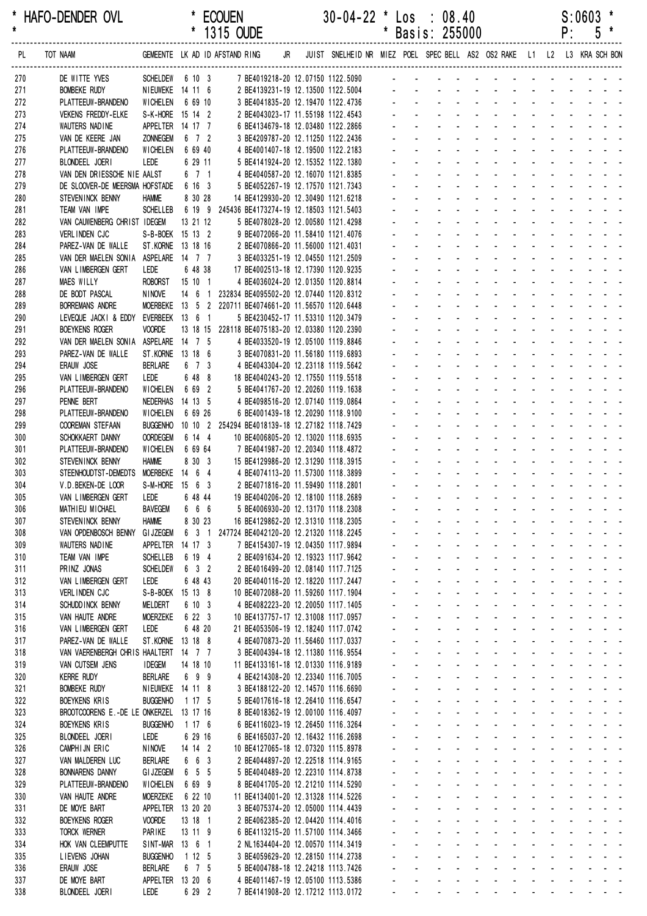\* HAFO-DENDER OVL \* ECOUEN 30-04-22 \* Los : 08.40 S:0603 \*
\* \* 1315 OUDE \* Basis: 255000 P: 5 \*

| PL | TOT NAAM | GEMEENTE | LK | AD | ID | AFSTAND | RING | JR | JUIST | SNELHEID | NR | MIEZ | POEL | SPEC | BELL | AS2 | OS2 | RAKE | L1 | L2 | L3 | KRA | SCH | BON |
|---|---|---|---|---|---|---|---|---|---|---|---|---|---|---|---|---|---|---|---|---|---|---|---|---|
| 270 | DE WITTE YVES | SCHELDEW | 6 | 10 | 3 | | 7 BE4019218-20 | | 12.07150 | 1122.5090 | | - | - | - | - | - | - | - | - | - | - | - | - | - |
| 271 | BOMBEKE RUDY | NIEUWEKE | 14 | 11 | 6 | | 2 BE4139231-19 | | 12.13500 | 1122.5004 | | - | - | - | - | - | - | - | - | - | - | - | - | - |
| 272 | PLATTEEUW-BRANDENO | WICHELEN | 6 | 69 | 10 | | 3 BE4041835-20 | | 12.19470 | 1122.4736 | | - | - | - | - | - | - | - | - | - | - | - | - | - |
| 273 | VEKENS FREDDY-ELKE | S-K-HORE | 15 | 14 | 2 | | 2 BE4043023-17 | | 11.55198 | 1122.4543 | | - | - | - | - | - | - | - | - | - | - | - | - | - |
| 274 | WAUTERS NADINE | APPELTER | 14 | 17 | 7 | | 6 BE4134679-18 | | 12.03480 | 1122.2866 | | - | - | - | - | - | - | - | - | - | - | - | - | - |
| 275 | VAN DE KEERE JAN | ZONNEGEM | 6 | 7 | 2 | | 3 BE4209787-20 | | 12.11250 | 1122.2436 | | - | - | - | - | - | - | - | - | - | - | - | - | - |
| 276 | PLATTEEUW-BRANDENO | WICHELEN | 6 | 69 | 40 | | 4 BE4001407-18 | | 12.19500 | 1122.2183 | | - | - | - | - | - | - | - | - | - | - | - | - | - |
| 277 | BLONDEEL JOERI | LEDE | 6 | 29 | 11 | | 5 BE4141924-20 | | 12.15352 | 1122.1380 | | - | - | - | - | - | - | - | - | - | - | - | - | - |
| 278 | VAN DEN DRIESSCHE NIE | AALST | 6 | 7 | 1 | | 4 BE4040587-20 | | 12.16070 | 1121.8385 | | - | - | - | - | - | - | - | - | - | - | - | - | - |
| 279 | DE SLOOVER-DE MEERSMA | HOFSTADE | 6 | 16 | 3 | | 5 BE4052267-19 | | 12.17570 | 1121.7343 | | - | - | - | - | - | - | - | - | - | - | - | - | - |
| 280 | STEVENINCK BENNY | HAMME | 8 | 30 | 28 | | 14 BE4129930-20 | | 12.30490 | 1121.6218 | | - | - | - | - | - | - | - | - | - | - | - | - | - |
| 281 | TEAM VAN IMPE | SCHELLEB | 6 | 19 | 9 | 245436 | BE4173274-19 | | 12.18503 | 1121.5403 | | - | - | - | - | - | - | - | - | - | - | - | - | - |
| 282 | VAN CAUWENBERG CHRIST | IDEGEM | 13 | 21 | 12 | | 5 BE4078028-20 | | 12.00580 | 1121.4298 | | - | - | - | - | - | - | - | - | - | - | - | - | - |
| 283 | VERLINDEN CJC | S-B-BOEK | 15 | 13 | 2 | | 9 BE4072066-20 | | 11.58410 | 1121.4076 | | - | - | - | - | - | - | - | - | - | - | - | - | - |
| 284 | PAREZ-VAN DE WALLE | ST.KORNE | 13 | 18 | 16 | | 2 BE4070866-20 | | 11.56000 | 1121.4031 | | - | - | - | - | - | - | - | - | - | - | - | - | - |
| 285 | VAN DER MAELEN SONIA | ASPELARE | 14 | 7 | 7 | | 3 BE4033251-19 | | 12.04550 | 1121.2509 | | - | - | - | - | - | - | - | - | - | - | - | - | - |
| 286 | VAN LIMBERGEN GERT | LEDE | 6 | 48 | 38 | | 17 BE4002513-18 | | 12.17390 | 1120.9235 | | - | - | - | - | - | - | - | - | - | - | - | - | - |
| 287 | MAES WILLY | ROBORST | 15 | 10 | 1 | | 4 BE4036024-20 | | 12.01350 | 1120.8814 | | - | - | - | - | - | - | - | - | - | - | - | - | - |
| 288 | DE BODT PASCAL | NINOVE | 14 | 6 | 1 | 232834 | BE4095502-20 | | 12.07440 | 1120.8312 | | - | - | - | - | - | - | - | - | - | - | - | - | - |
| 289 | BORREMANS ANDRE | MOERBEKE | 13 | 5 | 2 | 220711 | BE4074661-20 | | 11.56570 | 1120.6448 | | - | - | - | - | - | - | - | - | - | - | - | - | - |
| 290 | LEVEQUE JACKI & EDDY | EVERBEEK | 13 | 6 | 1 | | 5 BE4230452-17 | | 11.53310 | 1120.3479 | | - | - | - | - | - | - | - | - | - | - | - | - | - |
| 291 | BOEYKENS ROGER | VOORDE | 13 | 18 | 15 | 228118 | BE4075183-20 | | 12.03380 | 1120.2390 | | - | - | - | - | - | - | - | - | - | - | - | - | - |
| 292 | VAN DER MAELEN SONIA | ASPELARE | 14 | 7 | 5 | | 4 BE4033520-19 | | 12.05100 | 1119.8846 | | - | - | - | - | - | - | - | - | - | - | - | - | - |
| 293 | PAREZ-VAN DE WALLE | ST.KORNE | 13 | 18 | 6 | | 3 BE4070831-20 | | 11.56180 | 1119.6893 | | - | - | - | - | - | - | - | - | - | - | - | - | - |
| 294 | ERAUW JOSE | BERLARE | 6 | 7 | 3 | | 4 BE4043304-20 | | 12.23118 | 1119.5642 | | - | - | - | - | - | - | - | - | - | - | - | - | - |
| 295 | VAN LIMBERGEN GERT | LEDE | 6 | 48 | 8 | | 18 BE4040243-20 | | 12.17550 | 1119.5518 | | - | - | - | - | - | - | - | - | - | - | - | - | - |
| 296 | PLATTEEUW-BRANDENO | WICHELEN | 6 | 69 | 2 | | 5 BE4041767-20 | | 12.20260 | 1119.1638 | | - | - | - | - | - | - | - | - | - | - | - | - | - |
| 297 | PENNE BERT | NEDERHAS | 14 | 13 | 5 | | 4 BE4098516-20 | | 12.07140 | 1119.0864 | | - | - | - | - | - | - | - | - | - | - | - | - | - |
| 298 | PLATTEEUW-BRANDENO | WICHELEN | 6 | 69 | 26 | | 6 BE4001439-18 | | 12.20290 | 1118.9100 | | - | - | - | - | - | - | - | - | - | - | - | - | - |
| 299 | COOREMAN STEFAAN | BUGGENHO | 10 | 10 | 2 | 254294 | BE4018139-18 | | 12.27182 | 1118.7429 | | - | - | - | - | - | - | - | - | - | - | - | - | - |
| 300 | SCHOKKAERT DANNY | OORDEGEM | 6 | 14 | 4 | | 10 BE4006805-20 | | 12.13020 | 1118.6935 | | - | - | - | - | - | - | - | - | - | - | - | - | - |
| 301 | PLATTEEUW-BRANDENO | WICHELEN | 6 | 69 | 64 | | 7 BE4041987-20 | | 12.20340 | 1118.4872 | | - | - | - | - | - | - | - | - | - | - | - | - | - |
| 302 | STEVENINCK BENNY | HAMME | 8 | 30 | 3 | | 15 BE4129986-20 | | 12.31290 | 1118.3915 | | - | - | - | - | - | - | - | - | - | - | - | - | - |
| 303 | STEENHOUDTST-DEMEDTS | MOERBEKE | 14 | 6 | 4 | | 4 BE4074113-20 | | 11.57300 | 1118.3899 | | - | - | - | - | - | - | - | - | - | - | - | - | - |
| 304 | V.D.BEKEN-DE LOOR | S-M-HORE | 15 | 6 | 3 | | 2 BE4071816-20 | | 11.59490 | 1118.2801 | | - | - | - | - | - | - | - | - | - | - | - | - | - |
| 305 | VAN LIMBERGEN GERT | LEDE | 6 | 48 | 44 | | 19 BE4040206-20 | | 12.18100 | 1118.2689 | | - | - | - | - | - | - | - | - | - | - | - | - | - |
| 306 | MATHIEU MICHAEL | BAVEGEM | 6 | 6 | 6 | | 5 BE4006930-20 | | 12.13170 | 1118.2308 | | - | - | - | - | - | - | - | - | - | - | - | - | - |
| 307 | STEVENINCK BENNY | HAMME | 8 | 30 | 23 | | 16 BE4129862-20 | | 12.31310 | 1118.2305 | | - | - | - | - | - | - | - | - | - | - | - | - | - |
| 308 | VAN OPDENBOSCH BENNY | GIJZEGEM | 6 | 3 | 1 | 247724 | BE4042120-20 | | 12.21320 | 1118.2245 | | - | - | - | - | - | - | - | - | - | - | - | - | - |
| 309 | WAUTERS NADINE | APPELTER | 14 | 17 | 3 | | 7 BE4154307-19 | | 12.04350 | 1117.9894 | | - | - | - | - | - | - | - | - | - | - | - | - | - |
| 310 | TEAM VAN IMPE | SCHELLEB | 6 | 19 | 4 | | 2 BE4091634-20 | | 12.19323 | 1117.9642 | | - | - | - | - | - | - | - | - | - | - | - | - | - |
| 311 | PRINZ JONAS | SCHELDEW | 6 | 3 | 2 | | 2 BE4016499-20 | | 12.08140 | 1117.7125 | | - | - | - | - | - | - | - | - | - | - | - | - | - |
| 312 | VAN LIMBERGEN GERT | LEDE | 6 | 48 | 43 | | 20 BE4040116-20 | | 12.18220 | 1117.2447 | | - | - | - | - | - | - | - | - | - | - | - | - | - |
| 313 | VERLINDEN CJC | S-B-BOEK | 15 | 13 | 8 | | 10 BE4072088-20 | | 11.59260 | 1117.1904 | | - | - | - | - | - | - | - | - | - | - | - | - | - |
| 314 | SCHUDDINCK BENNY | MELDERT | 6 | 10 | 3 | | 4 BE4082223-20 | | 12.20050 | 1117.1405 | | - | - | - | - | - | - | - | - | - | - | - | - | - |
| 315 | VAN HAUTE ANDRE | MOERZEKE | 6 | 22 | 3 | | 10 BE4137757-17 | | 12.31008 | 1117.0957 | | - | - | - | - | - | - | - | - | - | - | - | - | - |
| 316 | VAN LIMBERGEN GERT | LEDE | 6 | 48 | 20 | | 21 BE4053506-19 | | 12.18240 | 1117.0742 | | - | - | - | - | - | - | - | - | - | - | - | - | - |
| 317 | PAREZ-VAN DE WALLE | ST.KORNE | 13 | 18 | 8 | | 4 BE4070873-20 | | 11.56460 | 1117.0337 | | - | - | - | - | - | - | - | - | - | - | - | - | - |
| 318 | VAN VAERENBERGH CHRIS | HAALTERT | 14 | 7 | 7 | | 3 BE4004394-18 | | 12.11380 | 1116.9554 | | - | - | - | - | - | - | - | - | - | - | - | - | - |
| 319 | VAN CUTSEM JENS | IDEGEM | 14 | 18 | 10 | | 11 BE4133161-18 | | 12.01330 | 1116.9189 | | - | - | - | - | - | - | - | - | - | - | - | - | - |
| 320 | KERRE RUDY | BERLARE | 6 | 9 | 9 | | 4 BE4214308-20 | | 12.23340 | 1116.7005 | | - | - | - | - | - | - | - | - | - | - | - | - | - |
| 321 | BOMBEKE RUDY | NIEUWEKE | 14 | 11 | 8 | | 3 BE4188122-20 | | 12.14570 | 1116.6690 | | - | - | - | - | - | - | - | - | - | - | - | - | - |
| 322 | BOEYKENS KRIS | BUGGENHO | 1 | 17 | 5 | | 5 BE4017616-18 | | 12.26410 | 1116.6547 | | - | - | - | - | - | - | - | - | - | - | - | - | - |
| 323 | BROOTCOORENS E.-DE LE | ONKERZEL | 13 | 17 | 16 | | 8 BE4018362-19 | | 12.00100 | 1116.4097 | | - | - | - | - | - | - | - | - | - | - | - | - | - |
| 324 | BOEYKENS KRIS | BUGGENHO | 1 | 17 | 6 | | 6 BE4116023-19 | | 12.26450 | 1116.3264 | | - | - | - | - | - | - | - | - | - | - | - | - | - |
| 325 | BLONDEEL JOERI | LEDE | 6 | 29 | 16 | | 6 BE4165037-20 | | 12.16432 | 1116.2698 | | - | - | - | - | - | - | - | - | - | - | - | - | - |
| 326 | CAMPHIJN ERIC | NINOVE | 14 | 14 | 2 | | 10 BE4127065-18 | | 12.07320 | 1115.8978 | | - | - | - | - | - | - | - | - | - | - | - | - | - |
| 327 | VAN MALDEREN LUC | BERLARE | 6 | 6 | 3 | | 2 BE4044897-20 | | 12.22518 | 1114.9165 | | - | - | - | - | - | - | - | - | - | - | - | - | - |
| 328 | BONNARENS DANNY | GIJZEGEM | 6 | 5 | 5 | | 5 BE4040489-20 | | 12.22310 | 1114.8738 | | - | - | - | - | - | - | - | - | - | - | - | - | - |
| 329 | PLATTEEUW-BRANDENO | WICHELEN | 6 | 69 | 9 | | 8 BE4041705-20 | | 12.21210 | 1114.5290 | | - | - | - | - | - | - | - | - | - | - | - | - | - |
| 330 | VAN HAUTE ANDRE | MOERZEKE | 6 | 22 | 10 | | 11 BE4134001-20 | | 12.31328 | 1114.5226 | | - | - | - | - | - | - | - | - | - | - | - | - | - |
| 331 | DE MOYE BART | APPELTER | 13 | 20 | 20 | | 3 BE4075374-20 | | 12.05000 | 1114.4439 | | - | - | - | - | - | - | - | - | - | - | - | - | - |
| 332 | BOEYKENS ROGER | VOORDE | 13 | 18 | 1 | | 2 BE4062385-20 | | 12.04420 | 1114.4016 | | - | - | - | - | - | - | - | - | - | - | - | - | - |
| 333 | TORCK WERNER | PARIKE | 13 | 11 | 9 | | 6 BE4113215-20 | | 11.57100 | 1114.3466 | | - | - | - | - | - | - | - | - | - | - | - | - | - |
| 334 | HOK VAN CLEEMPUTTE | SINT-MAR | 13 | 6 | 1 | | 2 NL1634404-20 | | 12.00570 | 1114.3419 | | - | - | - | - | - | - | - | - | - | - | - | - | - |
| 335 | LIEVENS JOHAN | BUGGENHO | 1 | 12 | 5 | | 3 BE4059629-20 | | 12.28150 | 1114.2738 | | - | - | - | - | - | - | - | - | - | - | - | - | - |
| 336 | ERAUW JOSE | BERLARE | 6 | 7 | 5 | | 5 BE4004788-18 | | 12.24218 | 1113.7426 | | - | - | - | - | - | - | - | - | - | - | - | - | - |
| 337 | DE MOYE BART | APPELTER | 13 | 20 | 6 | | 4 BE4011467-19 | | 12.05100 | 1113.5386 | | - | - | - | - | - | - | - | - | - | - | - | - | - |
| 338 | BLONDEEL JOERI | LEDE | 6 | 29 | 2 | | 7 BE4141908-20 | | 12.17212 | 1113.0172 | | - | - | - | - | - | - | - | - | - | - | - | - | - |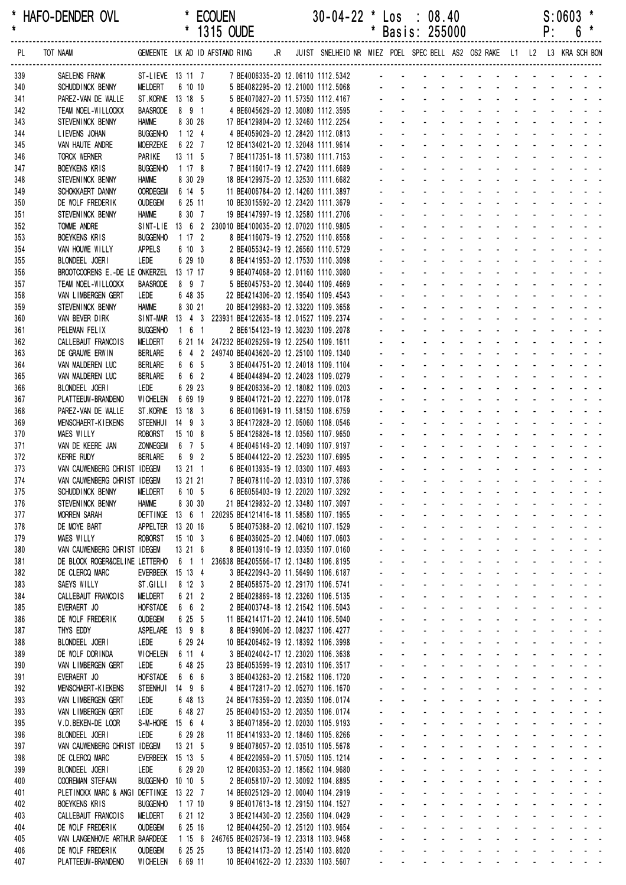\* HAFO-DENDER OVL * ECOUEN 30-04-22 * Los : 08.40 S:0603 *
\* * 1315 OUDE * Basis: 255000 P: 6 *

| PL | TOT NAAM | GEMEENTE | LK | AD | ID | AFSTAND | RING | JR | JUIST | SNELHEID | NR | MIEZ | POEL | SPEC | BELL | AS2 | OS2 | RAKE | L1 | L2 | L3 | KRA | SCH | BON |
|---|---|---|---|---|---|---|---|---|---|---|---|---|---|---|---|---|---|---|---|---|---|---|---|---|
| 339 | SAELENS FRANK | ST-LIEVE | 13 | 11 | 7 | | 7 BE4006335-20 | | 12.06110 | 1112.5342 | | - | - | - | - | - | - | - | - | - | - | - | - | - |
| 340 | SCHUDDINCK BENNY | MELDERT | 6 | 10 | 10 | | 5 BE4082295-20 | | 12.21000 | 1112.5068 | | - | - | - | - | - | - | - | - | - | - | - | - | - |
| 341 | PAREZ-VAN DE WALLE | ST.KORNE | 13 | 18 | 5 | | 5 BE4070827-20 | | 11.57350 | 1112.4167 | | - | - | - | - | - | - | - | - | - | - | - | - | - |
| 342 | TEAM NOEL-WILLOCKX | BAASRODE | 8 | 9 | 1 | | 4 BE6045629-20 | | 12.30080 | 1112.3595 | | - | - | - | - | - | - | - | - | - | - | - | - | - |
| 343 | STEVENINCK BENNY | HAMME | 8 | 30 | 26 | | 17 BE4129804-20 | | 12.32460 | 1112.2254 | | - | - | - | - | - | - | - | - | - | - | - | - | - |
| 344 | LIEVENS JOHAN | BUGGENHO | 1 | 12 | 4 | | 4 BE4059029-20 | | 12.28420 | 1112.0813 | | - | - | - | - | - | - | - | - | - | - | - | - | - |
| 345 | VAN HAUTE ANDRE | MOERZEKE | 6 | 22 | 7 | | 12 BE4134021-20 | | 12.32048 | 1111.9614 | | - | - | - | - | - | - | - | - | - | - | - | - | - |
| 346 | TORCK WERNER | PARIKE | 13 | 11 | 5 | | 7 BE4117351-18 | | 11.57380 | 1111.7153 | | - | - | - | - | - | - | - | - | - | - | - | - | - |
| 347 | BOEYKENS KRIS | BUGGENHO | 1 | 17 | 8 | | 7 BE4116017-19 | | 12.27420 | 1111.6689 | | - | - | - | - | - | - | - | - | - | - | - | - | - |
| 348 | STEVENINCK BENNY | HAMME | 8 | 30 | 29 | | 18 BE4129975-20 | | 12.32530 | 1111.6682 | | - | - | - | - | - | - | - | - | - | - | - | - | - |
| 349 | SCHOKKAERT DANNY | OORDEGEM | 6 | 14 | 5 | | 11 BE4006784-20 | | 12.14260 | 1111.3897 | | - | - | - | - | - | - | - | - | - | - | - | - | - |
| 350 | DE WOLF FREDERIK | OUDEGEM | 6 | 25 | 11 | | 10 BE3015592-20 | | 12.23420 | 1111.3679 | | - | - | - | - | - | - | - | - | - | - | - | - | - |
| 351 | STEVENINCK BENNY | HAMME | 8 | 30 | 7 | | 19 BE4147997-19 | | 12.32580 | 1111.2706 | | - | - | - | - | - | - | - | - | - | - | - | - | - |
| 352 | TOMME ANDRE | SINT-LIE | 13 | 6 | 2 | 230010 | BE4100035-20 | | 12.07020 | 1110.9805 | | - | - | - | - | - | - | - | - | - | - | - | - | - |
| 353 | BOEYKENS KRIS | BUGGENHO | 1 | 17 | 2 | | 8 BE4116079-19 | | 12.27520 | 1110.8558 | | - | - | - | - | - | - | - | - | - | - | - | - | - |
| 354 | VAN HOUWE WILLY | APPELS | 6 | 10 | 3 | | 2 BE4055342-19 | | 12.26560 | 1110.5729 | | - | - | - | - | - | - | - | - | - | - | - | - | - |
| 355 | BLONDEEL JOERI | LEDE | 6 | 29 | 10 | | 8 BE4141953-20 | | 12.17530 | 1110.3098 | | - | - | - | - | - | - | - | - | - | - | - | - | - |
| 356 | BROOTCOORENS E.-DE LE | ONKERZEL | 13 | 17 | 17 | | 9 BE4074068-20 | | 12.01160 | 1110.3080 | | - | - | - | - | - | - | - | - | - | - | - | - | - |
| 357 | TEAM NOEL-WILLOCKX | BAASRODE | 8 | 9 | 7 | | 5 BE6045753-20 | | 12.30440 | 1109.4669 | | - | - | - | - | - | - | - | - | - | - | - | - | - |
| 358 | VAN LIMBERGEN GERT | LEDE | 6 | 48 | 35 | | 22 BE4214306-20 | | 12.19540 | 1109.4543 | | - | - | - | - | - | - | - | - | - | - | - | - | - |
| 359 | STEVENINCK BENNY | HAMME | 8 | 30 | 21 | | 20 BE4129983-20 | | 12.33220 | 1109.3658 | | - | - | - | - | - | - | - | - | - | - | - | - | - |
| 360 | VAN BEVER DIRK | SINT-MAR | 13 | 4 | 3 | 223931 | BE4122635-18 | | 12.01527 | 1109.2374 | | - | - | - | - | - | - | - | - | - | - | - | - | - |
| 361 | PELEMAN FELIX | BUGGENHO | 1 | 6 | 1 | | 2 BE6154123-19 | | 12.30230 | 1109.2078 | | - | - | - | - | - | - | - | - | - | - | - | - | - |
| 362 | CALLEBAUT FRANCOIS | MELDERT | 6 | 21 | 14 | 247232 | BE4026259-19 | | 12.22540 | 1109.1611 | | - | - | - | - | - | - | - | - | - | - | - | - | - |
| 363 | DE GRAUWE ERWIN | BERLARE | 6 | 4 | 2 | 249740 | BE4043620-20 | | 12.25100 | 1109.1340 | | - | - | - | - | - | - | - | - | - | - | - | - | - |
| 364 | VAN MALDEREN LUC | BERLARE | 6 | 6 | 5 | | 3 BE4044751-20 | | 12.24018 | 1109.1104 | | - | - | - | - | - | - | - | - | - | - | - | - | - |
| 365 | VAN MALDEREN LUC | BERLARE | 6 | 6 | 2 | | 4 BE4044894-20 | | 12.24028 | 1109.0279 | | - | - | - | - | - | - | - | - | - | - | - | - | - |
| 366 | BLONDEEL JOERI | LEDE | 6 | 29 | 23 | | 9 BE4206336-20 | | 12.18082 | 1109.0203 | | - | - | - | - | - | - | - | - | - | - | - | - | - |
| 367 | PLATTEEUW-BRANDENO | WICHELEN | 6 | 69 | 19 | | 9 BE4041721-20 | | 12.22270 | 1109.0178 | | - | - | - | - | - | - | - | - | - | - | - | - | - |
| 368 | PAREZ-VAN DE WALLE | ST.KORNE | 13 | 18 | 3 | | 6 BE4010691-19 | | 11.58150 | 1108.6759 | | - | - | - | - | - | - | - | - | - | - | - | - | - |
| 369 | MENSCHAERT-KIEKENS | STEENHUI | 14 | 9 | 3 | | 3 BE4172828-20 | | 12.05060 | 1108.0546 | | - | - | - | - | - | - | - | - | - | - | - | - | - |
| 370 | MAES WILLY | ROBORST | 15 | 10 | 8 | | 5 BE4126826-18 | | 12.03560 | 1107.9650 | | - | - | - | - | - | - | - | - | - | - | - | - | - |
| 371 | VAN DE KEERE JAN | ZONNEGEM | 6 | 7 | 5 | | 4 BE4046149-20 | | 12.14090 | 1107.9197 | | - | - | - | - | - | - | - | - | - | - | - | - | - |
| 372 | KERRE RUDY | BERLARE | 6 | 9 | 2 | | 5 BE4044122-20 | | 12.25230 | 1107.6995 | | - | - | - | - | - | - | - | - | - | - | - | - | - |
| 373 | VAN CAUWENBERG CHRIST | IDEGEM | 13 | 21 | 1 | | 6 BE4013935-19 | | 12.03300 | 1107.4693 | | - | - | - | - | - | - | - | - | - | - | - | - | - |
| 374 | VAN CAUWENBERG CHRIST | IDEGEM | 13 | 21 | 21 | | 7 BE4078110-20 | | 12.03310 | 1107.3786 | | - | - | - | - | - | - | - | - | - | - | - | - | - |
| 375 | SCHUDDINCK BENNY | MELDERT | 6 | 10 | 5 | | 6 BE6056403-19 | | 12.22020 | 1107.3292 | | - | - | - | - | - | - | - | - | - | - | - | - | - |
| 376 | STEVENINCK BENNY | HAMME | 8 | 30 | 30 | | 21 BE4129832-20 | | 12.33480 | 1107.3097 | | - | - | - | - | - | - | - | - | - | - | - | - | - |
| 377 | MORREN SARAH | DEFTINGE | 13 | 6 | 1 | 220295 | BE4121416-18 | | 11.58580 | 1107.1955 | | - | - | - | - | - | - | - | - | - | - | - | - | - |
| 378 | DE MOYE BART | APPELTER | 13 | 20 | 16 | | 5 BE4075388-20 | | 12.06210 | 1107.1529 | | - | - | - | - | - | - | - | - | - | - | - | - | - |
| 379 | MAES WILLY | ROBORST | 15 | 10 | 3 | | 6 BE4036025-20 | | 12.04060 | 1107.0603 | | - | - | - | - | - | - | - | - | - | - | - | - | - |
| 380 | VAN CAUWENBERG CHRIST | IDEGEM | 13 | 21 | 6 | | 8 BE4013910-19 | | 12.03350 | 1107.0160 | | - | - | - | - | - | - | - | - | - | - | - | - | - |
| 381 | DE BLOCK ROGER&CELINE | LETTERHO | 6 | 1 | 1 | 236638 | BE4205566-17 | | 12.13480 | 1106.8195 | | - | - | - | - | - | - | - | - | - | - | - | - | - |
| 382 | DE CLERCQ MARC | EVERBEEK | 15 | 13 | 4 | | 3 BE4220943-20 | | 11.56490 | 1106.6187 | | - | - | - | - | - | - | - | - | - | - | - | - | - |
| 383 | SAEYS WILLY | ST.GILLI | 8 | 12 | 3 | | 2 BE4058575-20 | | 12.29170 | 1106.5741 | | - | - | - | - | - | - | - | - | - | - | - | - | - |
| 384 | CALLEBAUT FRANCOIS | MELDERT | 6 | 21 | 2 | | 2 BE4028869-18 | | 12.23260 | 1106.5135 | | - | - | - | - | - | - | - | - | - | - | - | - | - |
| 385 | EVERAERT JO | HOFSTADE | 6 | 6 | 2 | | 2 BE4003748-18 | | 12.21542 | 1106.5043 | | - | - | - | - | - | - | - | - | - | - | - | - | - |
| 386 | DE WOLF FREDERIK | OUDEGEM | 6 | 25 | 5 | | 11 BE4214171-20 | | 12.24410 | 1106.5040 | | - | - | - | - | - | - | - | - | - | - | - | - | - |
| 387 | THYS EDDY | ASPELARE | 13 | 9 | 8 | | 8 BE4199006-20 | | 12.08237 | 1106.4277 | | - | - | - | - | - | - | - | - | - | - | - | - | - |
| 388 | BLONDEEL JOERI | LEDE | 6 | 29 | 24 | | 10 BE4206462-19 | | 12.18392 | 1106.3998 | | - | - | - | - | - | - | - | - | - | - | - | - | - |
| 389 | DE WOLF DORINDA | WICHELEN | 6 | 11 | 4 | | 3 BE4024042-17 | | 12.23020 | 1106.3638 | | - | - | - | - | - | - | - | - | - | - | - | - | - |
| 390 | VAN LIMBERGEN GERT | LEDE | 6 | 48 | 25 | | 23 BE4053599-19 | | 12.20310 | 1106.3517 | | - | - | - | - | - | - | - | - | - | - | - | - | - |
| 391 | EVERAERT JO | HOFSTADE | 6 | 6 | 6 | | 3 BE4043263-20 | | 12.21582 | 1106.1720 | | - | - | - | - | - | - | - | - | - | - | - | - | - |
| 392 | MENSCHAERT-KIEKENS | STEENHUI | 14 | 9 | 6 | | 4 BE4172817-20 | | 12.05270 | 1106.1670 | | - | - | - | - | - | - | - | - | - | - | - | - | - |
| 393 | VAN LIMBERGEN GERT | LEDE | 6 | 48 | 13 | | 24 BE4176359-20 | | 12.20350 | 1106.0174 | | - | - | - | - | - | - | - | - | - | - | - | - | - |
| 393 | VAN LIMBERGEN GERT | LEDE | 6 | 48 | 27 | | 25 BE4040153-20 | | 12.20350 | 1106.0174 | | - | - | - | - | - | - | - | - | - | - | - | - | - |
| 395 | V.D.BEKEN-DE LOOR | S-M-HORE | 15 | 6 | 4 | | 3 BE4071856-20 | | 12.02030 | 1105.9193 | | - | - | - | - | - | - | - | - | - | - | - | - | - |
| 396 | BLONDEEL JOERI | LEDE | 6 | 29 | 28 | | 11 BE4141933-20 | | 12.18460 | 1105.8266 | | - | - | - | - | - | - | - | - | - | - | - | - | - |
| 397 | VAN CAUWENBERG CHRIST | IDEGEM | 13 | 21 | 5 | | 9 BE4078057-20 | | 12.03510 | 1105.5678 | | - | - | - | - | - | - | - | - | - | - | - | - | - |
| 398 | DE CLERCQ MARC | EVERBEEK | 15 | 13 | 5 | | 4 BE4220959-20 | | 11.57050 | 1105.1214 | | - | - | - | - | - | - | - | - | - | - | - | - | - |
| 399 | BLONDEEL JOERI | LEDE | 6 | 29 | 20 | | 12 BE4206353-20 | | 12.18562 | 1104.9680 | | - | - | - | - | - | - | - | - | - | - | - | - | - |
| 400 | COOREMAN STEFAAN | BUGGENHO | 10 | 10 | 5 | | 2 BE4058107-20 | | 12.30092 | 1104.8895 | | - | - | - | - | - | - | - | - | - | - | - | - | - |
| 401 | PLETINCKX MARC & ANGI | DEFTINGE | 13 | 22 | 7 | | 14 BE6025129-20 | | 12.00040 | 1104.2919 | | - | - | - | - | - | - | - | - | - | - | - | - | - |
| 402 | BOEYKENS KRIS | BUGGENHO | 1 | 17 | 10 | | 9 BE4017613-18 | | 12.29150 | 1104.1527 | | - | - | - | - | - | - | - | - | - | - | - | - | - |
| 403 | CALLEBAUT FRANCOIS | MELDERT | 6 | 21 | 12 | | 3 BE4214430-20 | | 12.23560 | 1104.0429 | | - | - | - | - | - | - | - | - | - | - | - | - | - |
| 404 | DE WOLF FREDERIK | OUDEGEM | 6 | 25 | 16 | | 12 BE4044250-20 | | 12.25120 | 1103.9654 | | - | - | - | - | - | - | - | - | - | - | - | - | - |
| 405 | VAN LANGENHOVE ARTHUR | BAARDEGE | 1 | 15 | 6 | 246765 | BE4026736-19 | | 12.23318 | 1103.9458 | | - | - | - | - | - | - | - | - | - | - | - | - | - |
| 406 | DE WOLF FREDERIK | OUDEGEM | 6 | 25 | 25 | | 13 BE4214173-20 | | 12.25140 | 1103.8020 | | - | - | - | - | - | - | - | - | - | - | - | - | - |
| 407 | PLATTEEUW-BRANDENO | WICHELEN | 6 | 69 | 11 | | 10 BE4041622-20 | | 12.23330 | 1103.5607 | | - | - | - | - | - | - | - | - | - | - | - | - | - |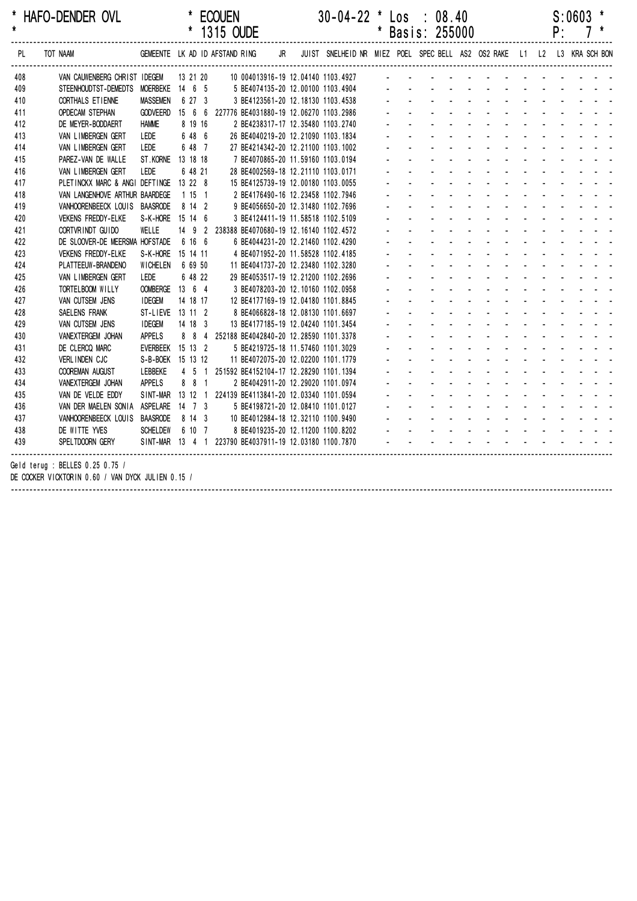\* HAFO-DENDER OVL \* ECOUEN 30-04-22 \* Los : 08.40 S:0603 \*
\* \* 1315 OUDE \* Basis: 255000 P: 7 \*

| PL | TOT NAAM | GEMEENTE | LK | AD | ID | AFSTAND | RING | JR | JUIST | SNELHEID | NR | MIEZ | POEL | SPEC | BELL | AS2 | OS2 | RAKE | L1 | L2 | L3 | KRA | SCH | BON |
|---|---|---|---|---|---|---|---|---|---|---|---|---|---|---|---|---|---|---|---|---|---|---|---|---|
| 408 | VAN CAUWENBERG CHRIST | IDEGEM | 13 | 21 | 20 | | 10 004013916-19 | | 12.04140 | 1103.4927 | | - | - | - | - | - | - | - | - | - | - | - | - | - |
| 409 | STEENHOUDTST-DEMEDTS | MOERBEKE | 14 | 6 | 5 | | 5 BE4074135-20 | | 12.00100 | 1103.4904 | | - | - | - | - | - | - | - | - | - | - | - | - | - |
| 410 | CORTHALS ETIENNE | MASSEMEN | 6 | 27 | 3 | | 3 BE4123561-20 | | 12.18130 | 1103.4538 | | - | - | - | - | - | - | - | - | - | - | - | - | - |
| 411 | OPDECAM STEPHAN | GODVEERD | 15 | 6 | 6 | 227776 | BE4031880-19 | | 12.06270 | 1103.2986 | | - | - | - | - | - | - | - | - | - | - | - | - | - |
| 412 | DE MEYER-BODDAERT | HAMME | 8 | 19 | 16 | | 2 BE4238317-17 | | 12.35480 | 1103.2740 | | - | - | - | - | - | - | - | - | - | - | - | - | - |
| 413 | VAN LIMBERGEN GERT | LEDE | 6 | 48 | 6 | | 26 BE4040219-20 | | 12.21090 | 1103.1834 | | - | - | - | - | - | - | - | - | - | - | - | - | - |
| 414 | VAN LIMBERGEN GERT | LEDE | 6 | 48 | 7 | | 27 BE4214342-20 | | 12.21100 | 1103.1002 | | - | - | - | - | - | - | - | - | - | - | - | - | - |
| 415 | PAREZ-VAN DE WALLE | ST.KORNE | 13 | 18 | 18 | | 7 BE4070865-20 | | 11.59160 | 1103.0194 | | - | - | - | - | - | - | - | - | - | - | - | - | - |
| 416 | VAN LIMBERGEN GERT | LEDE | 6 | 48 | 21 | | 28 BE4002569-18 | | 12.21110 | 1103.0171 | | - | - | - | - | - | - | - | - | - | - | - | - | - |
| 417 | PLETINCKX MARC & ANGI | DEFTINGE | 13 | 22 | 8 | | 15 BE4125739-19 | | 12.00180 | 1103.0055 | | - | - | - | - | - | - | - | - | - | - | - | - | - |
| 418 | VAN LANGENHOVE ARTHUR | BAARDEGE | 1 | 15 | 1 | | 2 BE4176490-16 | | 12.23458 | 1102.7946 | | - | - | - | - | - | - | - | - | - | - | - | - | - |
| 419 | VANHOORENBEECK LOUIS | BAASRODE | 8 | 14 | 2 | | 9 BE4056650-20 | | 12.31480 | 1102.7696 | | - | - | - | - | - | - | - | - | - | - | - | - | - |
| 420 | VEKENS FREDDY-ELKE | S-K-HORE | 15 | 14 | 6 | | 3 BE4124411-19 | | 11.58518 | 1102.5109 | | - | - | - | - | - | - | - | - | - | - | - | - | - |
| 421 | CORTVRINDT GUIDO | WELLE | 14 | 9 | 2 | 238388 | BE4070680-19 | | 12.16140 | 1102.4572 | | - | - | - | - | - | - | - | - | - | - | - | - | - |
| 422 | DE SLOOVER-DE MEERSMA | HOFSTADE | 6 | 16 | 6 | | 6 BE4044231-20 | | 12.21460 | 1102.4290 | | - | - | - | - | - | - | - | - | - | - | - | - | - |
| 423 | VEKENS FREDDY-ELKE | S-K-HORE | 15 | 14 | 11 | | 4 BE4071952-20 | | 11.58528 | 1102.4185 | | - | - | - | - | - | - | - | - | - | - | - | - | - |
| 424 | PLATTEEUW-BRANDENO | WICHELEN | 6 | 69 | 50 | | 11 BE4041737-20 | | 12.23480 | 1102.3280 | | - | - | - | - | - | - | - | - | - | - | - | - | - |
| 425 | VAN LIMBERGEN GERT | LEDE | 6 | 48 | 22 | | 29 BE4053517-19 | | 12.21200 | 1102.2696 | | - | - | - | - | - | - | - | - | - | - | - | - | - |
| 426 | TORTELBOOM WILLY | OOMBERGE | 13 | 6 | 4 | | 3 BE4078203-20 | | 12.10160 | 1102.0958 | | - | - | - | - | - | - | - | - | - | - | - | - | - |
| 427 | VAN CUTSEM JENS | IDEGEM | 14 | 18 | 17 | | 12 BE4177169-19 | | 12.04180 | 1101.8845 | | - | - | - | - | - | - | - | - | - | - | - | - | - |
| 428 | SAELENS FRANK | ST-LIEVE | 13 | 11 | 2 | | 8 BE4066828-18 | | 12.08130 | 1101.6697 | | - | - | - | - | - | - | - | - | - | - | - | - | - |
| 429 | VAN CUTSEM JENS | IDEGEM | 14 | 18 | 3 | | 13 BE4177185-19 | | 12.04240 | 1101.3454 | | - | - | - | - | - | - | - | - | - | - | - | - | - |
| 430 | VANEXTERGEM JOHAN | APPELS | 8 | 8 | 4 | 252188 | BE4042840-20 | | 12.28590 | 1101.3378 | | - | - | - | - | - | - | - | - | - | - | - | - | - |
| 431 | DE CLERCQ MARC | EVERBEEK | 15 | 13 | 2 | | 5 BE4219725-18 | | 11.57460 | 1101.3029 | | - | - | - | - | - | - | - | - | - | - | - | - | - |
| 432 | VERLINDEN CJC | S-B-BOEK | 15 | 13 | 12 | | 11 BE4072075-20 | | 12.02200 | 1101.1779 | | - | - | - | - | - | - | - | - | - | - | - | - | - |
| 433 | COOREMAN AUGUST | LEBBEKE | 4 | 5 | 1 | 251592 | BE4152104-17 | | 12.28290 | 1101.1394 | | - | - | - | - | - | - | - | - | - | - | - | - | - |
| 434 | VANEXTERGEM JOHAN | APPELS | 8 | 8 | 1 | | 2 BE4042911-20 | | 12.29020 | 1101.0974 | | - | - | - | - | - | - | - | - | - | - | - | - | - |
| 435 | VAN DE VELDE EDDY | SINT-MAR | 13 | 12 | 1 | 224139 | BE4113841-20 | | 12.03340 | 1101.0594 | | - | - | - | - | - | - | - | - | - | - | - | - | - |
| 436 | VAN DER MAELEN SONIA | ASPELARE | 14 | 7 | 3 | | 5 BE4198721-20 | | 12.08410 | 1101.0127 | | - | - | - | - | - | - | - | - | - | - | - | - | - |
| 437 | VANHOORENBEECK LOUIS | BAASRODE | 8 | 14 | 3 | | 10 BE4012984-18 | | 12.32110 | 1100.9490 | | - | - | - | - | - | - | - | - | - | - | - | - | - |
| 438 | DE WITTE YVES | SCHELDEW | 6 | 10 | 7 | | 8 BE4019235-20 | | 12.11200 | 1100.8202 | | - | - | - | - | - | - | - | - | - | - | - | - | - |
| 439 | SPELTDOORN GERY | SINT-MAR | 13 | 4 | 1 | 223790 | BE4037911-19 | | 12.03180 | 1100.7870 | | - | - | - | - | - | - | - | - | - | - | - | - | - |

Geld terug : BELLES 0.25 0.75 /
DE COCKER VICKTORIN 0.60 / VAN DYCK JULIEN 0.15 /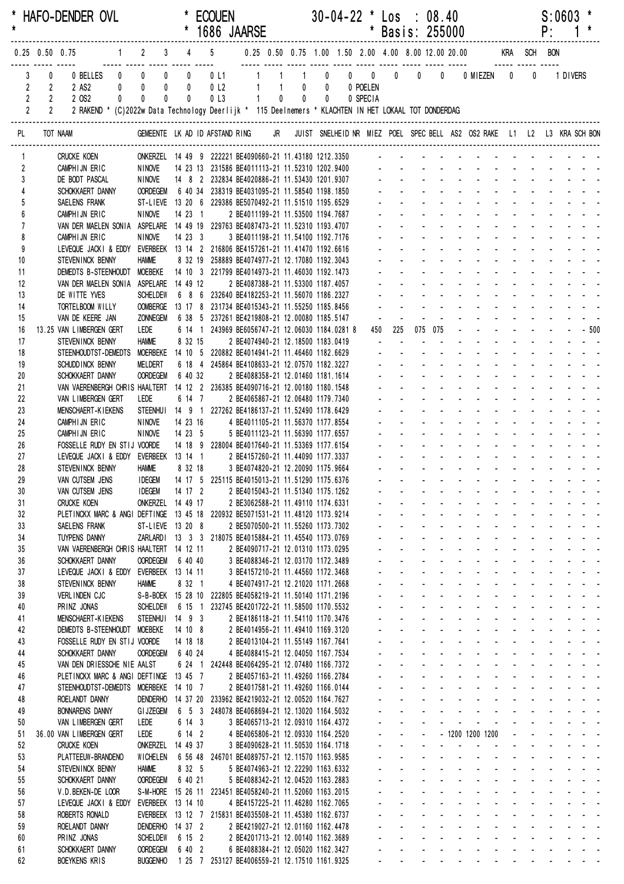\* HAFO-DENDER OVL \* ECOUEN 30-04-22 \* Los : 08.40 S:0603 \*
\* \* 1686 JAARSE \* Basis: 255000 P: 1 \*

| 0.25 | 0.50 | 0.75 | | 1 | 2 | 3 | 4 | 5 | | 0.25 | 0.50 | 0.75 | 1.00 | 1.50 | 2.00 | 4.00 | 8.00 | 12.00 | 20.00 | | KRA | SCH | BON |
|---|---|---|---|---|---|---|---|---|---|---|---|---|---|---|---|---|---|---|---|---|---|---|---|
| 3 | 0 | 0 | BELLES | 0 | 0 | 0 | 0 | 0 | L1 | 1 | 1 | 1 | 0 | 0 | 0 | 0 | 0 | 0 | 0 | MIEZEN | 0 | 0 | 1 DIVERS |
| 2 | 2 | 2 | AS2 | 0 | 0 | 0 | 0 | 0 | L2 | 1 | 1 | 0 | 0 | 0 | POELEN | | | | | | | | |
| 2 | 2 | 2 | OS2 | 0 | 0 | 0 | 0 | 0 | L3 | 1 | 0 | 0 | 0 | 0 | SPECIA | | | | | | | | |
| 2 | 2 | 2 | RAKEND | | | | | | | | | | | | | | | | | | | | |

\* (C)2022w Data Technology Deerlijk \* 115 Deelnemers \* KLACHTEN IN HET LOKAAL TOT DONDERDAG

| PL | TOT | NAAM | GEMEENTE | LK | AD | ID | AFSTAND | RING | JR | JUIST | SNELHEID | NR | MIEZ | POEL | SPEC | BELL | AS2 | OS2 | RAKE | L1 | L2 | L3 | KRA | SCH | BON |
|---|---|---|---|---|---|---|---|---|---|---|---|---|---|---|---|---|---|---|---|---|---|---|---|---|---|
| 1 | | CRUCKE KOEN | ONKERZEL | 14 | 49 | 9 | 222221 | BE4090660-21 | | 11.43180 | 1212.3350 | | - | - | - | - | - | - | - | - | - | - | - | - | - |
| 2 | | CAMPHIJN ERIC | NINOVE | 14 | 23 | 13 | 231586 | BE4011113-21 | | 11.52310 | 1202.9400 | | - | - | - | - | - | - | - | - | - | - | - | - | - |
| 3 | | DE BODT PASCAL | NINOVE | 14 | 8 | 2 | 232834 | BE4020886-21 | | 11.53430 | 1201.9307 | | - | - | - | - | - | - | - | - | - | - | - | - | - |
| 4 | | SCHOKKAERT DANNY | OORDEGEM | 6 | 40 | 34 | 238319 | BE4031095-21 | | 11.58540 | 1198.1850 | | - | - | - | - | - | - | - | - | - | - | - | - | - |
| 5 | | SAELENS FRANK | ST-LIEVE | 13 | 20 | 6 | 229386 | BE5070492-21 | | 11.51510 | 1195.6529 | | - | - | - | - | - | - | - | - | - | - | - | - | - |
| 6 | | CAMPHIJN ERIC | NINOVE | 14 | 23 | 1 | | 2 BE4011199-21 | | 11.53500 | 1194.7687 | | - | - | - | - | - | - | - | - | - | - | - | - | - |
| 7 | | VAN DER MAELEN SONIA | ASPELARE | 14 | 49 | 19 | 229763 | BE4087473-21 | | 11.52310 | 1193.4707 | | - | - | - | - | - | - | - | - | - | - | - | - | - |
| 8 | | CAMPHIJN ERIC | NINOVE | 14 | 23 | 3 | | 3 BE4011198-21 | | 11.54100 | 1192.7176 | | - | - | - | - | - | - | - | - | - | - | - | - | - |
| 9 | | LEVEQUE JACKI & EDDY | EVERBEEK | 13 | 14 | 2 | 216806 | BE4157261-21 | | 11.41470 | 1192.6616 | | - | - | - | - | - | - | - | - | - | - | - | - | - |
| 10 | | STEVENINCK BENNY | HAMME | 8 | 32 | 19 | 258889 | BE4074977-21 | | 12.17080 | 1192.3043 | | - | - | - | - | - | - | - | - | - | - | - | - | - |
| 11 | | DEMEDTS B-STEENHOUDT | MOEBEKE | 14 | 10 | 3 | 221799 | BE4014973-21 | | 11.46030 | 1192.1473 | | - | - | - | - | - | - | - | - | - | - | - | - | - |
| 12 | | VAN DER MAELEN SONIA | ASPELARE | 14 | 49 | 12 | | 2 BE4087388-21 | | 11.53300 | 1187.4057 | | - | - | - | - | - | - | - | - | - | - | - | - | - |
| 13 | | DE WITTE YVES | SCHELDEW | 6 | 8 | 6 | 232640 | BE4182253-21 | | 11.56070 | 1186.2327 | | - | - | - | - | - | - | - | - | - | - | - | - | - |
| 14 | | TORTELBOOM WILLY | OOMBERGE | 13 | 17 | 8 | 231734 | BE4015343-21 | | 11.55250 | 1185.8456 | | - | - | - | - | - | - | - | - | - | - | - | - | - |
| 15 | | VAN DE KEERE JAN | ZONNEGEM | 6 | 38 | 5 | 237261 | BE4219808-21 | | 12.00080 | 1185.5147 | | - | - | - | - | - | - | - | - | - | - | - | - | - |
| 16 | 13.25 | VAN LIMBERGEN GERT | LEDE | 6 | 14 | 1 | 243969 | BE6056747-21 | | 12.06030 | 1184.0281 | 8 | 450 | 225 | 075 | 075 | - | - | - | - | - | - | - | - | 500 |
| 17 | | STEVENINCK BENNY | HAMME | 8 | 32 | 15 | | 2 BE4074940-21 | | 12.18500 | 1183.0419 | | - | - | - | - | - | - | - | - | - | - | - | - | - |
| 18 | | STEENHOUDTST-DEMEDTS | MOERBEKE | 14 | 10 | 5 | 220882 | BE4014941-21 | | 11.46460 | 1182.6629 | | - | - | - | - | - | - | - | - | - | - | - | - | - |
| 19 | | SCHUDDINCK BENNY | MELDERT | 6 | 18 | 4 | 245864 | BE4108633-21 | | 12.07570 | 1182.3227 | | - | - | - | - | - | - | - | - | - | - | - | - | - |
| 20 | | SCHOKKAERT DANNY | OORDEGEM | 6 | 40 | 32 | | 2 BE4088358-21 | | 12.01460 | 1181.1614 | | - | - | - | - | - | - | - | - | - | - | - | - | - |
| 21 | | VAN VAERENBERGH CHRIS | HAALTERT | 14 | 12 | 2 | 236385 | BE4090716-21 | | 12.00180 | 1180.1548 | | - | - | - | - | - | - | - | - | - | - | - | - | - |
| 22 | | VAN LIMBERGEN GERT | LEDE | 6 | 14 | 7 | | 2 BE4065867-21 | | 12.06480 | 1179.7340 | | - | - | - | - | - | - | - | - | - | - | - | - | - |
| 23 | | MENSCHAERT-KIEKENS | STEENHUI | 14 | 9 | 1 | 227262 | BE4186137-21 | | 11.52490 | 1178.6429 | | - | - | - | - | - | - | - | - | - | - | - | - | - |
| 24 | | CAMPHIJN ERIC | NINOVE | 14 | 23 | 16 | | 4 BE4011105-21 | | 11.56370 | 1177.8554 | | - | - | - | - | - | - | - | - | - | - | - | - | - |
| 25 | | CAMPHIJN ERIC | NINOVE | 14 | 23 | 5 | | 5 BE4011123-21 | | 11.56390 | 1177.6557 | | - | - | - | - | - | - | - | - | - | - | - | - | - |
| 26 | | FOSSELLE RUDY EN STIJ | VOORDE | 14 | 18 | 9 | 228004 | BE4017640-21 | | 11.53369 | 1177.6154 | | - | - | - | - | - | - | - | - | - | - | - | - | - |
| 27 | | LEVEQUE JACKI & EDDY | EVERBEEK | 13 | 14 | 1 | | 2 BE4157260-21 | | 11.44090 | 1177.3337 | | - | - | - | - | - | - | - | - | - | - | - | - | - |
| 28 | | STEVENINCK BENNY | HAMME | 8 | 32 | 18 | | 3 BE4074820-21 | | 12.20090 | 1175.9664 | | - | - | - | - | - | - | - | - | - | - | - | - | - |
| 29 | | VAN CUTSEM JENS | IDEGEM | 14 | 17 | 5 | 225115 | BE4015013-21 | | 11.51290 | 1175.6376 | | - | - | - | - | - | - | - | - | - | - | - | - | - |
| 30 | | VAN CUTSEM JENS | IDEGEM | 14 | 17 | 2 | | 2 BE4015043-21 | | 11.51340 | 1175.1262 | | - | - | - | - | - | - | - | - | - | - | - | - | - |
| 31 | | CRUCKE KOEN | ONKERZEL | 14 | 49 | 17 | | 2 BE3062588-21 | | 11.49110 | 1174.6331 | | - | - | - | - | - | - | - | - | - | - | - | - | - |
| 32 | | PLETINCKX MARC & ANGI | DEFTINGE | 13 | 45 | 18 | 220932 | BE5071531-21 | | 11.48120 | 1173.9214 | | - | - | - | - | - | - | - | - | - | - | - | - | - |
| 33 | | SAELENS FRANK | ST-LIEVE | 13 | 20 | 8 | | 2 BE5070500-21 | | 11.55260 | 1173.7302 | | - | - | - | - | - | - | - | - | - | - | - | - | - |
| 34 | | TUYPENS DANNY | ZARLARDI | 13 | 3 | 3 | 218075 | BE4015884-21 | | 11.45540 | 1173.0769 | | - | - | - | - | - | - | - | - | - | - | - | - | - |
| 35 | | VAN VAERENBERGH CHRIS | HAALTERT | 14 | 12 | 11 | | 2 BE4090717-21 | | 12.01310 | 1173.0295 | | - | - | - | - | - | - | - | - | - | - | - | - | - |
| 36 | | SCHOKKAERT DANNY | OORDEGEM | 6 | 40 | 40 | | 3 BE4088346-21 | | 12.03170 | 1172.3489 | | - | - | - | - | - | - | - | - | - | - | - | - | - |
| 37 | | LEVEQUE JACKI & EDDY | EVERBEEK | 13 | 14 | 11 | | 3 BE4157210-21 | | 11.44560 | 1172.3468 | | - | - | - | - | - | - | - | - | - | - | - | - | - |
| 38 | | STEVENINCK BENNY | HAMME | 8 | 32 | 1 | | 4 BE4074917-21 | | 12.21020 | 1171.2668 | | - | - | - | - | - | - | - | - | - | - | - | - | - |
| 39 | | VERLINDEN CJC | S-B-BOEK | 15 | 28 | 10 | 222805 | BE4058219-21 | | 11.50140 | 1171.2196 | | - | - | - | - | - | - | - | - | - | - | - | - | - |
| 40 | | PRINZ JONAS | SCHELDEW | 6 | 15 | 1 | 232745 | BE4201722-21 | | 11.58500 | 1170.5532 | | - | - | - | - | - | - | - | - | - | - | - | - | - |
| 41 | | MENSCHAERT-KIEKENS | STEENHUI | 14 | 9 | 3 | | 2 BE4186118-21 | | 11.54110 | 1170.3476 | | - | - | - | - | - | - | - | - | - | - | - | - | - |
| 42 | | DEMEDTS B-STEENHOUDT | MOEBEKE | 14 | 10 | 8 | | 2 BE4014956-21 | | 11.49430 | 1169.3120 | | - | - | - | - | - | - | - | - | - | - | - | - | - |
| 43 | | FOSSELLE RUDY EN STIJ | VOORDE | 14 | 18 | 18 | | 2 BE4013104-21 | | 11.55149 | 1167.7641 | | - | - | - | - | - | - | - | - | - | - | - | - | - |
| 44 | | SCHOKKAERT DANNY | OORDEGEM | 6 | 40 | 24 | | 4 BE4088415-21 | | 12.04050 | 1167.7534 | | - | - | - | - | - | - | - | - | - | - | - | - | - |
| 45 | | VAN DEN DRIESSCHE NIE | AALST | 6 | 24 | 1 | 242448 | BE4064295-21 | | 12.07480 | 1166.7372 | | - | - | - | - | - | - | - | - | - | - | - | - | - |
| 46 | | PLETINCKX MARC & ANGI | DEFTINGE | 13 | 45 | 7 | | 2 BE4057163-21 | | 11.49260 | 1166.2784 | | - | - | - | - | - | - | - | - | - | - | - | - | - |
| 47 | | STEENHOUDTST-DEMEDTS | MOERBEKE | 14 | 10 | 7 | | 2 BE4017581-21 | | 11.49260 | 1166.0144 | | - | - | - | - | - | - | - | - | - | - | - | - | - |
| 48 | | ROELANDT DANNY | DENDERHO | 14 | 37 | 20 | 233962 | BE4219032-21 | | 12.00520 | 1164.7627 | | - | - | - | - | - | - | - | - | - | - | - | - | - |
| 49 | | BONNARENS DANNY | GIJZEGEM | 6 | 5 | 3 | 248078 | BE4068694-21 | | 12.13020 | 1164.5032 | | - | - | - | - | - | - | - | - | - | - | - | - | - |
| 50 | | VAN LIMBERGEN GERT | LEDE | 6 | 14 | 3 | | 3 BE4065713-21 | | 12.09310 | 1164.4372 | | - | - | - | - | - | - | - | - | - | - | - | - | - |
| 51 | 36.00 | VAN LIMBERGEN GERT | LEDE | 6 | 14 | 2 | | 4 BE4065806-21 | | 12.09330 | 1164.2520 | | - | - | - | - | 1200 | 1200 | 1200 | - | - | - | - | - | - |
| 52 | | CRUCKE KOEN | ONKERZEL | 14 | 49 | 37 | | 3 BE4090628-21 | | 11.50530 | 1164.1718 | | - | - | - | - | - | - | - | - | - | - | - | - | - |
| 53 | | PLATTEEUW-BRANDENO | WICHELEN | 6 | 56 | 48 | 246701 | BE4089757-21 | | 12.11570 | 1163.9585 | | - | - | - | - | - | - | - | - | - | - | - | - | - |
| 54 | | STEVENINCK BENNY | HAMME | 8 | 32 | 5 | | 5 BE4074963-21 | | 12.22290 | 1163.6332 | | - | - | - | - | - | - | - | - | - | - | - | - | - |
| 55 | | SCHOKKAERT DANNY | OORDEGEM | 6 | 40 | 21 | | 5 BE4088342-21 | | 12.04520 | 1163.2883 | | - | - | - | - | - | - | - | - | - | - | - | - | - |
| 56 | | V.D.BEKEN-DE LOOR | S-M-HORE | 15 | 26 | 11 | 223451 | BE4058240-21 | | 11.52060 | 1163.2015 | | - | - | - | - | - | - | - | - | - | - | - | - | - |
| 57 | | LEVEQUE JACKI & EDDY | EVERBEEK | 13 | 14 | 10 | | 4 BE4157225-21 | | 11.46280 | 1162.7065 | | - | - | - | - | - | - | - | - | - | - | - | - | - |
| 58 | | ROBERTS RONALD | EVERBEEK | 13 | 12 | 7 | 215831 | BE4035508-21 | | 11.45380 | 1162.6737 | | - | - | - | - | - | - | - | - | - | - | - | - | - |
| 59 | | ROELANDT DANNY | DENDERHO | 14 | 37 | 2 | | 2 BE4219027-21 | | 12.01160 | 1162.4478 | | - | - | - | - | - | - | - | - | - | - | - | - | - |
| 60 | | PRINZ JONAS | SCHELDEW | 6 | 15 | 2 | | 2 BE4201713-21 | | 12.00140 | 1162.3689 | | - | - | - | - | - | - | - | - | - | - | - | - | - |
| 61 | | SCHOKKAERT DANNY | OORDEGEM | 6 | 40 | 2 | | 6 BE4088384-21 | | 12.05020 | 1162.3427 | | - | - | - | - | - | - | - | - | - | - | - | - | - |
| 62 | | BOEYKENS KRIS | BUGGENHO | 1 | 25 | 7 | 253127 | BE4006559-21 | | 12.17510 | 1161.9325 | | - | - | - | - | - | - | - | - | - | - | - | - | - |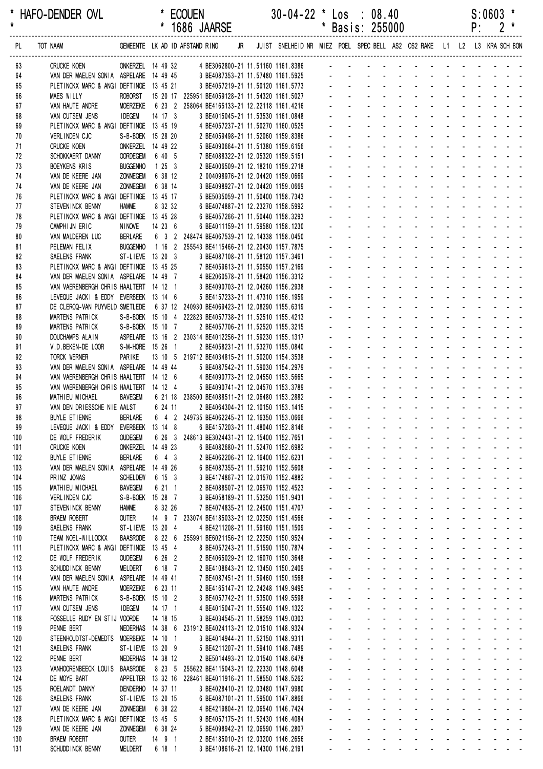\* HAFO-DENDER OVL \* ECOUEN 30-04-22 \* Los : 08.40 S:0603 \*
\* \* 1686 JAARSE \* Basis: 255000 P: 2 \*

| PL | TOT NAAM | GEMEENTE | LK | AD | ID | AFSTAND | RING | JR | JUIST | SNELHEID | NR | MIEZ | POEL | SPEC | BELL | AS2 | OS2 | RAKE | L1 | L2 | L3 | KRA | SCH | BON |
|---|---|---|---|---|---|---|---|---|---|---|---|---|---|---|---|---|---|---|---|---|---|---|---|---|
| 63 | CRUCKE KOEN | ONKERZEL | 14 | 49 | 32 | | 4 BE3062800-21 | | 11.51160 | 1161.8386 | | - | - | - | - | - | - | - | - | - | - | - | - | - |
| 64 | VAN DER MAELEN SONIA | ASPELARE | 14 | 49 | 45 | | 3 BE4087353-21 | | 11.57480 | 1161.5925 | | - | - | - | - | - | - | - | - | - | - | - | - | - |
| 65 | PLETINCKX MARC & ANGI | DEFTINGE | 13 | 45 | 21 | | 3 BE4057219-21 | | 11.50120 | 1161.5773 | | - | - | - | - | - | - | - | - | - | - | - | - | - |
| 66 | MAES WILLY | ROBORST | 15 | 20 | 17 | 225951 | BE4059128-21 | | 11.54320 | 1161.5027 | | - | - | - | - | - | - | - | - | - | - | - | - | - |
| 67 | VAN HAUTE ANDRE | MOERZEKE | 6 | 23 | 2 | 258064 | BE4165133-21 | | 12.22118 | 1161.4216 | | - | - | - | - | - | - | - | - | - | - | - | - | - |
| 68 | VAN CUTSEM JENS | IDEGEM | 14 | 17 | 3 | | 3 BE4015045-21 | | 11.53530 | 1161.0848 | | - | - | - | - | - | - | - | - | - | - | - | - | - |
| 69 | PLETINCKX MARC & ANGI | DEFTINGE | 13 | 45 | 19 | | 4 BE4057237-21 | | 11.50270 | 1160.0525 | | - | - | - | - | - | - | - | - | - | - | - | - | - |
| 70 | VERLINDEN CJC | S-B-BOEK | 15 | 28 | 20 | | 2 BE4059498-21 | | 11.52060 | 1159.8386 | | - | - | - | - | - | - | - | - | - | - | - | - | - |
| 71 | CRUCKE KOEN | ONKERZEL | 14 | 49 | 22 | | 5 BE4090664-21 | | 11.51380 | 1159.6156 | | - | - | - | - | - | - | - | - | - | - | - | - | - |
| 72 | SCHOKKAERT DANNY | OORDEGEM | 6 | 40 | 5 | | 7 BE4088322-21 | | 12.05320 | 1159.5151 | | - | - | - | - | - | - | - | - | - | - | - | - | - |
| 73 | BOEYKENS KRIS | BUGGENHO | 1 | 25 | 3 | | 2 BE4006509-21 | | 12.18210 | 1159.2718 | | - | - | - | - | - | - | - | - | - | - | - | - | - |
| 74 | VAN DE KEERE JAN | ZONNEGEM | 6 | 38 | 12 | | 2 004098976-21 | | 12.04420 | 1159.0669 | | - | - | - | - | - | - | - | - | - | - | - | - | - |
| 74 | VAN DE KEERE JAN | ZONNEGEM | 6 | 38 | 14 | | 3 BE4098927-21 | | 12.04420 | 1159.0669 | | - | - | - | - | - | - | - | - | - | - | - | - | - |
| 76 | PLETINCKX MARC & ANGI | DEFTINGE | 13 | 45 | 17 | | 5 BE5035059-21 | | 11.50400 | 1158.7343 | | - | - | - | - | - | - | - | - | - | - | - | - | - |
| 77 | STEVENINCK BENNY | HAMME | 8 | 32 | 32 | | 6 BE4074887-21 | | 12.23270 | 1158.5992 | | - | - | - | - | - | - | - | - | - | - | - | - | - |
| 78 | PLETINCKX MARC & ANGI | DEFTINGE | 13 | 45 | 28 | | 6 BE4057266-21 | | 11.50440 | 1158.3293 | | - | - | - | - | - | - | - | - | - | - | - | - | - |
| 79 | CAMPHIJN ERIC | NINOVE | 14 | 23 | 6 | | 6 BE4011159-21 | | 11.59580 | 1158.1230 | | - | - | - | - | - | - | - | - | - | - | - | - | - |
| 80 | VAN MALDEREN LUC | BERLARE | 6 | 3 | 2 | 248474 | BE4067539-21 | | 12.14338 | 1158.0450 | | - | - | - | - | - | - | - | - | - | - | - | - | - |
| 81 | PELEMAN FELIX | BUGGENHO | 1 | 16 | 2 | 255543 | BE4115466-21 | | 12.20430 | 1157.7875 | | - | - | - | - | - | - | - | - | - | - | - | - | - |
| 82 | SAELENS FRANK | ST-LIEVE | 13 | 20 | 3 | | 3 BE4087108-21 | | 11.58120 | 1157.3461 | | - | - | - | - | - | - | - | - | - | - | - | - | - |
| 83 | PLETINCKX MARC & ANGI | DEFTINGE | 13 | 45 | 25 | | 7 BE4059613-21 | | 11.50550 | 1157.2169 | | - | - | - | - | - | - | - | - | - | - | - | - | - |
| 84 | VAN DER MAELEN SONIA | ASPELARE | 14 | 49 | 7 | | 4 BE2060578-21 | | 11.58420 | 1156.3312 | | - | - | - | - | - | - | - | - | - | - | - | - | - |
| 85 | VAN VAERENBERGH CHRIS | HAALTERT | 14 | 12 | 1 | | 3 BE4090703-21 | | 12.04260 | 1156.2938 | | - | - | - | - | - | - | - | - | - | - | - | - | - |
| 86 | LEVEQUE JACKI & EDDY | EVERBEEK | 13 | 14 | 6 | | 5 BE4157233-21 | | 11.47310 | 1156.1959 | | - | - | - | - | - | - | - | - | - | - | - | - | - |
| 87 | DE CLERCQ-VAN PUYVELD | SMETLEDE | 6 | 37 | 12 | 240930 | BE4069423-21 | | 12.08290 | 1155.6319 | | - | - | - | - | - | - | - | - | - | - | - | - | - |
| 88 | MARTENS PATRICK | S-B-BOEK | 15 | 10 | 4 | 222823 | BE4057738-21 | | 11.52510 | 1155.4213 | | - | - | - | - | - | - | - | - | - | - | - | - | - |
| 89 | MARTENS PATRICK | S-B-BOEK | 15 | 10 | 7 | | 2 BE4057706-21 | | 11.52520 | 1155.3215 | | - | - | - | - | - | - | - | - | - | - | - | - | - |
| 90 | DOUCHAMPS ALAIN | ASPELARE | 13 | 16 | 2 | 230314 | BE4012256-21 | | 11.59230 | 1155.1317 | | - | - | - | - | - | - | - | - | - | - | - | - | - |
| 91 | V.D.BEKEN-DE LOOR | S-M-HORE | 15 | 26 | 1 | | 2 BE4058231-21 | | 11.53270 | 1155.0840 | | - | - | - | - | - | - | - | - | - | - | - | - | - |
| 92 | TORCK WERNER | PARIKE | 13 | 10 | 5 | 219712 | BE4034815-21 | | 11.50200 | 1154.3538 | | - | - | - | - | - | - | - | - | - | - | - | - | - |
| 93 | VAN DER MAELEN SONIA | ASPELARE | 14 | 49 | 44 | | 5 BE4087542-21 | | 11.59030 | 1154.2979 | | - | - | - | - | - | - | - | - | - | - | - | - | - |
| 94 | VAN VAERENBERGH CHRIS | HAALTERT | 14 | 12 | 6 | | 4 BE4090773-21 | | 12.04550 | 1153.5665 | | - | - | - | - | - | - | - | - | - | - | - | - | - |
| 95 | VAN VAERENBERGH CHRIS | HAALTERT | 14 | 12 | 4 | | 5 BE4090741-21 | | 12.04570 | 1153.3789 | | - | - | - | - | - | - | - | - | - | - | - | - | - |
| 96 | MATHIEU MICHAEL | BAVEGEM | 6 | 21 | 18 | 238500 | BE4088511-21 | | 12.06480 | 1153.2882 | | - | - | - | - | - | - | - | - | - | - | - | - | - |
| 97 | VAN DEN DRIESSCHE NIE | AALST | 6 | 24 | 11 | | 2 BE4064304-21 | | 12.10150 | 1153.1415 | | - | - | - | - | - | - | - | - | - | - | - | - | - |
| 98 | BUYLE ETIENNE | BERLARE | 6 | 4 | 2 | 249735 | BE4062245-21 | | 12.16350 | 1153.0666 | | - | - | - | - | - | - | - | - | - | - | - | - | - |
| 99 | LEVEQUE JACKI & EDDY | EVERBEEK | 13 | 14 | 8 | | 6 BE4157203-21 | | 11.48040 | 1152.8146 | | - | - | - | - | - | - | - | - | - | - | - | - | - |
| 100 | DE WOLF FREDERIK | OUDEGEM | 6 | 26 | 3 | 248613 | BE3024431-21 | | 12.15400 | 1152.7651 | | - | - | - | - | - | - | - | - | - | - | - | - | - |
| 101 | CRUCKE KOEN | ONKERZEL | 14 | 49 | 23 | | 6 BE4082680-21 | | 11.52470 | 1152.6982 | | - | - | - | - | - | - | - | - | - | - | - | - | - |
| 102 | BUYLE ETIENNE | BERLARE | 6 | 4 | 3 | | 2 BE4062206-21 | | 12.16400 | 1152.6231 | | - | - | - | - | - | - | - | - | - | - | - | - | - |
| 103 | VAN DER MAELEN SONIA | ASPELARE | 14 | 49 | 26 | | 6 BE4087355-21 | | 11.59210 | 1152.5608 | | - | - | - | - | - | - | - | - | - | - | - | - | - |
| 104 | PRINZ JONAS | SCHELDEW | 6 | 15 | 3 | | 3 BE4174867-21 | | 12.01570 | 1152.4882 | | - | - | - | - | - | - | - | - | - | - | - | - | - |
| 105 | MATHIEU MICHAEL | BAVEGEM | 6 | 21 | 1 | | 2 BE4088507-21 | | 12.06570 | 1152.4523 | | - | - | - | - | - | - | - | - | - | - | - | - | - |
| 106 | VERLINDEN CJC | S-B-BOEK | 15 | 28 | 7 | | 3 BE4058189-21 | | 11.53250 | 1151.9431 | | - | - | - | - | - | - | - | - | - | - | - | - | - |
| 107 | STEVENINCK BENNY | HAMME | 8 | 32 | 26 | | 7 BE4074835-21 | | 12.24500 | 1151.4707 | | - | - | - | - | - | - | - | - | - | - | - | - | - |
| 108 | BRAEM ROBERT | OUTER | 14 | 9 | 7 | 233074 | BE4185033-21 | | 12.02250 | 1151.4566 | | - | - | - | - | - | - | - | - | - | - | - | - | - |
| 109 | SAELENS FRANK | ST-LIEVE | 13 | 20 | 4 | | 4 BE4211208-21 | | 11.59160 | 1151.1509 | | - | - | - | - | - | - | - | - | - | - | - | - | - |
| 110 | TEAM NOEL-WILLOCKX | BAASRODE | 8 | 22 | 6 | 255991 | BE6021156-21 | | 12.22250 | 1150.9524 | | - | - | - | - | - | - | - | - | - | - | - | - | - |
| 111 | PLETINCKX MARC & ANGI | DEFTINGE | 13 | 45 | 4 | | 8 BE4057243-21 | | 11.51590 | 1150.7874 | | - | - | - | - | - | - | - | - | - | - | - | - | - |
| 112 | DE WOLF FREDERIK | OUDEGEM | 6 | 26 | 2 | | 2 BE4065029-21 | | 12.16070 | 1150.3648 | | - | - | - | - | - | - | - | - | - | - | - | - | - |
| 113 | SCHUDDINCK BENNY | MELDERT | 6 | 18 | 7 | | 2 BE4108643-21 | | 12.13450 | 1150.2409 | | - | - | - | - | - | - | - | - | - | - | - | - | - |
| 114 | VAN DER MAELEN SONIA | ASPELARE | 14 | 49 | 41 | | 7 BE4087451-21 | | 11.59460 | 1150.1568 | | - | - | - | - | - | - | - | - | - | - | - | - | - |
| 115 | VAN HAUTE ANDRE | MOERZEKE | 6 | 23 | 11 | | 2 BE4165147-21 | | 12.24248 | 1149.9495 | | - | - | - | - | - | - | - | - | - | - | - | - | - |
| 116 | MARTENS PATRICK | S-B-BOEK | 15 | 10 | 2 | | 3 BE4057742-21 | | 11.53500 | 1149.5598 | | - | - | - | - | - | - | - | - | - | - | - | - | - |
| 117 | VAN CUTSEM JENS | IDEGEM | 14 | 17 | 1 | | 4 BE4015047-21 | | 11.55540 | 1149.1322 | | - | - | - | - | - | - | - | - | - | - | - | - | - |
| 118 | FOSSELLE RUDY EN STIJ | VOORDE | 14 | 18 | 15 | | 3 BE4034545-21 | | 11.58259 | 1149.0303 | | - | - | - | - | - | - | - | - | - | - | - | - | - |
| 119 | PENNE BERT | NEDERHAS | 14 | 38 | 6 | 231912 | BE4024113-21 | | 12.01510 | 1148.9324 | | - | - | - | - | - | - | - | - | - | - | - | - | - |
| 120 | STEENHOUDTST-DEMEDTS | MOERBEKE | 14 | 10 | 1 | | 3 BE4014944-21 | | 11.52150 | 1148.9311 | | - | - | - | - | - | - | - | - | - | - | - | - | - |
| 121 | SAELENS FRANK | ST-LIEVE | 13 | 20 | 9 | | 5 BE4211207-21 | | 11.59410 | 1148.7489 | | - | - | - | - | - | - | - | - | - | - | - | - | - |
| 122 | PENNE BERT | NEDERHAS | 14 | 38 | 12 | | 2 BE5014493-21 | | 12.01540 | 1148.6478 | | - | - | - | - | - | - | - | - | - | - | - | - | - |
| 123 | VANHOORENBEECK LOUIS | BAASRODE | 8 | 23 | 5 | 255622 | BE4115043-21 | | 12.22330 | 1148.6048 | | - | - | - | - | - | - | - | - | - | - | - | - | - |
| 124 | DE MOYE BART | APPELTER | 13 | 32 | 16 | 228461 | BE4011916-21 | | 11.58850 | 1148.5262 | | - | - | - | - | - | - | - | - | - | - | - | - | - |
| 125 | ROELANDT DANNY | DENDERHO | 14 | 37 | 11 | | 3 BE4028410-21 | | 12.03480 | 1147.9980 | | - | - | - | - | - | - | - | - | - | - | - | - | - |
| 126 | SAELENS FRANK | ST-LIEVE | 13 | 20 | 15 | | 6 BE4087101-21 | | 11.59500 | 1147.8866 | | - | - | - | - | - | - | - | - | - | - | - | - | - |
| 127 | VAN DE KEERE JAN | ZONNEGEM | 6 | 38 | 22 | | 4 BE4219804-21 | | 12.06540 | 1146.7424 | | - | - | - | - | - | - | - | - | - | - | - | - | - |
| 128 | PLETINCKX MARC & ANGI | DEFTINGE | 13 | 45 | 5 | | 9 BE4057175-21 | | 11.52430 | 1146.4084 | | - | - | - | - | - | - | - | - | - | - | - | - | - |
| 129 | VAN DE KEERE JAN | ZONNEGEM | 6 | 38 | 24 | | 5 BE4098942-21 | | 12.06590 | 1146.2807 | | - | - | - | - | - | - | - | - | - | - | - | - | - |
| 130 | BRAEM ROBERT | OUTER | 14 | 9 | 1 | | 2 BE4185010-21 | | 12.03200 | 1146.2656 | | - | - | - | - | - | - | - | - | - | - | - | - | - |
| 131 | SCHUDDINCK BENNY | MELDERT | 6 | 18 | 1 | | 3 BE4108616-21 | | 12.14300 | 1146.2191 | | - | - | - | - | - | - | - | - | - | - | - | - | - |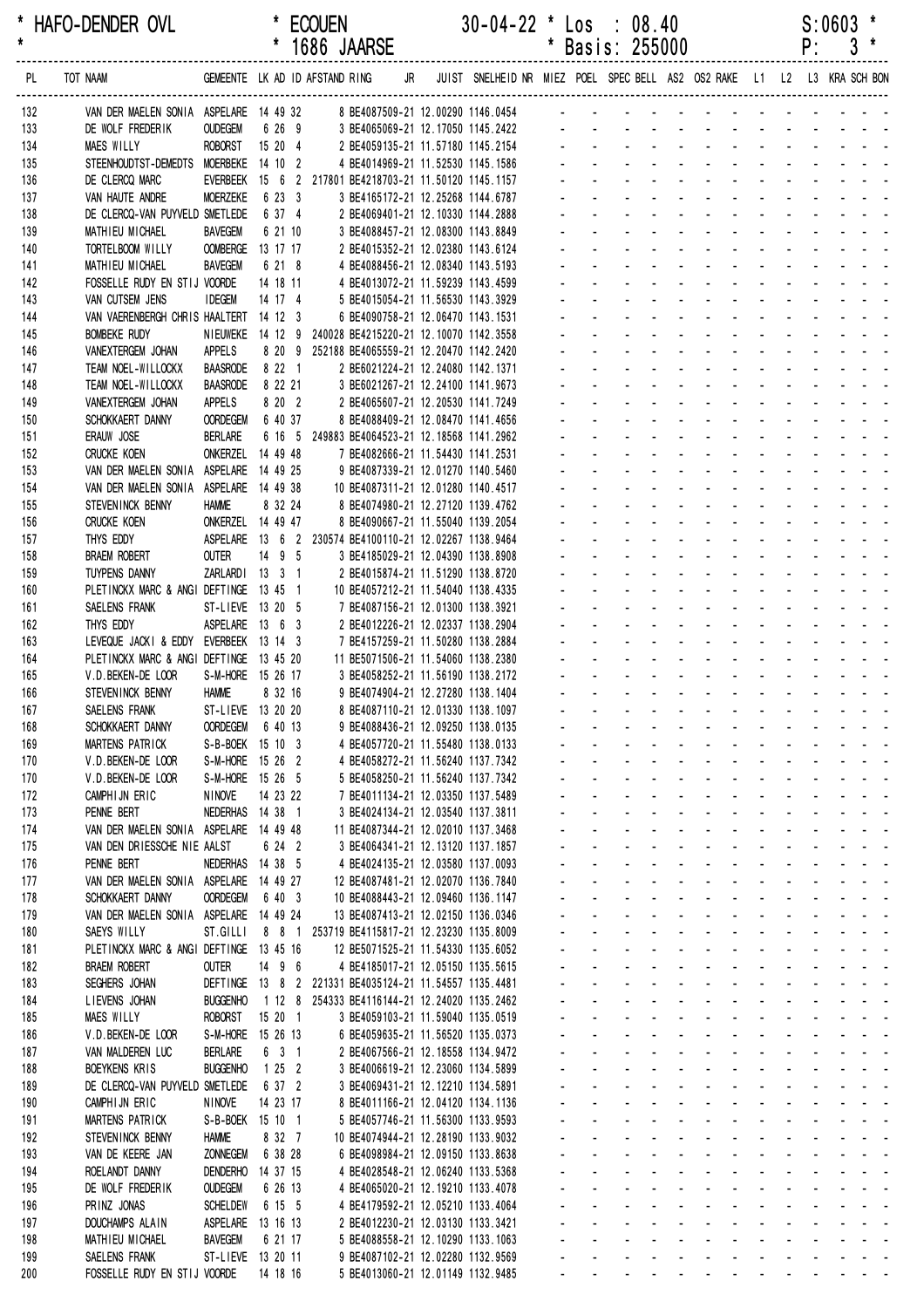\* HAFO-DENDER OVL \* ECOUEN 30-04-22 \* Los : 08.40 S:0603 \*
\* \* 1686 JAARSE \* Basis: 255000 P: 3 \*

| PL | TOT NAAM | GEMEENTE | LK | AD | ID | AFSTAND | RING | JR | JUIST | SNELHEID | NR | MIEZ | POEL | SPEC | BELL | AS2 | OS2 | RAKE | L1 | L2 | L3 | KRA | SCH | BON |
|---|---|---|---|---|---|---|---|---|---|---|---|---|---|---|---|---|---|---|---|---|---|---|---|---|
| 132 | VAN DER MAELEN SONIA | ASPELARE | 14 | 49 | 32 | | 8 BE4087509-21 | | 12.00290 | 1146.0454 | | - | - | - | - | - | - | - | - | - | - | - | - | - |
| 133 | DE WOLF FREDERIK | OUDEGEM | 6 | 26 | 9 | | 3 BE4065069-21 | | 12.17050 | 1145.2422 | | - | - | - | - | - | - | - | - | - | - | - | - | - |
| 134 | MAES WILLY | ROBORST | 15 | 20 | 4 | | 2 BE4059135-21 | | 11.57180 | 1145.2154 | | - | - | - | - | - | - | - | - | - | - | - | - | - |
| 135 | STEENHOUDTST-DEMEDTS | MOERBEKE | 14 | 10 | 2 | | 4 BE4014969-21 | | 11.52530 | 1145.1586 | | - | - | - | - | - | - | - | - | - | - | - | - | - |
| 136 | DE CLERCQ MARC | EVERBEEK | 15 | 6 | 2 | 217801 | BE4218703-21 | | 11.50120 | 1145.1157 | | - | - | - | - | - | - | - | - | - | - | - | - | - |
| 137 | VAN HAUTE ANDRE | MOERZEKE | 6 | 23 | 3 | | 3 BE4165172-21 | | 12.25268 | 1144.6787 | | - | - | - | - | - | - | - | - | - | - | - | - | - |
| 138 | DE CLERCQ-VAN PUYVELD | SMETLEDE | 6 | 37 | 4 | | 2 BE4069401-21 | | 12.10330 | 1144.2888 | | - | - | - | - | - | - | - | - | - | - | - | - | - |
| 139 | MATHIEU MICHAEL | BAVEGEM | 6 | 21 | 10 | | 3 BE4088457-21 | | 12.08300 | 1143.8849 | | - | - | - | - | - | - | - | - | - | - | - | - | - |
| 140 | TORTELBOOM WILLY | OOMBERGE | 13 | 17 | 17 | | 2 BE4015352-21 | | 12.02380 | 1143.6124 | | - | - | - | - | - | - | - | - | - | - | - | - | - |
| 141 | MATHIEU MICHAEL | BAVEGEM | 6 | 21 | 8 | | 4 BE4088456-21 | | 12.08340 | 1143.5193 | | - | - | - | - | - | - | - | - | - | - | - | - | - |
| 142 | FOSSELLE RUDY EN STIJ | VOORDE | 14 | 18 | 11 | | 4 BE4013072-21 | | 11.59239 | 1143.4599 | | - | - | - | - | - | - | - | - | - | - | - | - | - |
| 143 | VAN CUTSEM JENS | IDEGEM | 14 | 17 | 4 | | 5 BE4015054-21 | | 11.56530 | 1143.3929 | | - | - | - | - | - | - | - | - | - | - | - | - | - |
| 144 | VAN VAERENBERGH CHRIS | HAALTERT | 14 | 12 | 3 | | 6 BE4090758-21 | | 12.06470 | 1143.1531 | | - | - | - | - | - | - | - | - | - | - | - | - | - |
| 145 | BOMBEKE RUDY | NIEUWEKE | 14 | 12 | 9 | 240028 | BE4215220-21 | | 12.10070 | 1142.3558 | | - | - | - | - | - | - | - | - | - | - | - | - | - |
| 146 | VANEXTERGEM JOHAN | APPELS | 8 | 20 | 9 | 252188 | BE4065559-21 | | 12.20470 | 1142.2420 | | - | - | - | - | - | - | - | - | - | - | - | - | - |
| 147 | TEAM NOEL-WILLOCKX | BAASRODE | 8 | 22 | 1 | | 2 BE6021224-21 | | 12.24080 | 1142.1371 | | - | - | - | - | - | - | - | - | - | - | - | - | - |
| 148 | TEAM NOEL-WILLOCKX | BAASRODE | 8 | 22 | 21 | | 3 BE6021267-21 | | 12.24100 | 1141.9673 | | - | - | - | - | - | - | - | - | - | - | - | - | - |
| 149 | VANEXTERGEM JOHAN | APPELS | 8 | 20 | 2 | | 2 BE4065607-21 | | 12.20530 | 1141.7249 | | - | - | - | - | - | - | - | - | - | - | - | - | - |
| 150 | SCHOKKAERT DANNY | OORDEGEM | 6 | 40 | 37 | | 8 BE4088409-21 | | 12.08470 | 1141.4656 | | - | - | - | - | - | - | - | - | - | - | - | - | - |
| 151 | ERAUW JOSE | BERLARE | 6 | 16 | 5 | 249883 | BE4064523-21 | | 12.18568 | 1141.2962 | | - | - | - | - | - | - | - | - | - | - | - | - | - |
| 152 | CRUCKE KOEN | ONKERZEL | 14 | 49 | 48 | | 7 BE4082666-21 | | 11.54430 | 1141.2531 | | - | - | - | - | - | - | - | - | - | - | - | - | - |
| 153 | VAN DER MAELEN SONIA | ASPELARE | 14 | 49 | 25 | | 9 BE4087339-21 | | 12.01270 | 1140.5460 | | - | - | - | - | - | - | - | - | - | - | - | - | - |
| 154 | VAN DER MAELEN SONIA | ASPELARE | 14 | 49 | 38 | | 10 BE4087311-21 | | 12.01280 | 1140.4517 | | - | - | - | - | - | - | - | - | - | - | - | - | - |
| 155 | STEVENINCK BENNY | HAMME | 8 | 32 | 24 | | 8 BE4074980-21 | | 12.27120 | 1139.4762 | | - | - | - | - | - | - | - | - | - | - | - | - | - |
| 156 | CRUCKE KOEN | ONKERZEL | 14 | 49 | 47 | | 8 BE4090667-21 | | 11.55040 | 1139.2054 | | - | - | - | - | - | - | - | - | - | - | - | - | - |
| 157 | THYS EDDY | ASPELARE | 13 | 6 | 2 | 230574 | BE4100110-21 | | 12.02267 | 1138.9464 | | - | - | - | - | - | - | - | - | - | - | - | - | - |
| 158 | BRAEM ROBERT | OUTER | 14 | 9 | 5 | | 3 BE4185029-21 | | 12.04390 | 1138.8908 | | - | - | - | - | - | - | - | - | - | - | - | - | - |
| 159 | TUYPENS DANNY | ZARLARDI | 13 | 3 | 1 | | 2 BE4015874-21 | | 11.51290 | 1138.8720 | | - | - | - | - | - | - | - | - | - | - | - | - | - |
| 160 | PLETINCKX MARC & ANGI | DEFTINGE | 13 | 45 | 1 | | 10 BE4057212-21 | | 11.54040 | 1138.4335 | | - | - | - | - | - | - | - | - | - | - | - | - | - |
| 161 | SAELENS FRANK | ST-LIEVE | 13 | 20 | 5 | | 7 BE4087156-21 | | 12.01300 | 1138.3921 | | - | - | - | - | - | - | - | - | - | - | - | - | - |
| 162 | THYS EDDY | ASPELARE | 13 | 6 | 3 | | 2 BE4012226-21 | | 12.02337 | 1138.2904 | | - | - | - | - | - | - | - | - | - | - | - | - | - |
| 163 | LEVEQUE JACKI & EDDY | EVERBEEK | 13 | 14 | 3 | | 7 BE4157259-21 | | 11.50280 | 1138.2884 | | - | - | - | - | - | - | - | - | - | - | - | - | - |
| 164 | PLETINCKX MARC & ANGI | DEFTINGE | 13 | 45 | 20 | | 11 BE5071506-21 | | 11.54060 | 1138.2380 | | - | - | - | - | - | - | - | - | - | - | - | - | - |
| 165 | V.D.BEKEN-DE LOOR | S-M-HORE | 15 | 26 | 17 | | 3 BE4058252-21 | | 11.56190 | 1138.2172 | | - | - | - | - | - | - | - | - | - | - | - | - | - |
| 166 | STEVENINCK BENNY | HAMME | 8 | 32 | 16 | | 9 BE4074904-21 | | 12.27280 | 1138.1404 | | - | - | - | - | - | - | - | - | - | - | - | - | - |
| 167 | SAELENS FRANK | ST-LIEVE | 13 | 20 | 20 | | 8 BE4087110-21 | | 12.01330 | 1138.1097 | | - | - | - | - | - | - | - | - | - | - | - | - | - |
| 168 | SCHOKKAERT DANNY | OORDEGEM | 6 | 40 | 13 | | 9 BE4088436-21 | | 12.09250 | 1138.0135 | | - | - | - | - | - | - | - | - | - | - | - | - | - |
| 169 | MARTENS PATRICK | S-B-BOEK | 15 | 10 | 3 | | 4 BE4057720-21 | | 11.55480 | 1138.0133 | | - | - | - | - | - | - | - | - | - | - | - | - | - |
| 170 | V.D.BEKEN-DE LOOR | S-M-HORE | 15 | 26 | 2 | | 4 BE4058272-21 | | 11.56240 | 1137.7342 | | - | - | - | - | - | - | - | - | - | - | - | - | - |
| 170 | V.D.BEKEN-DE LOOR | S-M-HORE | 15 | 26 | 5 | | 5 BE4058250-21 | | 11.56240 | 1137.7342 | | - | - | - | - | - | - | - | - | - | - | - | - | - |
| 172 | CAMPHIJN ERIC | NINOVE | 14 | 23 | 22 | | 7 BE4011134-21 | | 12.03350 | 1137.5489 | | - | - | - | - | - | - | - | - | - | - | - | - | - |
| 173 | PENNE BERT | NEDERHAS | 14 | 38 | 1 | | 3 BE4024134-21 | | 12.03540 | 1137.3811 | | - | - | - | - | - | - | - | - | - | - | - | - | - |
| 174 | VAN DER MAELEN SONIA | ASPELARE | 14 | 49 | 48 | | 11 BE4087344-21 | | 12.02010 | 1137.3468 | | - | - | - | - | - | - | - | - | - | - | - | - | - |
| 175 | VAN DEN DRIESSCHE NIE | AALST | 6 | 24 | 2 | | 3 BE4064341-21 | | 12.13120 | 1137.1857 | | - | - | - | - | - | - | - | - | - | - | - | - | - |
| 176 | PENNE BERT | NEDERHAS | 14 | 38 | 5 | | 4 BE4024135-21 | | 12.03580 | 1137.0093 | | - | - | - | - | - | - | - | - | - | - | - | - | - |
| 177 | VAN DER MAELEN SONIA | ASPELARE | 14 | 49 | 27 | | 12 BE4087481-21 | | 12.02070 | 1136.7840 | | - | - | - | - | - | - | - | - | - | - | - | - | - |
| 178 | SCHOKKAERT DANNY | OORDEGEM | 6 | 40 | 3 | | 10 BE4088443-21 | | 12.09460 | 1136.1147 | | - | - | - | - | - | - | - | - | - | - | - | - | - |
| 179 | VAN DER MAELEN SONIA | ASPELARE | 14 | 49 | 24 | | 13 BE4087413-21 | | 12.02150 | 1136.0346 | | - | - | - | - | - | - | - | - | - | - | - | - | - |
| 180 | SAEYS WILLY | ST.GILLI | 8 | 8 | 1 | 253719 | BE4115817-21 | | 12.23230 | 1135.8009 | | - | - | - | - | - | - | - | - | - | - | - | - | - |
| 181 | PLETINCKX MARC & ANGI | DEFTINGE | 13 | 45 | 16 | | 12 BE5071525-21 | | 11.54330 | 1135.6052 | | - | - | - | - | - | - | - | - | - | - | - | - | - |
| 182 | BRAEM ROBERT | OUTER | 14 | 9 | 6 | | 4 BE4185017-21 | | 12.05150 | 1135.5615 | | - | - | - | - | - | - | - | - | - | - | - | - | - |
| 183 | SEGHERS JOHAN | DEFTINGE | 13 | 8 | 2 | 221331 | BE4035124-21 | | 11.54557 | 1135.4481 | | - | - | - | - | - | - | - | - | - | - | - | - | - |
| 184 | LIEVENS JOHAN | BUGGENHO | 1 | 12 | 8 | 254333 | BE4116144-21 | | 12.24020 | 1135.2462 | | - | - | - | - | - | - | - | - | - | - | - | - | - |
| 185 | MAES WILLY | ROBORST | 15 | 20 | 1 | | 3 BE4059103-21 | | 11.59040 | 1135.0519 | | - | - | - | - | - | - | - | - | - | - | - | - | - |
| 186 | V.D.BEKEN-DE LOOR | S-M-HORE | 15 | 26 | 13 | | 6 BE4059635-21 | | 11.56520 | 1135.0373 | | - | - | - | - | - | - | - | - | - | - | - | - | - |
| 187 | VAN MALDEREN LUC | BERLARE | 6 | 3 | 1 | | 2 BE4067566-21 | | 12.18558 | 1134.9472 | | - | - | - | - | - | - | - | - | - | - | - | - | - |
| 188 | BOEYKENS KRIS | BUGGENHO | 1 | 25 | 2 | | 3 BE4006619-21 | | 12.23060 | 1134.5899 | | - | - | - | - | - | - | - | - | - | - | - | - | - |
| 189 | DE CLERCQ-VAN PUYVELD | SMETLEDE | 6 | 37 | 2 | | 3 BE4069431-21 | | 12.12210 | 1134.5891 | | - | - | - | - | - | - | - | - | - | - | - | - | - |
| 190 | CAMPHIJN ERIC | NINOVE | 14 | 23 | 17 | | 8 BE4011166-21 | | 12.04120 | 1134.1136 | | - | - | - | - | - | - | - | - | - | - | - | - | - |
| 191 | MARTENS PATRICK | S-B-BOEK | 15 | 10 | 1 | | 5 BE4057746-21 | | 11.56300 | 1133.9593 | | - | - | - | - | - | - | - | - | - | - | - | - | - |
| 192 | STEVENINCK BENNY | HAMME | 8 | 32 | 7 | | 10 BE4074944-21 | | 12.28190 | 1133.9032 | | - | - | - | - | - | - | - | - | - | - | - | - | - |
| 193 | VAN DE KEERE JAN | ZONNEGEM | 6 | 38 | 28 | | 6 BE4098984-21 | | 12.09150 | 1133.8638 | | - | - | - | - | - | - | - | - | - | - | - | - | - |
| 194 | ROELANDT DANNY | DENDERHO | 14 | 37 | 15 | | 4 BE4028548-21 | | 12.06240 | 1133.5368 | | - | - | - | - | - | - | - | - | - | - | - | - | - |
| 195 | DE WOLF FREDERIK | OUDEGEM | 6 | 26 | 13 | | 4 BE4065020-21 | | 12.19210 | 1133.4078 | | - | - | - | - | - | - | - | - | - | - | - | - | - |
| 196 | PRINZ JONAS | SCHELDEW | 6 | 15 | 5 | | 4 BE4179592-21 | | 12.05210 | 1133.4064 | | - | - | - | - | - | - | - | - | - | - | - | - | - |
| 197 | DOUCHAMPS ALAIN | ASPELARE | 13 | 16 | 13 | | 2 BE4012230-21 | | 12.03130 | 1133.3421 | | - | - | - | - | - | - | - | - | - | - | - | - | - |
| 198 | MATHIEU MICHAEL | BAVEGEM | 6 | 21 | 17 | | 5 BE4088558-21 | | 12.10290 | 1133.1063 | | - | - | - | - | - | - | - | - | - | - | - | - | - |
| 199 | SAELENS FRANK | ST-LIEVE | 13 | 20 | 11 | | 9 BE4087102-21 | | 12.02280 | 1132.9569 | | - | - | - | - | - | - | - | - | - | - | - | - | - |
| 200 | FOSSELLE RUDY EN STIJ | VOORDE | 14 | 18 | 16 | | 5 BE4013060-21 | | 12.01149 | 1132.9485 | | - | - | - | - | - | - | - | - | - | - | - | - | - |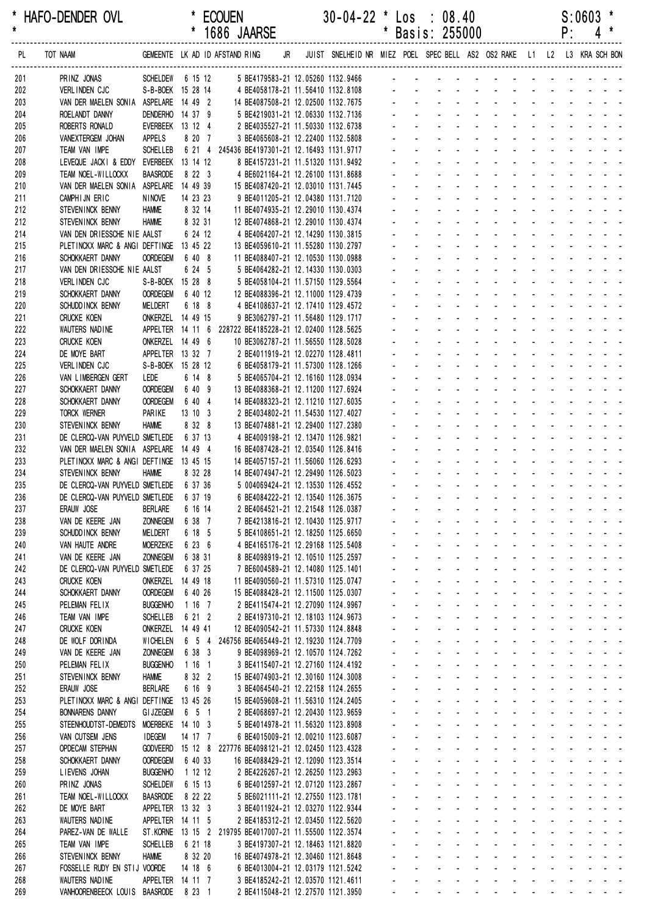\* HAFO-DENDER OVL \* ECOUEN 30-04-22 \* Los : 08.40 S:0603 \*
\* \* 1686 JAARSE \* Basis: 255000 P: 4 \*

| PL | TOT NAAM | GEMEENTE | LK | AD | ID | AFSTAND | RING | JR | JUIST | SNELHEID | NR | MIEZ | POEL | SPEC | BELL | AS2 | OS2 | RAKE | L1 | L2 | L3 | KRA | SCH | BON |
|---|---|---|---|---|---|---|---|---|---|---|---|---|---|---|---|---|---|---|---|---|---|---|---|---|
| 201 | PRINZ JONAS | SCHELDEW | 6 | 15 | 12 | | 5 BE4179583-21 | | 12.05260 | 1132.9466 | | - | - | - | - | - | - | - | - | - | - | - | - | - |
| 202 | VERLINDEN CJC | S-B-BOEK | 15 | 28 | 14 | | 4 BE4058178-21 | | 11.56410 | 1132.8108 | | - | - | - | - | - | - | - | - | - | - | - | - | - |
| 203 | VAN DER MAELEN SONIA | ASPELARE | 14 | 49 | 2 | | 14 BE4087508-21 | | 12.02500 | 1132.7675 | | - | - | - | - | - | - | - | - | - | - | - | - | - |
| 204 | ROELANDT DANNY | DENDERHO | 14 | 37 | 9 | | 5 BE4219031-21 | | 12.06330 | 1132.7136 | | - | - | - | - | - | - | - | - | - | - | - | - | - |
| 205 | ROBERTS RONALD | EVERBEEK | 13 | 12 | 4 | | 2 BE4035527-21 | | 11.50330 | 1132.6738 | | - | - | - | - | - | - | - | - | - | - | - | - | - |
| 206 | VANEXTERGEM JOHAN | APPELS | 8 | 20 | 7 | | 3 BE4065608-21 | | 12.22400 | 1132.5808 | | - | - | - | - | - | - | - | - | - | - | - | - | - |
| 207 | TEAM VAN IMPE | SCHELLEB | 6 | 21 | 4 | 245436 | BE4197301-21 | | 12.16493 | 1131.9717 | | - | - | - | - | - | - | - | - | - | - | - | - | - |
| 208 | LEVEQUE JACKI & EDDY | EVERBEEK | 13 | 14 | 12 | | 8 BE4157231-21 | | 11.51320 | 1131.9492 | | - | - | - | - | - | - | - | - | - | - | - | - | - |
| 209 | TEAM NOEL-WILLOCKX | BAASRODE | 8 | 22 | 3 | | 4 BE6021164-21 | | 12.26100 | 1131.8688 | | - | - | - | - | - | - | - | - | - | - | - | - | - |
| 210 | VAN DER MAELEN SONIA | ASPELARE | 14 | 49 | 39 | | 15 BE4087420-21 | | 12.03010 | 1131.7445 | | - | - | - | - | - | - | - | - | - | - | - | - | - |
| 211 | CAMPHIJN ERIC | NINOVE | 14 | 23 | 23 | | 9 BE4011205-21 | | 12.04380 | 1131.7120 | | - | - | - | - | - | - | - | - | - | - | - | - | - |
| 212 | STEVENINCK BENNY | HAMME | 8 | 32 | 14 | | 11 BE4074935-21 | | 12.29010 | 1130.4374 | | - | - | - | - | - | - | - | - | - | - | - | - | - |
| 212 | STEVENINCK BENNY | HAMME | 8 | 32 | 31 | | 12 BE4074868-21 | | 12.29010 | 1130.4374 | | - | - | - | - | - | - | - | - | - | - | - | - | - |
| 214 | VAN DEN DRIESSCHE NIE | AALST | 6 | 24 | 12 | | 4 BE4064207-21 | | 12.14290 | 1130.3815 | | - | - | - | - | - | - | - | - | - | - | - | - | - |
| 215 | PLETINCKX MARC & ANGI | DEFTINGE | 13 | 45 | 22 | | 13 BE4059610-21 | | 11.55280 | 1130.2797 | | - | - | - | - | - | - | - | - | - | - | - | - | - |
| 216 | SCHOKKAERT DANNY | OORDEGEM | 6 | 40 | 8 | | 11 BE4088407-21 | | 12.10530 | 1130.0988 | | - | - | - | - | - | - | - | - | - | - | - | - | - |
| 217 | VAN DEN DRIESSCHE NIE | AALST | 6 | 24 | 5 | | 5 BE4064282-21 | | 12.14330 | 1130.0303 | | - | - | - | - | - | - | - | - | - | - | - | - | - |
| 218 | VERLINDEN CJC | S-B-BOEK | 15 | 28 | 8 | | 5 BE4058104-21 | | 11.57150 | 1129.5564 | | - | - | - | - | - | - | - | - | - | - | - | - | - |
| 219 | SCHOKKAERT DANNY | OORDEGEM | 6 | 40 | 12 | | 12 BE4088396-21 | | 12.11000 | 1129.4739 | | - | - | - | - | - | - | - | - | - | - | - | - | - |
| 220 | SCHUDDINCK BENNY | MELDERT | 6 | 18 | 8 | | 4 BE4108637-21 | | 12.17410 | 1129.4572 | | - | - | - | - | - | - | - | - | - | - | - | - | - |
| 221 | CRUCKE KOEN | ONKERZEL | 14 | 49 | 15 | | 9 BE3062797-21 | | 11.56480 | 1129.1717 | | - | - | - | - | - | - | - | - | - | - | - | - | - |
| 222 | WAUTERS NADINE | APPELTER | 14 | 11 | 6 | 228722 | BE4185228-21 | | 12.02400 | 1128.5625 | | - | - | - | - | - | - | - | - | - | - | - | - | - |
| 223 | CRUCKE KOEN | ONKERZEL | 14 | 49 | 6 | | 10 BE3062787-21 | | 11.56550 | 1128.5028 | | - | - | - | - | - | - | - | - | - | - | - | - | - |
| 224 | DE MOYE BART | APPELTER | 13 | 32 | 7 | | 2 BE4011919-21 | | 12.02270 | 1128.4811 | | - | - | - | - | - | - | - | - | - | - | - | - | - |
| 225 | VERLINDEN CJC | S-B-BOEK | 15 | 28 | 12 | | 6 BE4058179-21 | | 11.57300 | 1128.1266 | | - | - | - | - | - | - | - | - | - | - | - | - | - |
| 226 | VAN LIMBERGEN GERT | LEDE | 6 | 14 | 8 | | 5 BE4065704-21 | | 12.16160 | 1128.0934 | | - | - | - | - | - | - | - | - | - | - | - | - | - |
| 227 | SCHOKKAERT DANNY | OORDEGEM | 6 | 40 | 9 | | 13 BE4088368-21 | | 12.11200 | 1127.6924 | | - | - | - | - | - | - | - | - | - | - | - | - | - |
| 228 | SCHOKKAERT DANNY | OORDEGEM | 6 | 40 | 4 | | 14 BE4088323-21 | | 12.11210 | 1127.6035 | | - | - | - | - | - | - | - | - | - | - | - | - | - |
| 229 | TORCK WERNER | PARIKE | 13 | 10 | 3 | | 2 BE4034802-21 | | 11.54530 | 1127.4027 | | - | - | - | - | - | - | - | - | - | - | - | - | - |
| 230 | STEVENINCK BENNY | HAMME | 8 | 32 | 8 | | 13 BE4074881-21 | | 12.29400 | 1127.2380 | | - | - | - | - | - | - | - | - | - | - | - | - | - |
| 231 | DE CLERCQ-VAN PUYVELD | SMETLEDE | 6 | 37 | 13 | | 4 BE4009198-21 | | 12.13470 | 1126.9821 | | - | - | - | - | - | - | - | - | - | - | - | - | - |
| 232 | VAN DER MAELEN SONIA | ASPELARE | 14 | 49 | 4 | | 16 BE4087428-21 | | 12.03540 | 1126.8416 | | - | - | - | - | - | - | - | - | - | - | - | - | - |
| 233 | PLETINCKX MARC & ANGI | DEFTINGE | 13 | 45 | 15 | | 14 BE4057157-21 | | 11.56060 | 1126.6293 | | - | - | - | - | - | - | - | - | - | - | - | - | - |
| 234 | STEVENINCK BENNY | HAMME | 8 | 32 | 28 | | 14 BE4074947-21 | | 12.29490 | 1126.5023 | | - | - | - | - | - | - | - | - | - | - | - | - | - |
| 235 | DE CLERCQ-VAN PUYVELD | SMETLEDE | 6 | 37 | 36 | | 5 004069424-21 | | 12.13530 | 1126.4552 | | - | - | - | - | - | - | - | - | - | - | - | - | - |
| 236 | DE CLERCQ-VAN PUYVELD | SMETLEDE | 6 | 37 | 19 | | 6 BE4084222-21 | | 12.13540 | 1126.3675 | | - | - | - | - | - | - | - | - | - | - | - | - | - |
| 237 | ERAUW JOSE | BERLARE | 6 | 16 | 14 | | 2 BE4064521-21 | | 12.21548 | 1126.0387 | | - | - | - | - | - | - | - | - | - | - | - | - | - |
| 238 | VAN DE KEERE JAN | ZONNEGEM | 6 | 38 | 7 | | 7 BE4213816-21 | | 12.10430 | 1125.9717 | | - | - | - | - | - | - | - | - | - | - | - | - | - |
| 239 | SCHUDDINCK BENNY | MELDERT | 6 | 18 | 5 | | 5 BE4108651-21 | | 12.18250 | 1125.6650 | | - | - | - | - | - | - | - | - | - | - | - | - | - |
| 240 | VAN HAUTE ANDRE | MOERZEKE | 6 | 23 | 6 | | 4 BE4165176-21 | | 12.29168 | 1125.5408 | | - | - | - | - | - | - | - | - | - | - | - | - | - |
| 241 | VAN DE KEERE JAN | ZONNEGEM | 6 | 38 | 31 | | 8 BE4098919-21 | | 12.10510 | 1125.2597 | | - | - | - | - | - | - | - | - | - | - | - | - | - |
| 242 | DE CLERCQ-VAN PUYVELD | SMETLEDE | 6 | 37 | 25 | | 7 BE6004589-21 | | 12.14080 | 1125.1401 | | - | - | - | - | - | - | - | - | - | - | - | - | - |
| 243 | CRUCKE KOEN | ONKERZEL | 14 | 49 | 18 | | 11 BE4090560-21 | | 11.57310 | 1125.0747 | | - | - | - | - | - | - | - | - | - | - | - | - | - |
| 244 | SCHOKKAERT DANNY | OORDEGEM | 6 | 40 | 26 | | 15 BE4088428-21 | | 12.11500 | 1125.0307 | | - | - | - | - | - | - | - | - | - | - | - | - | - |
| 245 | PELEMAN FELIX | BUGGENHO | 1 | 16 | 7 | | 2 BE4115474-21 | | 12.27090 | 1124.9967 | | - | - | - | - | - | - | - | - | - | - | - | - | - |
| 246 | TEAM VAN IMPE | SCHELLEB | 6 | 21 | 2 | | 2 BE4197310-21 | | 12.18103 | 1124.9673 | | - | - | - | - | - | - | - | - | - | - | - | - | - |
| 247 | CRUCKE KOEN | ONKERZEL | 14 | 49 | 41 | | 12 BE4090542-21 | | 11.57330 | 1124.8848 | | - | - | - | - | - | - | - | - | - | - | - | - | - |
| 248 | DE WOLF DORINDA | WICHELEN | 6 | 5 | 4 | 246756 | BE4065449-21 | | 12.19230 | 1124.7709 | | - | - | - | - | - | - | - | - | - | - | - | - | - |
| 249 | VAN DE KEERE JAN | ZONNEGEM | 6 | 38 | 3 | | 9 BE4098969-21 | | 12.10570 | 1124.7262 | | - | - | - | - | - | - | - | - | - | - | - | - | - |
| 250 | PELEMAN FELIX | BUGGENHO | 1 | 16 | 1 | | 3 BE4115407-21 | | 12.27160 | 1124.4192 | | - | - | - | - | - | - | - | - | - | - | - | - | - |
| 251 | STEVENINCK BENNY | HAMME | 8 | 32 | 2 | | 15 BE4074903-21 | | 12.30160 | 1124.3008 | | - | - | - | - | - | - | - | - | - | - | - | - | - |
| 252 | ERAUW JOSE | BERLARE | 6 | 16 | 9 | | 3 BE4064540-21 | | 12.22158 | 1124.2655 | | - | - | - | - | - | - | - | - | - | - | - | - | - |
| 253 | PLETINCKX MARC & ANGI | DEFTINGE | 13 | 45 | 26 | | 15 BE4059608-21 | | 11.56310 | 1124.2405 | | - | - | - | - | - | - | - | - | - | - | - | - | - |
| 254 | BONNARENS DANNY | GIJZEGEM | 6 | 5 | 1 | | 2 BE4068697-21 | | 12.20430 | 1123.9659 | | - | - | - | - | - | - | - | - | - | - | - | - | - |
| 255 | STEENHOUDTST-DEMEDTS | MOERBEKE | 14 | 10 | 3 | | 5 BE4014978-21 | | 11.56320 | 1123.8908 | | - | - | - | - | - | - | - | - | - | - | - | - | - |
| 256 | VAN CUTSEM JENS | IDEGEM | 14 | 17 | 7 | | 6 BE4015009-21 | | 12.00210 | 1123.6087 | | - | - | - | - | - | - | - | - | - | - | - | - | - |
| 257 | OPDECAM STEPHAN | GODVEERD | 15 | 12 | 8 | 227776 | BE4098121-21 | | 12.02450 | 1123.4328 | | - | - | - | - | - | - | - | - | - | - | - | - | - |
| 258 | SCHOKKAERT DANNY | OORDEGEM | 6 | 40 | 33 | | 16 BE4088429-21 | | 12.12090 | 1123.3514 | | - | - | - | - | - | - | - | - | - | - | - | - | - |
| 259 | LIEVENS JOHAN | BUGGENHO | 1 | 12 | 12 | | 2 BE4226267-21 | | 12.26250 | 1123.2963 | | - | - | - | - | - | - | - | - | - | - | - | - | - |
| 260 | PRINZ JONAS | SCHELDEW | 6 | 15 | 13 | | 6 BE4012597-21 | | 12.07120 | 1123.2867 | | - | - | - | - | - | - | - | - | - | - | - | - | - |
| 261 | TEAM NOEL-WILLOCKX | BAASRODE | 8 | 22 | 22 | | 5 BE6021111-21 | | 12.27550 | 1123.1781 | | - | - | - | - | - | - | - | - | - | - | - | - | - |
| 262 | DE MOYE BART | APPELTER | 13 | 32 | 3 | | 3 BE4011924-21 | | 12.03270 | 1122.9344 | | - | - | - | - | - | - | - | - | - | - | - | - | - |
| 263 | WAUTERS NADINE | APPELTER | 14 | 11 | 5 | | 2 BE4185312-21 | | 12.03450 | 1122.5620 | | - | - | - | - | - | - | - | - | - | - | - | - | - |
| 264 | PAREZ-VAN DE WALLE | ST.KORNE | 13 | 15 | 2 | 219795 | BE4017007-21 | | 11.55500 | 1122.3574 | | - | - | - | - | - | - | - | - | - | - | - | - | - |
| 265 | TEAM VAN IMPE | SCHELLEB | 6 | 21 | 18 | | 3 BE4197307-21 | | 12.18463 | 1121.8820 | | - | - | - | - | - | - | - | - | - | - | - | - | - |
| 266 | STEVENINCK BENNY | HAMME | 8 | 32 | 20 | | 16 BE4074978-21 | | 12.30460 | 1121.8648 | | - | - | - | - | - | - | - | - | - | - | - | - | - |
| 267 | FOSSELLE RUDY EN STIJ | VOORDE | 14 | 18 | 6 | | 6 BE4013004-21 | | 12.03179 | 1121.5242 | | - | - | - | - | - | - | - | - | - | - | - | - | - |
| 268 | WAUTERS NADINE | APPELTER | 14 | 11 | 7 | | 3 BE4185242-21 | | 12.03570 | 1121.4611 | | - | - | - | - | - | - | - | - | - | - | - | - | - |
| 269 | VANHOORENBEECK LOUIS | BAASRODE | 8 | 23 | 1 | | 2 BE4115048-21 | | 12.27570 | 1121.3950 | | - | - | - | - | - | - | - | - | - | - | - | - | - |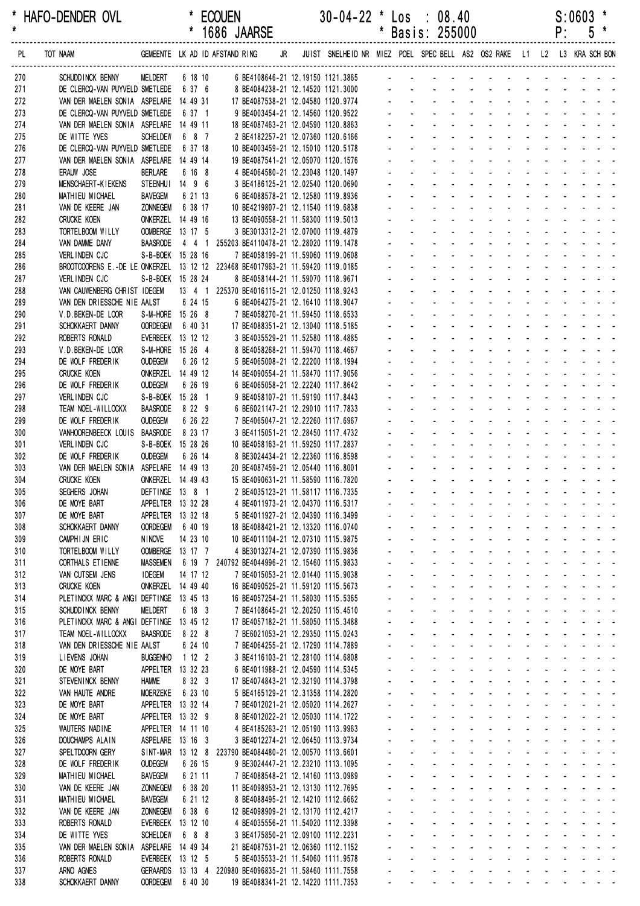* HAFO-DENDER OVL * ECOUEN 30-04-22 * Los : 08.40 S:0603 *
* * 1686 JAARSE * Basis: 255000 P: 5 *

| PL | TOT NAAM | GEMEENTE | LK | AD | ID | AFSTAND | RING | JR | JUIST | SNELHEID | NR | MIEZ | POEL | SPEC | BELL | AS2 | OS2 | RAKE | L1 | L2 | L3 | KRA | SCH | BON |
|---|---|---|---|---|---|---|---|---|---|---|---|---|---|---|---|---|---|---|---|---|---|---|---|---|
| 270 | SCHUDDINCK BENNY | MELDERT | 6 | 18 | 10 | | 6 BE4108646-21 | | 12.19150 | 1121.3865 | | - | - | - | - | - | - | - | - | - | - | - | - | - |
| 271 | DE CLERCQ-VAN PUYVELD | SMETLEDE | 6 | 37 | 6 | | 8 BE4084238-21 | | 12.14520 | 1121.3000 | | - | - | - | - | - | - | - | - | - | - | - | - | - |
| 272 | VAN DER MAELEN SONIA | ASPELARE | 14 | 49 | 31 | | 17 BE4087538-21 | | 12.04580 | 1120.9774 | | - | - | - | - | - | - | - | - | - | - | - | - | - |
| 273 | DE CLERCQ-VAN PUYVELD | SMETLEDE | 6 | 37 | 1 | | 9 BE4003454-21 | | 12.14560 | 1120.9522 | | - | - | - | - | - | - | - | - | - | - | - | - | - |
| 274 | VAN DER MAELEN SONIA | ASPELARE | 14 | 49 | 11 | | 18 BE4087463-21 | | 12.04590 | 1120.8863 | | - | - | - | - | - | - | - | - | - | - | - | - | - |
| 275 | DE WITTE YVES | SCHELDEW | 6 | 8 | 7 | | 2 BE4182257-21 | | 12.07360 | 1120.6166 | | - | - | - | - | - | - | - | - | - | - | - | - | - |
| 276 | DE CLERCQ-VAN PUYVELD | SMETLEDE | 6 | 37 | 18 | | 10 BE4003459-21 | | 12.15010 | 1120.5178 | | - | - | - | - | - | - | - | - | - | - | - | - | - |
| 277 | VAN DER MAELEN SONIA | ASPELARE | 14 | 49 | 14 | | 19 BE4087541-21 | | 12.05070 | 1120.1576 | | - | - | - | - | - | - | - | - | - | - | - | - | - |
| 278 | ERAUW JOSE | BERLARE | 6 | 16 | 8 | | 4 BE4064580-21 | | 12.23048 | 1120.1497 | | - | - | - | - | - | - | - | - | - | - | - | - | - |
| 279 | MENSCHAERT-KIEKENS | STEENHUI | 14 | 9 | 6 | | 3 BE4186125-21 | | 12.02540 | 1120.0690 | | - | - | - | - | - | - | - | - | - | - | - | - | - |
| 280 | MATHIEU MICHAEL | BAVEGEM | 6 | 21 | 13 | | 6 BE4088578-21 | | 12.12580 | 1119.8936 | | - | - | - | - | - | - | - | - | - | - | - | - | - |
| 281 | VAN DE KEERE JAN | ZONNEGEM | 6 | 38 | 17 | | 10 BE4219807-21 | | 12.11540 | 1119.6838 | | - | - | - | - | - | - | - | - | - | - | - | - | - |
| 282 | CRUCKE KOEN | ONKERZEL | 14 | 49 | 16 | | 13 BE4090558-21 | | 11.58300 | 1119.5013 | | - | - | - | - | - | - | - | - | - | - | - | - | - |
| 283 | TORTELBOOM WILLY | OOMBERGE | 13 | 17 | 5 | | 3 BE3013312-21 | | 12.07000 | 1119.4879 | | - | - | - | - | - | - | - | - | - | - | - | - | - |
| 284 | VAN DAMME DANY | BAASRODE | 4 | 4 | 1 | 255203 | BE4110478-21 | | 12.28020 | 1119.1478 | | - | - | - | - | - | - | - | - | - | - | - | - | - |
| 285 | VERLINDEN CJC | S-B-BOEK | 15 | 28 | 16 | | 7 BE4058199-21 | | 11.59060 | 1119.0608 | | - | - | - | - | - | - | - | - | - | - | - | - | - |
| 286 | BROOTCOORENS E.-DE LE | ONKERZEL | 13 | 12 | 12 | 223468 | BE4017963-21 | | 11.59420 | 1119.0185 | | - | - | - | - | - | - | - | - | - | - | - | - | - |
| 287 | VERLINDEN CJC | S-B-BOEK | 15 | 28 | 24 | | 8 BE4058144-21 | | 11.59070 | 1118.9671 | | - | - | - | - | - | - | - | - | - | - | - | - | - |
| 288 | VAN CAUWENBERG CHRIST | IDEGEM | 13 | 4 | 1 | 225370 | BE4016115-21 | | 12.01250 | 1118.9243 | | - | - | - | - | - | - | - | - | - | - | - | - | - |
| 289 | VAN DEN DRIESSCHE NIE | AALST | 6 | 24 | 15 | | 6 BE4064275-21 | | 12.16410 | 1118.9047 | | - | - | - | - | - | - | - | - | - | - | - | - | - |
| 290 | V.D.BEKEN-DE LOOR | S-M-HORE | 15 | 26 | 8 | | 7 BE4058270-21 | | 11.59450 | 1118.6533 | | - | - | - | - | - | - | - | - | - | - | - | - | - |
| 291 | SCHOKKAERT DANNY | OORDEGEM | 6 | 40 | 31 | | 17 BE4088351-21 | | 12.13040 | 1118.5185 | | - | - | - | - | - | - | - | - | - | - | - | - | - |
| 292 | ROBERTS RONALD | EVERBEEK | 13 | 12 | 12 | | 3 BE4035529-21 | | 11.52580 | 1118.4885 | | - | - | - | - | - | - | - | - | - | - | - | - | - |
| 293 | V.D.BEKEN-DE LOOR | S-M-HORE | 15 | 26 | 4 | | 8 BE4058268-21 | | 11.59470 | 1118.4667 | | - | - | - | - | - | - | - | - | - | - | - | - | - |
| 294 | DE WOLF FREDERIK | OUDEGEM | 6 | 26 | 12 | | 5 BE4065008-21 | | 12.22200 | 1118.1994 | | - | - | - | - | - | - | - | - | - | - | - | - | - |
| 295 | CRUCKE KOEN | ONKERZEL | 14 | 49 | 12 | | 14 BE4090554-21 | | 11.58470 | 1117.9056 | | - | - | - | - | - | - | - | - | - | - | - | - | - |
| 296 | DE WOLF FREDERIK | OUDEGEM | 6 | 26 | 19 | | 6 BE4065058-21 | | 12.22240 | 1117.8642 | | - | - | - | - | - | - | - | - | - | - | - | - | - |
| 297 | VERLINDEN CJC | S-B-BOEK | 15 | 28 | 1 | | 9 BE4058107-21 | | 11.59190 | 1117.8443 | | - | - | - | - | - | - | - | - | - | - | - | - | - |
| 298 | TEAM NOEL-WILLOCKX | BAASRODE | 8 | 22 | 9 | | 6 BE6021147-21 | | 12.29010 | 1117.7833 | | - | - | - | - | - | - | - | - | - | - | - | - | - |
| 299 | DE WOLF FREDERIK | OUDEGEM | 6 | 26 | 22 | | 7 BE4065047-21 | | 12.22260 | 1117.6967 | | - | - | - | - | - | - | - | - | - | - | - | - | - |
| 300 | VANHOORENBEECK LOUIS | BAASRODE | 8 | 23 | 17 | | 3 BE4115051-21 | | 12.28450 | 1117.4732 | | - | - | - | - | - | - | - | - | - | - | - | - | - |
| 301 | VERLINDEN CJC | S-B-BOEK | 15 | 28 | 26 | | 10 BE4058163-21 | | 11.59250 | 1117.2837 | | - | - | - | - | - | - | - | - | - | - | - | - | - |
| 302 | DE WOLF FREDERIK | OUDEGEM | 6 | 26 | 14 | | 8 BE3024434-21 | | 12.22360 | 1116.8598 | | - | - | - | - | - | - | - | - | - | - | - | - | - |
| 303 | VAN DER MAELEN SONIA | ASPELARE | 14 | 49 | 13 | | 20 BE4087459-21 | | 12.05440 | 1116.8001 | | - | - | - | - | - | - | - | - | - | - | - | - | - |
| 304 | CRUCKE KOEN | ONKERZEL | 14 | 49 | 43 | | 15 BE4090631-21 | | 11.58590 | 1116.7820 | | - | - | - | - | - | - | - | - | - | - | - | - | - |
| 305 | SEGHERS JOHAN | DEFTINGE | 13 | 8 | 1 | | 2 BE4035123-21 | | 11.58117 | 1116.7335 | | - | - | - | - | - | - | - | - | - | - | - | - | - |
| 306 | DE MOYE BART | APPELTER | 13 | 32 | 28 | | 4 BE4011973-21 | | 12.04370 | 1116.5317 | | - | - | - | - | - | - | - | - | - | - | - | - | - |
| 307 | DE MOYE BART | APPELTER | 13 | 32 | 18 | | 5 BE4011927-21 | | 12.04390 | 1116.3499 | | - | - | - | - | - | - | - | - | - | - | - | - | - |
| 308 | SCHOKKAERT DANNY | OORDEGEM | 6 | 40 | 19 | | 18 BE4088421-21 | | 12.13320 | 1116.0740 | | - | - | - | - | - | - | - | - | - | - | - | - | - |
| 309 | CAMPHIJN ERIC | NINOVE | 14 | 23 | 10 | | 10 BE4011104-21 | | 12.07310 | 1115.9875 | | - | - | - | - | - | - | - | - | - | - | - | - | - |
| 310 | TORTELBOOM WILLY | OOMBERGE | 13 | 17 | 7 | | 4 BE3013274-21 | | 12.07390 | 1115.9836 | | - | - | - | - | - | - | - | - | - | - | - | - | - |
| 311 | CORTHALS ETIENNE | MASSEMEN | 6 | 19 | 7 | 240792 | BE4044996-21 | | 12.15460 | 1115.9833 | | - | - | - | - | - | - | - | - | - | - | - | - | - |
| 312 | VAN CUTSEM JENS | IDEGEM | 14 | 17 | 12 | | 7 BE4015053-21 | | 12.01440 | 1115.9038 | | - | - | - | - | - | - | - | - | - | - | - | - | - |
| 313 | CRUCKE KOEN | ONKERZEL | 14 | 49 | 40 | | 16 BE4090525-21 | | 11.59120 | 1115.5673 | | - | - | - | - | - | - | - | - | - | - | - | - | - |
| 314 | PLETINCKX MARC & ANGI | DEFTINGE | 13 | 45 | 13 | | 16 BE4057254-21 | | 11.58030 | 1115.5365 | | - | - | - | - | - | - | - | - | - | - | - | - | - |
| 315 | SCHUDDINCK BENNY | MELDERT | 6 | 18 | 3 | | 7 BE4108645-21 | | 12.20250 | 1115.4510 | | - | - | - | - | - | - | - | - | - | - | - | - | - |
| 316 | PLETINCKX MARC & ANGI | DEFTINGE | 13 | 45 | 12 | | 17 BE4057182-21 | | 11.58050 | 1115.3488 | | - | - | - | - | - | - | - | - | - | - | - | - | - |
| 317 | TEAM NOEL-WILLOCKX | BAASRODE | 8 | 22 | 8 | | 7 BE6021053-21 | | 12.29350 | 1115.0243 | | - | - | - | - | - | - | - | - | - | - | - | - | - |
| 318 | VAN DEN DRIESSCHE NIE | AALST | 6 | 24 | 10 | | 7 BE4064255-21 | | 12.17290 | 1114.7889 | | - | - | - | - | - | - | - | - | - | - | - | - | - |
| 319 | LIEVENS JOHAN | BUGGENHO | 1 | 12 | 2 | | 3 BE4116103-21 | | 12.28100 | 1114.6808 | | - | - | - | - | - | - | - | - | - | - | - | - | - |
| 320 | DE MOYE BART | APPELTER | 13 | 32 | 23 | | 6 BE4011988-21 | | 12.04590 | 1114.5345 | | - | - | - | - | - | - | - | - | - | - | - | - | - |
| 321 | STEVENINCK BENNY | HAMME | 8 | 32 | 3 | | 17 BE4074843-21 | | 12.32190 | 1114.3798 | | - | - | - | - | - | - | - | - | - | - | - | - | - |
| 322 | VAN HAUTE ANDRE | MOERZEKE | 6 | 23 | 10 | | 5 BE4165129-21 | | 12.31358 | 1114.2820 | | - | - | - | - | - | - | - | - | - | - | - | - | - |
| 323 | DE MOYE BART | APPELTER | 13 | 32 | 14 | | 7 BE4012021-21 | | 12.05020 | 1114.2627 | | - | - | - | - | - | - | - | - | - | - | - | - | - |
| 324 | DE MOYE BART | APPELTER | 13 | 32 | 9 | | 8 BE4012022-21 | | 12.05030 | 1114.1722 | | - | - | - | - | - | - | - | - | - | - | - | - | - |
| 325 | WAUTERS NADINE | APPELTER | 14 | 11 | 10 | | 4 BE4185263-21 | | 12.05190 | 1113.9963 | | - | - | - | - | - | - | - | - | - | - | - | - | - |
| 326 | DOUCHAMPS ALAIN | ASPELARE | 13 | 16 | 3 | | 3 BE4012274-21 | | 12.06450 | 1113.9734 | | - | - | - | - | - | - | - | - | - | - | - | - | - |
| 327 | SPELTDOORN GERY | SINT-MAR | 13 | 12 | 8 | 223790 | BE4084480-21 | | 12.00570 | 1113.6601 | | - | - | - | - | - | - | - | - | - | - | - | - | - |
| 328 | DE WOLF FREDERIK | OUDEGEM | 6 | 26 | 15 | | 9 BE3024447-21 | | 12.23210 | 1113.1095 | | - | - | - | - | - | - | - | - | - | - | - | - | - |
| 329 | MATHIEU MICHAEL | BAVEGEM | 6 | 21 | 11 | | 7 BE4088548-21 | | 12.14160 | 1113.0989 | | - | - | - | - | - | - | - | - | - | - | - | - | - |
| 330 | VAN DE KEERE JAN | ZONNEGEM | 6 | 38 | 20 | | 11 BE4098953-21 | | 12.13130 | 1112.7695 | | - | - | - | - | - | - | - | - | - | - | - | - | - |
| 331 | MATHIEU MICHAEL | BAVEGEM | 6 | 21 | 12 | | 8 BE4088495-21 | | 12.14210 | 1112.6662 | | - | - | - | - | - | - | - | - | - | - | - | - | - |
| 332 | VAN DE KEERE JAN | ZONNEGEM | 6 | 38 | 6 | | 12 BE4098909-21 | | 12.13170 | 1112.4217 | | - | - | - | - | - | - | - | - | - | - | - | - | - |
| 333 | ROBERTS RONALD | EVERBEEK | 13 | 12 | 10 | | 4 BE4035556-21 | | 11.54020 | 1112.3398 | | - | - | - | - | - | - | - | - | - | - | - | - | - |
| 334 | DE WITTE YVES | SCHELDEW | 6 | 8 | 8 | | 3 BE4175850-21 | | 12.09100 | 1112.2231 | | - | - | - | - | - | - | - | - | - | - | - | - | - |
| 335 | VAN DER MAELEN SONIA | ASPELARE | 14 | 49 | 34 | | 21 BE4087531-21 | | 12.06360 | 1112.1152 | | - | - | - | - | - | - | - | - | - | - | - | - | - |
| 336 | ROBERTS RONALD | EVERBEEK | 13 | 12 | 5 | | 5 BE4035533-21 | | 11.54060 | 1111.9578 | | - | - | - | - | - | - | - | - | - | - | - | - | - |
| 337 | ARNO AGNES | GERAARDS | 13 | 13 | 4 | 220980 | BE4096835-21 | | 11.58460 | 1111.7558 | | - | - | - | - | - | - | - | - | - | - | - | - | - |
| 338 | SCHOKKAERT DANNY | OORDEGEM | 6 | 40 | 30 | | 19 BE4088341-21 | | 12.14220 | 1111.7353 | | - | - | - | - | - | - | - | - | - | - | - | - | - |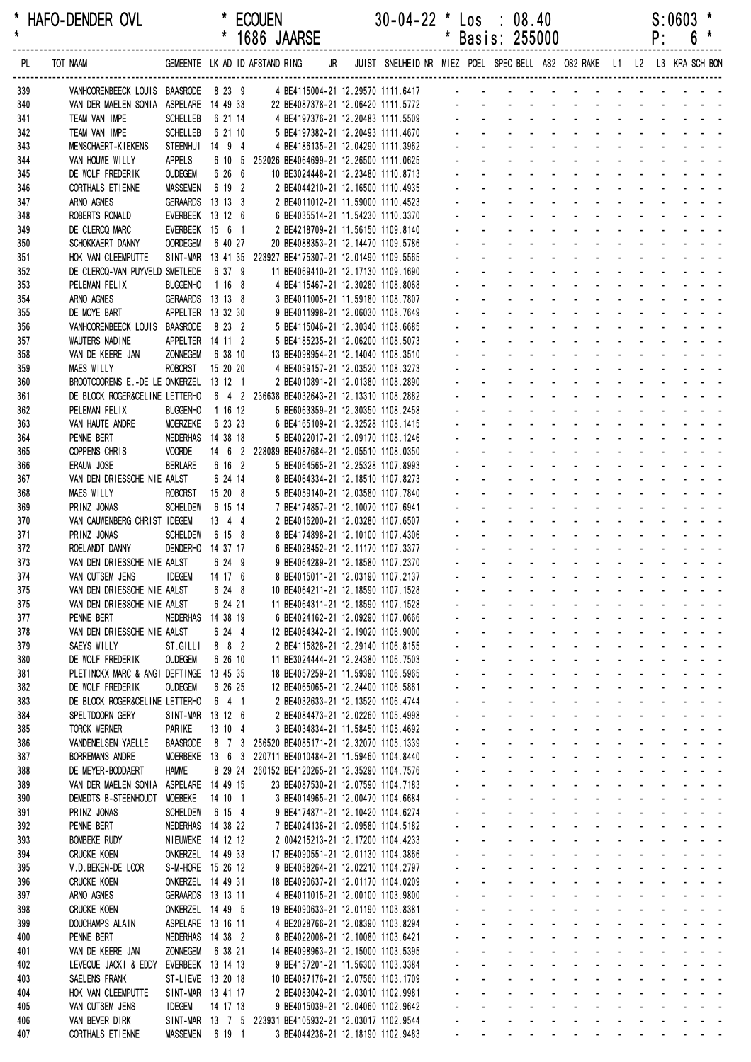| PL | TOT NAAM | GEMEENTE | LK | AD | ID | AFSTAND | RING | JR | JUIST | SNELHEID | NR | MIEZ | POEL | SPEC | BELL | AS2 | OS2 | RAKE | L1 | L2 | L3 | KRA | SCH | BON |
|---|---|---|---|---|---|---|---|---|---|---|---|---|---|---|---|---|---|---|---|---|---|---|---|---|
| 339 | VANHOORENBEECK LOUIS | BAASRODE | 8 | 23 | 9 | | 4 BE4115004-21 | | 12.29570 | 1111.6417 | | - | - | - | - | - | - | - | - | - | - | - | - | - |
| 340 | VAN DER MAELEN SONIA | ASPELARE | 14 | 49 | 33 | | 22 BE4087378-21 | | 12.06420 | 1111.5772 | | - | - | - | - | - | - | - | - | - | - | - | - | - |
| 341 | TEAM VAN IMPE | SCHELLEB | 6 | 21 | 14 | | 4 BE4197376-21 | | 12.20483 | 1111.5509 | | - | - | - | - | - | - | - | - | - | - | - | - | - |
| 342 | TEAM VAN IMPE | SCHELLEB | 6 | 21 | 10 | | 5 BE4197382-21 | | 12.20493 | 1111.4670 | | - | - | - | - | - | - | - | - | - | - | - | - | - |
| 343 | MENSCHAERT-KIEKENS | STEENHUI | 14 | 9 | 4 | | 4 BE4186135-21 | | 12.04290 | 1111.3962 | | - | - | - | - | - | - | - | - | - | - | - | - | - |
| 344 | VAN HOUWE WILLY | APPELS | 6 | 10 | 5 | 252026 | BE4064699-21 | | 12.26500 | 1111.0625 | | - | - | - | - | - | - | - | - | - | - | - | - | - |
| 345 | DE WOLF FREDERIK | OUDEGEM | 6 | 26 | 6 | | 10 BE3024448-21 | | 12.23480 | 1110.8713 | | - | - | - | - | - | - | - | - | - | - | - | - | - |
| 346 | CORTHALS ETIENNE | MASSEMEN | 6 | 19 | 2 | | 2 BE4044210-21 | | 12.16500 | 1110.4935 | | - | - | - | - | - | - | - | - | - | - | - | - | - |
| 347 | ARNO AGNES | GERAARDS | 13 | 13 | 3 | | 2 BE4011012-21 | | 11.59000 | 1110.4523 | | - | - | - | - | - | - | - | - | - | - | - | - | - |
| 348 | ROBERTS RONALD | EVERBEEK | 13 | 12 | 6 | | 6 BE4035514-21 | | 11.54230 | 1110.3370 | | - | - | - | - | - | - | - | - | - | - | - | - | - |
| 349 | DE CLERCQ MARC | EVERBEEK | 15 | 6 | 1 | | 2 BE4218709-21 | | 11.56150 | 1109.8140 | | - | - | - | - | - | - | - | - | - | - | - | - | - |
| 350 | SCHOKKAERT DANNY | OORDEGEM | 6 | 40 | 27 | | 20 BE4088353-21 | | 12.14470 | 1109.5786 | | - | - | - | - | - | - | - | - | - | - | - | - | - |
| 351 | HOK VAN CLEEMPUTTE | SINT-MAR | 13 | 41 | 35 | 223927 | BE4175307-21 | | 12.01490 | 1109.5565 | | - | - | - | - | - | - | - | - | - | - | - | - | - |
| 352 | DE CLERCQ-VAN PUYVELD | SMETLEDE | 6 | 37 | 9 | | 11 BE4069410-21 | | 12.17130 | 1109.1690 | | - | - | - | - | - | - | - | - | - | - | - | - | - |
| 353 | PELEMAN FELIX | BUGGENHO | 1 | 16 | 8 | | 4 BE4115467-21 | | 12.30280 | 1108.8068 | | - | - | - | - | - | - | - | - | - | - | - | - | - |
| 354 | ARNO AGNES | GERAARDS | 13 | 13 | 8 | | 3 BE4011005-21 | | 11.59180 | 1108.7807 | | - | - | - | - | - | - | - | - | - | - | - | - | - |
| 355 | DE MOYE BART | APPELTER | 13 | 32 | 30 | | 9 BE4011998-21 | | 12.06030 | 1108.7649 | | - | - | - | - | - | - | - | - | - | - | - | - | - |
| 356 | VANHOORENBEECK LOUIS | BAASRODE | 8 | 23 | 2 | | 5 BE4115046-21 | | 12.30340 | 1108.6685 | | - | - | - | - | - | - | - | - | - | - | - | - | - |
| 357 | WAUTERS NADINE | APPELTER | 14 | 11 | 2 | | 5 BE4185235-21 | | 12.06200 | 1108.5073 | | - | - | - | - | - | - | - | - | - | - | - | - | - |
| 358 | VAN DE KEERE JAN | ZONNEGEM | 6 | 38 | 10 | | 13 BE4098954-21 | | 12.14040 | 1108.3510 | | - | - | - | - | - | - | - | - | - | - | - | - | - |
| 359 | MAES WILLY | ROBORST | 15 | 20 | 20 | | 4 BE4059157-21 | | 12.03520 | 1108.3273 | | - | - | - | - | - | - | - | - | - | - | - | - | - |
| 360 | BROOTCOORENS E.-DE LE | ONKERZEL | 13 | 12 | 1 | | 2 BE4010891-21 | | 12.01380 | 1108.2890 | | - | - | - | - | - | - | - | - | - | - | - | - | - |
| 361 | DE BLOCK ROGER&CELINE | LETTERHO | 6 | 4 | 2 | 236638 | BE4032643-21 | | 12.13310 | 1108.2882 | | - | - | - | - | - | - | - | - | - | - | - | - | - |
| 362 | PELEMAN FELIX | BUGGENHO | 1 | 16 | 12 | | 5 BE6063359-21 | | 12.30350 | 1108.2458 | | - | - | - | - | - | - | - | - | - | - | - | - | - |
| 363 | VAN HAUTE ANDRE | MOERZEKE | 6 | 23 | 23 | | 6 BE4165109-21 | | 12.32528 | 1108.1415 | | - | - | - | - | - | - | - | - | - | - | - | - | - |
| 364 | PENNE BERT | NEDERHAS | 14 | 38 | 18 | | 5 BE4022017-21 | | 12.09170 | 1108.1246 | | - | - | - | - | - | - | - | - | - | - | - | - | - |
| 365 | COPPENS CHRIS | VOORDE | 14 | 6 | 2 | 228089 | BE4087684-21 | | 12.05510 | 1108.0350 | | - | - | - | - | - | - | - | - | - | - | - | - | - |
| 366 | ERAUW JOSE | BERLARE | 6 | 16 | 2 | | 5 BE4064565-21 | | 12.25328 | 1107.8993 | | - | - | - | - | - | - | - | - | - | - | - | - | - |
| 367 | VAN DEN DRIESSCHE NIE | AALST | 6 | 24 | 14 | | 8 BE4064334-21 | | 12.18510 | 1107.8273 | | - | - | - | - | - | - | - | - | - | - | - | - | - |
| 368 | MAES WILLY | ROBORST | 15 | 20 | 8 | | 5 BE4059140-21 | | 12.03580 | 1107.7840 | | - | - | - | - | - | - | - | - | - | - | - | - | - |
| 369 | PRINZ JONAS | SCHELDEW | 6 | 15 | 14 | | 7 BE4174857-21 | | 12.10070 | 1107.6941 | | - | - | - | - | - | - | - | - | - | - | - | - | - |
| 370 | VAN CAUWENBERG CHRIST | IDEGEM | 13 | 4 | 4 | | 2 BE4016200-21 | | 12.03280 | 1107.6507 | | - | - | - | - | - | - | - | - | - | - | - | - | - |
| 371 | PRINZ JONAS | SCHELDEW | 6 | 15 | 8 | | 8 BE4174898-21 | | 12.10100 | 1107.4306 | | - | - | - | - | - | - | - | - | - | - | - | - | - |
| 372 | ROELANDT DANNY | DENDERHO | 14 | 37 | 17 | | 6 BE4028452-21 | | 12.11170 | 1107.3377 | | - | - | - | - | - | - | - | - | - | - | - | - | - |
| 373 | VAN DEN DRIESSCHE NIE | AALST | 6 | 24 | 9 | | 9 BE4064289-21 | | 12.18580 | 1107.2370 | | - | - | - | - | - | - | - | - | - | - | - | - | - |
| 374 | VAN CUTSEM JENS | IDEGEM | 14 | 17 | 6 | | 8 BE4015011-21 | | 12.03190 | 1107.2137 | | - | - | - | - | - | - | - | - | - | - | - | - | - |
| 375 | VAN DEN DRIESSCHE NIE | AALST | 6 | 24 | 8 | | 10 BE4064211-21 | | 12.18590 | 1107.1528 | | - | - | - | - | - | - | - | - | - | - | - | - | - |
| 375 | VAN DEN DRIESSCHE NIE | AALST | 6 | 24 | 21 | | 11 BE4064311-21 | | 12.18590 | 1107.1528 | | - | - | - | - | - | - | - | - | - | - | - | - | - |
| 377 | PENNE BERT | NEDERHAS | 14 | 38 | 19 | | 6 BE4024162-21 | | 12.09290 | 1107.0666 | | - | - | - | - | - | - | - | - | - | - | - | - | - |
| 378 | VAN DEN DRIESSCHE NIE | AALST | 6 | 24 | 4 | | 12 BE4064342-21 | | 12.19020 | 1106.9000 | | - | - | - | - | - | - | - | - | - | - | - | - | - |
| 379 | SAEYS WILLY | ST.GILLI | 8 | 8 | 2 | | 2 BE4115828-21 | | 12.29140 | 1106.8155 | | - | - | - | - | - | - | - | - | - | - | - | - | - |
| 380 | DE WOLF FREDERIK | OUDEGEM | 6 | 26 | 10 | | 11 BE3024444-21 | | 12.24380 | 1106.7503 | | - | - | - | - | - | - | - | - | - | - | - | - | - |
| 381 | PLETINCKX MARC & ANGI | DEFTINGE | 13 | 45 | 35 | | 18 BE4057259-21 | | 11.59390 | 1106.5965 | | - | - | - | - | - | - | - | - | - | - | - | - | - |
| 382 | DE WOLF FREDERIK | OUDEGEM | 6 | 26 | 25 | | 12 BE4065065-21 | | 12.24400 | 1106.5861 | | - | - | - | - | - | - | - | - | - | - | - | - | - |
| 383 | DE BLOCK ROGER&CELINE | LETTERHO | 6 | 4 | 1 | | 2 BE4032633-21 | | 12.13520 | 1106.4744 | | - | - | - | - | - | - | - | - | - | - | - | - | - |
| 384 | SPELTDOORN GERY | SINT-MAR | 13 | 12 | 6 | | 2 BE4084473-21 | | 12.02260 | 1105.4998 | | - | - | - | - | - | - | - | - | - | - | - | - | - |
| 385 | TORCK WERNER | PARIKE | 13 | 10 | 4 | | 3 BE4034834-21 | | 11.58450 | 1105.4692 | | - | - | - | - | - | - | - | - | - | - | - | - | - |
| 386 | VANDENELSEN YAELLE | BAASRODE | 8 | 7 | 3 | 256520 | BE4085171-21 | | 12.32070 | 1105.1339 | | - | - | - | - | - | - | - | - | - | - | - | - | - |
| 387 | BORREMANS ANDRE | MOERBEKE | 13 | 6 | 3 | 220711 | BE4010484-21 | | 11.59460 | 1104.8440 | | - | - | - | - | - | - | - | - | - | - | - | - | - |
| 388 | DE MEYER-BODDAERT | HAMME | 8 | 29 | 24 | 260152 | BE4120265-21 | | 12.35290 | 1104.7576 | | - | - | - | - | - | - | - | - | - | - | - | - | - |
| 389 | VAN DER MAELEN SONIA | ASPELARE | 14 | 49 | 15 | | 23 BE4087530-21 | | 12.07590 | 1104.7183 | | - | - | - | - | - | - | - | - | - | - | - | - | - |
| 390 | DEMEDTS B-STEENHOUDT | MOEBEKE | 14 | 10 | 1 | | 3 BE4014965-21 | | 12.00470 | 1104.6684 | | - | - | - | - | - | - | - | - | - | - | - | - | - |
| 391 | PRINZ JONAS | SCHELDEW | 6 | 15 | 4 | | 9 BE4174871-21 | | 12.10420 | 1104.6274 | | - | - | - | - | - | - | - | - | - | - | - | - | - |
| 392 | PENNE BERT | NEDERHAS | 14 | 38 | 22 | | 7 BE4024136-21 | | 12.09580 | 1104.5182 | | - | - | - | - | - | - | - | - | - | - | - | - | - |
| 393 | BOMBEKE RUDY | NIEUWEKE | 14 | 12 | 12 | | 2 004215213-21 | | 12.17200 | 1104.4233 | | - | - | - | - | - | - | - | - | - | - | - | - | - |
| 394 | CRUCKE KOEN | ONKERZEL | 14 | 49 | 33 | | 17 BE4090551-21 | | 12.01130 | 1104.3866 | | - | - | - | - | - | - | - | - | - | - | - | - | - |
| 395 | V.D.BEKEN-DE LOOR | S-M-HORE | 15 | 26 | 12 | | 9 BE4058264-21 | | 12.02210 | 1104.2797 | | - | - | - | - | - | - | - | - | - | - | - | - | - |
| 396 | CRUCKE KOEN | ONKERZEL | 14 | 49 | 31 | | 18 BE4090637-21 | | 12.01170 | 1104.0209 | | - | - | - | - | - | - | - | - | - | - | - | - | - |
| 397 | ARNO AGNES | GERAARDS | 13 | 13 | 11 | | 4 BE4011015-21 | | 12.00100 | 1103.9800 | | - | - | - | - | - | - | - | - | - | - | - | - | - |
| 398 | CRUCKE KOEN | ONKERZEL | 14 | 49 | 5 | | 19 BE4090633-21 | | 12.01190 | 1103.8381 | | - | - | - | - | - | - | - | - | - | - | - | - | - |
| 399 | DOUCHAMPS ALAIN | ASPELARE | 13 | 16 | 11 | | 4 BE2028766-21 | | 12.08390 | 1103.8294 | | - | - | - | - | - | - | - | - | - | - | - | - | - |
| 400 | PENNE BERT | NEDERHAS | 14 | 38 | 2 | | 8 BE4022008-21 | | 12.10080 | 1103.6421 | | - | - | - | - | - | - | - | - | - | - | - | - | - |
| 401 | VAN DE KEERE JAN | ZONNEGEM | 6 | 38 | 21 | | 14 BE4098963-21 | | 12.15000 | 1103.5395 | | - | - | - | - | - | - | - | - | - | - | - | - | - |
| 402 | LEVEQUE JACKI & EDDY | EVERBEEK | 13 | 14 | 13 | | 9 BE4157201-21 | | 11.56300 | 1103.3384 | | - | - | - | - | - | - | - | - | - | - | - | - | - |
| 403 | SAELENS FRANK | ST-LIEVE | 13 | 20 | 18 | | 10 BE4087176-21 | | 12.07560 | 1103.1709 | | - | - | - | - | - | - | - | - | - | - | - | - | - |
| 404 | HOK VAN CLEEMPUTTE | SINT-MAR | 13 | 41 | 17 | | 2 BE4083042-21 | | 12.03010 | 1102.9981 | | - | - | - | - | - | - | - | - | - | - | - | - | - |
| 405 | VAN CUTSEM JENS | IDEGEM | 14 | 17 | 13 | | 9 BE4015039-21 | | 12.04060 | 1102.9642 | | - | - | - | - | - | - | - | - | - | - | - | - | - |
| 406 | VAN BEVER DIRK | SINT-MAR | 13 | 7 | 5 | 223931 | BE4105932-21 | | 12.03017 | 1102.9544 | | - | - | - | - | - | - | - | - | - | - | - | - | - |
| 407 | CORTHALS ETIENNE | MASSEMEN | 6 | 19 | 1 | | 3 BE4044236-21 | | 12.18190 | 1102.9483 | | - | - | - | - | - | - | - | - | - | - | - | - | - |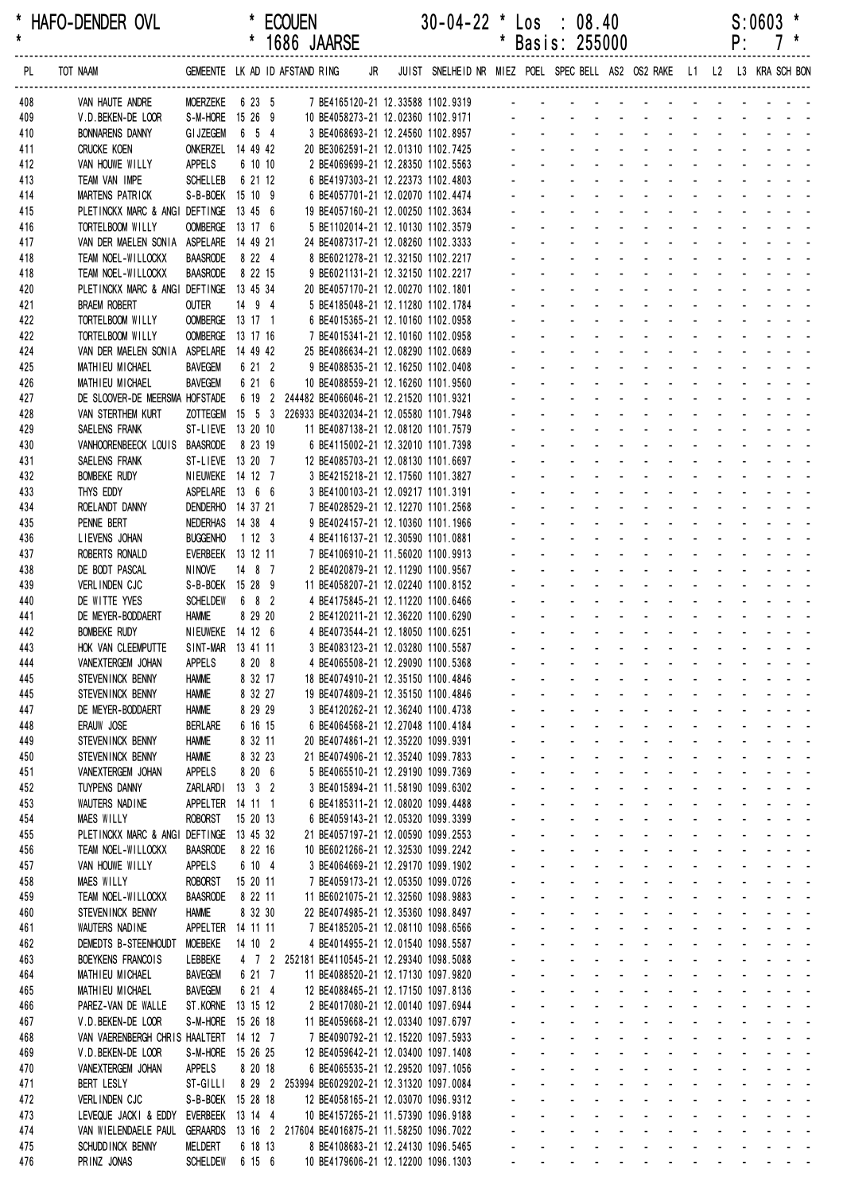```
* HAFO-DENDER OVL          * ECOUEN              30-04-22 * Los  : 08.40                           S:0603 *
*                          * 1686 JAARSE                  * Basis: 255000                          P:   7 *
```

| PL | TOT NAAM | GEMEENTE | LK | AD | ID | AFSTAND | RING | JR | JUIST | SNELHEID | NR | MIEZ | POEL | SPEC | BELL | AS2 | OS2 | RAKE | L1 | L2 | L3 | KRA | SCH | BON |
|---|---|---|---|---|---|---|---|---|---|---|---|---|---|---|---|---|---|---|---|---|---|---|---|---|
| 408 | VAN HAUTE ANDRE | MOERZEKE | 6 | 23 | 5 | | 7 BE4165120-21 | | 12.33588 | 1102.9319 | | - | - | - | - | - | - | - | - | - | - | - | - | - |
| 409 | V.D.BEKEN-DE LOOR | S-M-HORE | 15 | 26 | 9 | | 10 BE4058273-21 | | 12.02360 | 1102.9171 | | - | - | - | - | - | - | - | - | - | - | - | - | - |
| 410 | BONNARENS DANNY | GIJZEGEM | 6 | 5 | 4 | | 3 BE4068693-21 | | 12.24560 | 1102.8957 | | - | - | - | - | - | - | - | - | - | - | - | - | - |
| 411 | CRUCKE KOEN | ONKERZEL | 14 | 49 | 42 | | 20 BE3062591-21 | | 12.01310 | 1102.7425 | | - | - | - | - | - | - | - | - | - | - | - | - | - |
| 412 | VAN HOUWE WILLY | APPELS | 6 | 10 | 10 | | 2 BE4069699-21 | | 12.28350 | 1102.5563 | | - | - | - | - | - | - | - | - | - | - | - | - | - |
| 413 | TEAM VAN IMPE | SCHELLEB | 6 | 21 | 12 | | 6 BE4197303-21 | | 12.22373 | 1102.4803 | | - | - | - | - | - | - | - | - | - | - | - | - | - |
| 414 | MARTENS PATRICK | S-B-BOEK | 15 | 10 | 9 | | 6 BE4057701-21 | | 12.02070 | 1102.4474 | | - | - | - | - | - | - | - | - | - | - | - | - | - |
| 415 | PLETINCKX MARC & ANGI | DEFTINGE | 13 | 45 | 6 | | 19 BE4057160-21 | | 12.00250 | 1102.3634 | | - | - | - | - | - | - | - | - | - | - | - | - | - |
| 416 | TORTELBOOM WILLY | OOMBERGE | 13 | 17 | 6 | | 5 BE1102014-21 | | 12.10130 | 1102.3579 | | - | - | - | - | - | - | - | - | - | - | - | - | - |
| 417 | VAN DER MAELEN SONIA | ASPELARE | 14 | 49 | 21 | | 24 BE4087317-21 | | 12.08260 | 1102.3333 | | - | - | - | - | - | - | - | - | - | - | - | - | - |
| 418 | TEAM NOEL-WILLOCKX | BAASRODE | 8 | 22 | 4 | | 8 BE6021278-21 | | 12.32150 | 1102.2217 | | - | - | - | - | - | - | - | - | - | - | - | - | - |
| 418 | TEAM NOEL-WILLOCKX | BAASRODE | 8 | 22 | 15 | | 9 BE6021131-21 | | 12.32150 | 1102.2217 | | - | - | - | - | - | - | - | - | - | - | - | - | - |
| 420 | PLETINCKX MARC & ANGI | DEFTINGE | 13 | 45 | 34 | | 20 BE4057170-21 | | 12.00270 | 1102.1801 | | - | - | - | - | - | - | - | - | - | - | - | - | - |
| 421 | BRAEM ROBERT | OUTER | 14 | 9 | 4 | | 5 BE4185048-21 | | 12.11280 | 1102.1784 | | - | - | - | - | - | - | - | - | - | - | - | - | - |
| 422 | TORTELBOOM WILLY | OOMBERGE | 13 | 17 | 1 | | 6 BE4015365-21 | | 12.10160 | 1102.0958 | | - | - | - | - | - | - | - | - | - | - | - | - | - |
| 422 | TORTELBOOM WILLY | OOMBERGE | 13 | 17 | 16 | | 7 BE4015341-21 | | 12.10160 | 1102.0958 | | - | - | - | - | - | - | - | - | - | - | - | - | - |
| 424 | VAN DER MAELEN SONIA | ASPELARE | 14 | 49 | 42 | | 25 BE4086634-21 | | 12.08290 | 1102.0689 | | - | - | - | - | - | - | - | - | - | - | - | - | - |
| 425 | MATHIEU MICHAEL | BAVEGEM | 6 | 21 | 2 | | 9 BE4088535-21 | | 12.16250 | 1102.0408 | | - | - | - | - | - | - | - | - | - | - | - | - | - |
| 426 | MATHIEU MICHAEL | BAVEGEM | 6 | 21 | 6 | | 10 BE4088559-21 | | 12.16260 | 1101.9560 | | - | - | - | - | - | - | - | - | - | - | - | - | - |
| 427 | DE SLOOVER-DE MEERSMA | HOFSTADE | 6 | 19 | 2 | 244482 | BE4066046-21 | | 12.21520 | 1101.9321 | | - | - | - | - | - | - | - | - | - | - | - | - | - |
| 428 | VAN STERTHEM KURT | ZOTTEGEM | 15 | 5 | 3 | 226933 | BE4032034-21 | | 12.05580 | 1101.7948 | | - | - | - | - | - | - | - | - | - | - | - | - | - |
| 429 | SAELENS FRANK | ST-LIEVE | 13 | 20 | 10 | | 11 BE4087138-21 | | 12.08120 | 1101.7579 | | - | - | - | - | - | - | - | - | - | - | - | - | - |
| 430 | VANHOORENBEECK LOUIS | BAASRODE | 8 | 23 | 19 | | 6 BE4115002-21 | | 12.32010 | 1101.7398 | | - | - | - | - | - | - | - | - | - | - | - | - | - |
| 431 | SAELENS FRANK | ST-LIEVE | 13 | 20 | 7 | | 12 BE4085703-21 | | 12.08130 | 1101.6697 | | - | - | - | - | - | - | - | - | - | - | - | - | - |
| 432 | BOMBEKE RUDY | NIEUWEKE | 14 | 12 | 7 | | 3 BE4215218-21 | | 12.17560 | 1101.3827 | | - | - | - | - | - | - | - | - | - | - | - | - | - |
| 433 | THYS EDDY | ASPELARE | 13 | 6 | 6 | | 3 BE4100103-21 | | 12.09217 | 1101.3191 | | - | - | - | - | - | - | - | - | - | - | - | - | - |
| 434 | ROELANDT DANNY | DENDERHO | 14 | 37 | 21 | | 7 BE4028529-21 | | 12.12270 | 1101.2568 | | - | - | - | - | - | - | - | - | - | - | - | - | - |
| 435 | PENNE BERT | NEDERHAS | 14 | 38 | 4 | | 9 BE4024157-21 | | 12.10360 | 1101.1966 | | - | - | - | - | - | - | - | - | - | - | - | - | - |
| 436 | LIEVENS JOHAN | BUGGENHO | 1 | 12 | 3 | | 4 BE4116137-21 | | 12.30590 | 1101.0881 | | - | - | - | - | - | - | - | - | - | - | - | - | - |
| 437 | ROBERTS RONALD | EVERBEEK | 13 | 12 | 11 | | 7 BE4106910-21 | | 11.56020 | 1100.9913 | | - | - | - | - | - | - | - | - | - | - | - | - | - |
| 438 | DE BODT PASCAL | NINOVE | 14 | 8 | 7 | | 2 BE4020879-21 | | 12.11290 | 1100.9567 | | - | - | - | - | - | - | - | - | - | - | - | - | - |
| 439 | VERLINDEN CJC | S-B-BOEK | 15 | 28 | 9 | | 11 BE4058207-21 | | 12.02240 | 1100.8152 | | - | - | - | - | - | - | - | - | - | - | - | - | - |
| 440 | DE WITTE YVES | SCHELDEW | 6 | 8 | 2 | | 4 BE4175845-21 | | 12.11220 | 1100.6466 | | - | - | - | - | - | - | - | - | - | - | - | - | - |
| 441 | DE MEYER-BODDAERT | HAMME | 8 | 29 | 20 | | 2 BE4120211-21 | | 12.36220 | 1100.6290 | | - | - | - | - | - | - | - | - | - | - | - | - | - |
| 442 | BOMBEKE RUDY | NIEUWEKE | 14 | 12 | 6 | | 4 BE4073544-21 | | 12.18050 | 1100.6251 | | - | - | - | - | - | - | - | - | - | - | - | - | - |
| 443 | HOK VAN CLEEMPUTTE | SINT-MAR | 13 | 41 | 11 | | 3 BE4083123-21 | | 12.03280 | 1100.5587 | | - | - | - | - | - | - | - | - | - | - | - | - | - |
| 444 | VANEXTERGEM JOHAN | APPELS | 8 | 20 | 8 | | 4 BE4065508-21 | | 12.29090 | 1100.5368 | | - | - | - | - | - | - | - | - | - | - | - | - | - |
| 445 | STEVENINCK BENNY | HAMME | 8 | 32 | 17 | | 18 BE4074910-21 | | 12.35150 | 1100.4846 | | - | - | - | - | - | - | - | - | - | - | - | - | - |
| 445 | STEVENINCK BENNY | HAMME | 8 | 32 | 27 | | 19 BE4074809-21 | | 12.35150 | 1100.4846 | | - | - | - | - | - | - | - | - | - | - | - | - | - |
| 447 | DE MEYER-BODDAERT | HAMME | 8 | 29 | 29 | | 3 BE4120262-21 | | 12.36240 | 1100.4738 | | - | - | - | - | - | - | - | - | - | - | - | - | - |
| 448 | ERAUW JOSE | BERLARE | 6 | 16 | 15 | | 6 BE4064568-21 | | 12.27048 | 1100.4184 | | - | - | - | - | - | - | - | - | - | - | - | - | - |
| 449 | STEVENINCK BENNY | HAMME | 8 | 32 | 11 | | 20 BE4074861-21 | | 12.35220 | 1099.9391 | | - | - | - | - | - | - | - | - | - | - | - | - | - |
| 450 | STEVENINCK BENNY | HAMME | 8 | 32 | 23 | | 21 BE4074906-21 | | 12.35240 | 1099.7833 | | - | - | - | - | - | - | - | - | - | - | - | - | - |
| 451 | VANEXTERGEM JOHAN | APPELS | 8 | 20 | 6 | | 5 BE4065510-21 | | 12.29190 | 1099.7369 | | - | - | - | - | - | - | - | - | - | - | - | - | - |
| 452 | TUYPENS DANNY | ZARLARDI | 13 | 3 | 2 | | 3 BE4015894-21 | | 11.58190 | 1099.6302 | | - | - | - | - | - | - | - | - | - | - | - | - | - |
| 453 | WAUTERS NADINE | APPELTER | 14 | 11 | 1 | | 6 BE4185311-21 | | 12.08020 | 1099.4488 | | - | - | - | - | - | - | - | - | - | - | - | - | - |
| 454 | MAES WILLY | ROBORST | 15 | 20 | 13 | | 6 BE4059143-21 | | 12.05320 | 1099.3399 | | - | - | - | - | - | - | - | - | - | - | - | - | - |
| 455 | PLETINCKX MARC & ANGI | DEFTINGE | 13 | 45 | 32 | | 21 BE4057197-21 | | 12.00590 | 1099.2553 | | - | - | - | - | - | - | - | - | - | - | - | - | - |
| 456 | TEAM NOEL-WILLOCKX | BAASRODE | 8 | 22 | 16 | | 10 BE6021266-21 | | 12.32530 | 1099.2242 | | - | - | - | - | - | - | - | - | - | - | - | - | - |
| 457 | VAN HOUWE WILLY | APPELS | 6 | 10 | 4 | | 3 BE4064669-21 | | 12.29170 | 1099.1902 | | - | - | - | - | - | - | - | - | - | - | - | - | - |
| 458 | MAES WILLY | ROBORST | 15 | 20 | 11 | | 7 BE4059173-21 | | 12.05350 | 1099.0726 | | - | - | - | - | - | - | - | - | - | - | - | - | - |
| 459 | TEAM NOEL-WILLOCKX | BAASRODE | 8 | 22 | 11 | | 11 BE6021075-21 | | 12.32560 | 1098.9883 | | - | - | - | - | - | - | - | - | - | - | - | - | - |
| 460 | STEVENINCK BENNY | HAMME | 8 | 32 | 30 | | 22 BE4074985-21 | | 12.35360 | 1098.8497 | | - | - | - | - | - | - | - | - | - | - | - | - | - |
| 461 | WAUTERS NADINE | APPELTER | 14 | 11 | 11 | | 7 BE4185205-21 | | 12.08110 | 1098.6566 | | - | - | - | - | - | - | - | - | - | - | - | - | - |
| 462 | DEMEDTS B-STEENHOUDT | MOEBEKE | 14 | 10 | 2 | | 4 BE4014955-21 | | 12.01540 | 1098.5587 | | - | - | - | - | - | - | - | - | - | - | - | - | - |
| 463 | BOEYKENS FRANCOIS | LEBBEKE | 4 | 7 | 2 | 252181 | BE4110545-21 | | 12.29340 | 1098.5088 | | - | - | - | - | - | - | - | - | - | - | - | - | - |
| 464 | MATHIEU MICHAEL | BAVEGEM | 6 | 21 | 7 | | 11 BE4088520-21 | | 12.17130 | 1097.9820 | | - | - | - | - | - | - | - | - | - | - | - | - | - |
| 465 | MATHIEU MICHAEL | BAVEGEM | 6 | 21 | 4 | | 12 BE4088465-21 | | 12.17150 | 1097.8136 | | - | - | - | - | - | - | - | - | - | - | - | - | - |
| 466 | PAREZ-VAN DE WALLE | ST.KORNE | 13 | 15 | 12 | | 2 BE4017080-21 | | 12.00140 | 1097.6944 | | - | - | - | - | - | - | - | - | - | - | - | - | - |
| 467 | V.D.BEKEN-DE LOOR | S-M-HORE | 15 | 26 | 18 | | 11 BE4059668-21 | | 12.03340 | 1097.6797 | | - | - | - | - | - | - | - | - | - | - | - | - | - |
| 468 | VAN VAERENBERGH CHRIS | HAALTERT | 14 | 12 | 7 | | 7 BE4090792-21 | | 12.15220 | 1097.5933 | | - | - | - | - | - | - | - | - | - | - | - | - | - |
| 469 | V.D.BEKEN-DE LOOR | S-M-HORE | 15 | 26 | 25 | | 12 BE4059642-21 | | 12.03400 | 1097.1408 | | - | - | - | - | - | - | - | - | - | - | - | - | - |
| 470 | VANEXTERGEM JOHAN | APPELS | 8 | 20 | 18 | | 6 BE4065535-21 | | 12.29520 | 1097.1056 | | - | - | - | - | - | - | - | - | - | - | - | - | - |
| 471 | BERT LESLY | ST-GILLI | 8 | 29 | 2 | 253994 | BE6029202-21 | | 12.31320 | 1097.0084 | | - | - | - | - | - | - | - | - | - | - | - | - | - |
| 472 | VERLINDEN CJC | S-B-BOEK | 15 | 28 | 18 | | 12 BE4058165-21 | | 12.03070 | 1096.9312 | | - | - | - | - | - | - | - | - | - | - | - | - | - |
| 473 | LEVEQUE JACKI & EDDY | EVERBEEK | 13 | 14 | 4 | | 10 BE4157265-21 | | 11.57390 | 1096.9188 | | - | - | - | - | - | - | - | - | - | - | - | - | - |
| 474 | VAN WIELENDAELE PAUL | GERAARDS | 13 | 16 | 2 | 217604 | BE4016875-21 | | 11.58250 | 1096.7022 | | - | - | - | - | - | - | - | - | - | - | - | - | - |
| 475 | SCHUDDINCK BENNY | MELDERT | 6 | 18 | 13 | | 8 BE4108683-21 | | 12.24130 | 1096.5465 | | - | - | - | - | - | - | - | - | - | - | - | - | - |
| 476 | PRINZ JONAS | SCHELDEW | 6 | 15 | 6 | | 10 BE4179606-21 | | 12.12200 | 1096.1303 | | - | - | - | - | - | - | - | - | - | - | - | - | - |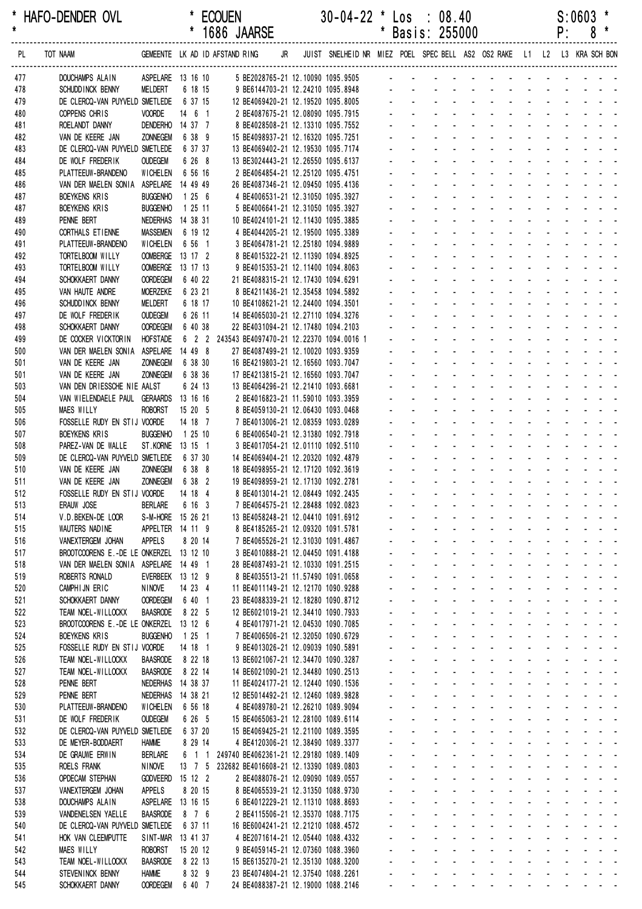| * HAFO-DENDER OVL | * ECOUEN | 30-04-22 * Los : 08.40 | S:0603 * |
|---|---|---|---|
| * | * 1686 JAARSE | * Basis: 255000 | P: 8 * |

| PL | TOT NAAM | GEMEENTE | LK | AD | ID | AFSTAND | RING | JR | JUIST | SNELHEID | NR | MIEZ | POEL | SPEC | BELL | AS2 | OS2 | RAKE | L1 | L2 | L3 | KRA | SCH | BON |
|---|---|---|---|---|---|---|---|---|---|---|---|---|---|---|---|---|---|---|---|---|---|---|---|---|
| 477 | DOUCHAMPS ALAIN | ASPELARE | 13 | 16 | 10 | 5 | BE2028765-21 | | 12.10090 | 1095.9505 | | - | - | - | - | - | - | - | - | - | - | - | - | - |
| 478 | SCHUDDINCK BENNY | MELDERT | 6 | 18 | 15 | 9 | BE6144703-21 | | 12.24210 | 1095.8948 | | - | - | - | - | - | - | - | - | - | - | - | - | - |
| 479 | DE CLERCQ-VAN PUYVELD | SMETLEDE | 6 | 37 | 15 | 12 | BE4069420-21 | | 12.19520 | 1095.8005 | | - | - | - | - | - | - | - | - | - | - | - | - | - |
| 480 | COPPENS CHRIS | VOORDE | 14 | 6 | 1 | 2 | BE4087675-21 | | 12.08090 | 1095.7915 | | - | - | - | - | - | - | - | - | - | - | - | - | - |
| 481 | ROELANDT DANNY | DENDERHO | 14 | 37 | 7 | 8 | BE4028508-21 | | 12.13310 | 1095.7552 | | - | - | - | - | - | - | - | - | - | - | - | - | - |
| 482 | VAN DE KEERE JAN | ZONNEGEM | 6 | 38 | 9 | 15 | BE4098937-21 | | 12.16320 | 1095.7251 | | - | - | - | - | - | - | - | - | - | - | - | - | - |
| 483 | DE CLERCQ-VAN PUYVELD | SMETLEDE | 6 | 37 | 37 | 13 | BE4069402-21 | | 12.19530 | 1095.7174 | | - | - | - | - | - | - | - | - | - | - | - | - | - |
| 484 | DE WOLF FREDERIK | OUDEGEM | 6 | 26 | 8 | 13 | BE3024443-21 | | 12.26550 | 1095.6137 | | - | - | - | - | - | - | - | - | - | - | - | - | - |
| 485 | PLATTEEUW-BRANDENO | WICHELEN | 6 | 56 | 16 | 2 | BE4064854-21 | | 12.25120 | 1095.4751 | | - | - | - | - | - | - | - | - | - | - | - | - | - |
| 486 | VAN DER MAELEN SONIA | ASPELARE | 14 | 49 | 49 | 26 | BE4087346-21 | | 12.09450 | 1095.4136 | | - | - | - | - | - | - | - | - | - | - | - | - | - |
| 487 | BOEYKENS KRIS | BUGGENHO | 1 | 25 | 6 | 4 | BE4006531-21 | | 12.31050 | 1095.3927 | | - | - | - | - | - | - | - | - | - | - | - | - | - |
| 487 | BOEYKENS KRIS | BUGGENHO | 1 | 25 | 11 | 5 | BE4006641-21 | | 12.31050 | 1095.3927 | | - | - | - | - | - | - | - | - | - | - | - | - | - |
| 489 | PENNE BERT | NEDERHAS | 14 | 38 | 31 | 10 | BE4024101-21 | | 12.11430 | 1095.3885 | | - | - | - | - | - | - | - | - | - | - | - | - | - |
| 490 | CORTHALS ETIENNE | MASSEMEN | 6 | 19 | 12 | 4 | BE4044205-21 | | 12.19500 | 1095.3389 | | - | - | - | - | - | - | - | - | - | - | - | - | - |
| 491 | PLATTEEUW-BRANDENO | WICHELEN | 6 | 56 | 1 | 3 | BE4064781-21 | | 12.25180 | 1094.9889 | | - | - | - | - | - | - | - | - | - | - | - | - | - |
| 492 | TORTELBOOM WILLY | OOMBERGE | 13 | 17 | 2 | 8 | BE4015322-21 | | 12.11390 | 1094.8925 | | - | - | - | - | - | - | - | - | - | - | - | - | - |
| 493 | TORTELBOOM WILLY | OOMBERGE | 13 | 17 | 13 | 9 | BE4015353-21 | | 12.11400 | 1094.8063 | | - | - | - | - | - | - | - | - | - | - | - | - | - |
| 494 | SCHOKKAERT DANNY | OORDEGEM | 6 | 40 | 22 | 21 | BE4088315-21 | | 12.17430 | 1094.6291 | | - | - | - | - | - | - | - | - | - | - | - | - | - |
| 495 | VAN HAUTE ANDRE | MOERZEKE | 6 | 23 | 21 | 8 | BE4211436-21 | | 12.35458 | 1094.5892 | | - | - | - | - | - | - | - | - | - | - | - | - | - |
| 496 | SCHUDDINCK BENNY | MELDERT | 6 | 18 | 17 | 10 | BE4108621-21 | | 12.24400 | 1094.3501 | | - | - | - | - | - | - | - | - | - | - | - | - | - |
| 497 | DE WOLF FREDERIK | OUDEGEM | 6 | 26 | 11 | 14 | BE4065030-21 | | 12.27110 | 1094.3276 | | - | - | - | - | - | - | - | - | - | - | - | - | - |
| 498 | SCHOKKAERT DANNY | OORDEGEM | 6 | 40 | 38 | 22 | BE4031094-21 | | 12.17480 | 1094.2103 | | - | - | - | - | - | - | - | - | - | - | - | - | - |
| 499 | DE COCKER VICKTORIN | HOFSTADE | 6 | 2 | 2 | 243543 | BE4097470-21 | | 12.22370 | 1094.0016 | 1 | - | - | - | - | - | - | - | - | - | - | - | - | - |
| 500 | VAN DER MAELEN SONIA | ASPELARE | 14 | 49 | 8 | 27 | BE4087499-21 | | 12.10020 | 1093.9359 | | - | - | - | - | - | - | - | - | - | - | - | - | - |
| 501 | VAN DE KEERE JAN | ZONNEGEM | 6 | 38 | 30 | 16 | BE4219803-21 | | 12.16560 | 1093.7047 | | - | - | - | - | - | - | - | - | - | - | - | - | - |
| 501 | VAN DE KEERE JAN | ZONNEGEM | 6 | 38 | 36 | 17 | BE4213815-21 | | 12.16560 | 1093.7047 | | - | - | - | - | - | - | - | - | - | - | - | - | - |
| 503 | VAN DEN DRIESSCHE NIE | AALST | 6 | 24 | 13 | 13 | BE4064296-21 | | 12.21410 | 1093.6681 | | - | - | - | - | - | - | - | - | - | - | - | - | - |
| 504 | VAN WIELENDAELE PAUL | GERAARDS | 13 | 16 | 16 | 2 | BE4016823-21 | | 11.59010 | 1093.3959 | | - | - | - | - | - | - | - | - | - | - | - | - | - |
| 505 | MAES WILLY | ROBORST | 15 | 20 | 5 | 8 | BE4059130-21 | | 12.06430 | 1093.0468 | | - | - | - | - | - | - | - | - | - | - | - | - | - |
| 506 | FOSSELLE RUDY EN STIJ | VOORDE | 14 | 18 | 7 | 7 | BE4013006-21 | | 12.08359 | 1093.0289 | | - | - | - | - | - | - | - | - | - | - | - | - | - |
| 507 | BOEYKENS KRIS | BUGGENHO | 1 | 25 | 10 | 6 | BE4006540-21 | | 12.31380 | 1092.7918 | | - | - | - | - | - | - | - | - | - | - | - | - | - |
| 508 | PAREZ-VAN DE WALLE | ST.KORNE | 13 | 15 | 1 | 3 | BE4017054-21 | | 12.01110 | 1092.5110 | | - | - | - | - | - | - | - | - | - | - | - | - | - |
| 509 | DE CLERCQ-VAN PUYVELD | SMETLEDE | 6 | 37 | 30 | 14 | BE4069404-21 | | 12.20320 | 1092.4879 | | - | - | - | - | - | - | - | - | - | - | - | - | - |
| 510 | VAN DE KEERE JAN | ZONNEGEM | 6 | 38 | 8 | 18 | BE4098955-21 | | 12.17120 | 1092.3619 | | - | - | - | - | - | - | - | - | - | - | - | - | - |
| 511 | VAN DE KEERE JAN | ZONNEGEM | 6 | 38 | 2 | 19 | BE4098959-21 | | 12.17130 | 1092.2781 | | - | - | - | - | - | - | - | - | - | - | - | - | - |
| 512 | FOSSELLE RUDY EN STIJ | VOORDE | 14 | 18 | 4 | 8 | BE4013014-21 | | 12.08449 | 1092.2435 | | - | - | - | - | - | - | - | - | - | - | - | - | - |
| 513 | ERAUW JOSE | BERLARE | 6 | 16 | 3 | 7 | BE4064575-21 | | 12.28488 | 1092.0823 | | - | - | - | - | - | - | - | - | - | - | - | - | - |
| 514 | V.D.BEKEN-DE LOOR | S-M-HORE | 15 | 26 | 21 | 13 | BE4058248-21 | | 12.04410 | 1091.6912 | | - | - | - | - | - | - | - | - | - | - | - | - | - |
| 515 | WAUTERS NADINE | APPELTER | 14 | 11 | 9 | 8 | BE4185265-21 | | 12.09320 | 1091.5781 | | - | - | - | - | - | - | - | - | - | - | - | - | - |
| 516 | VANEXTERGEM JOHAN | APPELS | 8 | 20 | 14 | 7 | BE4065526-21 | | 12.31030 | 1091.4867 | | - | - | - | - | - | - | - | - | - | - | - | - | - |
| 517 | BROOTCOORENS E.-DE LE | ONKERZEL | 13 | 12 | 10 | 3 | BE4010888-21 | | 12.04450 | 1091.4188 | | - | - | - | - | - | - | - | - | - | - | - | - | - |
| 518 | VAN DER MAELEN SONIA | ASPELARE | 14 | 49 | 1 | 28 | BE4087493-21 | | 12.10330 | 1091.2515 | | - | - | - | - | - | - | - | - | - | - | - | - | - |
| 519 | ROBERTS RONALD | EVERBEEK | 13 | 12 | 9 | 8 | BE4035513-21 | | 11.57490 | 1091.0658 | | - | - | - | - | - | - | - | - | - | - | - | - | - |
| 520 | CAMPHIJN ERIC | NINOVE | 14 | 23 | 4 | 11 | BE4011149-21 | | 12.12170 | 1090.9288 | | - | - | - | - | - | - | - | - | - | - | - | - | - |
| 521 | SCHOKKAERT DANNY | OORDEGEM | 6 | 40 | 1 | 23 | BE4088339-21 | | 12.18280 | 1090.8712 | | - | - | - | - | - | - | - | - | - | - | - | - | - |
| 522 | TEAM NOEL-WILLOCKX | BAASRODE | 8 | 22 | 5 | 12 | BE6021019-21 | | 12.34410 | 1090.7933 | | - | - | - | - | - | - | - | - | - | - | - | - | - |
| 523 | BROOTCOORENS E.-DE LE | ONKERZEL | 13 | 12 | 6 | 4 | BE4017971-21 | | 12.04530 | 1090.7085 | | - | - | - | - | - | - | - | - | - | - | - | - | - |
| 524 | BOEYKENS KRIS | BUGGENHO | 1 | 25 | 1 | 7 | BE4006506-21 | | 12.32050 | 1090.6729 | | - | - | - | - | - | - | - | - | - | - | - | - | - |
| 525 | FOSSELLE RUDY EN STIJ | VOORDE | 14 | 18 | 1 | 9 | BE4013026-21 | | 12.09039 | 1090.5891 | | - | - | - | - | - | - | - | - | - | - | - | - | - |
| 526 | TEAM NOEL-WILLOCKX | BAASRODE | 8 | 22 | 18 | 13 | BE6021067-21 | | 12.34470 | 1090.3287 | | - | - | - | - | - | - | - | - | - | - | - | - | - |
| 527 | TEAM NOEL-WILLOCKX | BAASRODE | 8 | 22 | 14 | 14 | BE6021090-21 | | 12.34480 | 1090.2513 | | - | - | - | - | - | - | - | - | - | - | - | - | - |
| 528 | PENNE BERT | NEDERHAS | 14 | 38 | 37 | 11 | BE4024177-21 | | 12.12440 | 1090.1536 | | - | - | - | - | - | - | - | - | - | - | - | - | - |
| 529 | PENNE BERT | NEDERHAS | 14 | 38 | 21 | 12 | BE5014492-21 | | 12.12460 | 1089.9828 | | - | - | - | - | - | - | - | - | - | - | - | - | - |
| 530 | PLATTEEUW-BRANDENO | WICHELEN | 6 | 56 | 18 | 4 | BE4089780-21 | | 12.26210 | 1089.9094 | | - | - | - | - | - | - | - | - | - | - | - | - | - |
| 531 | DE WOLF FREDERIK | OUDEGEM | 6 | 26 | 5 | 15 | BE4065063-21 | | 12.28100 | 1089.6114 | | - | - | - | - | - | - | - | - | - | - | - | - | - |
| 532 | DE CLERCQ-VAN PUYVELD | SMETLEDE | 6 | 37 | 20 | 15 | BE4069425-21 | | 12.21100 | 1089.3595 | | - | - | - | - | - | - | - | - | - | - | - | - | - |
| 533 | DE MEYER-BODDAERT | HAMME | 8 | 29 | 14 | 4 | BE4120306-21 | | 12.38490 | 1089.3377 | | - | - | - | - | - | - | - | - | - | - | - | - | - |
| 534 | DE GRAUWE ERWIN | BERLARE | 6 | 1 | 1 | 249740 | BE4062361-21 | | 12.29180 | 1089.1409 | | - | - | - | - | - | - | - | - | - | - | - | - | - |
| 535 | ROELS FRANK | NINOVE | 13 | 7 | 5 | 232682 | BE4016608-21 | | 12.13390 | 1089.0803 | | - | - | - | - | - | - | - | - | - | - | - | - | - |
| 536 | OPDECAM STEPHAN | GODVEERD | 15 | 12 | 2 | 2 | BE4088076-21 | | 12.09090 | 1089.0557 | | - | - | - | - | - | - | - | - | - | - | - | - | - |
| 537 | VANEXTERGEM JOHAN | APPELS | 8 | 20 | 15 | 8 | BE4065539-21 | | 12.31350 | 1088.9730 | | - | - | - | - | - | - | - | - | - | - | - | - | - |
| 538 | DOUCHAMPS ALAIN | ASPELARE | 13 | 16 | 15 | 6 | BE4012229-21 | | 12.11310 | 1088.8693 | | - | - | - | - | - | - | - | - | - | - | - | - | - |
| 539 | VANDENELSEN YAELLE | BAASRODE | 8 | 7 | 6 | 2 | BE4115506-21 | | 12.35370 | 1088.7175 | | - | - | - | - | - | - | - | - | - | - | - | - | - |
| 540 | DE CLERCQ-VAN PUYVELD | SMETLEDE | 6 | 37 | 11 | 16 | BE6004241-21 | | 12.21210 | 1088.4572 | | - | - | - | - | - | - | - | - | - | - | - | - | - |
| 541 | HOK VAN CLEEMPUTTE | SINT-MAR | 13 | 41 | 37 | 4 | BE2071614-21 | | 12.05440 | 1088.4332 | | - | - | - | - | - | - | - | - | - | - | - | - | - |
| 542 | MAES WILLY | ROBORST | 15 | 20 | 12 | 9 | BE4059145-21 | | 12.07360 | 1088.3960 | | - | - | - | - | - | - | - | - | - | - | - | - | - |
| 543 | TEAM NOEL-WILLOCKX | BAASRODE | 8 | 22 | 13 | 15 | BE6135270-21 | | 12.35130 | 1088.3200 | | - | - | - | - | - | - | - | - | - | - | - | - | - |
| 544 | STEVENINCK BENNY | HAMME | 8 | 32 | 9 | 23 | BE4074804-21 | | 12.37540 | 1088.2261 | | - | - | - | - | - | - | - | - | - | - | - | - | - |
| 545 | SCHOKKAERT DANNY | OORDEGEM | 6 | 40 | 7 | 24 | BE4088387-21 | | 12.19000 | 1088.2146 | | - | - | - | - | - | - | - | - | - | - | - | - | - |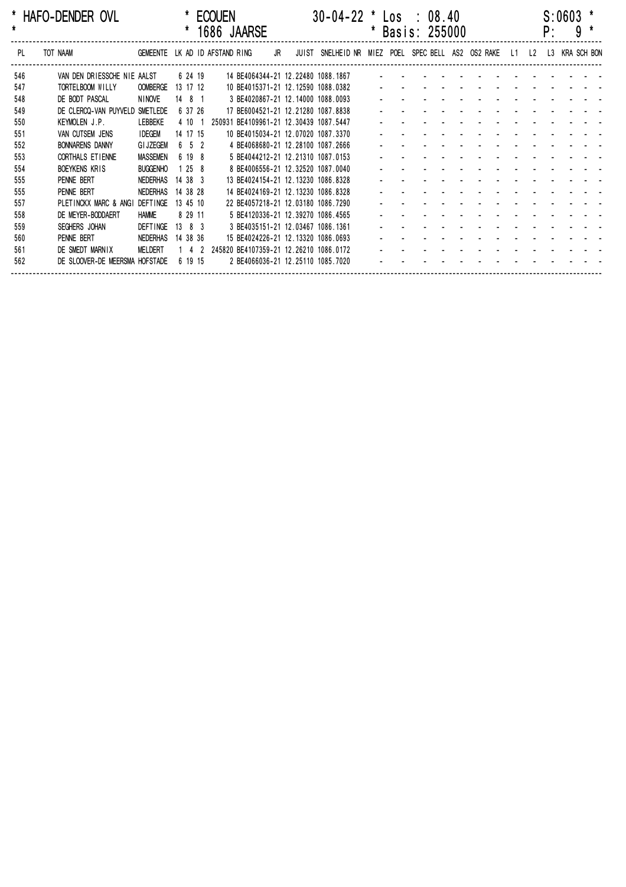\* HAFO-DENDER OVL \* ECOUEN 30-04-22 \* Los : 08.40 S:0603 \*
\* \* 1686 JAARSE \* Basis: 255000 P: 9 \*

| PL | TOT NAAM | GEMEENTE | LK | AD | ID | AFSTAND | RING | JR | JUIST | SNELHEID | NR | MIEZ | POEL | SPEC | BELL | AS2 | OS2 | RAKE | L1 | L2 | L3 | KRA | SCH | BON |
|---|---|---|---|---|---|---|---|---|---|---|---|---|---|---|---|---|---|---|---|---|---|---|---|---|
| 546 | VAN DEN DRIESSCHE NIE | AALST | 6 | 24 | 19 | | 14 BE4064344-21 | | 12.22480 | 1088.1867 | | - | - | - | - | - | - | - | - | - | - | - | - | - |
| 547 | TORTELBOOM WILLY | OOMBERGE | 13 | 17 | 12 | | 10 BE4015371-21 | | 12.12590 | 1088.0382 | | - | - | - | - | - | - | - | - | - | - | - | - | - |
| 548 | DE BODT PASCAL | NINOVE | 14 | 8 | 1 | | 3 BE4020867-21 | | 12.14000 | 1088.0093 | | - | - | - | - | - | - | - | - | - | - | - | - | - |
| 549 | DE CLERCQ-VAN PUYVELD | SMETLEDE | 6 | 37 | 26 | | 17 BE6004521-21 | | 12.21280 | 1087.8838 | | - | - | - | - | - | - | - | - | - | - | - | - | - |
| 550 | KEYMOLEN J.P. | LEBBEKE | 4 | 10 | 1 | 250931 | BE4109961-21 | | 12.30439 | 1087.5447 | | - | - | - | - | - | - | - | - | - | - | - | - | - |
| 551 | VAN CUTSEM JENS | IDEGEM | 14 | 17 | 15 | | 10 BE4015034-21 | | 12.07020 | 1087.3370 | | - | - | - | - | - | - | - | - | - | - | - | - | - |
| 552 | BONNARENS DANNY | GIJZEGEM | 6 | 5 | 2 | | 4 BE4068680-21 | | 12.28100 | 1087.2666 | | - | - | - | - | - | - | - | - | - | - | - | - | - |
| 553 | CORTHALS ETIENNE | MASSEMEN | 6 | 19 | 8 | | 5 BE4044212-21 | | 12.21310 | 1087.0153 | | - | - | - | - | - | - | - | - | - | - | - | - | - |
| 554 | BOEYKENS KRIS | BUGGENHO | 1 | 25 | 8 | | 8 BE4006556-21 | | 12.32520 | 1087.0040 | | - | - | - | - | - | - | - | - | - | - | - | - | - |
| 555 | PENNE BERT | NEDERHAS | 14 | 38 | 3 | | 13 BE4024154-21 | | 12.13230 | 1086.8328 | | - | - | - | - | - | - | - | - | - | - | - | - | - |
| 555 | PENNE BERT | NEDERHAS | 14 | 38 | 28 | | 14 BE4024169-21 | | 12.13230 | 1086.8328 | | - | - | - | - | - | - | - | - | - | - | - | - | - |
| 557 | PLETINCKX MARC & ANGI | DEFTINGE | 13 | 45 | 10 | | 22 BE4057218-21 | | 12.03180 | 1086.7290 | | - | - | - | - | - | - | - | - | - | - | - | - | - |
| 558 | DE MEYER-BODDAERT | HAMME | 8 | 29 | 11 | | 5 BE4120336-21 | | 12.39270 | 1086.4565 | | - | - | - | - | - | - | - | - | - | - | - | - | - |
| 559 | SEGHERS JOHAN | DEFTINGE | 13 | 8 | 3 | | 3 BE4035151-21 | | 12.03467 | 1086.1361 | | - | - | - | - | - | - | - | - | - | - | - | - | - |
| 560 | PENNE BERT | NEDERHAS | 14 | 38 | 36 | | 15 BE4024226-21 | | 12.13320 | 1086.0693 | | - | - | - | - | - | - | - | - | - | - | - | - | - |
| 561 | DE SMEDT MARNIX | MELDERT | 1 | 4 | 2 | 245820 | BE4107359-21 | | 12.26210 | 1086.0172 | | - | - | - | - | - | - | - | - | - | - | - | - | - |
| 562 | DE SLOOVER-DE MEERSMA | HOFSTADE | 6 | 19 | 15 | | 2 BE4066036-21 | | 12.25110 | 1085.7020 | | - | - | - | - | - | - | - | - | - | - | - | - | - |